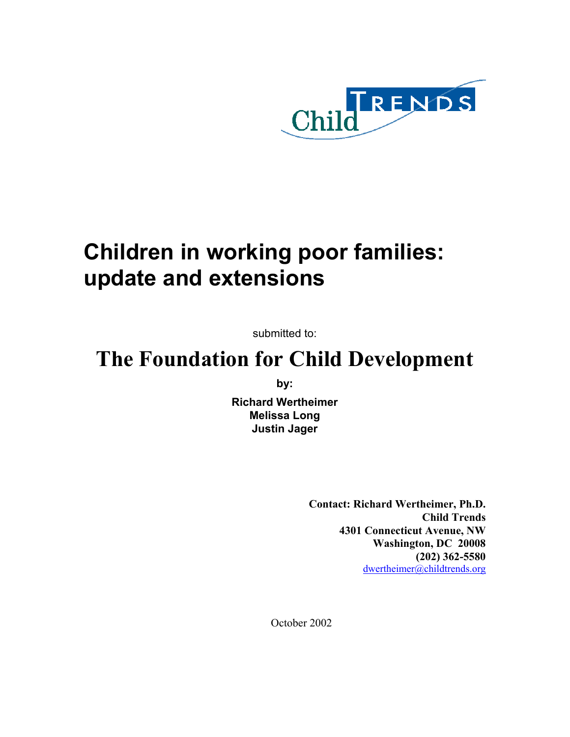Child TRENDS

# Children in working poor families: update and extensions

submitted to:

## The Foundation for Child Development

**by:**

**Richard Wertheimer**
**Melissa Long**
**Justin Jager**

**Contact: Richard Wertheimer, Ph.D.**
**Child Trends**
**4301 Connecticut Avenue, NW**
**Washington, DC 20008**
**(202) 362-5580**
dwertheimer@childtrends.org

October 2002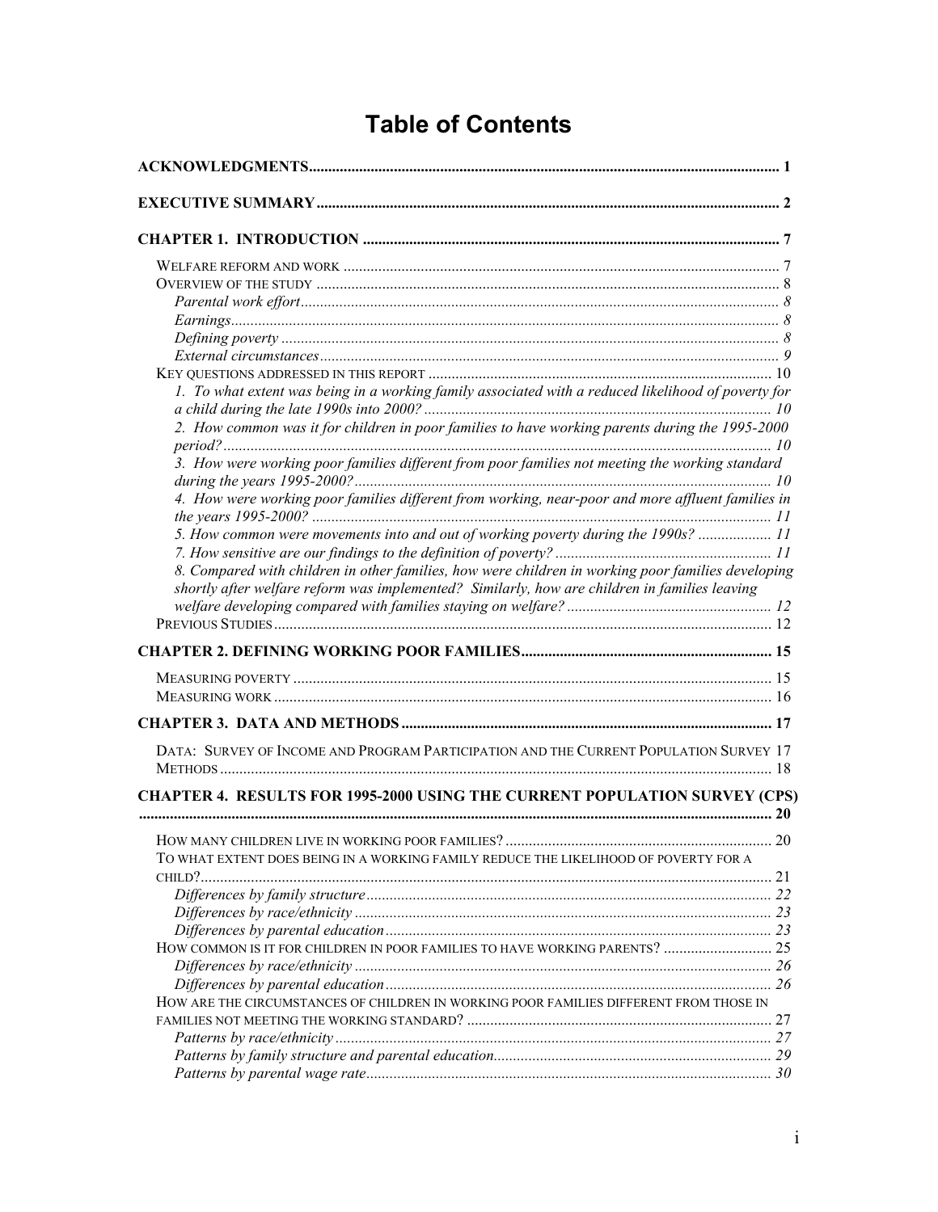# Table of Contents

**ACKNOWLEDGMENTS** ........ 1

**EXECUTIVE SUMMARY** ........ 2

**CHAPTER 1. INTRODUCTION** ........ 7

- WELFARE REFORM AND WORK ........ 7
- OVERVIEW OF THE STUDY ........ 8
  - *Parental work effort* ........ *8*
  - *Earnings* ........ *8*
  - *Defining poverty* ........ *8*
  - *External circumstances* ........ *9*
- KEY QUESTIONS ADDRESSED IN THIS REPORT ........ 10
  - *1. To what extent was being in a working family associated with a reduced likelihood of poverty for a child during the late 1990s into 2000?* ........ *10*
  - *2. How common was it for children in poor families to have working parents during the 1995-2000 period?* ........ *10*
  - *3. How were working poor families different from poor families not meeting the working standard during the years 1995-2000?* ........ *10*
  - *4. How were working poor families different from working, near-poor and more affluent families in the years 1995-2000?* ........ *11*
  - *5. How common were movements into and out of working poverty during the 1990s?* ........ *11*
  - *7. How sensitive are our findings to the definition of poverty?* ........ *11*
  - *8. Compared with children in other families, how were children in working poor families developing shortly after welfare reform was implemented? Similarly, how are children in families leaving welfare developing compared with families staying on welfare?* ........ *12*
- PREVIOUS STUDIES ........ 12

**CHAPTER 2. DEFINING WORKING POOR FAMILIES** ........ 15

- MEASURING POVERTY ........ 15
- MEASURING WORK ........ 16

**CHAPTER 3. DATA AND METHODS** ........ 17

- DATA: SURVEY OF INCOME AND PROGRAM PARTICIPATION AND THE CURRENT POPULATION SURVEY 17
- METHODS ........ 18

**CHAPTER 4. RESULTS FOR 1995-2000 USING THE CURRENT POPULATION SURVEY (CPS)** ........ 20

- HOW MANY CHILDREN LIVE IN WORKING POOR FAMILIES? ........ 20
- TO WHAT EXTENT DOES BEING IN A WORKING FAMILY REDUCE THE LIKELIHOOD OF POVERTY FOR A CHILD? ........ 21
  - *Differences by family structure* ........ *22*
  - *Differences by race/ethnicity* ........ *23*
  - *Differences by parental education* ........ *23*
- HOW COMMON IS IT FOR CHILDREN IN POOR FAMILIES TO HAVE WORKING PARENTS? ........ 25
  - *Differences by race/ethnicity* ........ *26*
  - *Differences by parental education* ........ *26*
- HOW ARE THE CIRCUMSTANCES OF CHILDREN IN WORKING POOR FAMILIES DIFFERENT FROM THOSE IN FAMILIES NOT MEETING THE WORKING STANDARD? ........ 27
  - *Patterns by race/ethnicity* ........ *27*
  - *Patterns by family structure and parental education* ........ *29*
  - *Patterns by parental wage rate* ........ *30*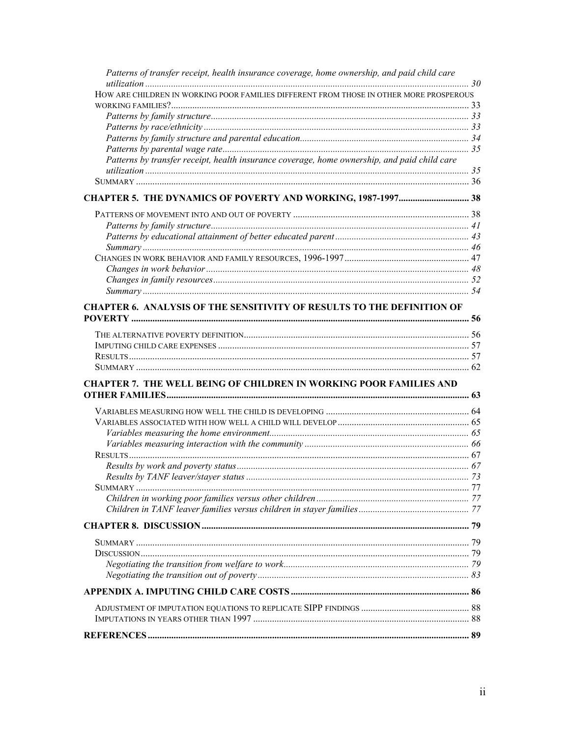*Patterns of transfer receipt, health insurance coverage, home ownership, and paid child care utilization* ........ 30

HOW ARE CHILDREN IN WORKING POOR FAMILIES DIFFERENT FROM THOSE IN OTHER MORE PROSPEROUS WORKING FAMILIES? ........ 33

*Patterns by family structure* ........ 33

*Patterns by race/ethnicity* ........ 33

*Patterns by family structure and parental education* ........ 34

*Patterns by parental wage rate* ........ 35

*Patterns by transfer receipt, health insurance coverage, home ownership, and paid child care utilization* ........ 35

SUMMARY ........ 36

**CHAPTER 5. THE DYNAMICS OF POVERTY AND WORKING, 1987-1997** ........ 38

PATTERNS OF MOVEMENT INTO AND OUT OF POVERTY ........ 38

*Patterns by family structure* ........ 41

*Patterns by educational attainment of better educated parent* ........ 43

*Summary* ........ 46

CHANGES IN WORK BEHAVIOR AND FAMILY RESOURCES, 1996-1997 ........ 47

*Changes in work behavior* ........ 48

*Changes in family resources* ........ 52

*Summary* ........ 54

**CHAPTER 6. ANALYSIS OF THE SENSITIVITY OF RESULTS TO THE DEFINITION OF POVERTY** ........ 56

THE ALTERNATIVE POVERTY DEFINITION ........ 56

IMPUTING CHILD CARE EXPENSES ........ 57

RESULTS ........ 57

SUMMARY ........ 62

**CHAPTER 7. THE WELL BEING OF CHILDREN IN WORKING POOR FAMILIES AND OTHER FAMILIES** ........ 63

VARIABLES MEASURING HOW WELL THE CHILD IS DEVELOPING ........ 64

VARIABLES ASSOCIATED WITH HOW WELL A CHILD WILL DEVELOP ........ 65

*Variables measuring the home environment* ........ 65

*Variables measuring interaction with the community* ........ 66

RESULTS ........ 67

*Results by work and poverty status* ........ 67

*Results by TANF leaver/stayer status* ........ 73

SUMMARY ........ 77

*Children in working poor families versus other children* ........ 77

*Children in TANF leaver families versus children in stayer families* ........ 77

**CHAPTER 8. DISCUSSION** ........ 79

SUMMARY ........ 79

DISCUSSION ........ 79

*Negotiating the transition from welfare to work* ........ 79

*Negotiating the transition out of poverty* ........ 83

**APPENDIX A. IMPUTING CHILD CARE COSTS** ........ 86

ADJUSTMENT OF IMPUTATION EQUATIONS TO REPLICATE SIPP FINDINGS ........ 88

IMPUTATIONS IN YEARS OTHER THAN 1997 ........ 88

**REFERENCES** ........ 89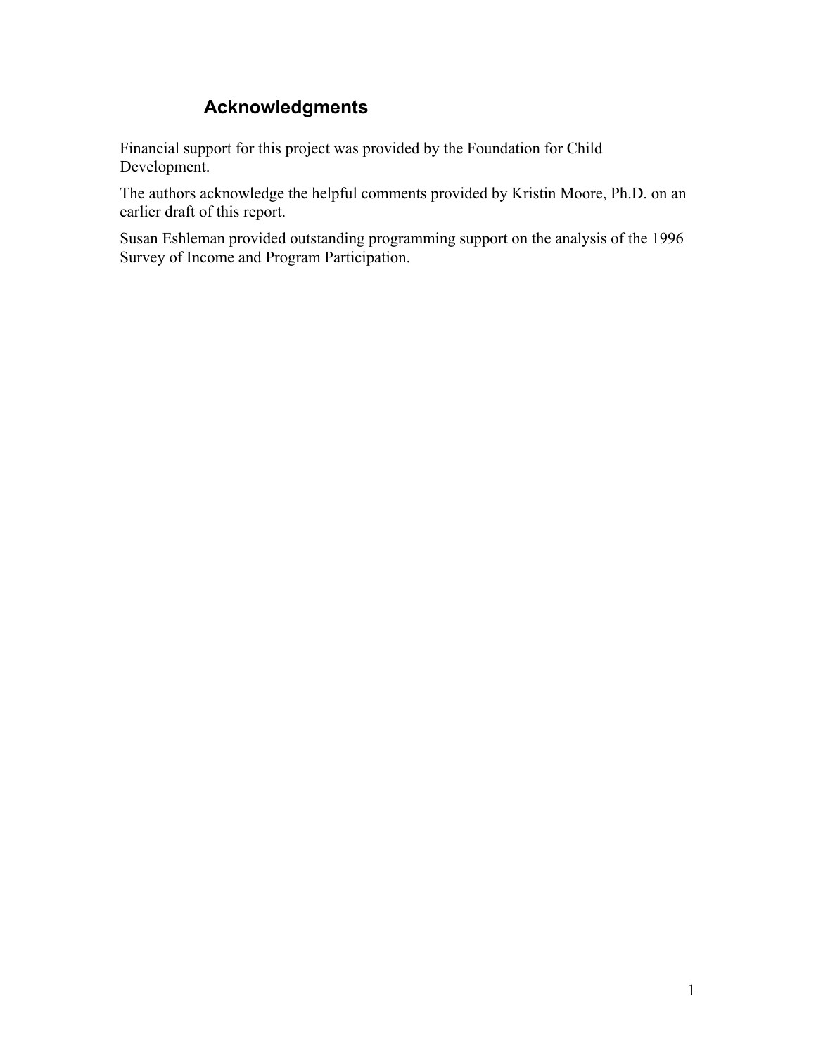## Acknowledgments

Financial support for this project was provided by the Foundation for Child Development.

The authors acknowledge the helpful comments provided by Kristin Moore, Ph.D. on an earlier draft of this report.

Susan Eshleman provided outstanding programming support on the analysis of the 1996 Survey of Income and Program Participation.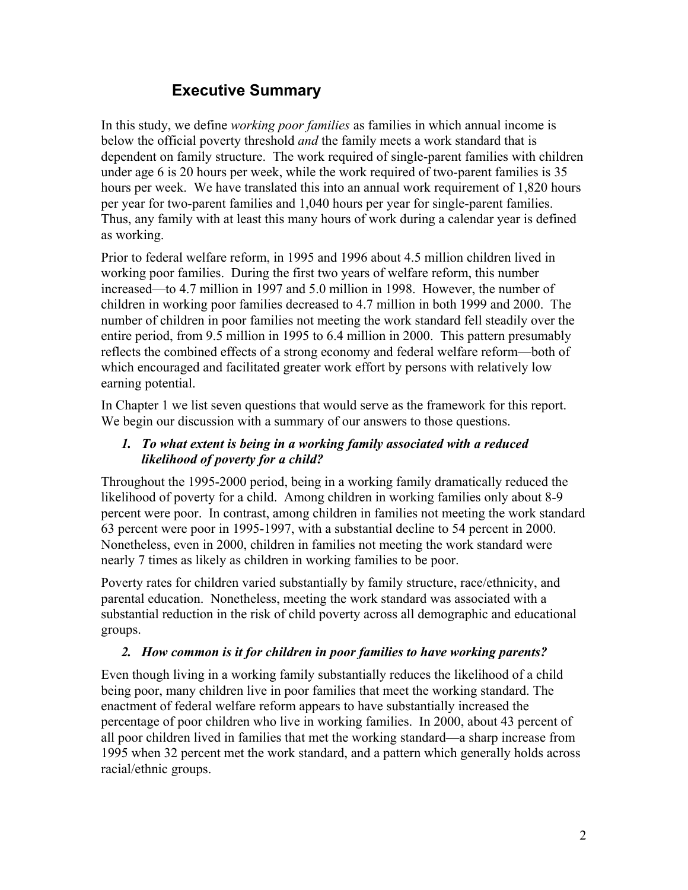## Executive Summary

In this study, we define *working poor families* as families in which annual income is below the official poverty threshold *and* the family meets a work standard that is dependent on family structure. The work required of single-parent families with children under age 6 is 20 hours per week, while the work required of two-parent families is 35 hours per week. We have translated this into an annual work requirement of 1,820 hours per year for two-parent families and 1,040 hours per year for single-parent families. Thus, any family with at least this many hours of work during a calendar year is defined as working.

Prior to federal welfare reform, in 1995 and 1996 about 4.5 million children lived in working poor families. During the first two years of welfare reform, this number increased—to 4.7 million in 1997 and 5.0 million in 1998. However, the number of children in working poor families decreased to 4.7 million in both 1999 and 2000. The number of children in poor families not meeting the work standard fell steadily over the entire period, from 9.5 million in 1995 to 6.4 million in 2000. This pattern presumably reflects the combined effects of a strong economy and federal welfare reform—both of which encouraged and facilitated greater work effort by persons with relatively low earning potential.

In Chapter 1 we list seven questions that would serve as the framework for this report. We begin our discussion with a summary of our answers to those questions.

1. ***To what extent is being in a working family associated with a reduced likelihood of poverty for a child?***

Throughout the 1995-2000 period, being in a working family dramatically reduced the likelihood of poverty for a child. Among children in working families only about 8-9 percent were poor. In contrast, among children in families not meeting the work standard 63 percent were poor in 1995-1997, with a substantial decline to 54 percent in 2000. Nonetheless, even in 2000, children in families not meeting the work standard were nearly 7 times as likely as children in working families to be poor.

Poverty rates for children varied substantially by family structure, race/ethnicity, and parental education. Nonetheless, meeting the work standard was associated with a substantial reduction in the risk of child poverty across all demographic and educational groups.

2. ***How common is it for children in poor families to have working parents?***

Even though living in a working family substantially reduces the likelihood of a child being poor, many children live in poor families that meet the working standard. The enactment of federal welfare reform appears to have substantially increased the percentage of poor children who live in working families. In 2000, about 43 percent of all poor children lived in families that met the working standard—a sharp increase from 1995 when 32 percent met the work standard, and a pattern which generally holds across racial/ethnic groups.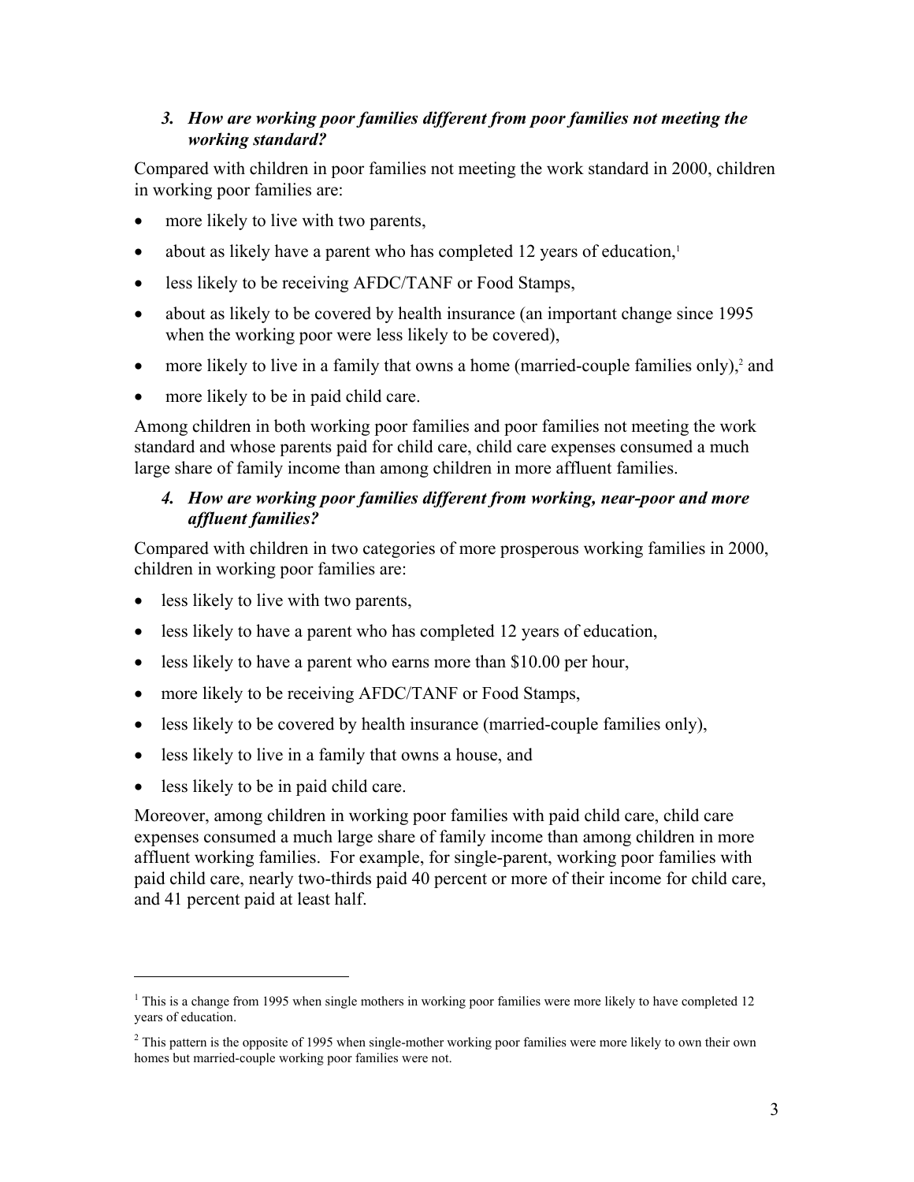### *3. How are working poor families different from poor families not meeting the working standard?*

Compared with children in poor families not meeting the work standard in 2000, children in working poor families are:

- more likely to live with two parents,
- about as likely have a parent who has completed 12 years of education,[1]
- less likely to be receiving AFDC/TANF or Food Stamps,
- about as likely to be covered by health insurance (an important change since 1995 when the working poor were less likely to be covered),
- more likely to live in a family that owns a home (married-couple families only),[2] and
- more likely to be in paid child care.

Among children in both working poor families and poor families not meeting the work standard and whose parents paid for child care, child care expenses consumed a much large share of family income than among children in more affluent families.

### *4. How are working poor families different from working, near-poor and more affluent families?*

Compared with children in two categories of more prosperous working families in 2000, children in working poor families are:

- less likely to live with two parents,
- less likely to have a parent who has completed 12 years of education,
- less likely to have a parent who earns more than $10.00 per hour,
- more likely to be receiving AFDC/TANF or Food Stamps,
- less likely to be covered by health insurance (married-couple families only),
- less likely to live in a family that owns a house, and
- less likely to be in paid child care.

Moreover, among children in working poor families with paid child care, child care expenses consumed a much large share of family income than among children in more affluent working families. For example, for single-parent, working poor families with paid child care, nearly two-thirds paid 40 percent or more of their income for child care, and 41 percent paid at least half.

---

[1] This is a change from 1995 when single mothers in working poor families were more likely to have completed 12 years of education.

[2] This pattern is the opposite of 1995 when single-mother working poor families were more likely to own their own homes but married-couple working poor families were not.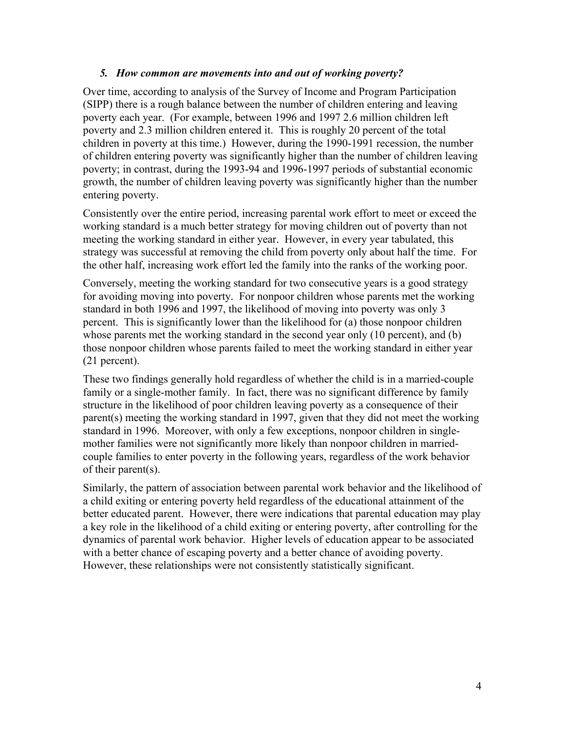### *5. How common are movements into and out of working poverty?*

Over time, according to analysis of the Survey of Income and Program Participation (SIPP) there is a rough balance between the number of children entering and leaving poverty each year. (For example, between 1996 and 1997 2.6 million children left poverty and 2.3 million children entered it. This is roughly 20 percent of the total children in poverty at this time.) However, during the 1990-1991 recession, the number of children entering poverty was significantly higher than the number of children leaving poverty; in contrast, during the 1993-94 and 1996-1997 periods of substantial economic growth, the number of children leaving poverty was significantly higher than the number entering poverty.

Consistently over the entire period, increasing parental work effort to meet or exceed the working standard is a much better strategy for moving children out of poverty than not meeting the working standard in either year. However, in every year tabulated, this strategy was successful at removing the child from poverty only about half the time. For the other half, increasing work effort led the family into the ranks of the working poor.

Conversely, meeting the working standard for two consecutive years is a good strategy for avoiding moving into poverty. For nonpoor children whose parents met the working standard in both 1996 and 1997, the likelihood of moving into poverty was only 3 percent. This is significantly lower than the likelihood for (a) those nonpoor children whose parents met the working standard in the second year only (10 percent), and (b) those nonpoor children whose parents failed to meet the working standard in either year (21 percent).

These two findings generally hold regardless of whether the child is in a married-couple family or a single-mother family. In fact, there was no significant difference by family structure in the likelihood of poor children leaving poverty as a consequence of their parent(s) meeting the working standard in 1997, given that they did not meet the working standard in 1996. Moreover, with only a few exceptions, nonpoor children in single-mother families were not significantly more likely than nonpoor children in married-couple families to enter poverty in the following years, regardless of the work behavior of their parent(s).

Similarly, the pattern of association between parental work behavior and the likelihood of a child exiting or entering poverty held regardless of the educational attainment of the better educated parent. However, there were indications that parental education may play a key role in the likelihood of a child exiting or entering poverty, after controlling for the dynamics of parental work behavior. Higher levels of education appear to be associated with a better chance of escaping poverty and a better chance of avoiding poverty. However, these relationships were not consistently statistically significant.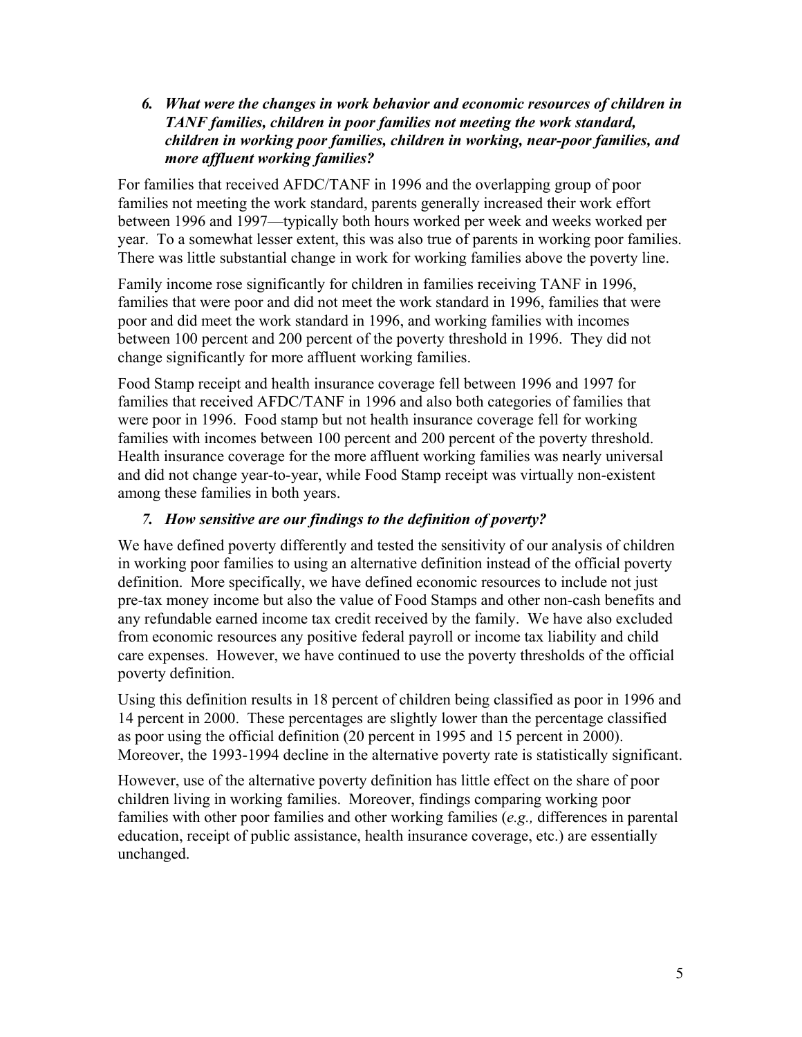### 6. *What were the changes in work behavior and economic resources of children in TANF families, children in poor families not meeting the work standard, children in working poor families, children in working, near-poor families, and more affluent working families?*

For families that received AFDC/TANF in 1996 and the overlapping group of poor families not meeting the work standard, parents generally increased their work effort between 1996 and 1997—typically both hours worked per week and weeks worked per year. To a somewhat lesser extent, this was also true of parents in working poor families. There was little substantial change in work for working families above the poverty line.

Family income rose significantly for children in families receiving TANF in 1996, families that were poor and did not meet the work standard in 1996, families that were poor and did meet the work standard in 1996, and working families with incomes between 100 percent and 200 percent of the poverty threshold in 1996. They did not change significantly for more affluent working families.

Food Stamp receipt and health insurance coverage fell between 1996 and 1997 for families that received AFDC/TANF in 1996 and also both categories of families that were poor in 1996. Food stamp but not health insurance coverage fell for working families with incomes between 100 percent and 200 percent of the poverty threshold. Health insurance coverage for the more affluent working families was nearly universal and did not change year-to-year, while Food Stamp receipt was virtually non-existent among these families in both years.

### 7. *How sensitive are our findings to the definition of poverty?*

We have defined poverty differently and tested the sensitivity of our analysis of children in working poor families to using an alternative definition instead of the official poverty definition. More specifically, we have defined economic resources to include not just pre-tax money income but also the value of Food Stamps and other non-cash benefits and any refundable earned income tax credit received by the family. We have also excluded from economic resources any positive federal payroll or income tax liability and child care expenses. However, we have continued to use the poverty thresholds of the official poverty definition.

Using this definition results in 18 percent of children being classified as poor in 1996 and 14 percent in 2000. These percentages are slightly lower than the percentage classified as poor using the official definition (20 percent in 1995 and 15 percent in 2000). Moreover, the 1993-1994 decline in the alternative poverty rate is statistically significant.

However, use of the alternative poverty definition has little effect on the share of poor children living in working families. Moreover, findings comparing working poor families with other poor families and other working families (*e.g.,* differences in parental education, receipt of public assistance, health insurance coverage, etc.) are essentially unchanged.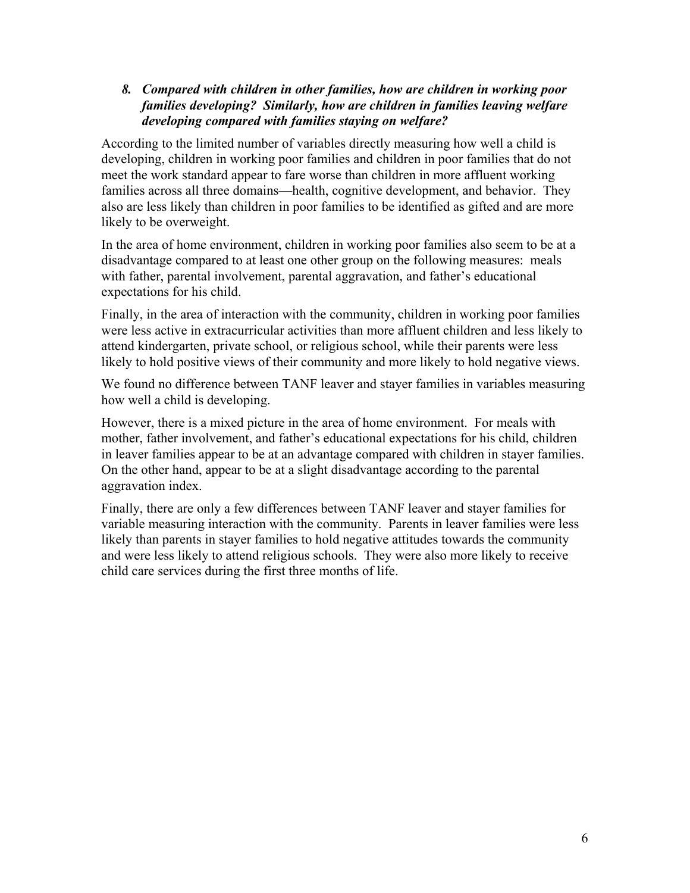***8. Compared with children in other families, how are children in working poor families developing? Similarly, how are children in families leaving welfare developing compared with families staying on welfare?***

According to the limited number of variables directly measuring how well a child is developing, children in working poor families and children in poor families that do not meet the work standard appear to fare worse than children in more affluent working families across all three domains—health, cognitive development, and behavior. They also are less likely than children in poor families to be identified as gifted and are more likely to be overweight.

In the area of home environment, children in working poor families also seem to be at a disadvantage compared to at least one other group on the following measures: meals with father, parental involvement, parental aggravation, and father's educational expectations for his child.

Finally, in the area of interaction with the community, children in working poor families were less active in extracurricular activities than more affluent children and less likely to attend kindergarten, private school, or religious school, while their parents were less likely to hold positive views of their community and more likely to hold negative views.

We found no difference between TANF leaver and stayer families in variables measuring how well a child is developing.

However, there is a mixed picture in the area of home environment. For meals with mother, father involvement, and father's educational expectations for his child, children in leaver families appear to be at an advantage compared with children in stayer families. On the other hand, appear to be at a slight disadvantage according to the parental aggravation index.

Finally, there are only a few differences between TANF leaver and stayer families for variable measuring interaction with the community. Parents in leaver families were less likely than parents in stayer families to hold negative attitudes towards the community and were less likely to attend religious schools. They were also more likely to receive child care services during the first three months of life.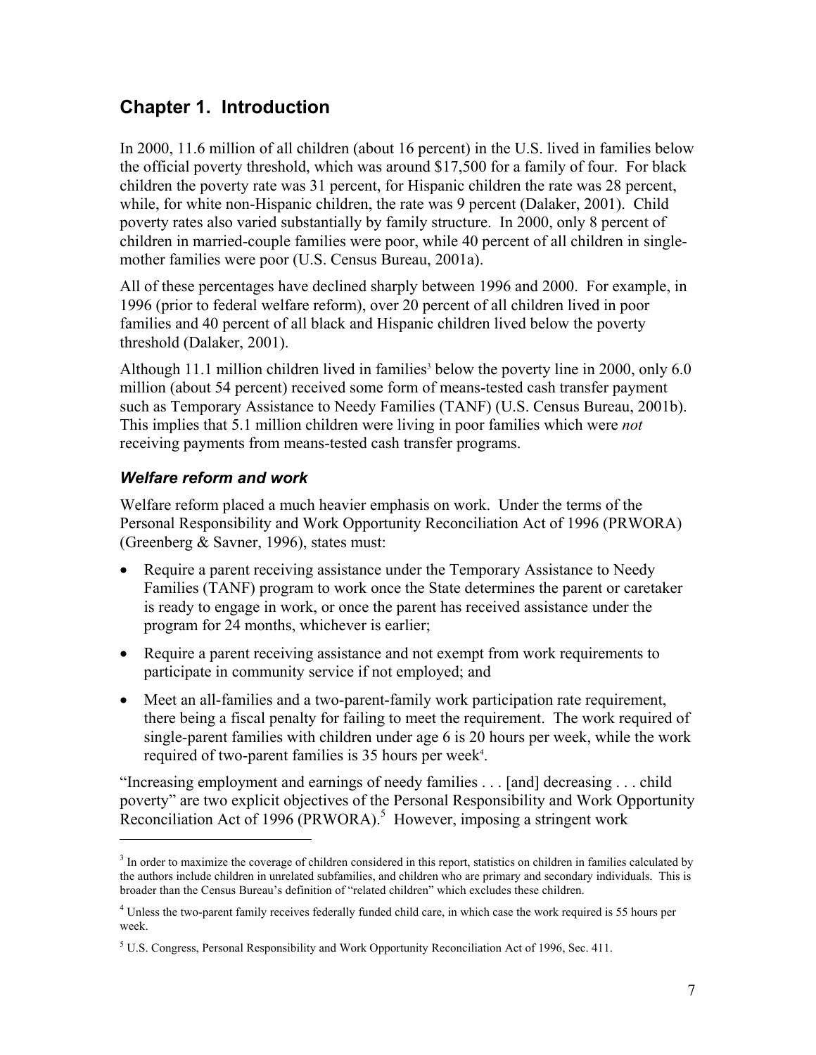# Chapter 1. Introduction

In 2000, 11.6 million of all children (about 16 percent) in the U.S. lived in families below the official poverty threshold, which was around $17,500 for a family of four. For black children the poverty rate was 31 percent, for Hispanic children the rate was 28 percent, while, for white non-Hispanic children, the rate was 9 percent (Dalaker, 2001). Child poverty rates also varied substantially by family structure. In 2000, only 8 percent of children in married-couple families were poor, while 40 percent of all children in single-mother families were poor (U.S. Census Bureau, 2001a).

All of these percentages have declined sharply between 1996 and 2000. For example, in 1996 (prior to federal welfare reform), over 20 percent of all children lived in poor families and 40 percent of all black and Hispanic children lived below the poverty threshold (Dalaker, 2001).

Although 11.1 million children lived in families[3] below the poverty line in 2000, only 6.0 million (about 54 percent) received some form of means-tested cash transfer payment such as Temporary Assistance to Needy Families (TANF) (U.S. Census Bureau, 2001b). This implies that 5.1 million children were living in poor families which were *not* receiving payments from means-tested cash transfer programs.

## *Welfare reform and work*

Welfare reform placed a much heavier emphasis on work. Under the terms of the Personal Responsibility and Work Opportunity Reconciliation Act of 1996 (PRWORA) (Greenberg & Savner, 1996), states must:

- Require a parent receiving assistance under the Temporary Assistance to Needy Families (TANF) program to work once the State determines the parent or caretaker is ready to engage in work, or once the parent has received assistance under the program for 24 months, whichever is earlier;
- Require a parent receiving assistance and not exempt from work requirements to participate in community service if not employed; and
- Meet an all-families and a two-parent-family work participation rate requirement, there being a fiscal penalty for failing to meet the requirement. The work required of single-parent families with children under age 6 is 20 hours per week, while the work required of two-parent families is 35 hours per week[4].

"Increasing employment and earnings of needy families . . . [and] decreasing . . . child poverty" are two explicit objectives of the Personal Responsibility and Work Opportunity Reconciliation Act of 1996 (PRWORA).[5] However, imposing a stringent work

---

[3] In order to maximize the coverage of children considered in this report, statistics on children in families calculated by the authors include children in unrelated subfamilies, and children who are primary and secondary individuals. This is broader than the Census Bureau's definition of "related children" which excludes these children.

[4] Unless the two-parent family receives federally funded child care, in which case the work required is 55 hours per week.

[5] U.S. Congress, Personal Responsibility and Work Opportunity Reconciliation Act of 1996, Sec. 411.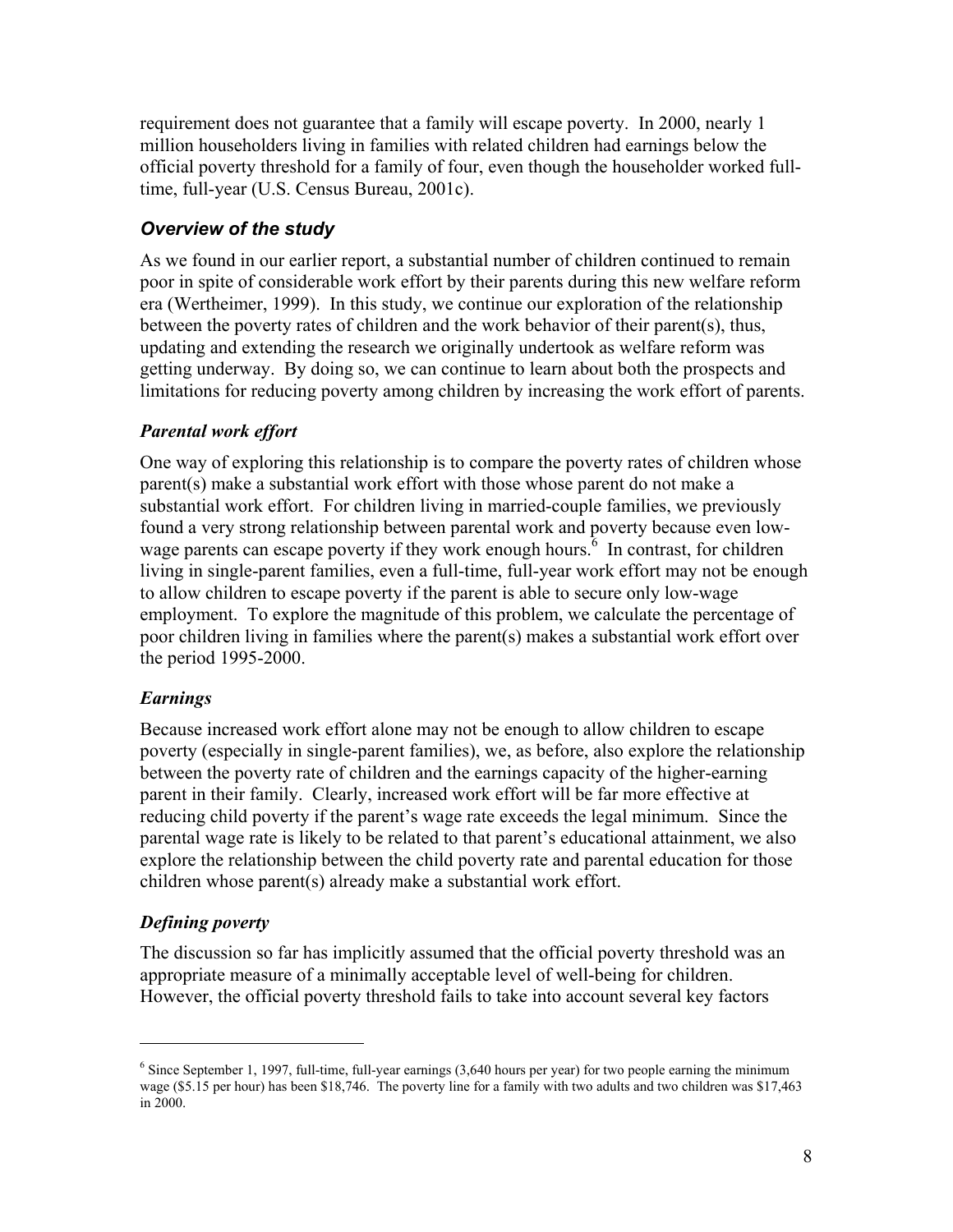requirement does not guarantee that a family will escape poverty. In 2000, nearly 1 million householders living in families with related children had earnings below the official poverty threshold for a family of four, even though the householder worked full-time, full-year (U.S. Census Bureau, 2001c).

## *Overview of the study*

As we found in our earlier report, a substantial number of children continued to remain poor in spite of considerable work effort by their parents during this new welfare reform era (Wertheimer, 1999). In this study, we continue our exploration of the relationship between the poverty rates of children and the work behavior of their parent(s), thus, updating and extending the research we originally undertook as welfare reform was getting underway. By doing so, we can continue to learn about both the prospects and limitations for reducing poverty among children by increasing the work effort of parents.

### *Parental work effort*

One way of exploring this relationship is to compare the poverty rates of children whose parent(s) make a substantial work effort with those whose parent do not make a substantial work effort. For children living in married-couple families, we previously found a very strong relationship between parental work and poverty because even low-wage parents can escape poverty if they work enough hours.[6] In contrast, for children living in single-parent families, even a full-time, full-year work effort may not be enough to allow children to escape poverty if the parent is able to secure only low-wage employment. To explore the magnitude of this problem, we calculate the percentage of poor children living in families where the parent(s) makes a substantial work effort over the period 1995-2000.

### *Earnings*

Because increased work effort alone may not be enough to allow children to escape poverty (especially in single-parent families), we, as before, also explore the relationship between the poverty rate of children and the earnings capacity of the higher-earning parent in their family. Clearly, increased work effort will be far more effective at reducing child poverty if the parent's wage rate exceeds the legal minimum. Since the parental wage rate is likely to be related to that parent's educational attainment, we also explore the relationship between the child poverty rate and parental education for those children whose parent(s) already make a substantial work effort.

### *Defining poverty*

The discussion so far has implicitly assumed that the official poverty threshold was an appropriate measure of a minimally acceptable level of well-being for children. However, the official poverty threshold fails to take into account several key factors

---

[6] Since September 1, 1997, full-time, full-year earnings (3,640 hours per year) for two people earning the minimum wage ($5.15 per hour) has been $18,746. The poverty line for a family with two adults and two children was $17,463 in 2000.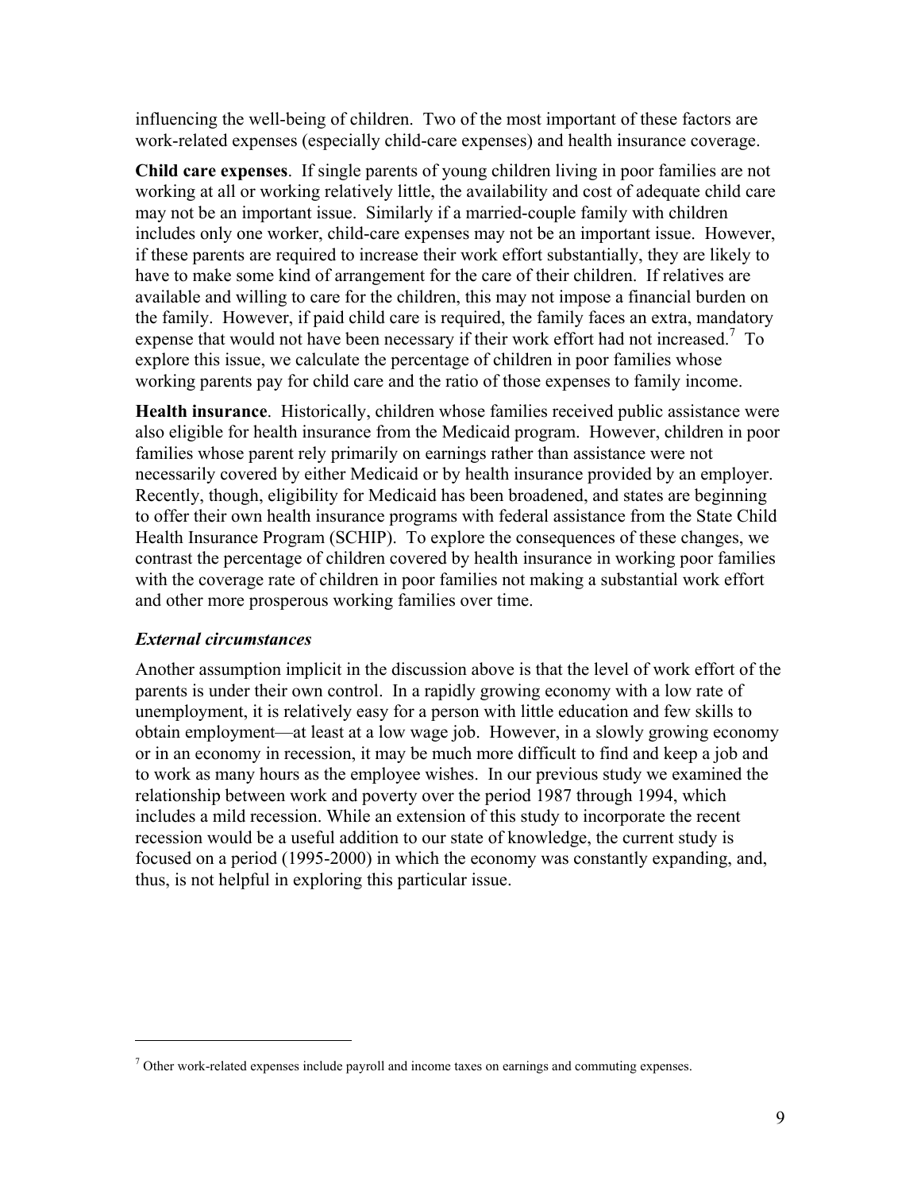influencing the well-being of children. Two of the most important of these factors are work-related expenses (especially child-care expenses) and health insurance coverage.

**Child care expenses**. If single parents of young children living in poor families are not working at all or working relatively little, the availability and cost of adequate child care may not be an important issue. Similarly if a married-couple family with children includes only one worker, child-care expenses may not be an important issue. However, if these parents are required to increase their work effort substantially, they are likely to have to make some kind of arrangement for the care of their children. If relatives are available and willing to care for the children, this may not impose a financial burden on the family. However, if paid child care is required, the family faces an extra, mandatory expense that would not have been necessary if their work effort had not increased.[7] To explore this issue, we calculate the percentage of children in poor families whose working parents pay for child care and the ratio of those expenses to family income.

**Health insurance**. Historically, children whose families received public assistance were also eligible for health insurance from the Medicaid program. However, children in poor families whose parent rely primarily on earnings rather than assistance were not necessarily covered by either Medicaid or by health insurance provided by an employer. Recently, though, eligibility for Medicaid has been broadened, and states are beginning to offer their own health insurance programs with federal assistance from the State Child Health Insurance Program (SCHIP). To explore the consequences of these changes, we contrast the percentage of children covered by health insurance in working poor families with the coverage rate of children in poor families not making a substantial work effort and other more prosperous working families over time.

### *External circumstances*

Another assumption implicit in the discussion above is that the level of work effort of the parents is under their own control. In a rapidly growing economy with a low rate of unemployment, it is relatively easy for a person with little education and few skills to obtain employment—at least at a low wage job. However, in a slowly growing economy or in an economy in recession, it may be much more difficult to find and keep a job and to work as many hours as the employee wishes. In our previous study we examined the relationship between work and poverty over the period 1987 through 1994, which includes a mild recession. While an extension of this study to incorporate the recent recession would be a useful addition to our state of knowledge, the current study is focused on a period (1995-2000) in which the economy was constantly expanding, and, thus, is not helpful in exploring this particular issue.

---

[7] Other work-related expenses include payroll and income taxes on earnings and commuting expenses.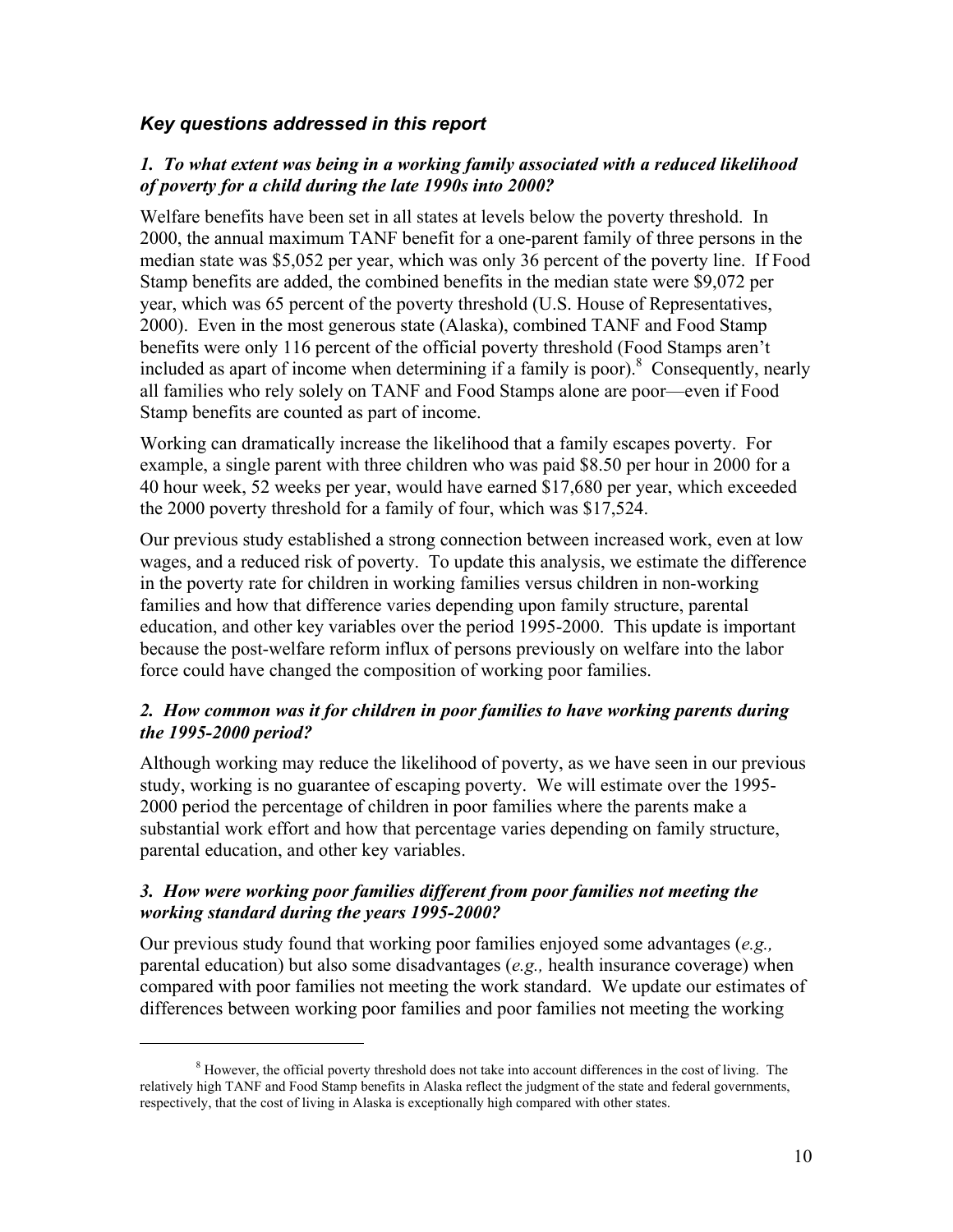### *Key questions addressed in this report*

#### *1. To what extent was being in a working family associated with a reduced likelihood of poverty for a child during the late 1990s into 2000?*

Welfare benefits have been set in all states at levels below the poverty threshold. In 2000, the annual maximum TANF benefit for a one-parent family of three persons in the median state was $5,052 per year, which was only 36 percent of the poverty line. If Food Stamp benefits are added, the combined benefits in the median state were $9,072 per year, which was 65 percent of the poverty threshold (U.S. House of Representatives, 2000). Even in the most generous state (Alaska), combined TANF and Food Stamp benefits were only 116 percent of the official poverty threshold (Food Stamps aren't included as apart of income when determining if a family is poor).[8] Consequently, nearly all families who rely solely on TANF and Food Stamps alone are poor—even if Food Stamp benefits are counted as part of income.

Working can dramatically increase the likelihood that a family escapes poverty. For example, a single parent with three children who was paid $8.50 per hour in 2000 for a 40 hour week, 52 weeks per year, would have earned $17,680 per year, which exceeded the 2000 poverty threshold for a family of four, which was $17,524.

Our previous study established a strong connection between increased work, even at low wages, and a reduced risk of poverty. To update this analysis, we estimate the difference in the poverty rate for children in working families versus children in non-working families and how that difference varies depending upon family structure, parental education, and other key variables over the period 1995-2000. This update is important because the post-welfare reform influx of persons previously on welfare into the labor force could have changed the composition of working poor families.

#### *2. How common was it for children in poor families to have working parents during the 1995-2000 period?*

Although working may reduce the likelihood of poverty, as we have seen in our previous study, working is no guarantee of escaping poverty. We will estimate over the 1995-2000 period the percentage of children in poor families where the parents make a substantial work effort and how that percentage varies depending on family structure, parental education, and other key variables.

#### *3. How were working poor families different from poor families not meeting the working standard during the years 1995-2000?*

Our previous study found that working poor families enjoyed some advantages (*e.g.,* parental education) but also some disadvantages (*e.g.,* health insurance coverage) when compared with poor families not meeting the work standard. We update our estimates of differences between working poor families and poor families not meeting the working

---

[8] However, the official poverty threshold does not take into account differences in the cost of living. The relatively high TANF and Food Stamp benefits in Alaska reflect the judgment of the state and federal governments, respectively, that the cost of living in Alaska is exceptionally high compared with other states.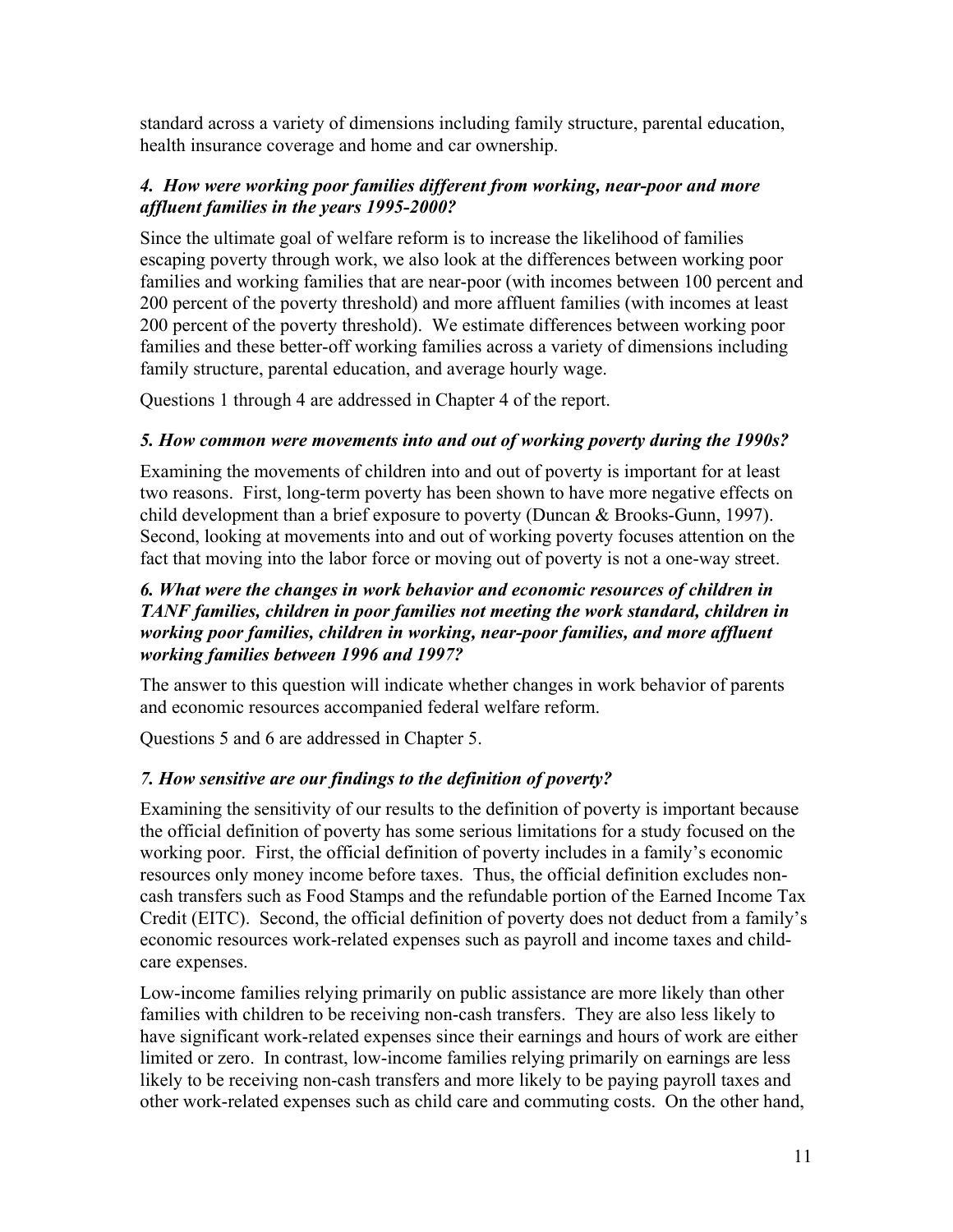standard across a variety of dimensions including family structure, parental education, health insurance coverage and home and car ownership.

### *4. How were working poor families different from working, near-poor and more affluent families in the years 1995-2000?*

Since the ultimate goal of welfare reform is to increase the likelihood of families escaping poverty through work, we also look at the differences between working poor families and working families that are near-poor (with incomes between 100 percent and 200 percent of the poverty threshold) and more affluent families (with incomes at least 200 percent of the poverty threshold). We estimate differences between working poor families and these better-off working families across a variety of dimensions including family structure, parental education, and average hourly wage.

Questions 1 through 4 are addressed in Chapter 4 of the report.

### *5. How common were movements into and out of working poverty during the 1990s?*

Examining the movements of children into and out of poverty is important for at least two reasons. First, long-term poverty has been shown to have more negative effects on child development than a brief exposure to poverty (Duncan & Brooks-Gunn, 1997). Second, looking at movements into and out of working poverty focuses attention on the fact that moving into the labor force or moving out of poverty is not a one-way street.

### *6. What were the changes in work behavior and economic resources of children in TANF families, children in poor families not meeting the work standard, children in working poor families, children in working, near-poor families, and more affluent working families between 1996 and 1997?*

The answer to this question will indicate whether changes in work behavior of parents and economic resources accompanied federal welfare reform.

Questions 5 and 6 are addressed in Chapter 5.

### *7. How sensitive are our findings to the definition of poverty?*

Examining the sensitivity of our results to the definition of poverty is important because the official definition of poverty has some serious limitations for a study focused on the working poor. First, the official definition of poverty includes in a family's economic resources only money income before taxes. Thus, the official definition excludes non-cash transfers such as Food Stamps and the refundable portion of the Earned Income Tax Credit (EITC). Second, the official definition of poverty does not deduct from a family's economic resources work-related expenses such as payroll and income taxes and child-care expenses.

Low-income families relying primarily on public assistance are more likely than other families with children to be receiving non-cash transfers. They are also less likely to have significant work-related expenses since their earnings and hours of work are either limited or zero. In contrast, low-income families relying primarily on earnings are less likely to be receiving non-cash transfers and more likely to be paying payroll taxes and other work-related expenses such as child care and commuting costs. On the other hand,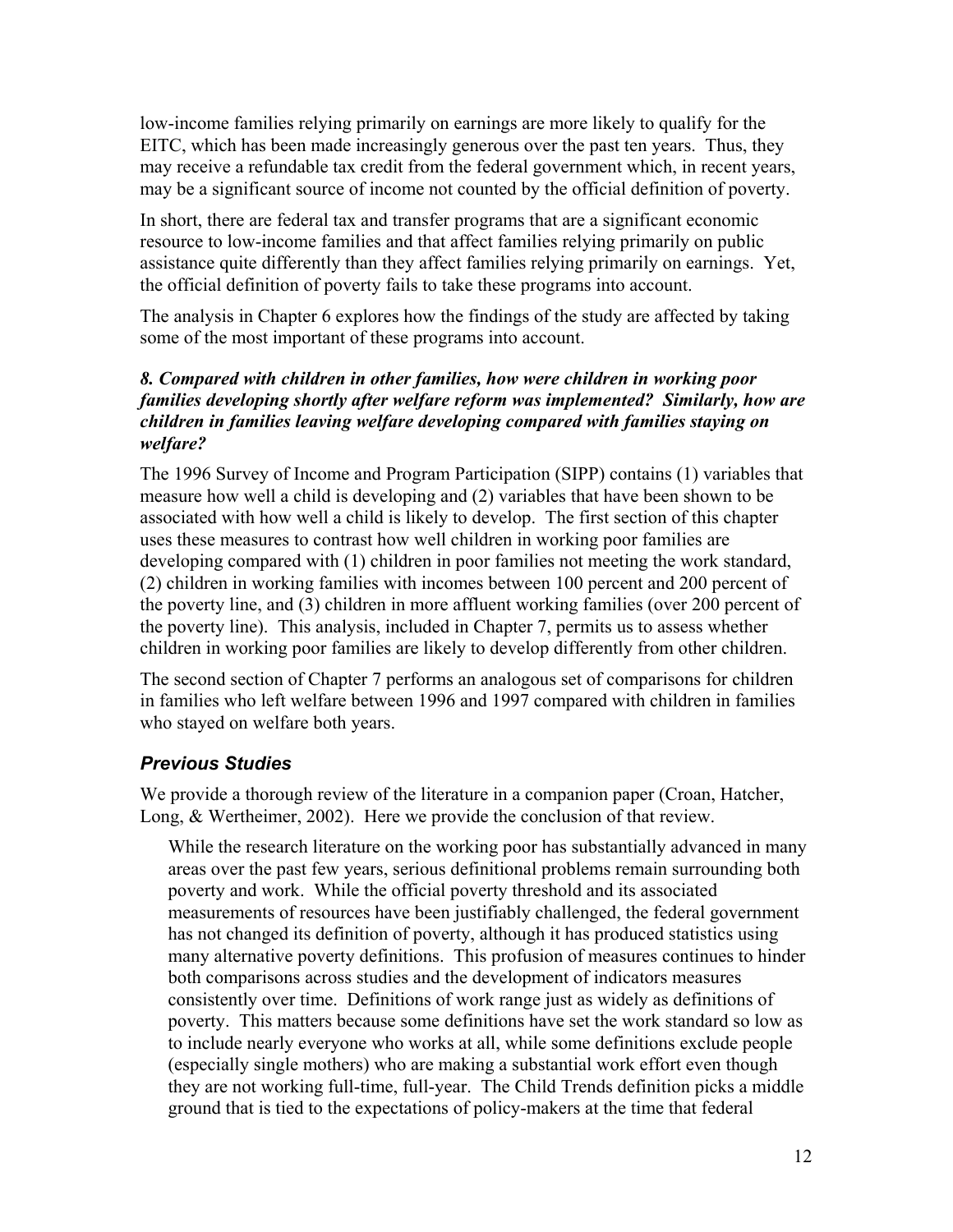low-income families relying primarily on earnings are more likely to qualify for the EITC, which has been made increasingly generous over the past ten years. Thus, they may receive a refundable tax credit from the federal government which, in recent years, may be a significant source of income not counted by the official definition of poverty.

In short, there are federal tax and transfer programs that are a significant economic resource to low-income families and that affect families relying primarily on public assistance quite differently than they affect families relying primarily on earnings. Yet, the official definition of poverty fails to take these programs into account.

The analysis in Chapter 6 explores how the findings of the study are affected by taking some of the most important of these programs into account.

***8. Compared with children in other families, how were children in working poor families developing shortly after welfare reform was implemented? Similarly, how are children in families leaving welfare developing compared with families staying on welfare?***

The 1996 Survey of Income and Program Participation (SIPP) contains (1) variables that measure how well a child is developing and (2) variables that have been shown to be associated with how well a child is likely to develop. The first section of this chapter uses these measures to contrast how well children in working poor families are developing compared with (1) children in poor families not meeting the work standard, (2) children in working families with incomes between 100 percent and 200 percent of the poverty line, and (3) children in more affluent working families (over 200 percent of the poverty line). This analysis, included in Chapter 7, permits us to assess whether children in working poor families are likely to develop differently from other children.

The second section of Chapter 7 performs an analogous set of comparisons for children in families who left welfare between 1996 and 1997 compared with children in families who stayed on welfare both years.

## *Previous Studies*

We provide a thorough review of the literature in a companion paper (Croan, Hatcher, Long, & Wertheimer, 2002). Here we provide the conclusion of that review.

> While the research literature on the working poor has substantially advanced in many areas over the past few years, serious definitional problems remain surrounding both poverty and work. While the official poverty threshold and its associated measurements of resources have been justifiably challenged, the federal government has not changed its definition of poverty, although it has produced statistics using many alternative poverty definitions. This profusion of measures continues to hinder both comparisons across studies and the development of indicators measures consistently over time. Definitions of work range just as widely as definitions of poverty. This matters because some definitions have set the work standard so low as to include nearly everyone who works at all, while some definitions exclude people (especially single mothers) who are making a substantial work effort even though they are not working full-time, full-year. The Child Trends definition picks a middle ground that is tied to the expectations of policy-makers at the time that federal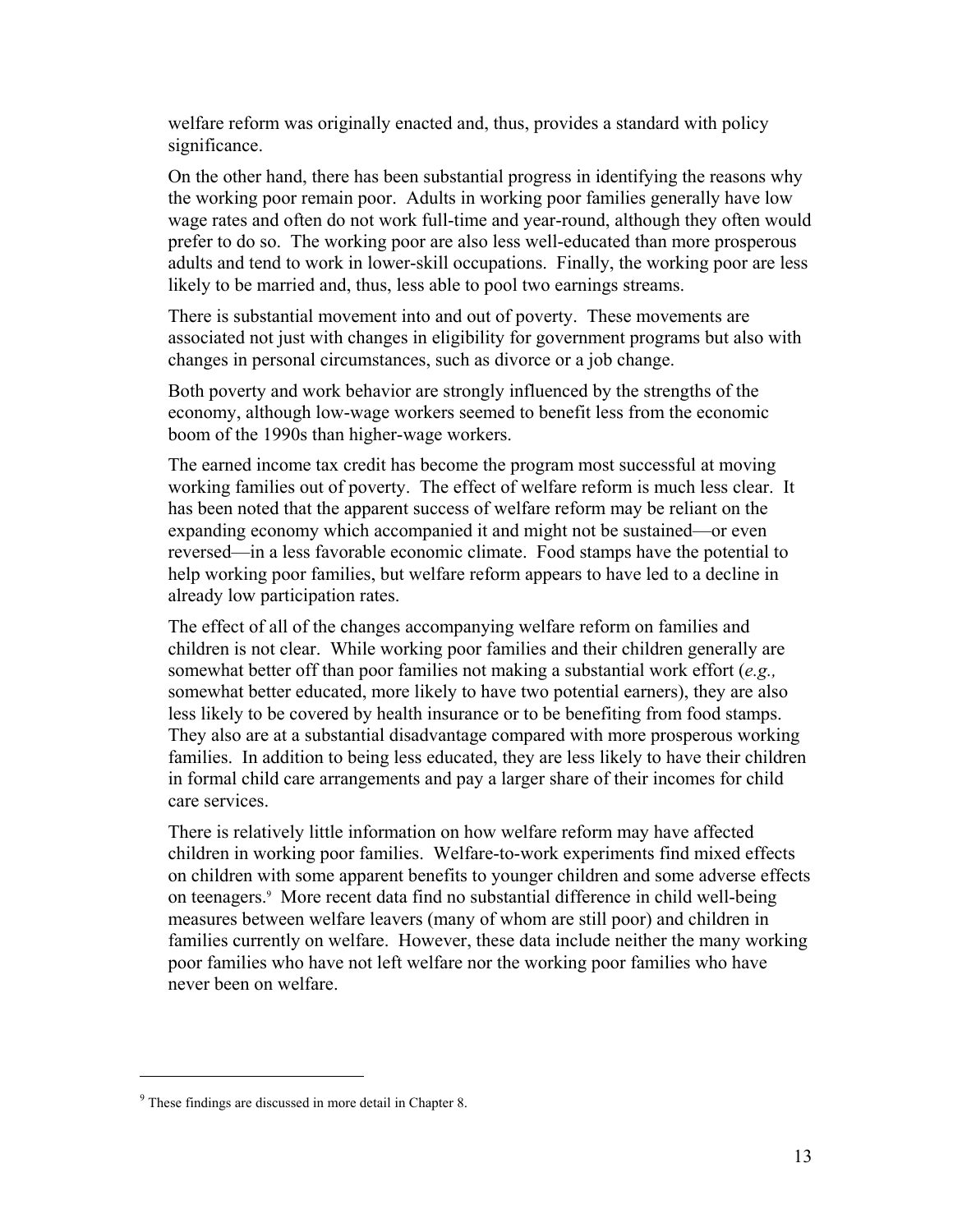welfare reform was originally enacted and, thus, provides a standard with policy significance.

On the other hand, there has been substantial progress in identifying the reasons why the working poor remain poor. Adults in working poor families generally have low wage rates and often do not work full-time and year-round, although they often would prefer to do so. The working poor are also less well-educated than more prosperous adults and tend to work in lower-skill occupations. Finally, the working poor are less likely to be married and, thus, less able to pool two earnings streams.

There is substantial movement into and out of poverty. These movements are associated not just with changes in eligibility for government programs but also with changes in personal circumstances, such as divorce or a job change.

Both poverty and work behavior are strongly influenced by the strengths of the economy, although low-wage workers seemed to benefit less from the economic boom of the 1990s than higher-wage workers.

The earned income tax credit has become the program most successful at moving working families out of poverty. The effect of welfare reform is much less clear. It has been noted that the apparent success of welfare reform may be reliant on the expanding economy which accompanied it and might not be sustained—or even reversed—in a less favorable economic climate. Food stamps have the potential to help working poor families, but welfare reform appears to have led to a decline in already low participation rates.

The effect of all of the changes accompanying welfare reform on families and children is not clear. While working poor families and their children generally are somewhat better off than poor families not making a substantial work effort (*e.g.,* somewhat better educated, more likely to have two potential earners), they are also less likely to be covered by health insurance or to be benefiting from food stamps. They also are at a substantial disadvantage compared with more prosperous working families. In addition to being less educated, they are less likely to have their children in formal child care arrangements and pay a larger share of their incomes for child care services.

There is relatively little information on how welfare reform may have affected children in working poor families. Welfare-to-work experiments find mixed effects on children with some apparent benefits to younger children and some adverse effects on teenagers.[9] More recent data find no substantial difference in child well-being measures between welfare leavers (many of whom are still poor) and children in families currently on welfare. However, these data include neither the many working poor families who have not left welfare nor the working poor families who have never been on welfare.

---

[9] These findings are discussed in more detail in Chapter 8.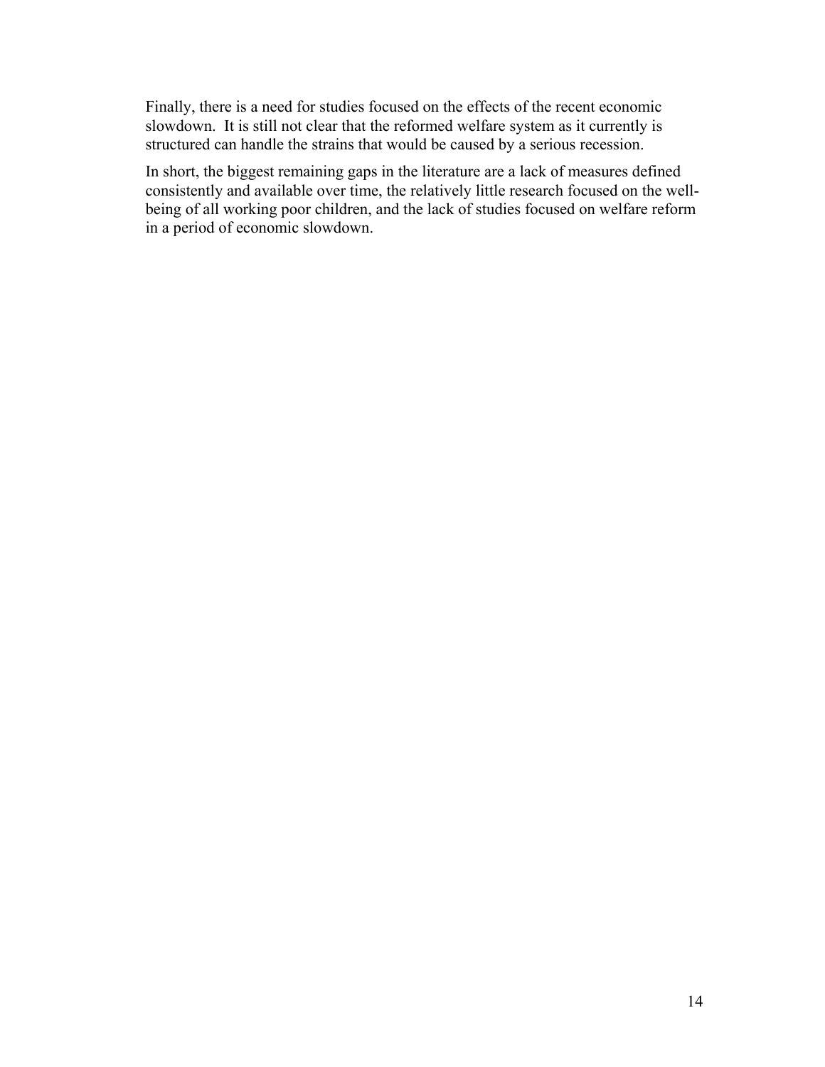Finally, there is a need for studies focused on the effects of the recent economic slowdown.  It is still not clear that the reformed welfare system as it currently is structured can handle the strains that would be caused by a serious recession.

In short, the biggest remaining gaps in the literature are a lack of measures defined consistently and available over time, the relatively little research focused on the well-being of all working poor children, and the lack of studies focused on welfare reform in a period of economic slowdown.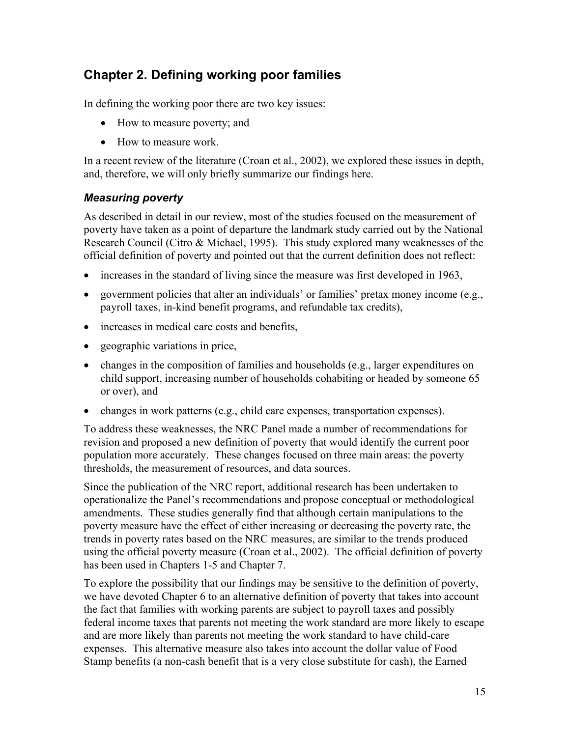## Chapter 2. Defining working poor families

In defining the working poor there are two key issues:

- How to measure poverty; and
- How to measure work.

In a recent review of the literature (Croan et al., 2002), we explored these issues in depth, and, therefore, we will only briefly summarize our findings here.

### *Measuring poverty*

As described in detail in our review, most of the studies focused on the measurement of poverty have taken as a point of departure the landmark study carried out by the National Research Council (Citro & Michael, 1995). This study explored many weaknesses of the official definition of poverty and pointed out that the current definition does not reflect:

- increases in the standard of living since the measure was first developed in 1963,
- government policies that alter an individuals' or families' pretax money income (e.g., payroll taxes, in-kind benefit programs, and refundable tax credits),
- increases in medical care costs and benefits,
- geographic variations in price,
- changes in the composition of families and households (e.g., larger expenditures on child support, increasing number of households cohabiting or headed by someone 65 or over), and
- changes in work patterns (e.g., child care expenses, transportation expenses).

To address these weaknesses, the NRC Panel made a number of recommendations for revision and proposed a new definition of poverty that would identify the current poor population more accurately. These changes focused on three main areas: the poverty thresholds, the measurement of resources, and data sources.

Since the publication of the NRC report, additional research has been undertaken to operationalize the Panel's recommendations and propose conceptual or methodological amendments. These studies generally find that although certain manipulations to the poverty measure have the effect of either increasing or decreasing the poverty rate, the trends in poverty rates based on the NRC measures, are similar to the trends produced using the official poverty measure (Croan et al., 2002). The official definition of poverty has been used in Chapters 1-5 and Chapter 7.

To explore the possibility that our findings may be sensitive to the definition of poverty, we have devoted Chapter 6 to an alternative definition of poverty that takes into account the fact that families with working parents are subject to payroll taxes and possibly federal income taxes that parents not meeting the work standard are more likely to escape and are more likely than parents not meeting the work standard to have child-care expenses. This alternative measure also takes into account the dollar value of Food Stamp benefits (a non-cash benefit that is a very close substitute for cash), the Earned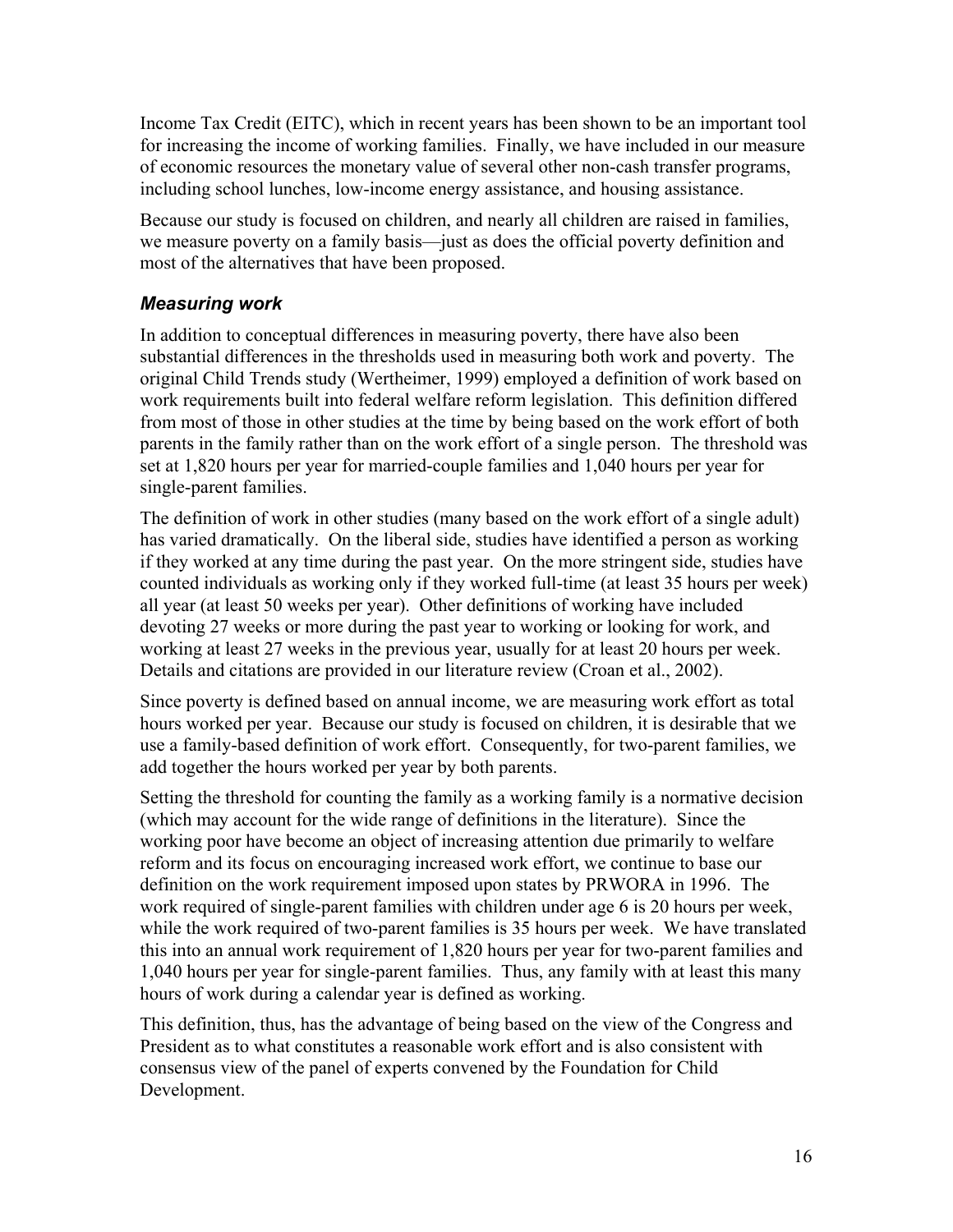Income Tax Credit (EITC), which in recent years has been shown to be an important tool for increasing the income of working families. Finally, we have included in our measure of economic resources the monetary value of several other non-cash transfer programs, including school lunches, low-income energy assistance, and housing assistance.

Because our study is focused on children, and nearly all children are raised in families, we measure poverty on a family basis—just as does the official poverty definition and most of the alternatives that have been proposed.

### *Measuring work*

In addition to conceptual differences in measuring poverty, there have also been substantial differences in the thresholds used in measuring both work and poverty. The original Child Trends study (Wertheimer, 1999) employed a definition of work based on work requirements built into federal welfare reform legislation. This definition differed from most of those in other studies at the time by being based on the work effort of both parents in the family rather than on the work effort of a single person. The threshold was set at 1,820 hours per year for married-couple families and 1,040 hours per year for single-parent families.

The definition of work in other studies (many based on the work effort of a single adult) has varied dramatically. On the liberal side, studies have identified a person as working if they worked at any time during the past year. On the more stringent side, studies have counted individuals as working only if they worked full-time (at least 35 hours per week) all year (at least 50 weeks per year). Other definitions of working have included devoting 27 weeks or more during the past year to working or looking for work, and working at least 27 weeks in the previous year, usually for at least 20 hours per week. Details and citations are provided in our literature review (Croan et al., 2002).

Since poverty is defined based on annual income, we are measuring work effort as total hours worked per year. Because our study is focused on children, it is desirable that we use a family-based definition of work effort. Consequently, for two-parent families, we add together the hours worked per year by both parents.

Setting the threshold for counting the family as a working family is a normative decision (which may account for the wide range of definitions in the literature). Since the working poor have become an object of increasing attention due primarily to welfare reform and its focus on encouraging increased work effort, we continue to base our definition on the work requirement imposed upon states by PRWORA in 1996. The work required of single-parent families with children under age 6 is 20 hours per week, while the work required of two-parent families is 35 hours per week. We have translated this into an annual work requirement of 1,820 hours per year for two-parent families and 1,040 hours per year for single-parent families. Thus, any family with at least this many hours of work during a calendar year is defined as working.

This definition, thus, has the advantage of being based on the view of the Congress and President as to what constitutes a reasonable work effort and is also consistent with consensus view of the panel of experts convened by the Foundation for Child Development.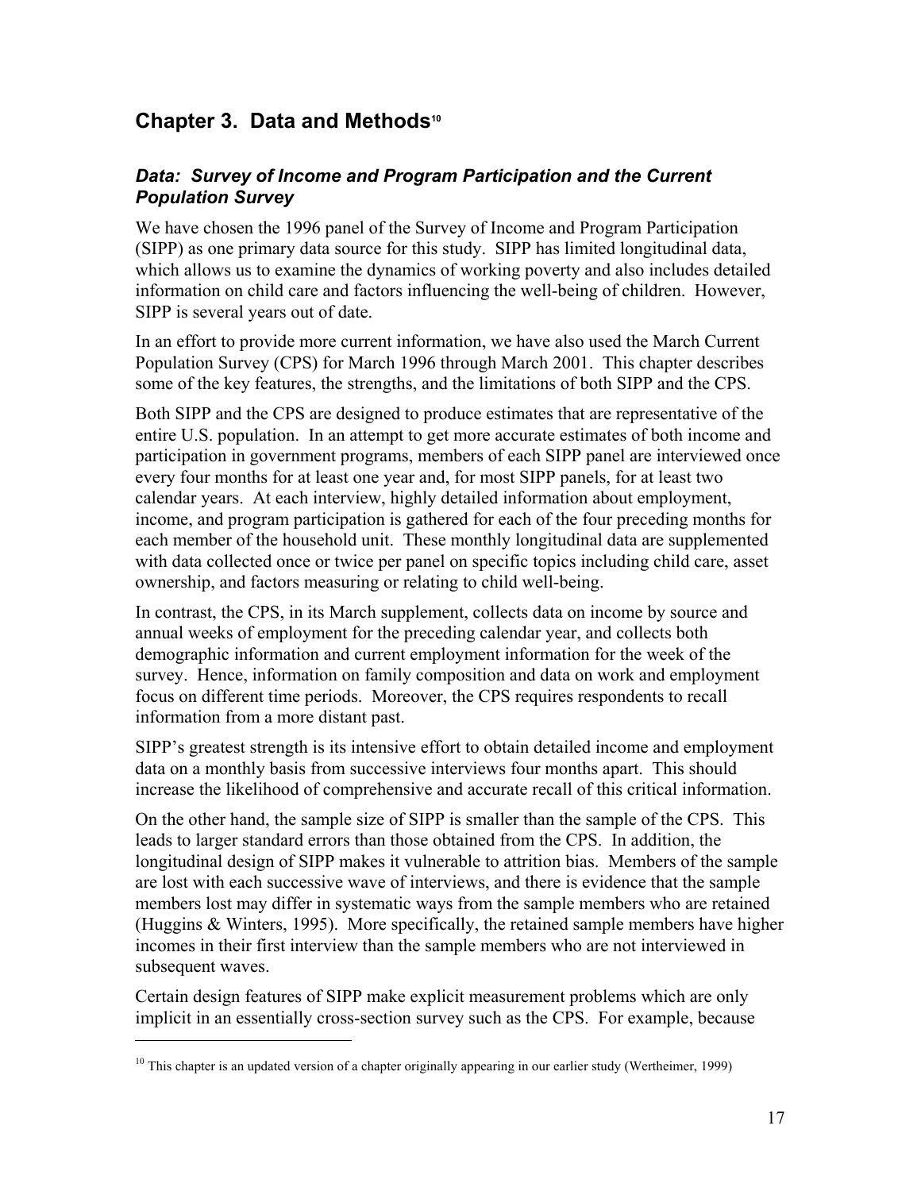## Chapter 3. Data and Methods[10]

### *Data: Survey of Income and Program Participation and the Current Population Survey*

We have chosen the 1996 panel of the Survey of Income and Program Participation (SIPP) as one primary data source for this study. SIPP has limited longitudinal data, which allows us to examine the dynamics of working poverty and also includes detailed information on child care and factors influencing the well-being of children. However, SIPP is several years out of date.

In an effort to provide more current information, we have also used the March Current Population Survey (CPS) for March 1996 through March 2001. This chapter describes some of the key features, the strengths, and the limitations of both SIPP and the CPS.

Both SIPP and the CPS are designed to produce estimates that are representative of the entire U.S. population. In an attempt to get more accurate estimates of both income and participation in government programs, members of each SIPP panel are interviewed once every four months for at least one year and, for most SIPP panels, for at least two calendar years. At each interview, highly detailed information about employment, income, and program participation is gathered for each of the four preceding months for each member of the household unit. These monthly longitudinal data are supplemented with data collected once or twice per panel on specific topics including child care, asset ownership, and factors measuring or relating to child well-being.

In contrast, the CPS, in its March supplement, collects data on income by source and annual weeks of employment for the preceding calendar year, and collects both demographic information and current employment information for the week of the survey. Hence, information on family composition and data on work and employment focus on different time periods. Moreover, the CPS requires respondents to recall information from a more distant past.

SIPP's greatest strength is its intensive effort to obtain detailed income and employment data on a monthly basis from successive interviews four months apart. This should increase the likelihood of comprehensive and accurate recall of this critical information.

On the other hand, the sample size of SIPP is smaller than the sample of the CPS. This leads to larger standard errors than those obtained from the CPS. In addition, the longitudinal design of SIPP makes it vulnerable to attrition bias. Members of the sample are lost with each successive wave of interviews, and there is evidence that the sample members lost may differ in systematic ways from the sample members who are retained (Huggins & Winters, 1995). More specifically, the retained sample members have higher incomes in their first interview than the sample members who are not interviewed in subsequent waves.

Certain design features of SIPP make explicit measurement problems which are only implicit in an essentially cross-section survey such as the CPS. For example, because

---

[10] This chapter is an updated version of a chapter originally appearing in our earlier study (Wertheimer, 1999)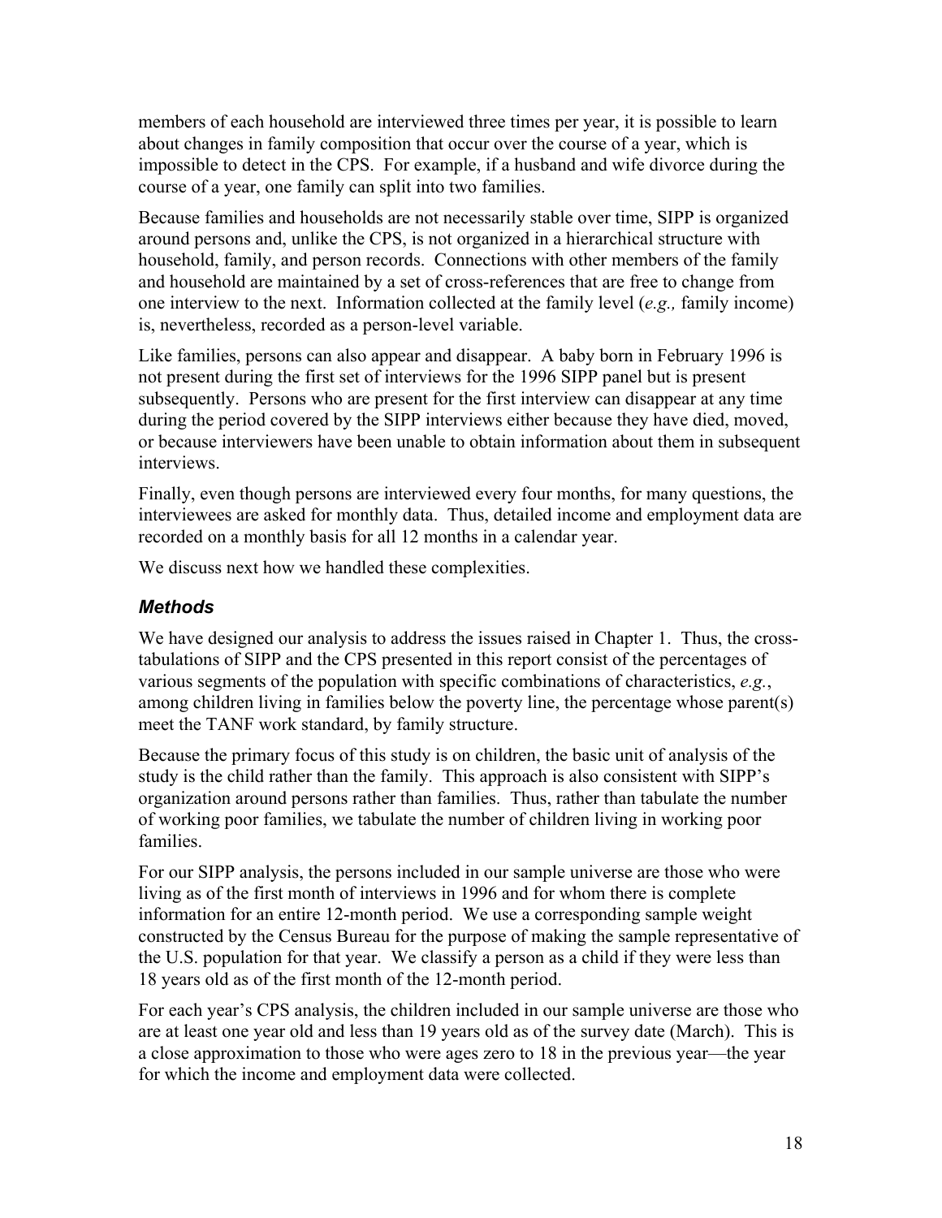members of each household are interviewed three times per year, it is possible to learn about changes in family composition that occur over the course of a year, which is impossible to detect in the CPS. For example, if a husband and wife divorce during the course of a year, one family can split into two families.

Because families and households are not necessarily stable over time, SIPP is organized around persons and, unlike the CPS, is not organized in a hierarchical structure with household, family, and person records. Connections with other members of the family and household are maintained by a set of cross-references that are free to change from one interview to the next. Information collected at the family level (*e.g.,* family income) is, nevertheless, recorded as a person-level variable.

Like families, persons can also appear and disappear. A baby born in February 1996 is not present during the first set of interviews for the 1996 SIPP panel but is present subsequently. Persons who are present for the first interview can disappear at any time during the period covered by the SIPP interviews either because they have died, moved, or because interviewers have been unable to obtain information about them in subsequent interviews.

Finally, even though persons are interviewed every four months, for many questions, the interviewees are asked for monthly data. Thus, detailed income and employment data are recorded on a monthly basis for all 12 months in a calendar year.

We discuss next how we handled these complexities.

### *Methods*

We have designed our analysis to address the issues raised in Chapter 1. Thus, the cross-tabulations of SIPP and the CPS presented in this report consist of the percentages of various segments of the population with specific combinations of characteristics, *e.g.*, among children living in families below the poverty line, the percentage whose parent(s) meet the TANF work standard, by family structure.

Because the primary focus of this study is on children, the basic unit of analysis of the study is the child rather than the family. This approach is also consistent with SIPP's organization around persons rather than families. Thus, rather than tabulate the number of working poor families, we tabulate the number of children living in working poor families.

For our SIPP analysis, the persons included in our sample universe are those who were living as of the first month of interviews in 1996 and for whom there is complete information for an entire 12-month period. We use a corresponding sample weight constructed by the Census Bureau for the purpose of making the sample representative of the U.S. population for that year. We classify a person as a child if they were less than 18 years old as of the first month of the 12-month period.

For each year's CPS analysis, the children included in our sample universe are those who are at least one year old and less than 19 years old as of the survey date (March). This is a close approximation to those who were ages zero to 18 in the previous year—the year for which the income and employment data were collected.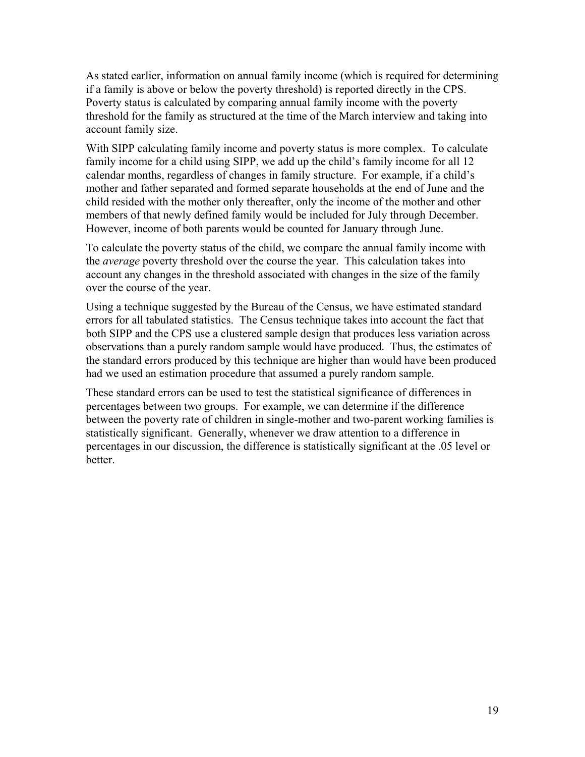As stated earlier, information on annual family income (which is required for determining if a family is above or below the poverty threshold) is reported directly in the CPS. Poverty status is calculated by comparing annual family income with the poverty threshold for the family as structured at the time of the March interview and taking into account family size.

With SIPP calculating family income and poverty status is more complex. To calculate family income for a child using SIPP, we add up the child's family income for all 12 calendar months, regardless of changes in family structure. For example, if a child's mother and father separated and formed separate households at the end of June and the child resided with the mother only thereafter, only the income of the mother and other members of that newly defined family would be included for July through December. However, income of both parents would be counted for January through June.

To calculate the poverty status of the child, we compare the annual family income with the *average* poverty threshold over the course the year. This calculation takes into account any changes in the threshold associated with changes in the size of the family over the course of the year.

Using a technique suggested by the Bureau of the Census, we have estimated standard errors for all tabulated statistics. The Census technique takes into account the fact that both SIPP and the CPS use a clustered sample design that produces less variation across observations than a purely random sample would have produced. Thus, the estimates of the standard errors produced by this technique are higher than would have been produced had we used an estimation procedure that assumed a purely random sample.

These standard errors can be used to test the statistical significance of differences in percentages between two groups. For example, we can determine if the difference between the poverty rate of children in single-mother and two-parent working families is statistically significant. Generally, whenever we draw attention to a difference in percentages in our discussion, the difference is statistically significant at the .05 level or better.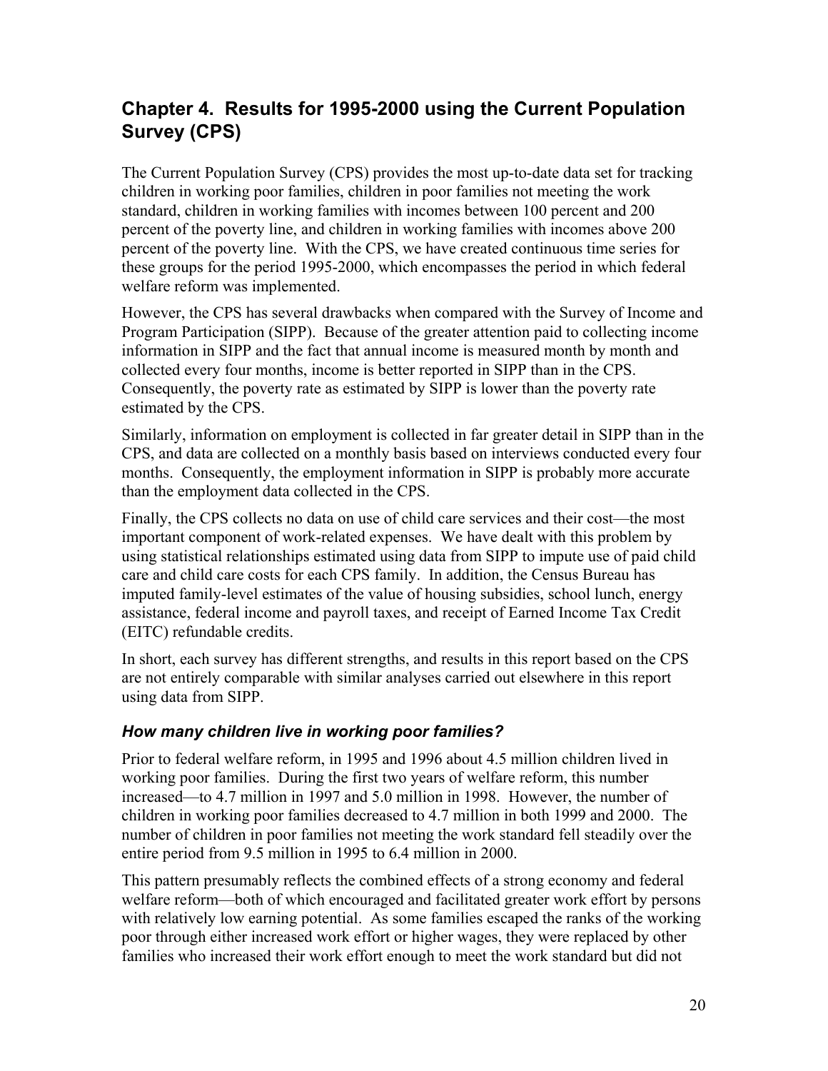## Chapter 4. Results for 1995-2000 using the Current Population Survey (CPS)

The Current Population Survey (CPS) provides the most up-to-date data set for tracking children in working poor families, children in poor families not meeting the work standard, children in working families with incomes between 100 percent and 200 percent of the poverty line, and children in working families with incomes above 200 percent of the poverty line. With the CPS, we have created continuous time series for these groups for the period 1995-2000, which encompasses the period in which federal welfare reform was implemented.

However, the CPS has several drawbacks when compared with the Survey of Income and Program Participation (SIPP). Because of the greater attention paid to collecting income information in SIPP and the fact that annual income is measured month by month and collected every four months, income is better reported in SIPP than in the CPS. Consequently, the poverty rate as estimated by SIPP is lower than the poverty rate estimated by the CPS.

Similarly, information on employment is collected in far greater detail in SIPP than in the CPS, and data are collected on a monthly basis based on interviews conducted every four months. Consequently, the employment information in SIPP is probably more accurate than the employment data collected in the CPS.

Finally, the CPS collects no data on use of child care services and their cost—the most important component of work-related expenses. We have dealt with this problem by using statistical relationships estimated using data from SIPP to impute use of paid child care and child care costs for each CPS family. In addition, the Census Bureau has imputed family-level estimates of the value of housing subsidies, school lunch, energy assistance, federal income and payroll taxes, and receipt of Earned Income Tax Credit (EITC) refundable credits.

In short, each survey has different strengths, and results in this report based on the CPS are not entirely comparable with similar analyses carried out elsewhere in this report using data from SIPP.

### *How many children live in working poor families?*

Prior to federal welfare reform, in 1995 and 1996 about 4.5 million children lived in working poor families. During the first two years of welfare reform, this number increased—to 4.7 million in 1997 and 5.0 million in 1998. However, the number of children in working poor families decreased to 4.7 million in both 1999 and 2000. The number of children in poor families not meeting the work standard fell steadily over the entire period from 9.5 million in 1995 to 6.4 million in 2000.

This pattern presumably reflects the combined effects of a strong economy and federal welfare reform—both of which encouraged and facilitated greater work effort by persons with relatively low earning potential. As some families escaped the ranks of the working poor through either increased work effort or higher wages, they were replaced by other families who increased their work effort enough to meet the work standard but did not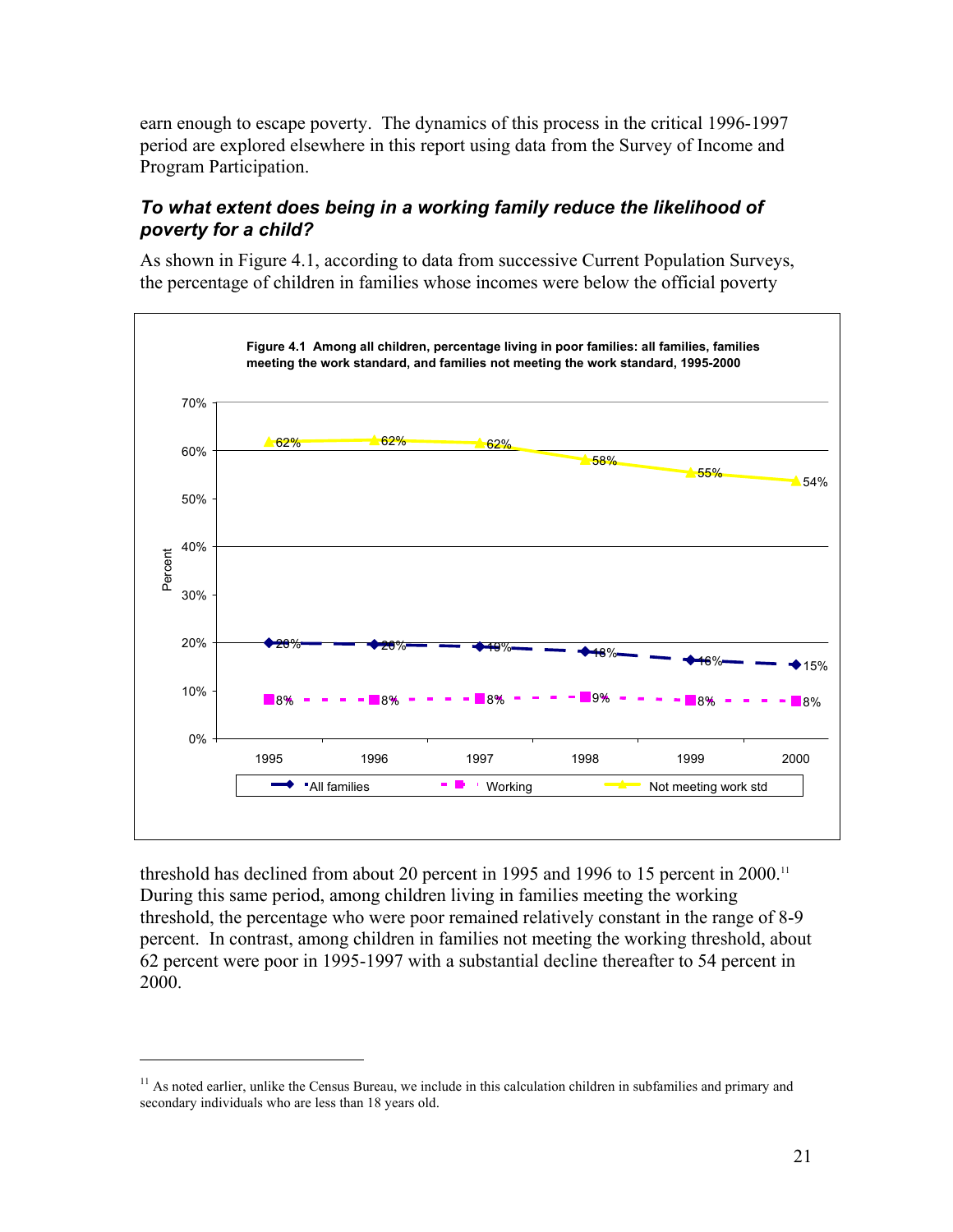earn enough to escape poverty. The dynamics of this process in the critical 1996-1997 period are explored elsewhere in this report using data from the Survey of Income and Program Participation.

### *To what extent does being in a working family reduce the likelihood of poverty for a child?*

As shown in Figure 4.1, according to data from successive Current Population Surveys, the percentage of children in families whose incomes were below the official poverty

**Figure 4.1 Among all children, percentage living in poor families: all families, families meeting the work standard, and families not meeting the work standard, 1995-2000**

| Percent | 1995 | 1996 | 1997 | 1998 | 1999 | 2000 |
|---|---|---|---|---|---|---|
| All families | 20% | 20% | 19% | 18% | 16% | 15% |
| Working | 8% | 8% | 8% | 9% | 8% | 8% |
| Not meeting work std | 62% | 62% | 62% | 58% | 55% | 54% |

threshold has declined from about 20 percent in 1995 and 1996 to 15 percent in 2000.[11] During this same period, among children living in families meeting the working threshold, the percentage who were poor remained relatively constant in the range of 8-9 percent. In contrast, among children in families not meeting the working threshold, about 62 percent were poor in 1995-1997 with a substantial decline thereafter to 54 percent in 2000.

---

[11] As noted earlier, unlike the Census Bureau, we include in this calculation children in subfamilies and primary and secondary individuals who are less than 18 years old.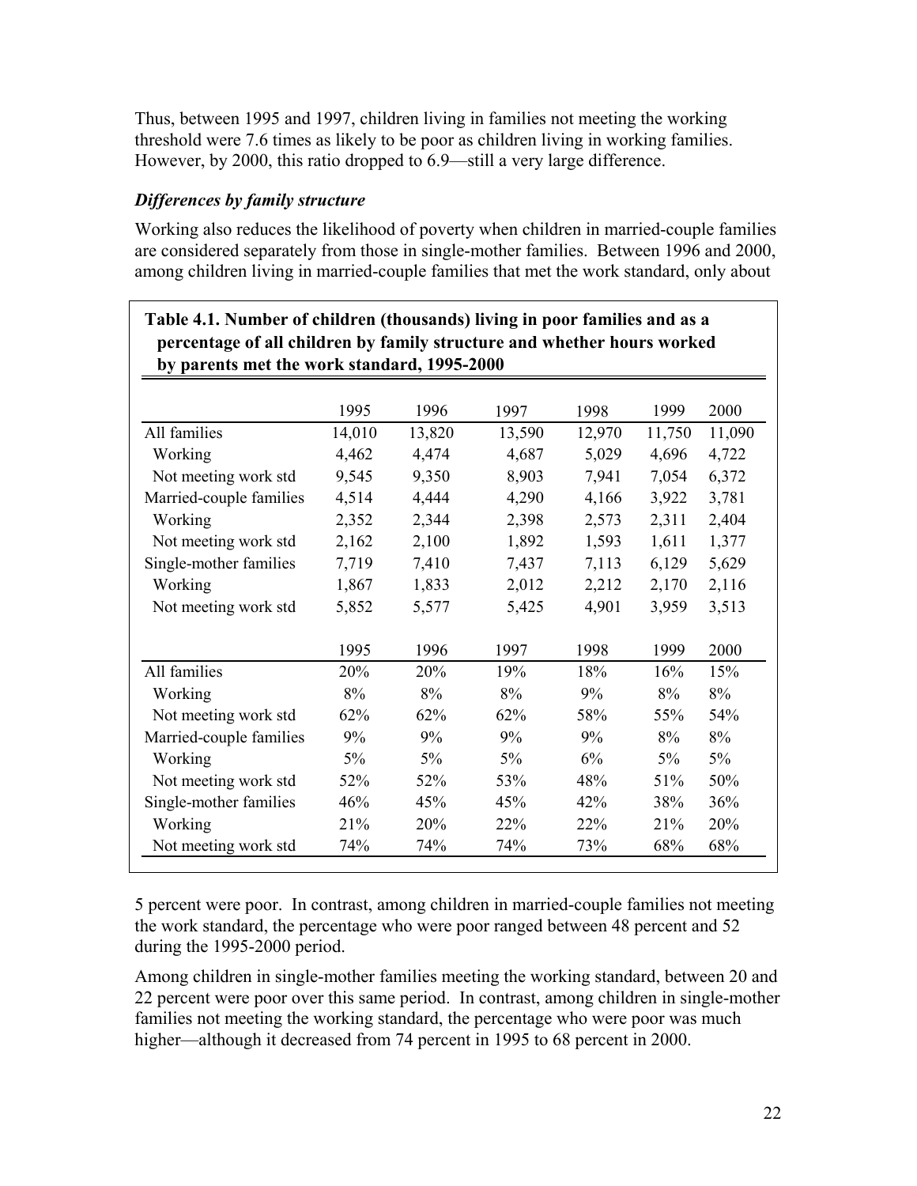Thus, between 1995 and 1997, children living in families not meeting the working threshold were 7.6 times as likely to be poor as children living in working families. However, by 2000, this ratio dropped to 6.9—still a very large difference.

### *Differences by family structure*

Working also reduces the likelihood of poverty when children in married-couple families are considered separately from those in single-mother families. Between 1996 and 2000, among children living in married-couple families that met the work standard, only about 5 percent were poor. In contrast, among children in married-couple families not meeting the work standard, the percentage who were poor ranged between 48 percent and 52 during the 1995-2000 period.

**Table 4.1. Number of children (thousands) living in poor families and as a percentage of all children by family structure and whether hours worked by parents met the work standard, 1995-2000**

| | 1995 | 1996 | 1997 | 1998 | 1999 | 2000 |
|---|---|---|---|---|---|---|
| All families | 14,010 | 13,820 | 13,590 | 12,970 | 11,750 | 11,090 |
| Working | 4,462 | 4,474 | 4,687 | 5,029 | 4,696 | 4,722 |
| Not meeting work std | 9,545 | 9,350 | 8,903 | 7,941 | 7,054 | 6,372 |
| Married-couple families | 4,514 | 4,444 | 4,290 | 4,166 | 3,922 | 3,781 |
| Working | 2,352 | 2,344 | 2,398 | 2,573 | 2,311 | 2,404 |
| Not meeting work std | 2,162 | 2,100 | 1,892 | 1,593 | 1,611 | 1,377 |
| Single-mother families | 7,719 | 7,410 | 7,437 | 7,113 | 6,129 | 5,629 |
| Working | 1,867 | 1,833 | 2,012 | 2,212 | 2,170 | 2,116 |
| Not meeting work std | 5,852 | 5,577 | 5,425 | 4,901 | 3,959 | 3,513 |
| | **1995** | **1996** | **1997** | **1998** | **1999** | **2000** |
| All families | 20% | 20% | 19% | 18% | 16% | 15% |
| Working | 8% | 8% | 8% | 9% | 8% | 8% |
| Not meeting work std | 62% | 62% | 62% | 58% | 55% | 54% |
| Married-couple families | 9% | 9% | 9% | 9% | 8% | 8% |
| Working | 5% | 5% | 5% | 6% | 5% | 5% |
| Not meeting work std | 52% | 52% | 53% | 48% | 51% | 50% |
| Single-mother families | 46% | 45% | 45% | 42% | 38% | 36% |
| Working | 21% | 20% | 22% | 22% | 21% | 20% |
| Not meeting work std | 74% | 74% | 74% | 73% | 68% | 68% |

Among children in single-mother families meeting the working standard, between 20 and 22 percent were poor over this same period. In contrast, among children in single-mother families not meeting the working standard, the percentage who were poor was much higher—although it decreased from 74 percent in 1995 to 68 percent in 2000.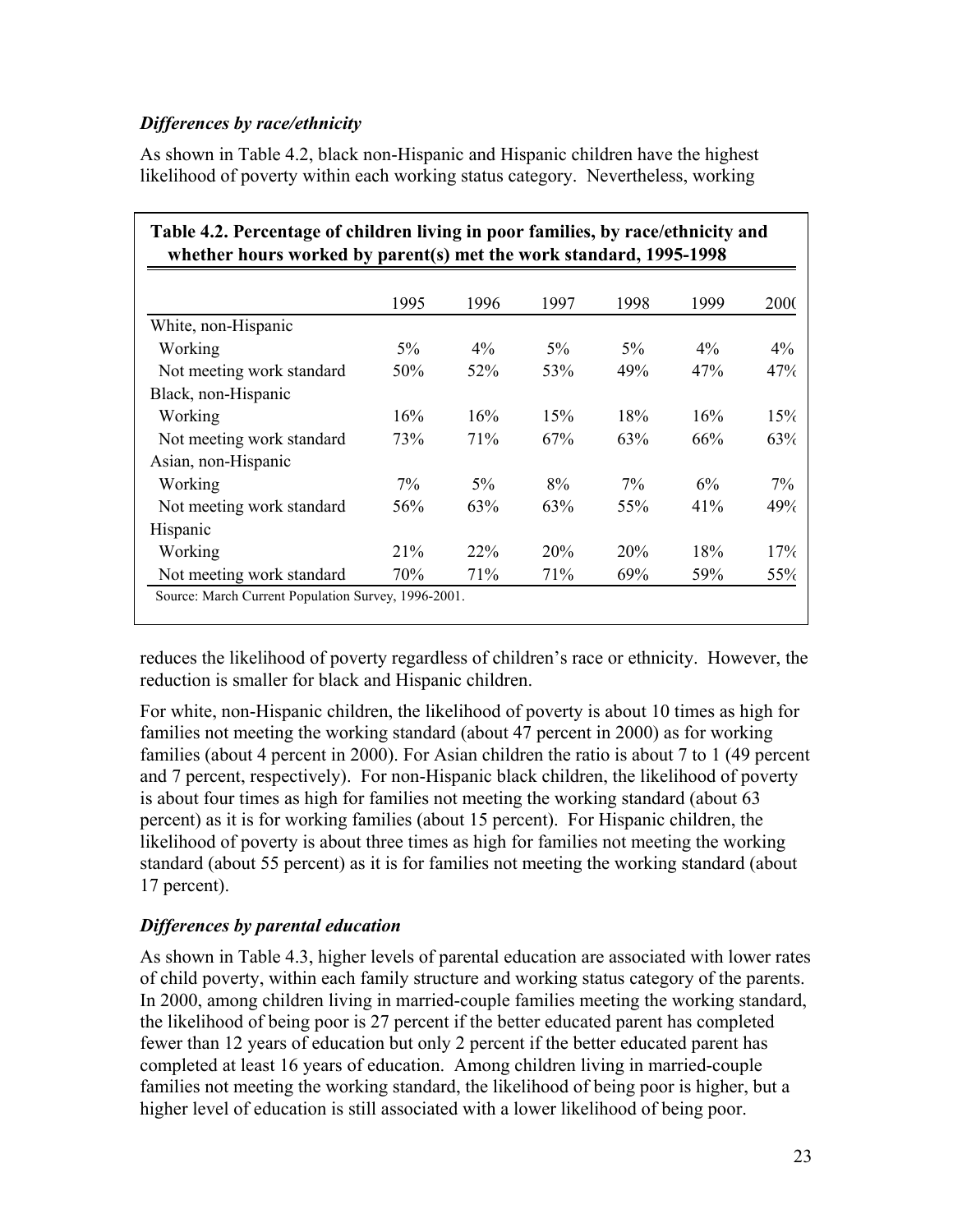### *Differences by race/ethnicity*

As shown in Table 4.2, black non-Hispanic and Hispanic children have the highest likelihood of poverty within each working status category. Nevertheless, working reduces the likelihood of poverty regardless of children's race or ethnicity. However, the reduction is smaller for black and Hispanic children.

**Table 4.2. Percentage of children living in poor families, by race/ethnicity and whether hours worked by parent(s) met the work standard, 1995-1998**

| | 1995 | 1996 | 1997 | 1998 | 1999 | 2000 |
|---|---|---|---|---|---|---|
| White, non-Hispanic | | | | | | |
| Working | 5% | 4% | 5% | 5% | 4% | 4% |
| Not meeting work standard | 50% | 52% | 53% | 49% | 47% | 47% |
| Black, non-Hispanic | | | | | | |
| Working | 16% | 16% | 15% | 18% | 16% | 15% |
| Not meeting work standard | 73% | 71% | 67% | 63% | 66% | 63% |
| Asian, non-Hispanic | | | | | | |
| Working | 7% | 5% | 8% | 7% | 6% | 7% |
| Not meeting work standard | 56% | 63% | 63% | 55% | 41% | 49% |
| Hispanic | | | | | | |
| Working | 21% | 22% | 20% | 20% | 18% | 17% |
| Not meeting work standard | 70% | 71% | 71% | 69% | 59% | 55% |

Source: March Current Population Survey, 1996-2001.

For white, non-Hispanic children, the likelihood of poverty is about 10 times as high for families not meeting the working standard (about 47 percent in 2000) as for working families (about 4 percent in 2000). For Asian children the ratio is about 7 to 1 (49 percent and 7 percent, respectively). For non-Hispanic black children, the likelihood of poverty is about four times as high for families not meeting the working standard (about 63 percent) as it is for working families (about 15 percent). For Hispanic children, the likelihood of poverty is about three times as high for families not meeting the working standard (about 55 percent) as it is for families not meeting the working standard (about 17 percent).

### *Differences by parental education*

As shown in Table 4.3, higher levels of parental education are associated with lower rates of child poverty, within each family structure and working status category of the parents. In 2000, among children living in married-couple families meeting the working standard, the likelihood of being poor is 27 percent if the better educated parent has completed fewer than 12 years of education but only 2 percent if the better educated parent has completed at least 16 years of education. Among children living in married-couple families not meeting the working standard, the likelihood of being poor is higher, but a higher level of education is still associated with a lower likelihood of being poor.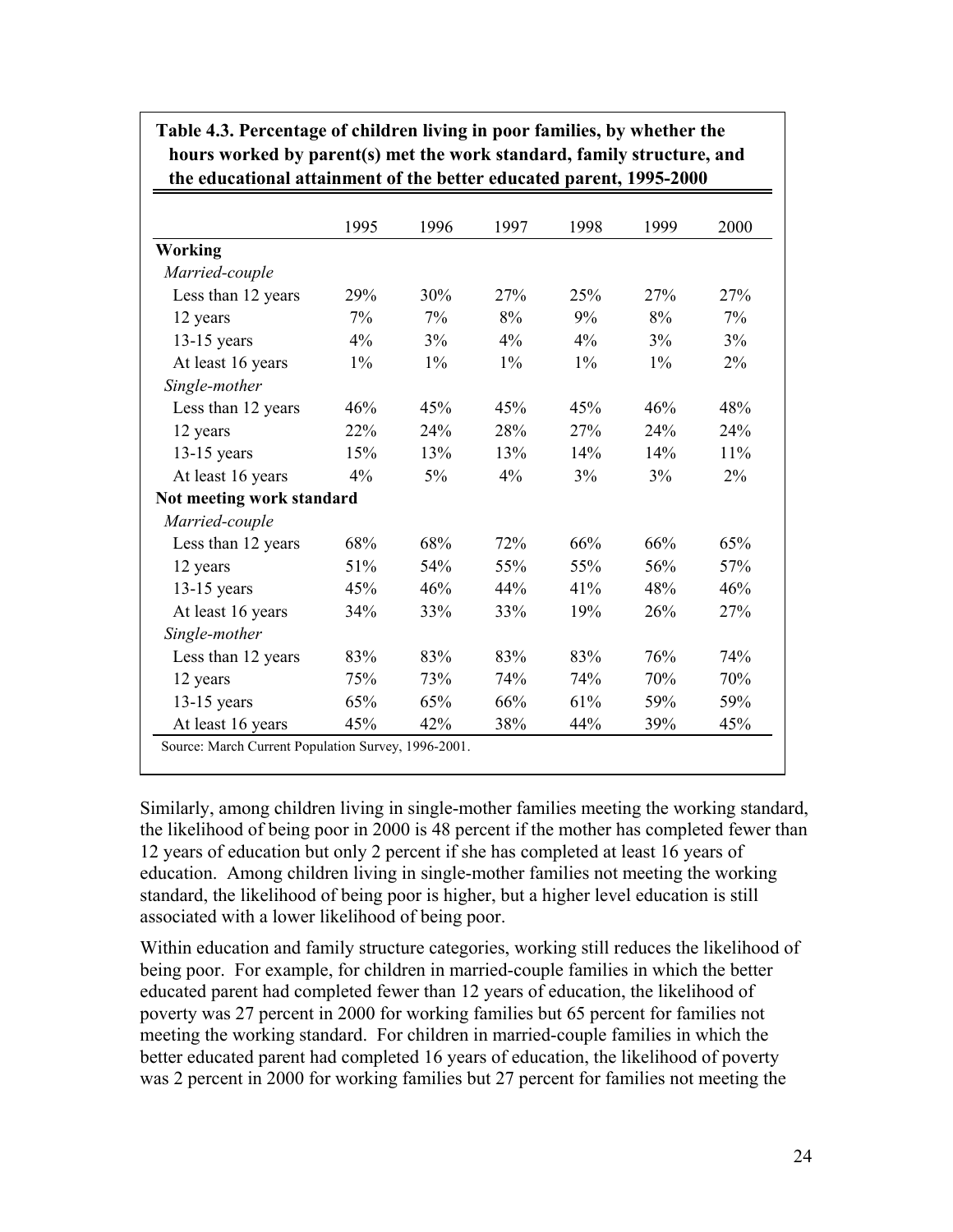**Table 4.3. Percentage of children living in poor families, by whether the hours worked by parent(s) met the work standard, family structure, and the educational attainment of the better educated parent, 1995-2000**

| | 1995 | 1996 | 1997 | 1998 | 1999 | 2000 |
|---|---|---|---|---|---|---|
| **Working** | | | | | | |
| *Married-couple* | | | | | | |
| Less than 12 years | 29% | 30% | 27% | 25% | 27% | 27% |
| 12 years | 7% | 7% | 8% | 9% | 8% | 7% |
| 13-15 years | 4% | 3% | 4% | 4% | 3% | 3% |
| At least 16 years | 1% | 1% | 1% | 1% | 1% | 2% |
| *Single-mother* | | | | | | |
| Less than 12 years | 46% | 45% | 45% | 45% | 46% | 48% |
| 12 years | 22% | 24% | 28% | 27% | 24% | 24% |
| 13-15 years | 15% | 13% | 13% | 14% | 14% | 11% |
| At least 16 years | 4% | 5% | 4% | 3% | 3% | 2% |
| **Not meeting work standard** | | | | | | |
| *Married-couple* | | | | | | |
| Less than 12 years | 68% | 68% | 72% | 66% | 66% | 65% |
| 12 years | 51% | 54% | 55% | 55% | 56% | 57% |
| 13-15 years | 45% | 46% | 44% | 41% | 48% | 46% |
| At least 16 years | 34% | 33% | 33% | 19% | 26% | 27% |
| *Single-mother* | | | | | | |
| Less than 12 years | 83% | 83% | 83% | 83% | 76% | 74% |
| 12 years | 75% | 73% | 74% | 74% | 70% | 70% |
| 13-15 years | 65% | 65% | 66% | 61% | 59% | 59% |
| At least 16 years | 45% | 42% | 38% | 44% | 39% | 45% |

Source: March Current Population Survey, 1996-2001.

Similarly, among children living in single-mother families meeting the working standard, the likelihood of being poor in 2000 is 48 percent if the mother has completed fewer than 12 years of education but only 2 percent if she has completed at least 16 years of education. Among children living in single-mother families not meeting the working standard, the likelihood of being poor is higher, but a higher level education is still associated with a lower likelihood of being poor.

Within education and family structure categories, working still reduces the likelihood of being poor. For example, for children in married-couple families in which the better educated parent had completed fewer than 12 years of education, the likelihood of poverty was 27 percent in 2000 for working families but 65 percent for families not meeting the working standard. For children in married-couple families in which the better educated parent had completed 16 years of education, the likelihood of poverty was 2 percent in 2000 for working families but 27 percent for families not meeting the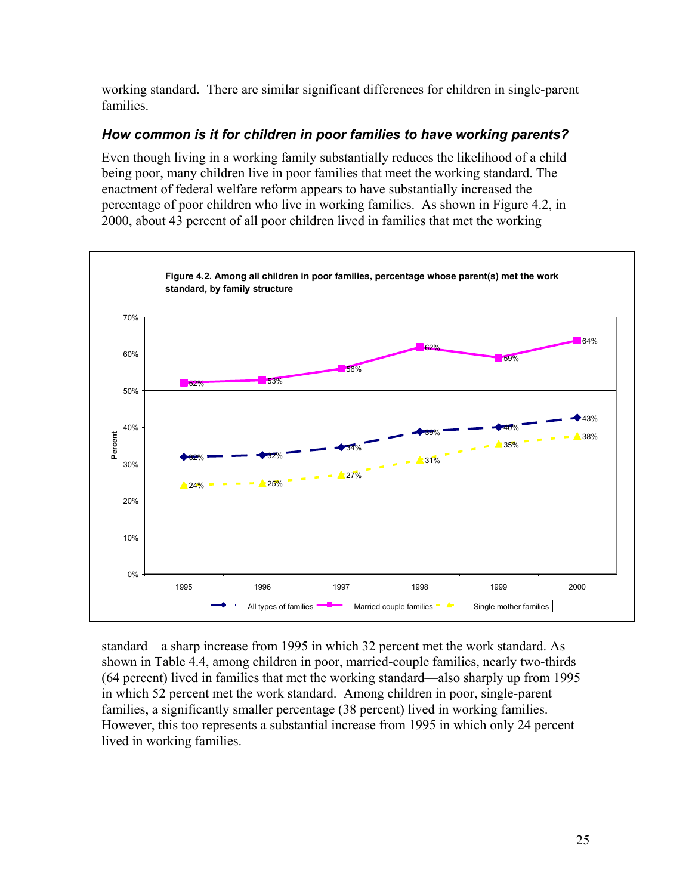working standard. There are similar significant differences for children in single-parent families.

### *How common is it for children in poor families to have working parents?*

Even though living in a working family substantially reduces the likelihood of a child being poor, many children live in poor families that meet the working standard. The enactment of federal welfare reform appears to have substantially increased the percentage of poor children who live in working families. As shown in Figure 4.2, in 2000, about 43 percent of all poor children lived in families that met the working

**Figure 4.2. Among all children in poor families, percentage whose parent(s) met the work standard, by family structure**

| Year | All types of families | Married couple families | Single mother families |
|---|---|---|---|
| 1995 | 32% | 52% | 24% |
| 1996 | 32% | 53% | 25% |
| 1997 | 34% | 56% | 27% |
| 1998 | 39% | 62% | 31% |
| 1999 | 40% | 59% | 35% |
| 2000 | 43% | 64% | 38% |

standard—a sharp increase from 1995 in which 32 percent met the work standard. As shown in Table 4.4, among children in poor, married-couple families, nearly two-thirds (64 percent) lived in families that met the working standard—also sharply up from 1995 in which 52 percent met the work standard. Among children in poor, single-parent families, a significantly smaller percentage (38 percent) lived in working families. However, this too represents a substantial increase from 1995 in which only 24 percent lived in working families.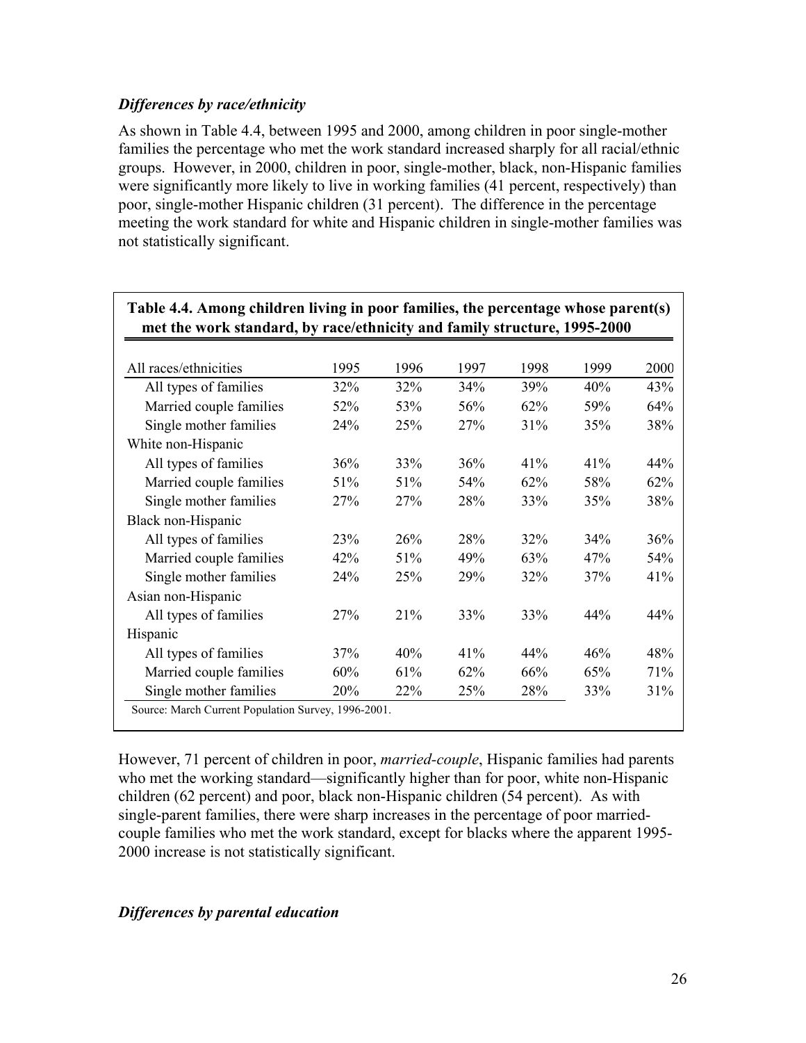### *Differences by race/ethnicity*

As shown in Table 4.4, between 1995 and 2000, among children in poor single-mother families the percentage who met the work standard increased sharply for all racial/ethnic groups. However, in 2000, children in poor, single-mother, black, non-Hispanic families were significantly more likely to live in working families (41 percent, respectively) than poor, single-mother Hispanic children (31 percent). The difference in the percentage meeting the work standard for white and Hispanic children in single-mother families was not statistically significant.

**Table 4.4. Among children living in poor families, the percentage whose parent(s) met the work standard, by race/ethnicity and family structure, 1995-2000**

| All races/ethnicities | 1995 | 1996 | 1997 | 1998 | 1999 | 2000 |
|---|---|---|---|---|---|---|
| All types of families | 32% | 32% | 34% | 39% | 40% | 43% |
| Married couple families | 52% | 53% | 56% | 62% | 59% | 64% |
| Single mother families | 24% | 25% | 27% | 31% | 35% | 38% |
| White non-Hispanic | | | | | | |
| All types of families | 36% | 33% | 36% | 41% | 41% | 44% |
| Married couple families | 51% | 51% | 54% | 62% | 58% | 62% |
| Single mother families | 27% | 27% | 28% | 33% | 35% | 38% |
| Black non-Hispanic | | | | | | |
| All types of families | 23% | 26% | 28% | 32% | 34% | 36% |
| Married couple families | 42% | 51% | 49% | 63% | 47% | 54% |
| Single mother families | 24% | 25% | 29% | 32% | 37% | 41% |
| Asian non-Hispanic | | | | | | |
| All types of families | 27% | 21% | 33% | 33% | 44% | 44% |
| Hispanic | | | | | | |
| All types of families | 37% | 40% | 41% | 44% | 46% | 48% |
| Married couple families | 60% | 61% | 62% | 66% | 65% | 71% |
| Single mother families | 20% | 22% | 25% | 28% | 33% | 31% |

Source: March Current Population Survey, 1996-2001.

However, 71 percent of children in poor, *married-couple*, Hispanic families had parents who met the working standard—significantly higher than for poor, white non-Hispanic children (62 percent) and poor, black non-Hispanic children (54 percent). As with single-parent families, there were sharp increases in the percentage of poor married-couple families who met the work standard, except for blacks where the apparent 1995-2000 increase is not statistically significant.

### *Differences by parental education*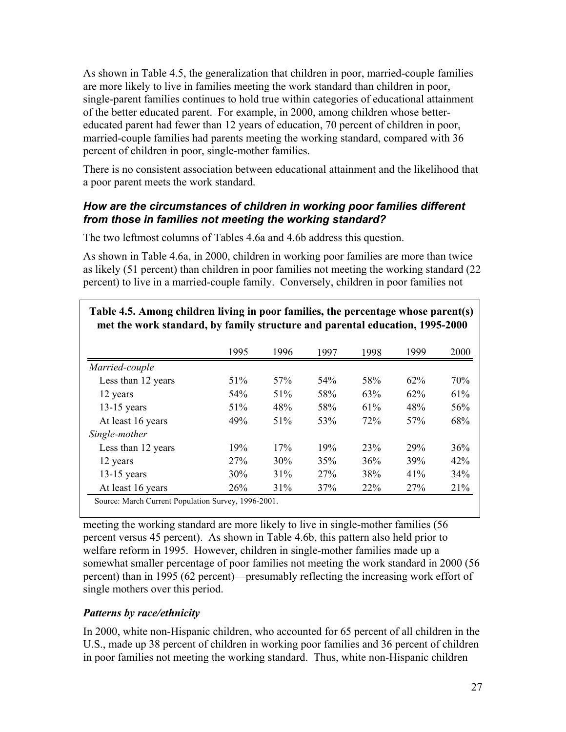As shown in Table 4.5, the generalization that children in poor, married-couple families are more likely to live in families meeting the work standard than children in poor, single-parent families continues to hold true within categories of educational attainment of the better educated parent. For example, in 2000, among children whose better-educated parent had fewer than 12 years of education, 70 percent of children in poor, married-couple families had parents meeting the working standard, compared with 36 percent of children in poor, single-mother families.

There is no consistent association between educational attainment and the likelihood that a poor parent meets the work standard.

### *How are the circumstances of children in working poor families different from those in families not meeting the working standard?*

The two leftmost columns of Tables 4.6a and 4.6b address this question.

As shown in Table 4.6a, in 2000, children in working poor families are more than twice as likely (51 percent) than children in poor families not meeting the working standard (22 percent) to live in a married-couple family. Conversely, children in poor families not meeting the working standard are more likely to live in single-mother families (56 percent versus 45 percent). As shown in Table 4.6b, this pattern also held prior to welfare reform in 1995. However, children in single-mother families made up a somewhat smaller percentage of poor families not meeting the work standard in 2000 (56 percent) than in 1995 (62 percent)—presumably reflecting the increasing work effort of single mothers over this period.

**Table 4.5. Among children living in poor families, the percentage whose parent(s) met the work standard, by family structure and parental education, 1995-2000**

| | 1995 | 1996 | 1997 | 1998 | 1999 | 2000 |
|---|---|---|---|---|---|---|
| *Married-couple* | | | | | | |
| Less than 12 years | 51% | 57% | 54% | 58% | 62% | 70% |
| 12 years | 54% | 51% | 58% | 63% | 62% | 61% |
| 13-15 years | 51% | 48% | 58% | 61% | 48% | 56% |
| At least 16 years | 49% | 51% | 53% | 72% | 57% | 68% |
| *Single-mother* | | | | | | |
| Less than 12 years | 19% | 17% | 19% | 23% | 29% | 36% |
| 12 years | 27% | 30% | 35% | 36% | 39% | 42% |
| 13-15 years | 30% | 31% | 27% | 38% | 41% | 34% |
| At least 16 years | 26% | 31% | 37% | 22% | 27% | 21% |

Source: March Current Population Survey, 1996-2001.

### *Patterns by race/ethnicity*

In 2000, white non-Hispanic children, who accounted for 65 percent of all children in the U.S., made up 38 percent of children in working poor families and 36 percent of children in poor families not meeting the working standard. Thus, white non-Hispanic children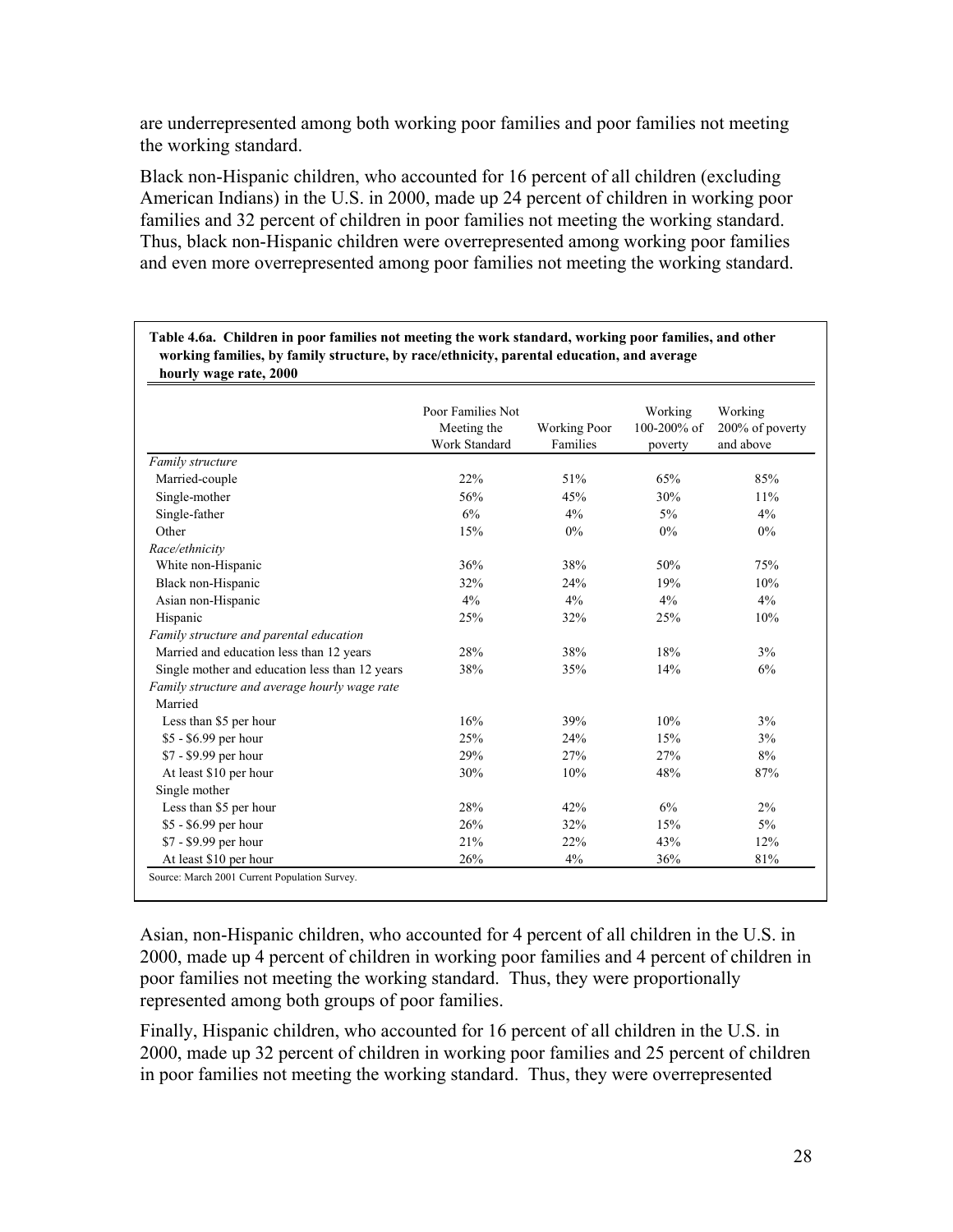are underrepresented among both working poor families and poor families not meeting the working standard.

Black non-Hispanic children, who accounted for 16 percent of all children (excluding American Indians) in the U.S. in 2000, made up 24 percent of children in working poor families and 32 percent of children in poor families not meeting the working standard. Thus, black non-Hispanic children were overrepresented among working poor families and even more overrepresented among poor families not meeting the working standard.

**Table 4.6a. Children in poor families not meeting the work standard, working poor families, and other working families, by family structure, by race/ethnicity, parental education, and average hourly wage rate, 2000**

| | Poor Families Not Meeting the Work Standard | Working Poor Families | Working 100-200% of poverty | Working 200% of poverty and above |
|---|---|---|---|---|
| *Family structure* | | | | |
| Married-couple | 22% | 51% | 65% | 85% |
| Single-mother | 56% | 45% | 30% | 11% |
| Single-father | 6% | 4% | 5% | 4% |
| Other | 15% | 0% | 0% | 0% |
| *Race/ethnicity* | | | | |
| White non-Hispanic | 36% | 38% | 50% | 75% |
| Black non-Hispanic | 32% | 24% | 19% | 10% |
| Asian non-Hispanic | 4% | 4% | 4% | 4% |
| Hispanic | 25% | 32% | 25% | 10% |
| *Family structure and parental education* | | | | |
| Married and education less than 12 years | 28% | 38% | 18% | 3% |
| Single mother and education less than 12 years | 38% | 35% | 14% | 6% |
| *Family structure and average hourly wage rate* | | | | |
| Married | | | | |
| Less than $5 per hour | 16% | 39% | 10% | 3% |
| $5 - $6.99 per hour | 25% | 24% | 15% | 3% |
| $7 - $9.99 per hour | 29% | 27% | 27% | 8% |
| At least $10 per hour | 30% | 10% | 48% | 87% |
| Single mother | | | | |
| Less than $5 per hour | 28% | 42% | 6% | 2% |
| $5 - $6.99 per hour | 26% | 32% | 15% | 5% |
| $7 - $9.99 per hour | 21% | 22% | 43% | 12% |
| At least $10 per hour | 26% | 4% | 36% | 81% |

Source: March 2001 Current Population Survey.

Asian, non-Hispanic children, who accounted for 4 percent of all children in the U.S. in 2000, made up 4 percent of children in working poor families and 4 percent of children in poor families not meeting the working standard. Thus, they were proportionally represented among both groups of poor families.

Finally, Hispanic children, who accounted for 16 percent of all children in the U.S. in 2000, made up 32 percent of children in working poor families and 25 percent of children in poor families not meeting the working standard. Thus, they were overrepresented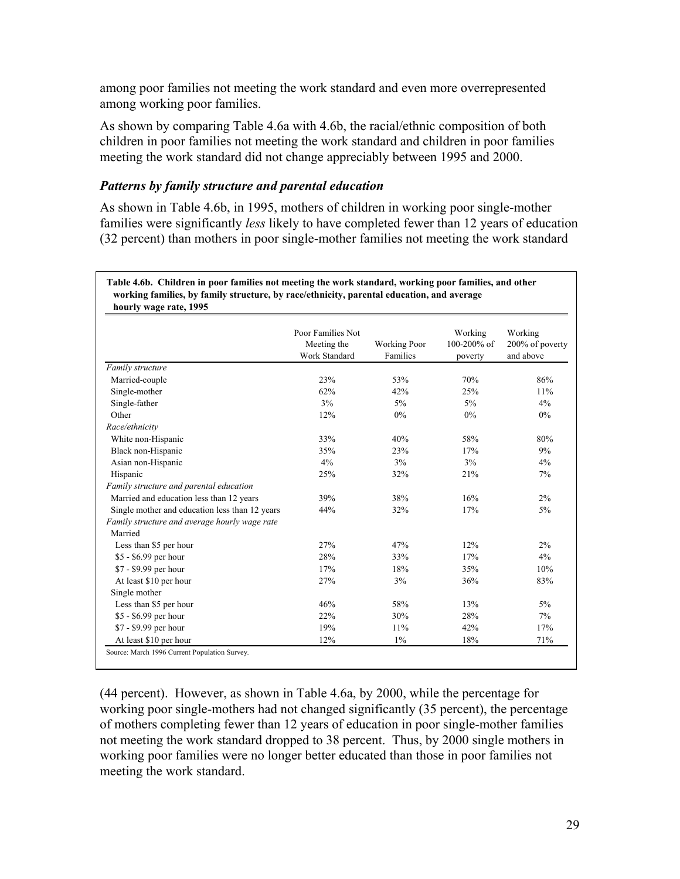among poor families not meeting the work standard and even more overrepresented among working poor families.

As shown by comparing Table 4.6a with 4.6b, the racial/ethnic composition of both children in poor families not meeting the work standard and children in poor families meeting the work standard did not change appreciably between 1995 and 2000.

### *Patterns by family structure and parental education*

As shown in Table 4.6b, in 1995, mothers of children in working poor single-mother families were significantly *less* likely to have completed fewer than 12 years of education (32 percent) than mothers in poor single-mother families not meeting the work standard (44 percent). However, as shown in Table 4.6a, by 2000, while the percentage for working poor single-mothers had not changed significantly (35 percent), the percentage of mothers completing fewer than 12 years of education in poor single-mother families not meeting the work standard dropped to 38 percent. Thus, by 2000 single mothers in working poor families were no longer better educated than those in poor families not meeting the work standard.

**Table 4.6b. Children in poor families not meeting the work standard, working poor families, and other working families, by family structure, by race/ethnicity, parental education, and average hourly wage rate, 1995**

| | Poor Families Not Meeting the Work Standard | Working Poor Families | Working 100-200% of poverty | Working 200% of poverty and above |
|---|---|---|---|---|
| *Family structure* | | | | |
| Married-couple | 23% | 53% | 70% | 86% |
| Single-mother | 62% | 42% | 25% | 11% |
| Single-father | 3% | 5% | 5% | 4% |
| Other | 12% | 0% | 0% | 0% |
| *Race/ethnicity* | | | | |
| White non-Hispanic | 33% | 40% | 58% | 80% |
| Black non-Hispanic | 35% | 23% | 17% | 9% |
| Asian non-Hispanic | 4% | 3% | 3% | 4% |
| Hispanic | 25% | 32% | 21% | 7% |
| *Family structure and parental education* | | | | |
| Married and education less than 12 years | 39% | 38% | 16% | 2% |
| Single mother and education less than 12 years | 44% | 32% | 17% | 5% |
| *Family structure and average hourly wage rate* | | | | |
| Married | | | | |
| Less than $5 per hour | 27% | 47% | 12% | 2% |
| $5 - $6.99 per hour | 28% | 33% | 17% | 4% |
| $7 - $9.99 per hour | 17% | 18% | 35% | 10% |
| At least $10 per hour | 27% | 3% | 36% | 83% |
| Single mother | | | | |
| Less than $5 per hour | 46% | 58% | 13% | 5% |
| $5 - $6.99 per hour | 22% | 30% | 28% | 7% |
| $7 - $9.99 per hour | 19% | 11% | 42% | 17% |
| At least $10 per hour | 12% | 1% | 18% | 71% |

Source: March 1996 Current Population Survey.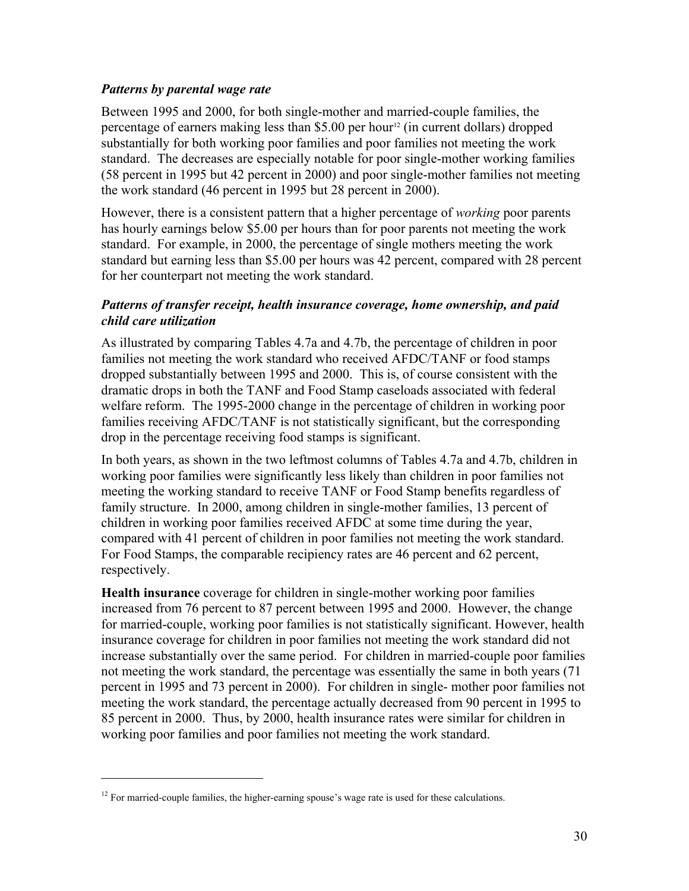### *Patterns by parental wage rate*

Between 1995 and 2000, for both single-mother and married-couple families, the percentage of earners making less than $5.00 per hour[12] (in current dollars) dropped substantially for both working poor families and poor families not meeting the work standard. The decreases are especially notable for poor single-mother working families (58 percent in 1995 but 42 percent in 2000) and poor single-mother families not meeting the work standard (46 percent in 1995 but 28 percent in 2000).

However, there is a consistent pattern that a higher percentage of *working* poor parents has hourly earnings below $5.00 per hours than for poor parents not meeting the work standard. For example, in 2000, the percentage of single mothers meeting the work standard but earning less than $5.00 per hours was 42 percent, compared with 28 percent for her counterpart not meeting the work standard.

### *Patterns of transfer receipt, health insurance coverage, home ownership, and paid child care utilization*

As illustrated by comparing Tables 4.7a and 4.7b, the percentage of children in poor families not meeting the work standard who received AFDC/TANF or food stamps dropped substantially between 1995 and 2000. This is, of course consistent with the dramatic drops in both the TANF and Food Stamp caseloads associated with federal welfare reform. The 1995-2000 change in the percentage of children in working poor families receiving AFDC/TANF is not statistically significant, but the corresponding drop in the percentage receiving food stamps is significant.

In both years, as shown in the two leftmost columns of Tables 4.7a and 4.7b, children in working poor families were significantly less likely than children in poor families not meeting the working standard to receive TANF or Food Stamp benefits regardless of family structure. In 2000, among children in single-mother families, 13 percent of children in working poor families received AFDC at some time during the year, compared with 41 percent of children in poor families not meeting the work standard. For Food Stamps, the comparable recipiency rates are 46 percent and 62 percent, respectively.

**Health insurance** coverage for children in single-mother working poor families increased from 76 percent to 87 percent between 1995 and 2000. However, the change for married-couple, working poor families is not statistically significant. However, health insurance coverage for children in poor families not meeting the work standard did not increase substantially over the same period. For children in married-couple poor families not meeting the work standard, the percentage was essentially the same in both years (71 percent in 1995 and 73 percent in 2000). For children in single- mother poor families not meeting the work standard, the percentage actually decreased from 90 percent in 1995 to 85 percent in 2000. Thus, by 2000, health insurance rates were similar for children in working poor families and poor families not meeting the work standard.

---

[12] For married-couple families, the higher-earning spouse's wage rate is used for these calculations.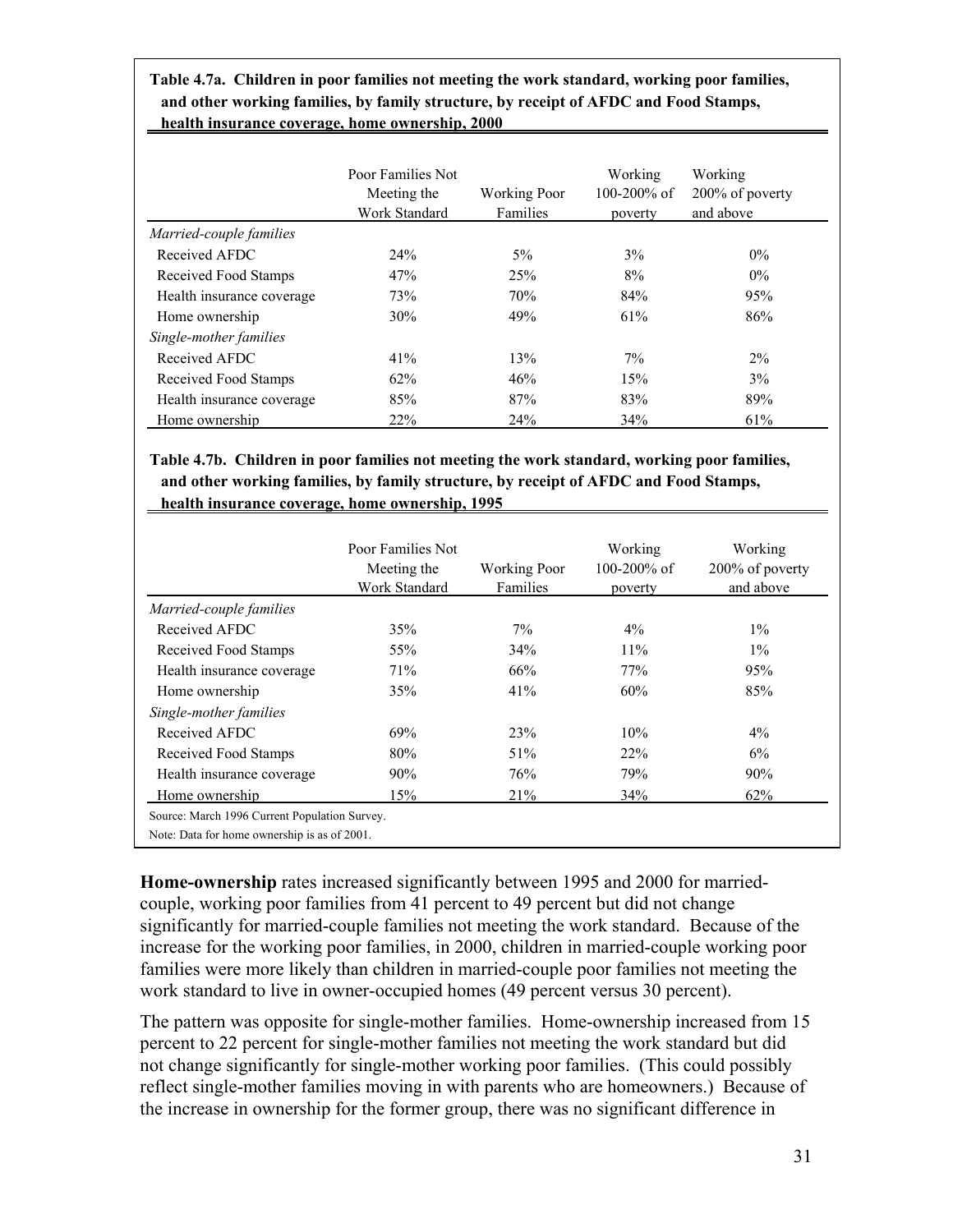**Table 4.7a. Children in poor families not meeting the work standard, working poor families, and other working families, by family structure, by receipt of AFDC and Food Stamps, health insurance coverage, home ownership, 2000**

| | Poor Families Not Meeting the Work Standard | Working Poor Families | Working 100-200% of poverty | Working 200% of poverty and above |
|---|---|---|---|---|
| *Married-couple families* | | | | |
| Received AFDC | 24% | 5% | 3% | 0% |
| Received Food Stamps | 47% | 25% | 8% | 0% |
| Health insurance coverage | 73% | 70% | 84% | 95% |
| Home ownership | 30% | 49% | 61% | 86% |
| *Single-mother families* | | | | |
| Received AFDC | 41% | 13% | 7% | 2% |
| Received Food Stamps | 62% | 46% | 15% | 3% |
| Health insurance coverage | 85% | 87% | 83% | 89% |
| Home ownership | 22% | 24% | 34% | 61% |

**Table 4.7b. Children in poor families not meeting the work standard, working poor families, and other working families, by family structure, by receipt of AFDC and Food Stamps, health insurance coverage, home ownership, 1995**

| | Poor Families Not Meeting the Work Standard | Working Poor Families | Working 100-200% of poverty | Working 200% of poverty and above |
|---|---|---|---|---|
| *Married-couple families* | | | | |
| Received AFDC | 35% | 7% | 4% | 1% |
| Received Food Stamps | 55% | 34% | 11% | 1% |
| Health insurance coverage | 71% | 66% | 77% | 95% |
| Home ownership | 35% | 41% | 60% | 85% |
| *Single-mother families* | | | | |
| Received AFDC | 69% | 23% | 10% | 4% |
| Received Food Stamps | 80% | 51% | 22% | 6% |
| Health insurance coverage | 90% | 76% | 79% | 90% |
| Home ownership | 15% | 21% | 34% | 62% |

Source: March 1996 Current Population Survey.

Note: Data for home ownership is as of 2001.

**Home-ownership** rates increased significantly between 1995 and 2000 for married-couple, working poor families from 41 percent to 49 percent but did not change significantly for married-couple families not meeting the work standard. Because of the increase for the working poor families, in 2000, children in married-couple working poor families were more likely than children in married-couple poor families not meeting the work standard to live in owner-occupied homes (49 percent versus 30 percent).

The pattern was opposite for single-mother families. Home-ownership increased from 15 percent to 22 percent for single-mother families not meeting the work standard but did not change significantly for single-mother working poor families. (This could possibly reflect single-mother families moving in with parents who are homeowners.) Because of the increase in ownership for the former group, there was no significant difference in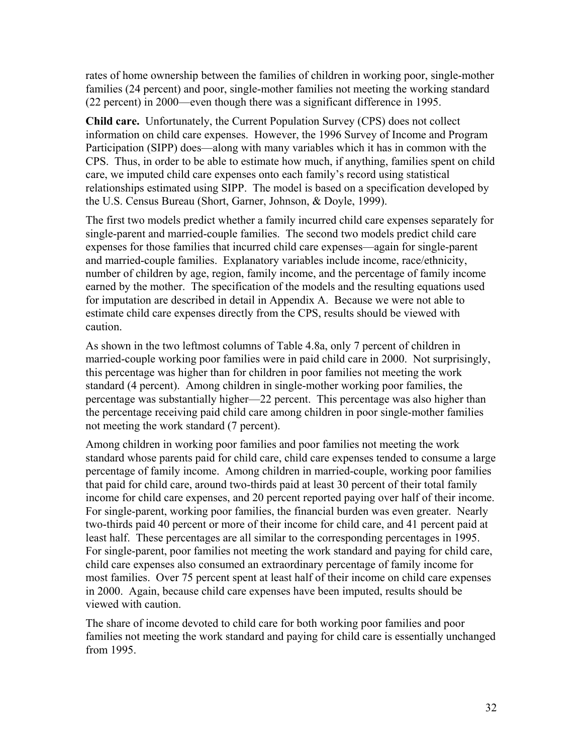rates of home ownership between the families of children in working poor, single-mother families (24 percent) and poor, single-mother families not meeting the working standard (22 percent) in 2000—even though there was a significant difference in 1995.

**Child care.** Unfortunately, the Current Population Survey (CPS) does not collect information on child care expenses. However, the 1996 Survey of Income and Program Participation (SIPP) does—along with many variables which it has in common with the CPS. Thus, in order to be able to estimate how much, if anything, families spent on child care, we imputed child care expenses onto each family's record using statistical relationships estimated using SIPP. The model is based on a specification developed by the U.S. Census Bureau (Short, Garner, Johnson, & Doyle, 1999).

The first two models predict whether a family incurred child care expenses separately for single-parent and married-couple families. The second two models predict child care expenses for those families that incurred child care expenses—again for single-parent and married-couple families. Explanatory variables include income, race/ethnicity, number of children by age, region, family income, and the percentage of family income earned by the mother. The specification of the models and the resulting equations used for imputation are described in detail in Appendix A. Because we were not able to estimate child care expenses directly from the CPS, results should be viewed with caution.

As shown in the two leftmost columns of Table 4.8a, only 7 percent of children in married-couple working poor families were in paid child care in 2000. Not surprisingly, this percentage was higher than for children in poor families not meeting the work standard (4 percent). Among children in single-mother working poor families, the percentage was substantially higher—22 percent. This percentage was also higher than the percentage receiving paid child care among children in poor single-mother families not meeting the work standard (7 percent).

Among children in working poor families and poor families not meeting the work standard whose parents paid for child care, child care expenses tended to consume a large percentage of family income. Among children in married-couple, working poor families that paid for child care, around two-thirds paid at least 30 percent of their total family income for child care expenses, and 20 percent reported paying over half of their income. For single-parent, working poor families, the financial burden was even greater. Nearly two-thirds paid 40 percent or more of their income for child care, and 41 percent paid at least half. These percentages are all similar to the corresponding percentages in 1995. For single-parent, poor families not meeting the work standard and paying for child care, child care expenses also consumed an extraordinary percentage of family income for most families. Over 75 percent spent at least half of their income on child care expenses in 2000. Again, because child care expenses have been imputed, results should be viewed with caution.

The share of income devoted to child care for both working poor families and poor families not meeting the work standard and paying for child care is essentially unchanged from 1995.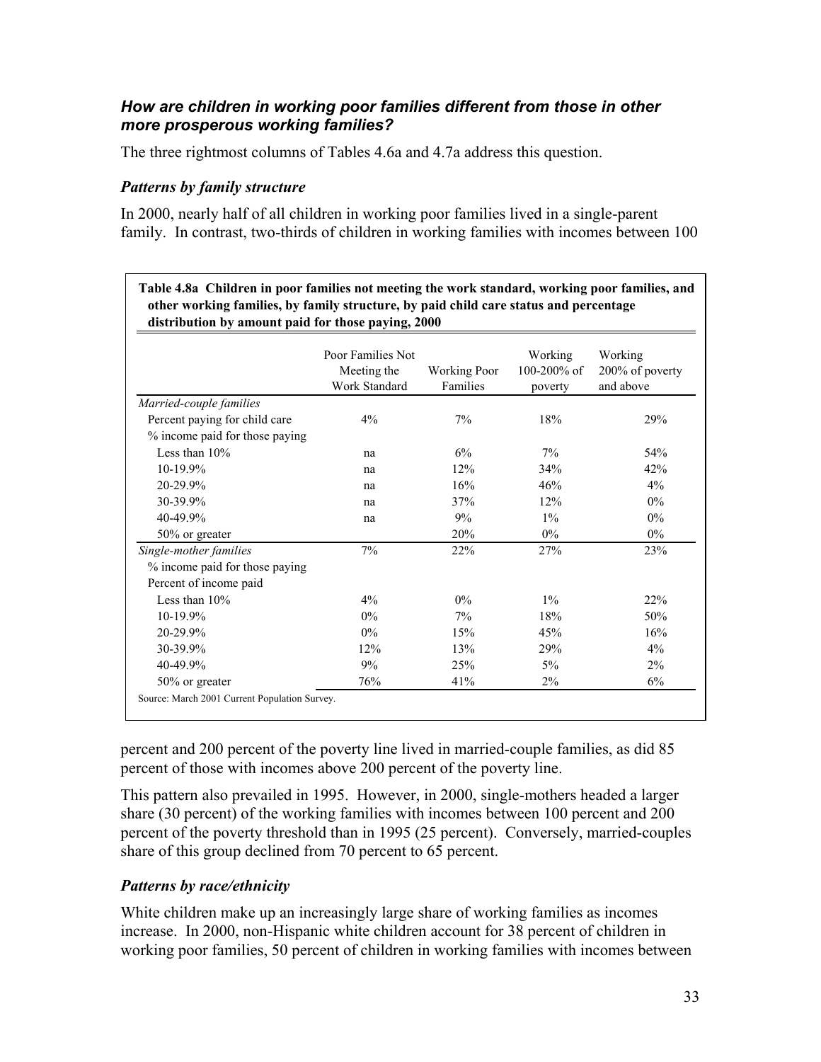### *How are children in working poor families different from those in other more prosperous working families?*

The three rightmost columns of Tables 4.6a and 4.7a address this question.

#### *Patterns by family structure*

In 2000, nearly half of all children in working poor families lived in a single-parent family. In contrast, two-thirds of children in working families with incomes between 100 percent and 200 percent of the poverty line lived in married-couple families, as did 85 percent of those with incomes above 200 percent of the poverty line.

**Table 4.8a Children in poor families not meeting the work standard, working poor families, and other working families, by family structure, by paid child care status and percentage distribution by amount paid for those paying, 2000**

| | Poor Families Not Meeting the Work Standard | Working Poor Families | Working 100-200% of poverty | Working 200% of poverty and above |
|---|---|---|---|---|
| *Married-couple families* | | | | |
| Percent paying for child care | 4% | 7% | 18% | 29% |
| % income paid for those paying | | | | |
| Less than 10% | na | 6% | 7% | 54% |
| 10-19.9% | na | 12% | 34% | 42% |
| 20-29.9% | na | 16% | 46% | 4% |
| 30-39.9% | na | 37% | 12% | 0% |
| 40-49.9% | na | 9% | 1% | 0% |
| 50% or greater | | 20% | 0% | 0% |
| *Single-mother families* | 7% | 22% | 27% | 23% |
| % income paid for those paying | | | | |
| Percent of income paid | | | | |
| Less than 10% | 4% | 0% | 1% | 22% |
| 10-19.9% | 0% | 7% | 18% | 50% |
| 20-29.9% | 0% | 15% | 45% | 16% |
| 30-39.9% | 12% | 13% | 29% | 4% |
| 40-49.9% | 9% | 25% | 5% | 2% |
| 50% or greater | 76% | 41% | 2% | 6% |

Source: March 2001 Current Population Survey.

This pattern also prevailed in 1995. However, in 2000, single-mothers headed a larger share (30 percent) of the working families with incomes between 100 percent and 200 percent of the poverty threshold than in 1995 (25 percent). Conversely, married-couples share of this group declined from 70 percent to 65 percent.

#### *Patterns by race/ethnicity*

White children make up an increasingly large share of working families as incomes increase. In 2000, non-Hispanic white children account for 38 percent of children in working poor families, 50 percent of children in working families with incomes between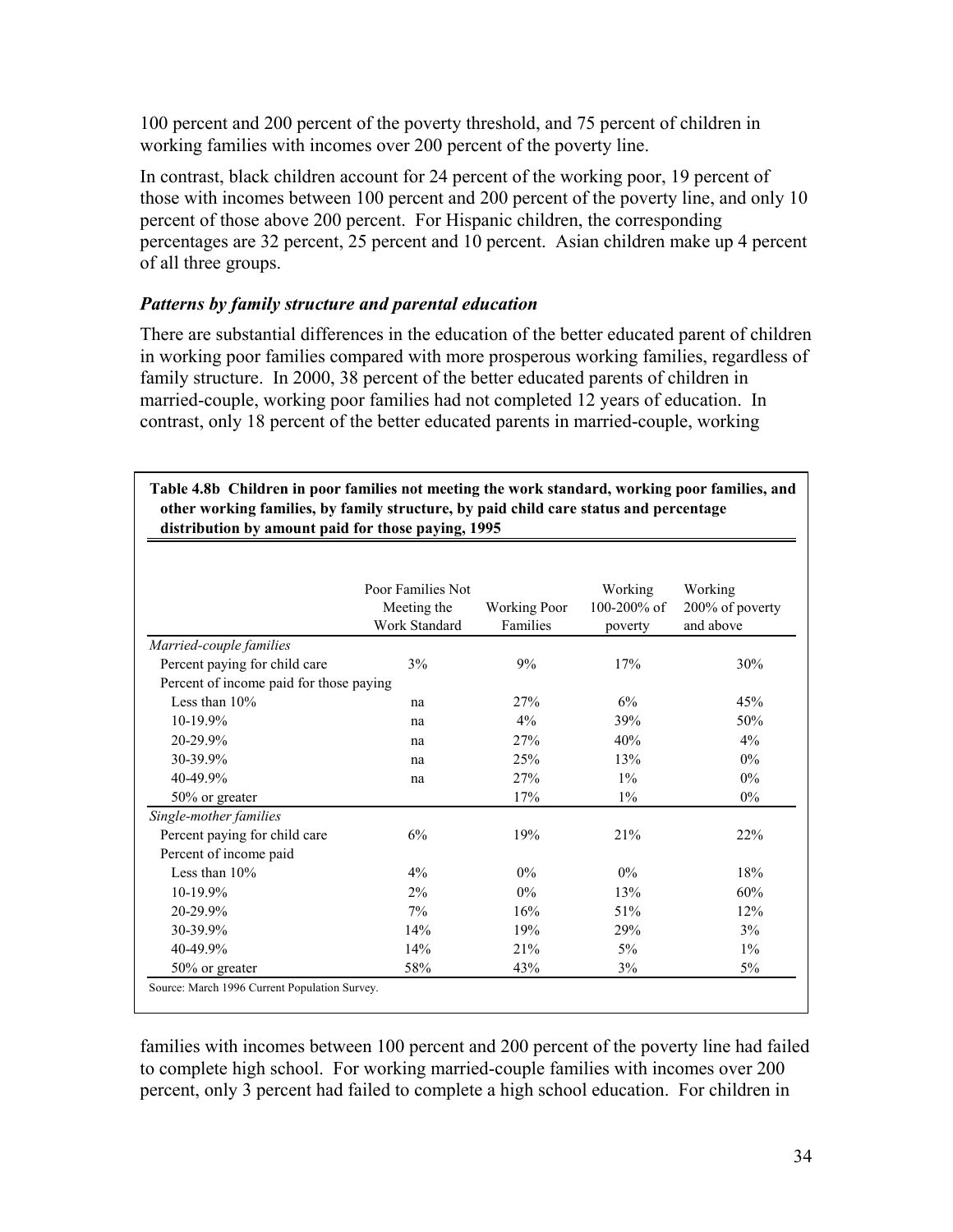100 percent and 200 percent of the poverty threshold, and 75 percent of children in working families with incomes over 200 percent of the poverty line.

In contrast, black children account for 24 percent of the working poor, 19 percent of those with incomes between 100 percent and 200 percent of the poverty line, and only 10 percent of those above 200 percent. For Hispanic children, the corresponding percentages are 32 percent, 25 percent and 10 percent. Asian children make up 4 percent of all three groups.

### *Patterns by family structure and parental education*

There are substantial differences in the education of the better educated parent of children in working poor families compared with more prosperous working families, regardless of family structure. In 2000, 38 percent of the better educated parents of children in married-couple, working poor families had not completed 12 years of education. In contrast, only 18 percent of the better educated parents in married-couple, working

**Table 4.8b Children in poor families not meeting the work standard, working poor families, and other working families, by family structure, by paid child care status and percentage distribution by amount paid for those paying, 1995**

| | Poor Families Not Meeting the Work Standard | Working Poor Families | Working 100-200% of poverty | Working 200% of poverty and above |
|---|---|---|---|---|
| *Married-couple families* | | | | |
| Percent paying for child care | 3% | 9% | 17% | 30% |
| Percent of income paid for those paying | | | | |
| Less than 10% | na | 27% | 6% | 45% |
| 10-19.9% | na | 4% | 39% | 50% |
| 20-29.9% | na | 27% | 40% | 4% |
| 30-39.9% | na | 25% | 13% | 0% |
| 40-49.9% | na | 27% | 1% | 0% |
| 50% or greater | | 17% | 1% | 0% |
| *Single-mother families* | | | | |
| Percent paying for child care | 6% | 19% | 21% | 22% |
| Percent of income paid | | | | |
| Less than 10% | 4% | 0% | 0% | 18% |
| 10-19.9% | 2% | 0% | 13% | 60% |
| 20-29.9% | 7% | 16% | 51% | 12% |
| 30-39.9% | 14% | 19% | 29% | 3% |
| 40-49.9% | 14% | 21% | 5% | 1% |
| 50% or greater | 58% | 43% | 3% | 5% |

Source: March 1996 Current Population Survey.

families with incomes between 100 percent and 200 percent of the poverty line had failed to complete high school. For working married-couple families with incomes over 200 percent, only 3 percent had failed to complete a high school education. For children in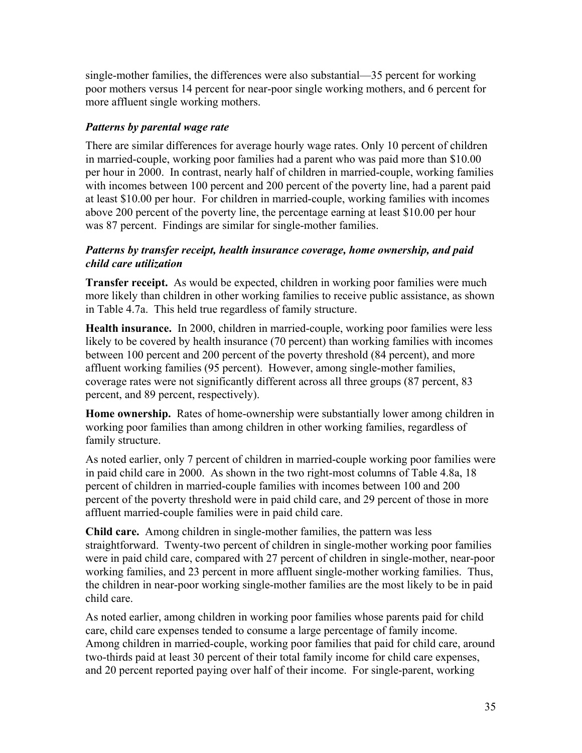single-mother families, the differences were also substantial—35 percent for working poor mothers versus 14 percent for near-poor single working mothers, and 6 percent for more affluent single working mothers.

### *Patterns by parental wage rate*

There are similar differences for average hourly wage rates. Only 10 percent of children in married-couple, working poor families had a parent who was paid more than $10.00 per hour in 2000. In contrast, nearly half of children in married-couple, working families with incomes between 100 percent and 200 percent of the poverty line, had a parent paid at least $10.00 per hour. For children in married-couple, working families with incomes above 200 percent of the poverty line, the percentage earning at least $10.00 per hour was 87 percent. Findings are similar for single-mother families.

### *Patterns by transfer receipt, health insurance coverage, home ownership, and paid child care utilization*

**Transfer receipt.** As would be expected, children in working poor families were much more likely than children in other working families to receive public assistance, as shown in Table 4.7a. This held true regardless of family structure.

**Health insurance.** In 2000, children in married-couple, working poor families were less likely to be covered by health insurance (70 percent) than working families with incomes between 100 percent and 200 percent of the poverty threshold (84 percent), and more affluent working families (95 percent). However, among single-mother families, coverage rates were not significantly different across all three groups (87 percent, 83 percent, and 89 percent, respectively).

**Home ownership.** Rates of home-ownership were substantially lower among children in working poor families than among children in other working families, regardless of family structure.

As noted earlier, only 7 percent of children in married-couple working poor families were in paid child care in 2000. As shown in the two right-most columns of Table 4.8a, 18 percent of children in married-couple families with incomes between 100 and 200 percent of the poverty threshold were in paid child care, and 29 percent of those in more affluent married-couple families were in paid child care.

**Child care.** Among children in single-mother families, the pattern was less straightforward. Twenty-two percent of children in single-mother working poor families were in paid child care, compared with 27 percent of children in single-mother, near-poor working families, and 23 percent in more affluent single-mother working families. Thus, the children in near-poor working single-mother families are the most likely to be in paid child care.

As noted earlier, among children in working poor families whose parents paid for child care, child care expenses tended to consume a large percentage of family income. Among children in married-couple, working poor families that paid for child care, around two-thirds paid at least 30 percent of their total family income for child care expenses, and 20 percent reported paying over half of their income. For single-parent, working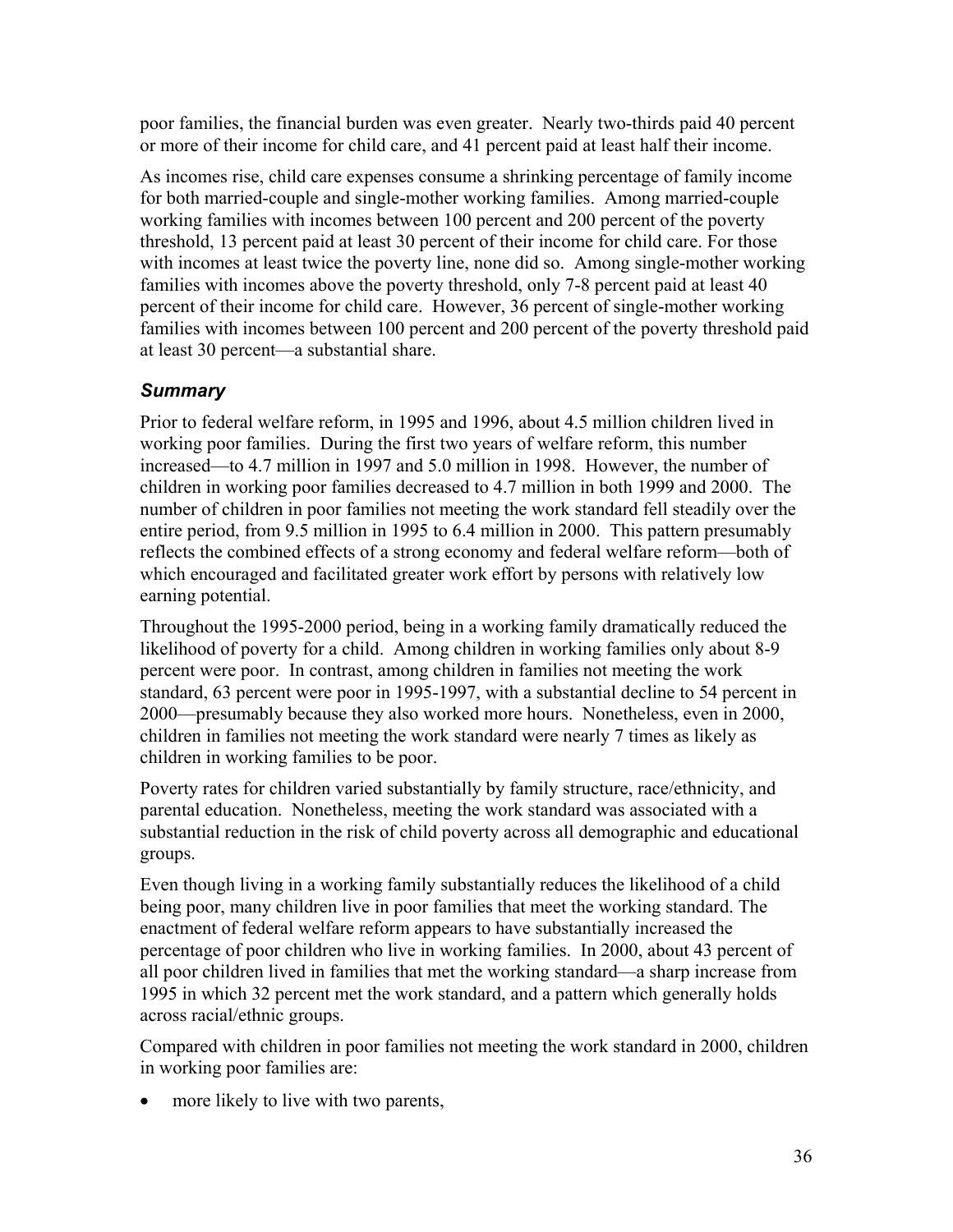poor families, the financial burden was even greater. Nearly two-thirds paid 40 percent or more of their income for child care, and 41 percent paid at least half their income.

As incomes rise, child care expenses consume a shrinking percentage of family income for both married-couple and single-mother working families. Among married-couple working families with incomes between 100 percent and 200 percent of the poverty threshold, 13 percent paid at least 30 percent of their income for child care. For those with incomes at least twice the poverty line, none did so. Among single-mother working families with incomes above the poverty threshold, only 7-8 percent paid at least 40 percent of their income for child care. However, 36 percent of single-mother working families with incomes between 100 percent and 200 percent of the poverty threshold paid at least 30 percent—a substantial share.

### *Summary*

Prior to federal welfare reform, in 1995 and 1996, about 4.5 million children lived in working poor families. During the first two years of welfare reform, this number increased—to 4.7 million in 1997 and 5.0 million in 1998. However, the number of children in working poor families decreased to 4.7 million in both 1999 and 2000. The number of children in poor families not meeting the work standard fell steadily over the entire period, from 9.5 million in 1995 to 6.4 million in 2000. This pattern presumably reflects the combined effects of a strong economy and federal welfare reform—both of which encouraged and facilitated greater work effort by persons with relatively low earning potential.

Throughout the 1995-2000 period, being in a working family dramatically reduced the likelihood of poverty for a child. Among children in working families only about 8-9 percent were poor. In contrast, among children in families not meeting the work standard, 63 percent were poor in 1995-1997, with a substantial decline to 54 percent in 2000—presumably because they also worked more hours. Nonetheless, even in 2000, children in families not meeting the work standard were nearly 7 times as likely as children in working families to be poor.

Poverty rates for children varied substantially by family structure, race/ethnicity, and parental education. Nonetheless, meeting the work standard was associated with a substantial reduction in the risk of child poverty across all demographic and educational groups.

Even though living in a working family substantially reduces the likelihood of a child being poor, many children live in poor families that meet the working standard. The enactment of federal welfare reform appears to have substantially increased the percentage of poor children who live in working families. In 2000, about 43 percent of all poor children lived in families that met the working standard—a sharp increase from 1995 in which 32 percent met the work standard, and a pattern which generally holds across racial/ethnic groups.

Compared with children in poor families not meeting the work standard in 2000, children in working poor families are:

- more likely to live with two parents,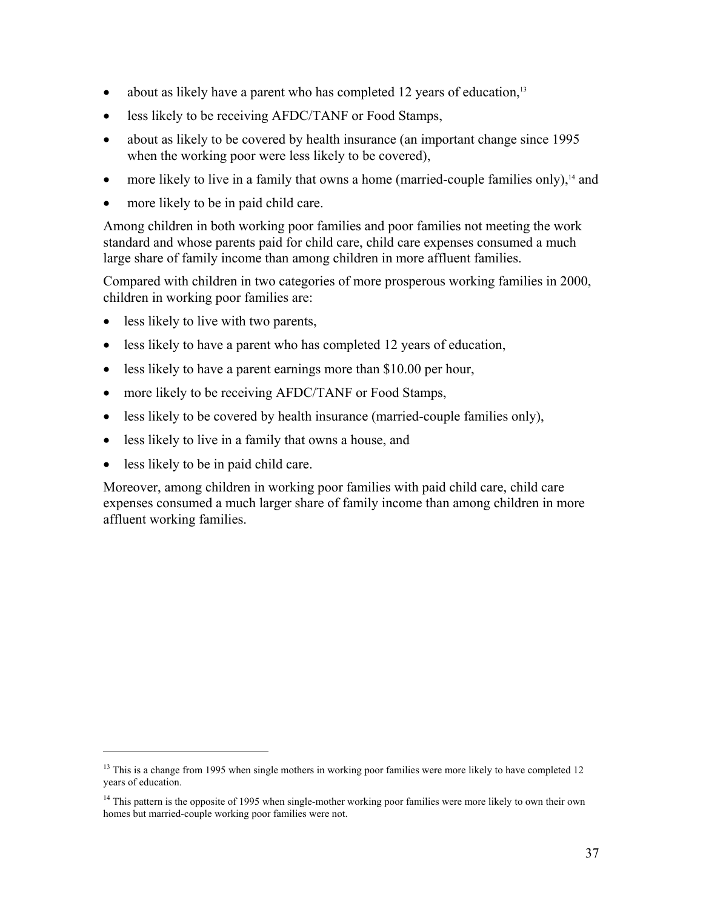- about as likely have a parent who has completed 12 years of education,[13]
- less likely to be receiving AFDC/TANF or Food Stamps,
- about as likely to be covered by health insurance (an important change since 1995 when the working poor were less likely to be covered),
- more likely to live in a family that owns a home (married-couple families only),[14] and
- more likely to be in paid child care.

Among children in both working poor families and poor families not meeting the work standard and whose parents paid for child care, child care expenses consumed a much large share of family income than among children in more affluent families.

Compared with children in two categories of more prosperous working families in 2000, children in working poor families are:

- less likely to live with two parents,
- less likely to have a parent who has completed 12 years of education,
- less likely to have a parent earnings more than $10.00 per hour,
- more likely to be receiving AFDC/TANF or Food Stamps,
- less likely to be covered by health insurance (married-couple families only),
- less likely to live in a family that owns a house, and
- less likely to be in paid child care.

Moreover, among children in working poor families with paid child care, child care expenses consumed a much larger share of family income than among children in more affluent working families.

---

[13] This is a change from 1995 when single mothers in working poor families were more likely to have completed 12 years of education.

[14] This pattern is the opposite of 1995 when single-mother working poor families were more likely to own their own homes but married-couple working poor families were not.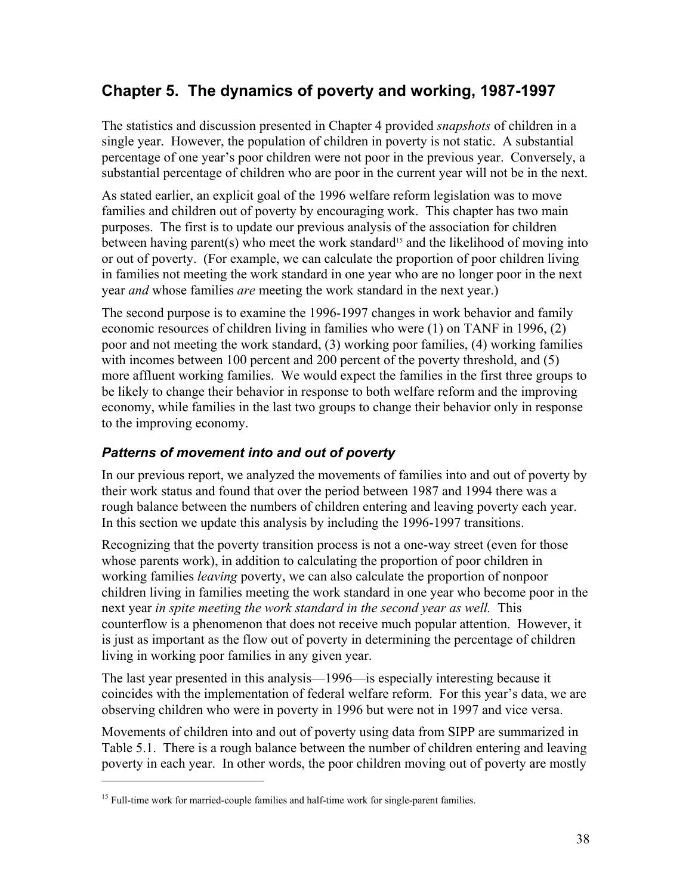## Chapter 5. The dynamics of poverty and working, 1987-1997

The statistics and discussion presented in Chapter 4 provided *snapshots* of children in a single year. However, the population of children in poverty is not static. A substantial percentage of one year's poor children were not poor in the previous year. Conversely, a substantial percentage of children who are poor in the current year will not be in the next.

As stated earlier, an explicit goal of the 1996 welfare reform legislation was to move families and children out of poverty by encouraging work. This chapter has two main purposes. The first is to update our previous analysis of the association for children between having parent(s) who meet the work standard[15] and the likelihood of moving into or out of poverty. (For example, we can calculate the proportion of poor children living in families not meeting the work standard in one year who are no longer poor in the next year *and* whose families *are* meeting the work standard in the next year.)

The second purpose is to examine the 1996-1997 changes in work behavior and family economic resources of children living in families who were (1) on TANF in 1996, (2) poor and not meeting the work standard, (3) working poor families, (4) working families with incomes between 100 percent and 200 percent of the poverty threshold, and (5) more affluent working families. We would expect the families in the first three groups to be likely to change their behavior in response to both welfare reform and the improving economy, while families in the last two groups to change their behavior only in response to the improving economy.

### *Patterns of movement into and out of poverty*

In our previous report, we analyzed the movements of families into and out of poverty by their work status and found that over the period between 1987 and 1994 there was a rough balance between the numbers of children entering and leaving poverty each year. In this section we update this analysis by including the 1996-1997 transitions.

Recognizing that the poverty transition process is not a one-way street (even for those whose parents work), in addition to calculating the proportion of poor children in working families *leaving* poverty, we can also calculate the proportion of nonpoor children living in families meeting the work standard in one year who become poor in the next year *in spite meeting the work standard in the second year as well.* This counterflow is a phenomenon that does not receive much popular attention. However, it is just as important as the flow out of poverty in determining the percentage of children living in working poor families in any given year.

The last year presented in this analysis—1996—is especially interesting because it coincides with the implementation of federal welfare reform. For this year's data, we are observing children who were in poverty in 1996 but were not in 1997 and vice versa.

Movements of children into and out of poverty using data from SIPP are summarized in Table 5.1. There is a rough balance between the number of children entering and leaving poverty in each year. In other words, the poor children moving out of poverty are mostly

[15] Full-time work for married-couple families and half-time work for single-parent families.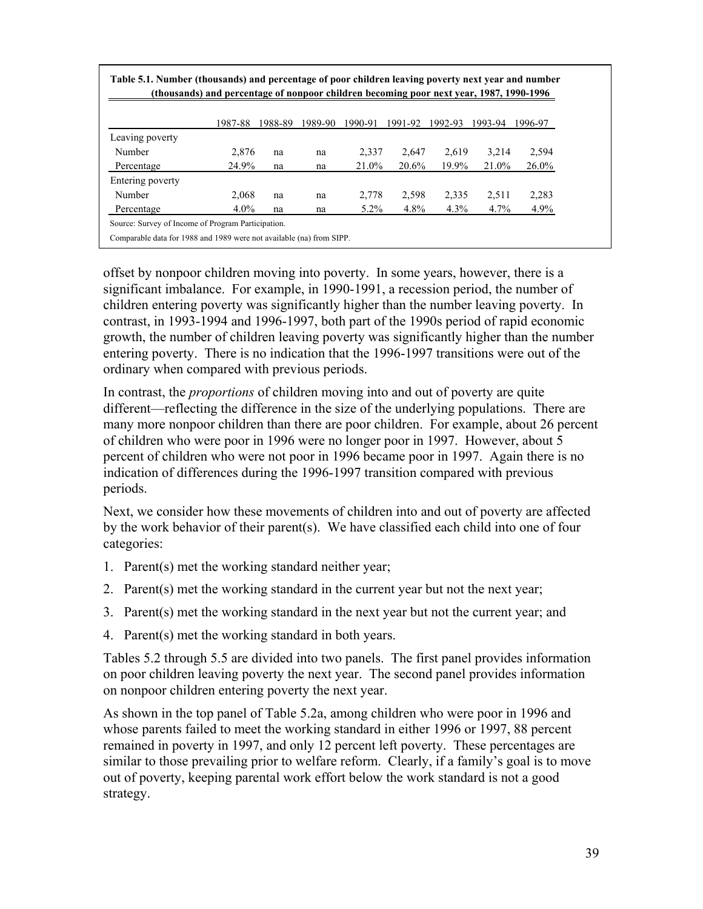**Table 5.1. Number (thousands) and percentage of poor children leaving poverty next year and number (thousands) and percentage of nonpoor children becoming poor next year, 1987, 1990-1996**

| | 1987-88 | 1988-89 | 1989-90 | 1990-91 | 1991-92 | 1992-93 | 1993-94 | 1996-97 |
|---|---|---|---|---|---|---|---|---|
| Leaving poverty | | | | | | | | |
| Number | 2,876 | na | na | 2,337 | 2,647 | 2,619 | 3,214 | 2,594 |
| Percentage | 24.9% | na | na | 21.0% | 20.6% | 19.9% | 21.0% | 26.0% |
| Entering poverty | | | | | | | | |
| Number | 2,068 | na | na | 2,778 | 2,598 | 2,335 | 2,511 | 2,283 |
| Percentage | 4.0% | na | na | 5.2% | 4.8% | 4.3% | 4.7% | 4.9% |

Source: Survey of Income of Program Participation.

Comparable data for 1988 and 1989 were not available (na) from SIPP.

offset by nonpoor children moving into poverty. In some years, however, there is a significant imbalance. For example, in 1990-1991, a recession period, the number of children entering poverty was significantly higher than the number leaving poverty. In contrast, in 1993-1994 and 1996-1997, both part of the 1990s period of rapid economic growth, the number of children leaving poverty was significantly higher than the number entering poverty. There is no indication that the 1996-1997 transitions were out of the ordinary when compared with previous periods.

In contrast, the *proportions* of children moving into and out of poverty are quite different—reflecting the difference in the size of the underlying populations. There are many more nonpoor children than there are poor children. For example, about 26 percent of children who were poor in 1996 were no longer poor in 1997. However, about 5 percent of children who were not poor in 1996 became poor in 1997. Again there is no indication of differences during the 1996-1997 transition compared with previous periods.

Next, we consider how these movements of children into and out of poverty are affected by the work behavior of their parent(s). We have classified each child into one of four categories:

1. Parent(s) met the working standard neither year;
2. Parent(s) met the working standard in the current year but not the next year;
3. Parent(s) met the working standard in the next year but not the current year; and
4. Parent(s) met the working standard in both years.

Tables 5.2 through 5.5 are divided into two panels. The first panel provides information on poor children leaving poverty the next year. The second panel provides information on nonpoor children entering poverty the next year.

As shown in the top panel of Table 5.2a, among children who were poor in 1996 and whose parents failed to meet the working standard in either 1996 or 1997, 88 percent remained in poverty in 1997, and only 12 percent left poverty. These percentages are similar to those prevailing prior to welfare reform. Clearly, if a family's goal is to move out of poverty, keeping parental work effort below the work standard is not a good strategy.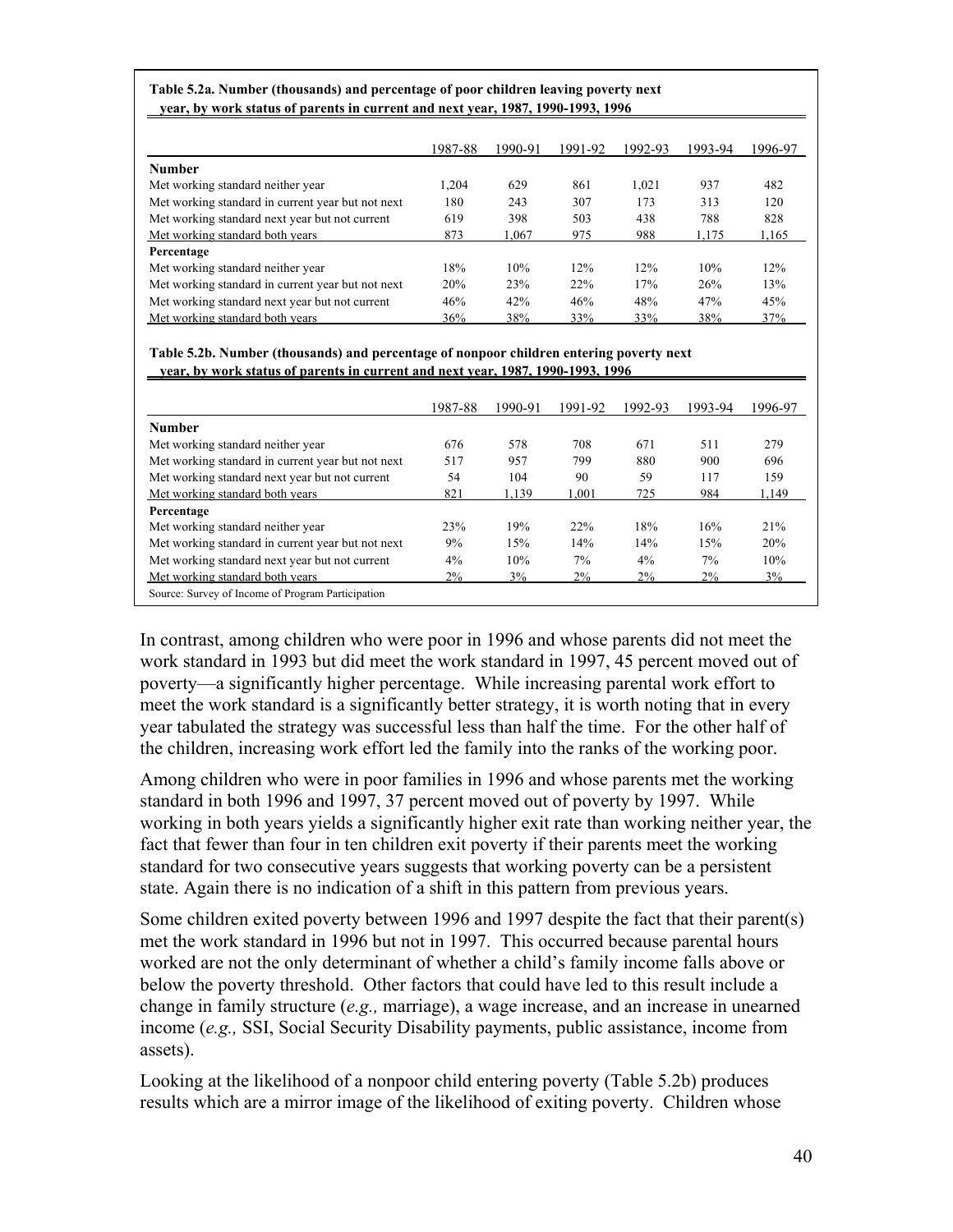**Table 5.2a. Number (thousands) and percentage of poor children leaving poverty next year, by work status of parents in current and next year, 1987, 1990-1993, 1996**

| | 1987-88 | 1990-91 | 1991-92 | 1992-93 | 1993-94 | 1996-97 |
|---|---|---|---|---|---|---|
| **Number** | | | | | | |
| Met working standard neither year | 1,204 | 629 | 861 | 1,021 | 937 | 482 |
| Met working standard in current year but not next | 180 | 243 | 307 | 173 | 313 | 120 |
| Met working standard next year but not current | 619 | 398 | 503 | 438 | 788 | 828 |
| Met working standard both years | 873 | 1,067 | 975 | 988 | 1,175 | 1,165 |
| **Percentage** | | | | | | |
| Met working standard neither year | 18% | 10% | 12% | 12% | 10% | 12% |
| Met working standard in current year but not next | 20% | 23% | 22% | 17% | 26% | 13% |
| Met working standard next year but not current | 46% | 42% | 46% | 48% | 47% | 45% |
| Met working standard both years | 36% | 38% | 33% | 33% | 38% | 37% |

**Table 5.2b. Number (thousands) and percentage of nonpoor children entering poverty next year, by work status of parents in current and next year, 1987, 1990-1993, 1996**

| | 1987-88 | 1990-91 | 1991-92 | 1992-93 | 1993-94 | 1996-97 |
|---|---|---|---|---|---|---|
| **Number** | | | | | | |
| Met working standard neither year | 676 | 578 | 708 | 671 | 511 | 279 |
| Met working standard in current year but not next | 517 | 957 | 799 | 880 | 900 | 696 |
| Met working standard next year but not current | 54 | 104 | 90 | 59 | 117 | 159 |
| Met working standard both years | 821 | 1,139 | 1,001 | 725 | 984 | 1,149 |
| **Percentage** | | | | | | |
| Met working standard neither year | 23% | 19% | 22% | 18% | 16% | 21% |
| Met working standard in current year but not next | 9% | 15% | 14% | 14% | 15% | 20% |
| Met working standard next year but not current | 4% | 10% | 7% | 4% | 7% | 10% |
| Met working standard both years | 2% | 3% | 2% | 2% | 2% | 3% |

Source: Survey of Income of Program Participation

In contrast, among children who were poor in 1996 and whose parents did not meet the work standard in 1993 but did meet the work standard in 1997, 45 percent moved out of poverty—a significantly higher percentage. While increasing parental work effort to meet the work standard is a significantly better strategy, it is worth noting that in every year tabulated the strategy was successful less than half the time. For the other half of the children, increasing work effort led the family into the ranks of the working poor.

Among children who were in poor families in 1996 and whose parents met the working standard in both 1996 and 1997, 37 percent moved out of poverty by 1997. While working in both years yields a significantly higher exit rate than working neither year, the fact that fewer than four in ten children exit poverty if their parents meet the working standard for two consecutive years suggests that working poverty can be a persistent state. Again there is no indication of a shift in this pattern from previous years.

Some children exited poverty between 1996 and 1997 despite the fact that their parent(s) met the work standard in 1996 but not in 1997. This occurred because parental hours worked are not the only determinant of whether a child's family income falls above or below the poverty threshold. Other factors that could have led to this result include a change in family structure (*e.g.,* marriage), a wage increase, and an increase in unearned income (*e.g.,* SSI, Social Security Disability payments, public assistance, income from assets).

Looking at the likelihood of a nonpoor child entering poverty (Table 5.2b) produces results which are a mirror image of the likelihood of exiting poverty. Children whose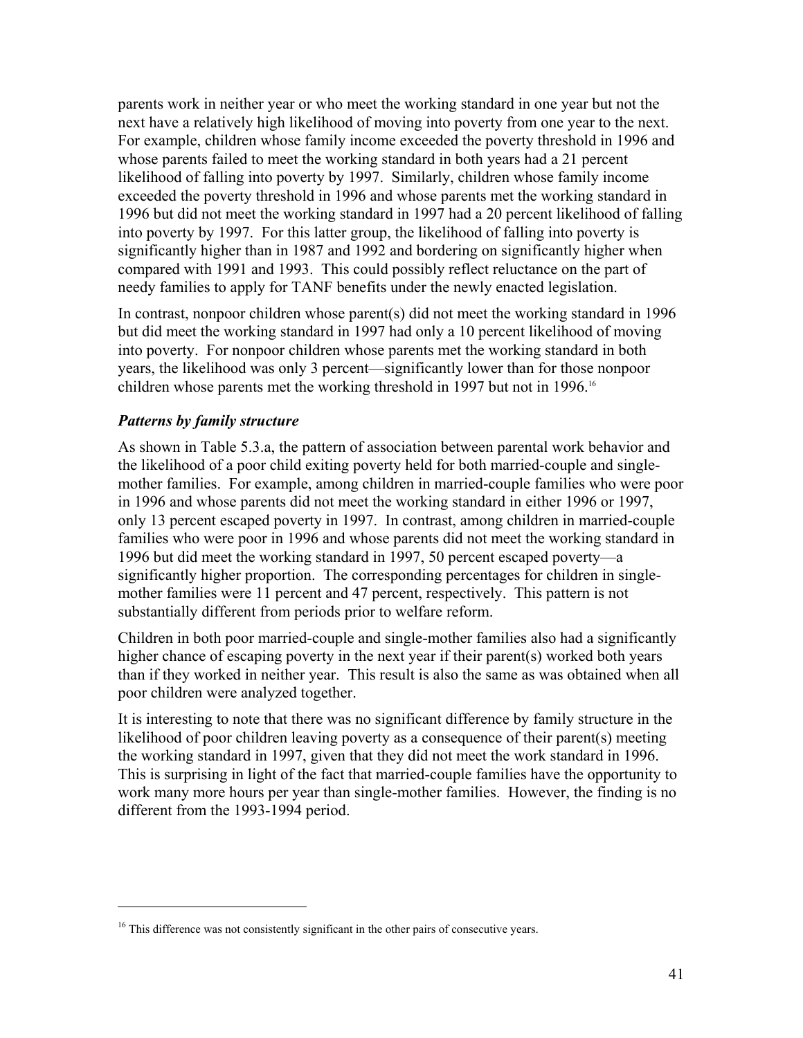parents work in neither year or who meet the working standard in one year but not the next have a relatively high likelihood of moving into poverty from one year to the next. For example, children whose family income exceeded the poverty threshold in 1996 and whose parents failed to meet the working standard in both years had a 21 percent likelihood of falling into poverty by 1997. Similarly, children whose family income exceeded the poverty threshold in 1996 and whose parents met the working standard in 1996 but did not meet the working standard in 1997 had a 20 percent likelihood of falling into poverty by 1997. For this latter group, the likelihood of falling into poverty is significantly higher than in 1987 and 1992 and bordering on significantly higher when compared with 1991 and 1993. This could possibly reflect reluctance on the part of needy families to apply for TANF benefits under the newly enacted legislation.

In contrast, nonpoor children whose parent(s) did not meet the working standard in 1996 but did meet the working standard in 1997 had only a 10 percent likelihood of moving into poverty. For nonpoor children whose parents met the working standard in both years, the likelihood was only 3 percent—significantly lower than for those nonpoor children whose parents met the working threshold in 1997 but not in 1996.[16]

### *Patterns by family structure*

As shown in Table 5.3.a, the pattern of association between parental work behavior and the likelihood of a poor child exiting poverty held for both married-couple and single-mother families. For example, among children in married-couple families who were poor in 1996 and whose parents did not meet the working standard in either 1996 or 1997, only 13 percent escaped poverty in 1997. In contrast, among children in married-couple families who were poor in 1996 and whose parents did not meet the working standard in 1996 but did meet the working standard in 1997, 50 percent escaped poverty—a significantly higher proportion. The corresponding percentages for children in single-mother families were 11 percent and 47 percent, respectively. This pattern is not substantially different from periods prior to welfare reform.

Children in both poor married-couple and single-mother families also had a significantly higher chance of escaping poverty in the next year if their parent(s) worked both years than if they worked in neither year. This result is also the same as was obtained when all poor children were analyzed together.

It is interesting to note that there was no significant difference by family structure in the likelihood of poor children leaving poverty as a consequence of their parent(s) meeting the working standard in 1997, given that they did not meet the work standard in 1996. This is surprising in light of the fact that married-couple families have the opportunity to work many more hours per year than single-mother families. However, the finding is no different from the 1993-1994 period.

---

[16] This difference was not consistently significant in the other pairs of consecutive years.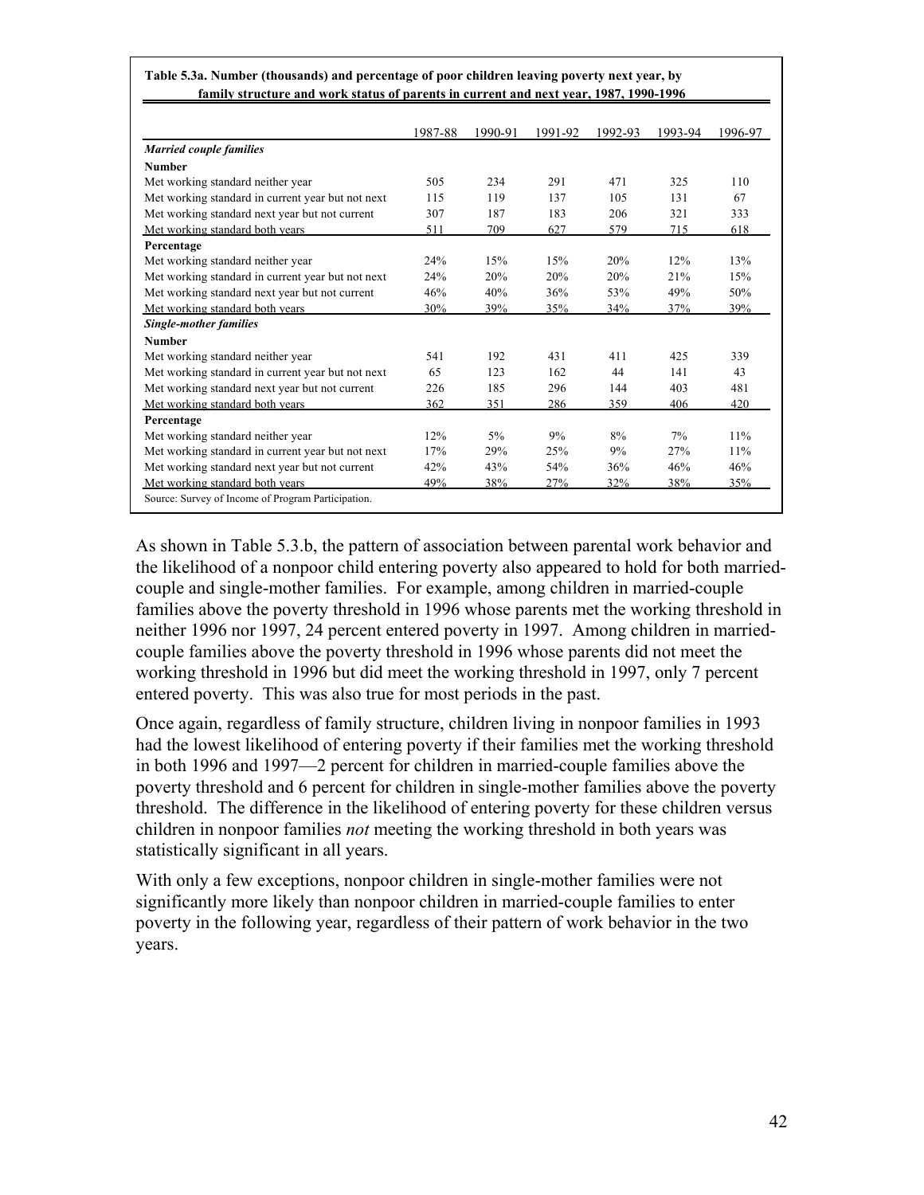**Table 5.3a. Number (thousands) and percentage of poor children leaving poverty next year, by family structure and work status of parents in current and next year, 1987, 1990-1996**

| | 1987-88 | 1990-91 | 1991-92 | 1992-93 | 1993-94 | 1996-97 |
|---|---|---|---|---|---|---|
| ***Married couple families*** | | | | | | |
| **Number** | | | | | | |
| Met working standard neither year | 505 | 234 | 291 | 471 | 325 | 110 |
| Met working standard in current year but not next | 115 | 119 | 137 | 105 | 131 | 67 |
| Met working standard next year but not current | 307 | 187 | 183 | 206 | 321 | 333 |
| Met working standard both years | 511 | 709 | 627 | 579 | 715 | 618 |
| **Percentage** | | | | | | |
| Met working standard neither year | 24% | 15% | 15% | 20% | 12% | 13% |
| Met working standard in current year but not next | 24% | 20% | 20% | 20% | 21% | 15% |
| Met working standard next year but not current | 46% | 40% | 36% | 53% | 49% | 50% |
| Met working standard both years | 30% | 39% | 35% | 34% | 37% | 39% |
| ***Single-mother families*** | | | | | | |
| **Number** | | | | | | |
| Met working standard neither year | 541 | 192 | 431 | 411 | 425 | 339 |
| Met working standard in current year but not next | 65 | 123 | 162 | 44 | 141 | 43 |
| Met working standard next year but not current | 226 | 185 | 296 | 144 | 403 | 481 |
| Met working standard both years | 362 | 351 | 286 | 359 | 406 | 420 |
| **Percentage** | | | | | | |
| Met working standard neither year | 12% | 5% | 9% | 8% | 7% | 11% |
| Met working standard in current year but not next | 17% | 29% | 25% | 9% | 27% | 11% |
| Met working standard next year but not current | 42% | 43% | 54% | 36% | 46% | 46% |
| Met working standard both years | 49% | 38% | 27% | 32% | 38% | 35% |

Source: Survey of Income of Program Participation.

As shown in Table 5.3.b, the pattern of association between parental work behavior and the likelihood of a nonpoor child entering poverty also appeared to hold for both married-couple and single-mother families. For example, among children in married-couple families above the poverty threshold in 1996 whose parents met the working threshold in neither 1996 nor 1997, 24 percent entered poverty in 1997. Among children in married-couple families above the poverty threshold in 1996 whose parents did not meet the working threshold in 1996 but did meet the working threshold in 1997, only 7 percent entered poverty. This was also true for most periods in the past.

Once again, regardless of family structure, children living in nonpoor families in 1993 had the lowest likelihood of entering poverty if their families met the working threshold in both 1996 and 1997—2 percent for children in married-couple families above the poverty threshold and 6 percent for children in single-mother families above the poverty threshold. The difference in the likelihood of entering poverty for these children versus children in nonpoor families *not* meeting the working threshold in both years was statistically significant in all years.

With only a few exceptions, nonpoor children in single-mother families were not significantly more likely than nonpoor children in married-couple families to enter poverty in the following year, regardless of their pattern of work behavior in the two years.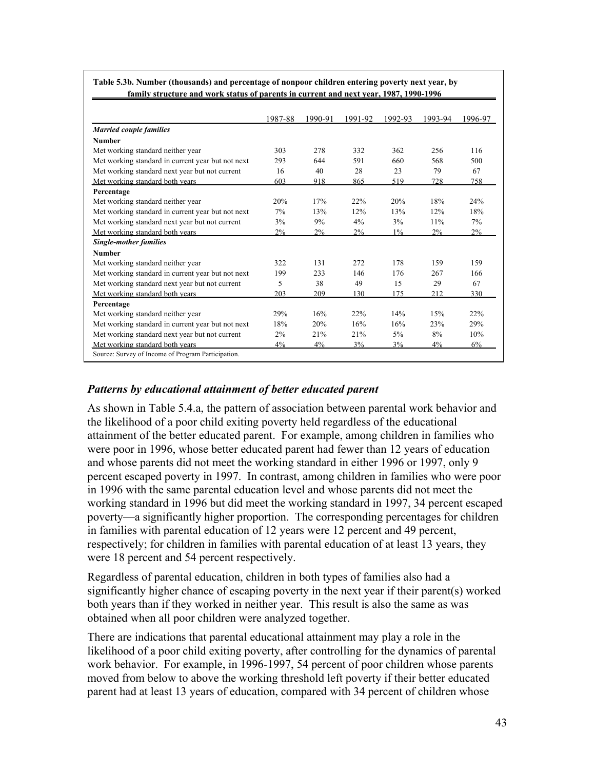**Table 5.3b. Number (thousands) and percentage of nonpoor children entering poverty next year, by family structure and work status of parents in current and next year, 1987, 1990-1996**

| | 1987-88 | 1990-91 | 1991-92 | 1992-93 | 1993-94 | 1996-97 |
|---|---|---|---|---|---|---|
| ***Married couple families*** | | | | | | |
| **Number** | | | | | | |
| Met working standard neither year | 303 | 278 | 332 | 362 | 256 | 116 |
| Met working standard in current year but not next | 293 | 644 | 591 | 660 | 568 | 500 |
| Met working standard next year but not current | 16 | 40 | 28 | 23 | 79 | 67 |
| Met working standard both years | 603 | 918 | 865 | 519 | 728 | 758 |
| **Percentage** | | | | | | |
| Met working standard neither year | 20% | 17% | 22% | 20% | 18% | 24% |
| Met working standard in current year but not next | 7% | 13% | 12% | 13% | 12% | 18% |
| Met working standard next year but not current | 3% | 9% | 4% | 3% | 11% | 7% |
| Met working standard both years | 2% | 2% | 2% | 1% | 2% | 2% |
| ***Single-mother families*** | | | | | | |
| **Number** | | | | | | |
| Met working standard neither year | 322 | 131 | 272 | 178 | 159 | 159 |
| Met working standard in current year but not next | 199 | 233 | 146 | 176 | 267 | 166 |
| Met working standard next year but not current | 5 | 38 | 49 | 15 | 29 | 67 |
| Met working standard both years | 203 | 209 | 130 | 175 | 212 | 330 |
| **Percentage** | | | | | | |
| Met working standard neither year | 29% | 16% | 22% | 14% | 15% | 22% |
| Met working standard in current year but not next | 18% | 20% | 16% | 16% | 23% | 29% |
| Met working standard next year but not current | 2% | 21% | 21% | 5% | 8% | 10% |
| Met working standard both years | 4% | 4% | 3% | 3% | 4% | 6% |

Source: Survey of Income of Program Participation.

### *Patterns by educational attainment of better educated parent*

As shown in Table 5.4.a, the pattern of association between parental work behavior and the likelihood of a poor child exiting poverty held regardless of the educational attainment of the better educated parent. For example, among children in families who were poor in 1996, whose better educated parent had fewer than 12 years of education and whose parents did not meet the working standard in either 1996 or 1997, only 9 percent escaped poverty in 1997. In contrast, among children in families who were poor in 1996 with the same parental education level and whose parents did not meet the working standard in 1996 but did meet the working standard in 1997, 34 percent escaped poverty—a significantly higher proportion. The corresponding percentages for children in families with parental education of 12 years were 12 percent and 49 percent, respectively; for children in families with parental education of at least 13 years, they were 18 percent and 54 percent respectively.

Regardless of parental education, children in both types of families also had a significantly higher chance of escaping poverty in the next year if their parent(s) worked both years than if they worked in neither year. This result is also the same as was obtained when all poor children were analyzed together.

There are indications that parental educational attainment may play a role in the likelihood of a poor child exiting poverty, after controlling for the dynamics of parental work behavior. For example, in 1996-1997, 54 percent of poor children whose parents moved from below to above the working threshold left poverty if their better educated parent had at least 13 years of education, compared with 34 percent of children whose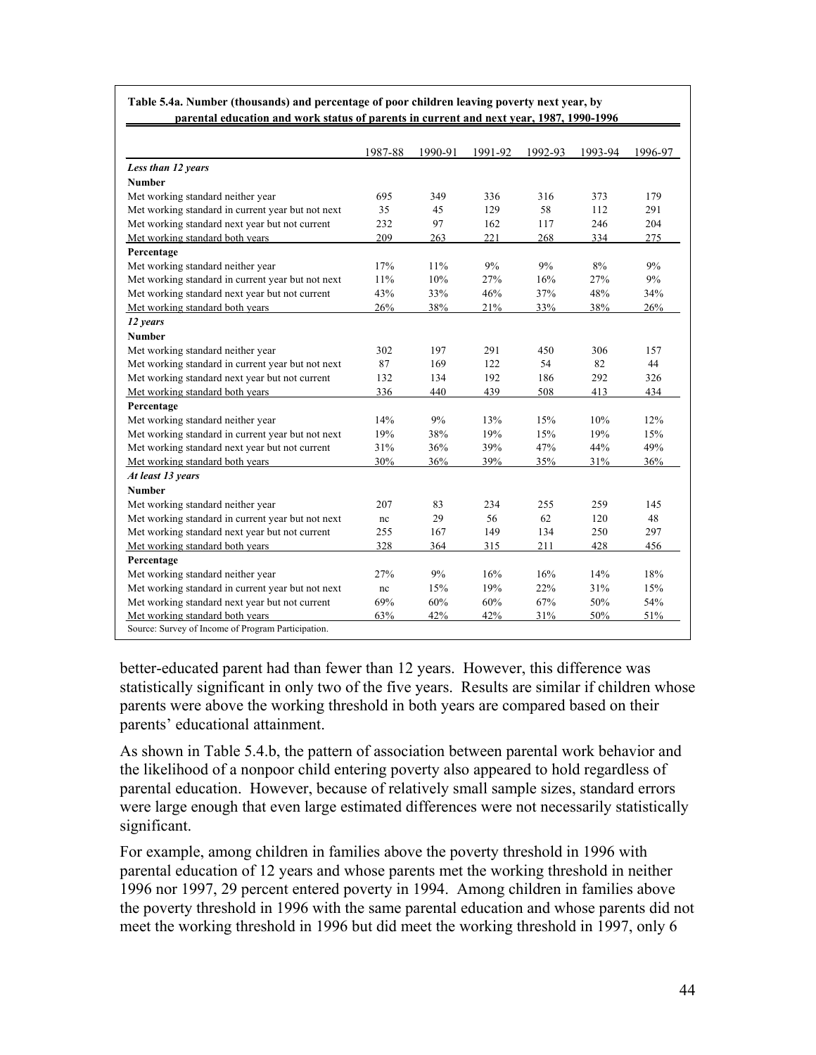**Table 5.4a. Number (thousands) and percentage of poor children leaving poverty next year, by parental education and work status of parents in current and next year, 1987, 1990-1996**

| | 1987-88 | 1990-91 | 1991-92 | 1992-93 | 1993-94 | 1996-97 |
|---|---|---|---|---|---|---|
| ***Less than 12 years*** | | | | | | |
| **Number** | | | | | | |
| Met working standard neither year | 695 | 349 | 336 | 316 | 373 | 179 |
| Met working standard in current year but not next | 35 | 45 | 129 | 58 | 112 | 291 |
| Met working standard next year but not current | 232 | 97 | 162 | 117 | 246 | 204 |
| Met working standard both years | 209 | 263 | 221 | 268 | 334 | 275 |
| **Percentage** | | | | | | |
| Met working standard neither year | 17% | 11% | 9% | 9% | 8% | 9% |
| Met working standard in current year but not next | 11% | 10% | 27% | 16% | 27% | 9% |
| Met working standard next year but not current | 43% | 33% | 46% | 37% | 48% | 34% |
| Met working standard both years | 26% | 38% | 21% | 33% | 38% | 26% |
| ***12 years*** | | | | | | |
| **Number** | | | | | | |
| Met working standard neither year | 302 | 197 | 291 | 450 | 306 | 157 |
| Met working standard in current year but not next | 87 | 169 | 122 | 54 | 82 | 44 |
| Met working standard next year but not current | 132 | 134 | 192 | 186 | 292 | 326 |
| Met working standard both years | 336 | 440 | 439 | 508 | 413 | 434 |
| **Percentage** | | | | | | |
| Met working standard neither year | 14% | 9% | 13% | 15% | 10% | 12% |
| Met working standard in current year but not next | 19% | 38% | 19% | 15% | 19% | 15% |
| Met working standard next year but not current | 31% | 36% | 39% | 47% | 44% | 49% |
| Met working standard both years | 30% | 36% | 39% | 35% | 31% | 36% |
| ***At least 13 years*** | | | | | | |
| **Number** | | | | | | |
| Met working standard neither year | 207 | 83 | 234 | 255 | 259 | 145 |
| Met working standard in current year but not next | nc | 29 | 56 | 62 | 120 | 48 |
| Met working standard next year but not current | 255 | 167 | 149 | 134 | 250 | 297 |
| Met working standard both years | 328 | 364 | 315 | 211 | 428 | 456 |
| **Percentage** | | | | | | |
| Met working standard neither year | 27% | 9% | 16% | 16% | 14% | 18% |
| Met working standard in current year but not next | nc | 15% | 19% | 22% | 31% | 15% |
| Met working standard next year but not current | 69% | 60% | 60% | 67% | 50% | 54% |
| Met working standard both years | 63% | 42% | 42% | 31% | 50% | 51% |

Source: Survey of Income of Program Participation.

better-educated parent had than fewer than 12 years. However, this difference was statistically significant in only two of the five years. Results are similar if children whose parents were above the working threshold in both years are compared based on their parents' educational attainment.

As shown in Table 5.4.b, the pattern of association between parental work behavior and the likelihood of a nonpoor child entering poverty also appeared to hold regardless of parental education. However, because of relatively small sample sizes, standard errors were large enough that even large estimated differences were not necessarily statistically significant.

For example, among children in families above the poverty threshold in 1996 with parental education of 12 years and whose parents met the working threshold in neither 1996 nor 1997, 29 percent entered poverty in 1994. Among children in families above the poverty threshold in 1996 with the same parental education and whose parents did not meet the working threshold in 1996 but did meet the working threshold in 1997, only 6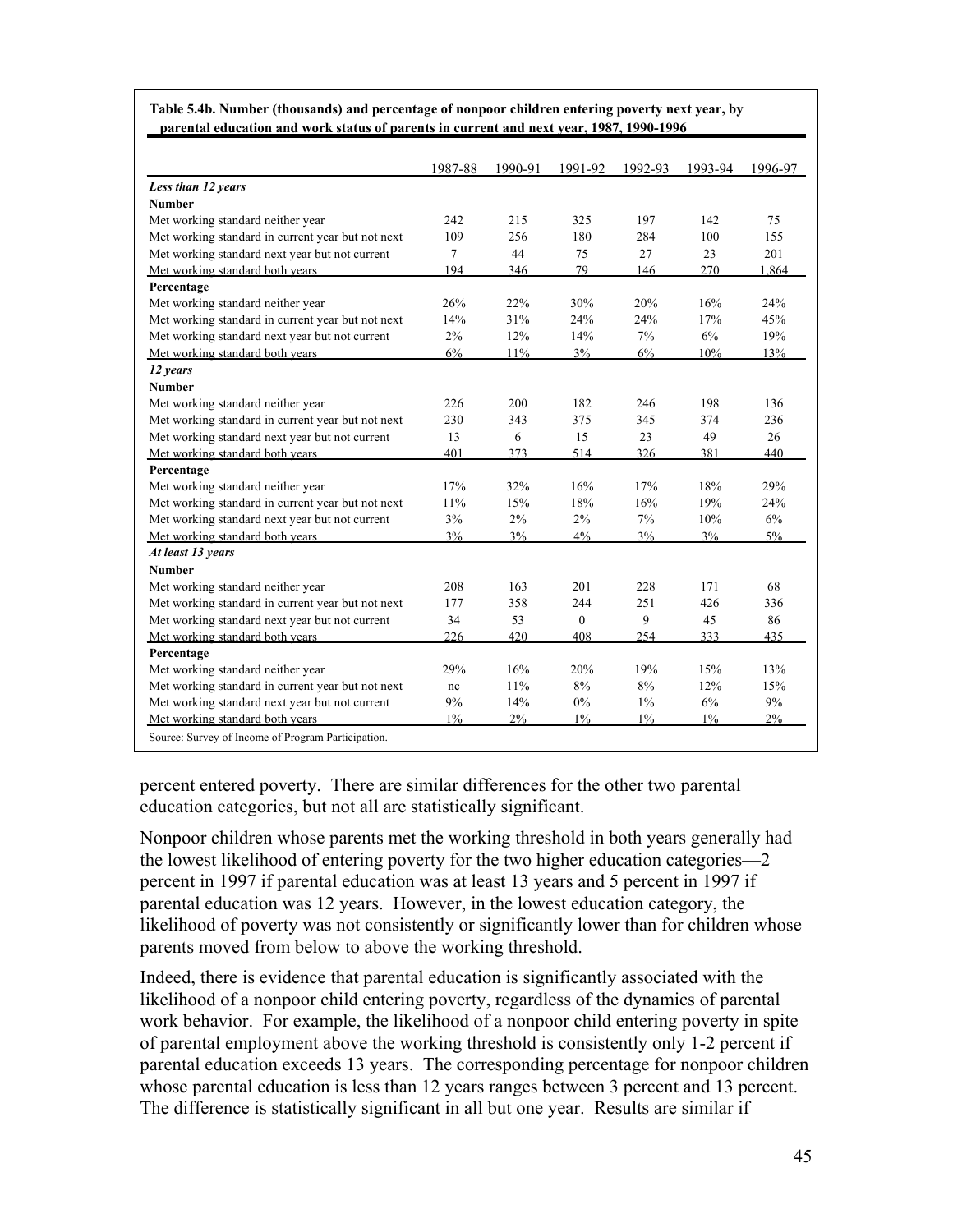**Table 5.4b. Number (thousands) and percentage of nonpoor children entering poverty next year, by parental education and work status of parents in current and next year, 1987, 1990-1996**

| | 1987-88 | 1990-91 | 1991-92 | 1992-93 | 1993-94 | 1996-97 |
|---|---|---|---|---|---|---|
| ***Less than 12 years*** | | | | | | |
| **Number** | | | | | | |
| Met working standard neither year | 242 | 215 | 325 | 197 | 142 | 75 |
| Met working standard in current year but not next | 109 | 256 | 180 | 284 | 100 | 155 |
| Met working standard next year but not current | 7 | 44 | 75 | 27 | 23 | 201 |
| Met working standard both years | 194 | 346 | 79 | 146 | 270 | 1,864 |
| **Percentage** | | | | | | |
| Met working standard neither year | 26% | 22% | 30% | 20% | 16% | 24% |
| Met working standard in current year but not next | 14% | 31% | 24% | 24% | 17% | 45% |
| Met working standard next year but not current | 2% | 12% | 14% | 7% | 6% | 19% |
| Met working standard both years | 6% | 11% | 3% | 6% | 10% | 13% |
| ***12 years*** | | | | | | |
| **Number** | | | | | | |
| Met working standard neither year | 226 | 200 | 182 | 246 | 198 | 136 |
| Met working standard in current year but not next | 230 | 343 | 375 | 345 | 374 | 236 |
| Met working standard next year but not current | 13 | 6 | 15 | 23 | 49 | 26 |
| Met working standard both years | 401 | 373 | 514 | 326 | 381 | 440 |
| **Percentage** | | | | | | |
| Met working standard neither year | 17% | 32% | 16% | 17% | 18% | 29% |
| Met working standard in current year but not next | 11% | 15% | 18% | 16% | 19% | 24% |
| Met working standard next year but not current | 3% | 2% | 2% | 7% | 10% | 6% |
| Met working standard both years | 3% | 3% | 4% | 3% | 3% | 5% |
| ***At least 13 years*** | | | | | | |
| **Number** | | | | | | |
| Met working standard neither year | 208 | 163 | 201 | 228 | 171 | 68 |
| Met working standard in current year but not next | 177 | 358 | 244 | 251 | 426 | 336 |
| Met working standard next year but not current | 34 | 53 | 0 | 9 | 45 | 86 |
| Met working standard both years | 226 | 420 | 408 | 254 | 333 | 435 |
| **Percentage** | | | | | | |
| Met working standard neither year | 29% | 16% | 20% | 19% | 15% | 13% |
| Met working standard in current year but not next | nc | 11% | 8% | 8% | 12% | 15% |
| Met working standard next year but not current | 9% | 14% | 0% | 1% | 6% | 9% |
| Met working standard both years | 1% | 2% | 1% | 1% | 1% | 2% |

Source: Survey of Income of Program Participation.

percent entered poverty. There are similar differences for the other two parental education categories, but not all are statistically significant.

Nonpoor children whose parents met the working threshold in both years generally had the lowest likelihood of entering poverty for the two higher education categories—2 percent in 1997 if parental education was at least 13 years and 5 percent in 1997 if parental education was 12 years. However, in the lowest education category, the likelihood of poverty was not consistently or significantly lower than for children whose parents moved from below to above the working threshold.

Indeed, there is evidence that parental education is significantly associated with the likelihood of a nonpoor child entering poverty, regardless of the dynamics of parental work behavior. For example, the likelihood of a nonpoor child entering poverty in spite of parental employment above the working threshold is consistently only 1-2 percent if parental education exceeds 13 years. The corresponding percentage for nonpoor children whose parental education is less than 12 years ranges between 3 percent and 13 percent. The difference is statistically significant in all but one year. Results are similar if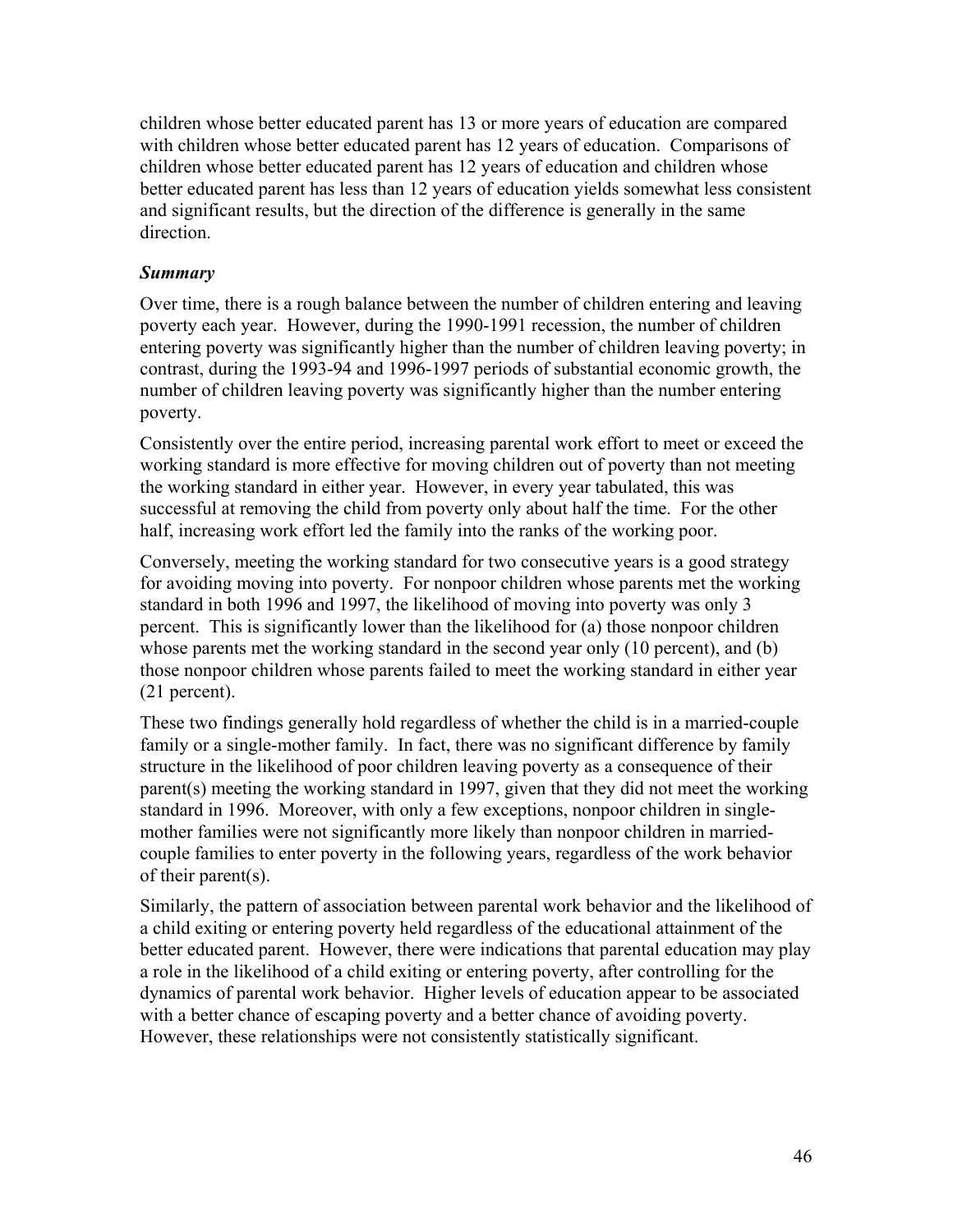children whose better educated parent has 13 or more years of education are compared with children whose better educated parent has 12 years of education. Comparisons of children whose better educated parent has 12 years of education and children whose better educated parent has less than 12 years of education yields somewhat less consistent and significant results, but the direction of the difference is generally in the same direction.

### *Summary*

Over time, there is a rough balance between the number of children entering and leaving poverty each year. However, during the 1990-1991 recession, the number of children entering poverty was significantly higher than the number of children leaving poverty; in contrast, during the 1993-94 and 1996-1997 periods of substantial economic growth, the number of children leaving poverty was significantly higher than the number entering poverty.

Consistently over the entire period, increasing parental work effort to meet or exceed the working standard is more effective for moving children out of poverty than not meeting the working standard in either year. However, in every year tabulated, this was successful at removing the child from poverty only about half the time. For the other half, increasing work effort led the family into the ranks of the working poor.

Conversely, meeting the working standard for two consecutive years is a good strategy for avoiding moving into poverty. For nonpoor children whose parents met the working standard in both 1996 and 1997, the likelihood of moving into poverty was only 3 percent. This is significantly lower than the likelihood for (a) those nonpoor children whose parents met the working standard in the second year only (10 percent), and (b) those nonpoor children whose parents failed to meet the working standard in either year (21 percent).

These two findings generally hold regardless of whether the child is in a married-couple family or a single-mother family. In fact, there was no significant difference by family structure in the likelihood of poor children leaving poverty as a consequence of their parent(s) meeting the working standard in 1997, given that they did not meet the working standard in 1996. Moreover, with only a few exceptions, nonpoor children in single-mother families were not significantly more likely than nonpoor children in married-couple families to enter poverty in the following years, regardless of the work behavior of their parent(s).

Similarly, the pattern of association between parental work behavior and the likelihood of a child exiting or entering poverty held regardless of the educational attainment of the better educated parent. However, there were indications that parental education may play a role in the likelihood of a child exiting or entering poverty, after controlling for the dynamics of parental work behavior. Higher levels of education appear to be associated with a better chance of escaping poverty and a better chance of avoiding poverty. However, these relationships were not consistently statistically significant.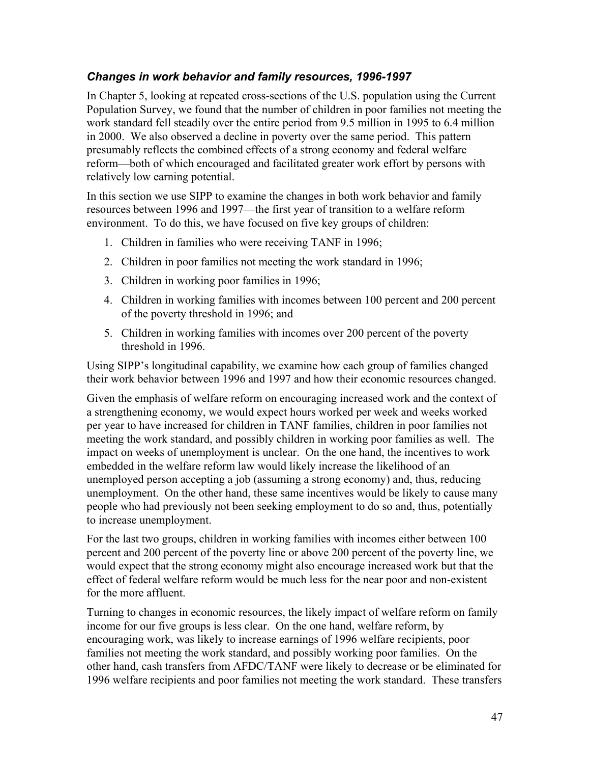### *Changes in work behavior and family resources, 1996-1997*

In Chapter 5, looking at repeated cross-sections of the U.S. population using the Current Population Survey, we found that the number of children in poor families not meeting the work standard fell steadily over the entire period from 9.5 million in 1995 to 6.4 million in 2000. We also observed a decline in poverty over the same period. This pattern presumably reflects the combined effects of a strong economy and federal welfare reform—both of which encouraged and facilitated greater work effort by persons with relatively low earning potential.

In this section we use SIPP to examine the changes in both work behavior and family resources between 1996 and 1997—the first year of transition to a welfare reform environment. To do this, we have focused on five key groups of children:

1. Children in families who were receiving TANF in 1996;
2. Children in poor families not meeting the work standard in 1996;
3. Children in working poor families in 1996;
4. Children in working families with incomes between 100 percent and 200 percent of the poverty threshold in 1996; and
5. Children in working families with incomes over 200 percent of the poverty threshold in 1996.

Using SIPP's longitudinal capability, we examine how each group of families changed their work behavior between 1996 and 1997 and how their economic resources changed.

Given the emphasis of welfare reform on encouraging increased work and the context of a strengthening economy, we would expect hours worked per week and weeks worked per year to have increased for children in TANF families, children in poor families not meeting the work standard, and possibly children in working poor families as well. The impact on weeks of unemployment is unclear. On the one hand, the incentives to work embedded in the welfare reform law would likely increase the likelihood of an unemployed person accepting a job (assuming a strong economy) and, thus, reducing unemployment. On the other hand, these same incentives would be likely to cause many people who had previously not been seeking employment to do so and, thus, potentially to increase unemployment.

For the last two groups, children in working families with incomes either between 100 percent and 200 percent of the poverty line or above 200 percent of the poverty line, we would expect that the strong economy might also encourage increased work but that the effect of federal welfare reform would be much less for the near poor and non-existent for the more affluent.

Turning to changes in economic resources, the likely impact of welfare reform on family income for our five groups is less clear. On the one hand, welfare reform, by encouraging work, was likely to increase earnings of 1996 welfare recipients, poor families not meeting the work standard, and possibly working poor families. On the other hand, cash transfers from AFDC/TANF were likely to decrease or be eliminated for 1996 welfare recipients and poor families not meeting the work standard. These transfers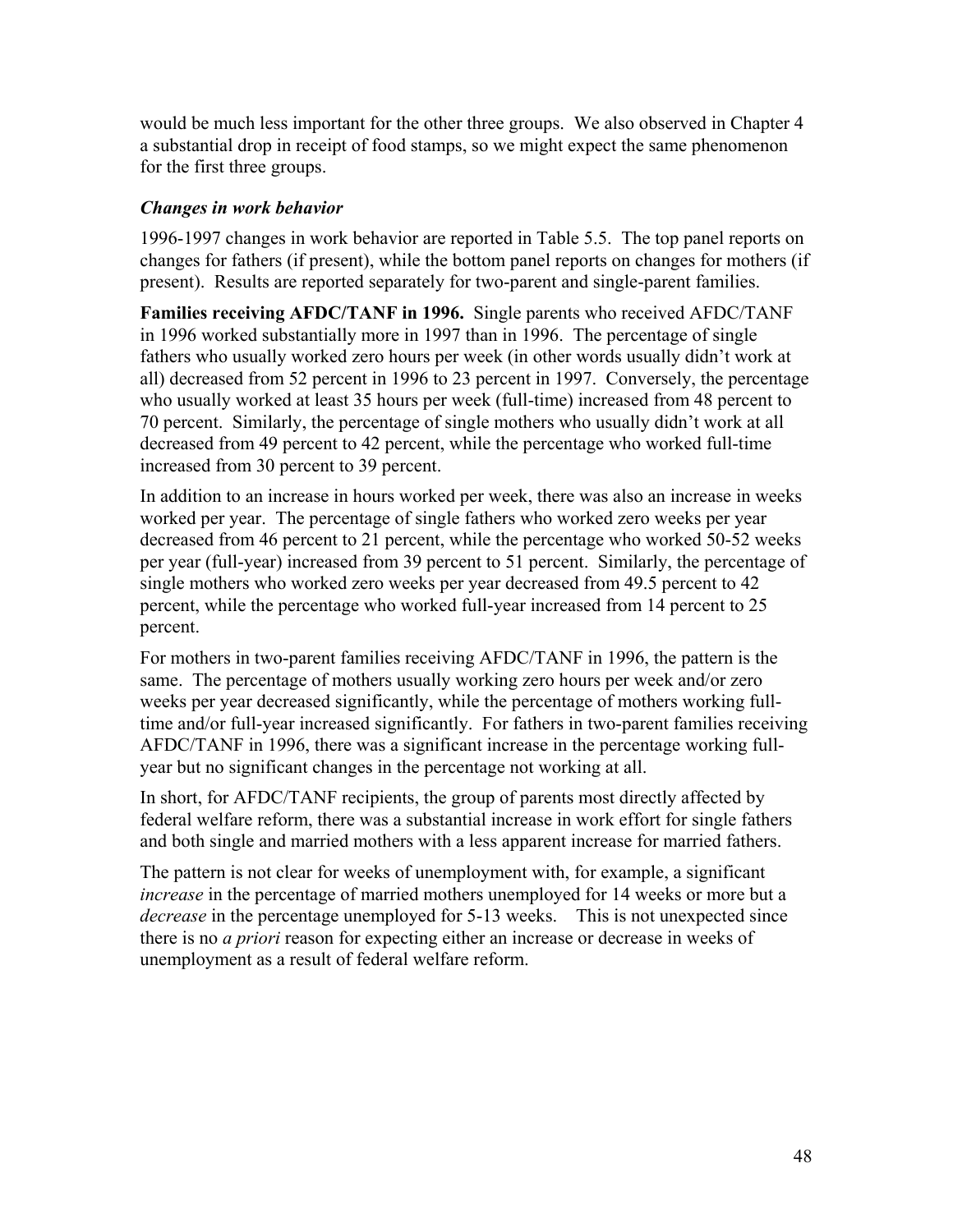would be much less important for the other three groups. We also observed in Chapter 4 a substantial drop in receipt of food stamps, so we might expect the same phenomenon for the first three groups.

### *Changes in work behavior*

1996-1997 changes in work behavior are reported in Table 5.5. The top panel reports on changes for fathers (if present), while the bottom panel reports on changes for mothers (if present). Results are reported separately for two-parent and single-parent families.

**Families receiving AFDC/TANF in 1996.** Single parents who received AFDC/TANF in 1996 worked substantially more in 1997 than in 1996. The percentage of single fathers who usually worked zero hours per week (in other words usually didn't work at all) decreased from 52 percent in 1996 to 23 percent in 1997. Conversely, the percentage who usually worked at least 35 hours per week (full-time) increased from 48 percent to 70 percent. Similarly, the percentage of single mothers who usually didn't work at all decreased from 49 percent to 42 percent, while the percentage who worked full-time increased from 30 percent to 39 percent.

In addition to an increase in hours worked per week, there was also an increase in weeks worked per year. The percentage of single fathers who worked zero weeks per year decreased from 46 percent to 21 percent, while the percentage who worked 50-52 weeks per year (full-year) increased from 39 percent to 51 percent. Similarly, the percentage of single mothers who worked zero weeks per year decreased from 49.5 percent to 42 percent, while the percentage who worked full-year increased from 14 percent to 25 percent.

For mothers in two-parent families receiving AFDC/TANF in 1996, the pattern is the same. The percentage of mothers usually working zero hours per week and/or zero weeks per year decreased significantly, while the percentage of mothers working full-time and/or full-year increased significantly. For fathers in two-parent families receiving AFDC/TANF in 1996, there was a significant increase in the percentage working full-year but no significant changes in the percentage not working at all.

In short, for AFDC/TANF recipients, the group of parents most directly affected by federal welfare reform, there was a substantial increase in work effort for single fathers and both single and married mothers with a less apparent increase for married fathers.

The pattern is not clear for weeks of unemployment with, for example, a significant *increase* in the percentage of married mothers unemployed for 14 weeks or more but a *decrease* in the percentage unemployed for 5-13 weeks. This is not unexpected since there is no *a priori* reason for expecting either an increase or decrease in weeks of unemployment as a result of federal welfare reform.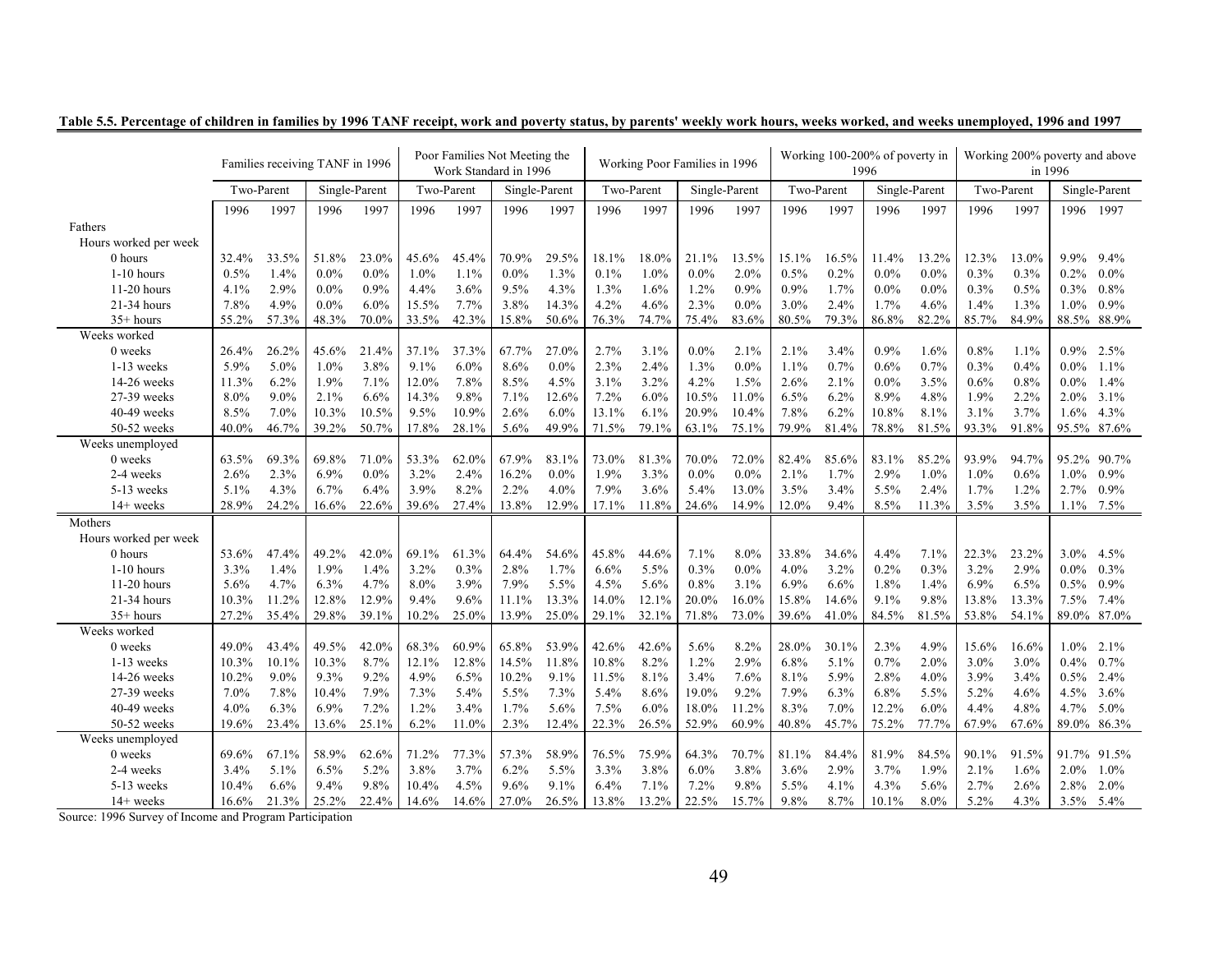**Table 5.5. Percentage of children in families by 1996 TANF receipt, work and poverty status, by parents' weekly work hours, weeks worked, and weeks unemployed, 1996 and 1997**

| | Families receiving TANF in 1996 | | | | Poor Families Not Meeting the Work Standard in 1996 | | | | Working Poor Families in 1996 | | | | Working 100-200% of poverty in 1996 | | | | Working 200% poverty and above in 1996 | | | |
|---|---|---|---|---|---|---|---|---|---|---|---|---|---|---|---|---|---|---|---|---|
| | Two-Parent | | Single-Parent | | Two-Parent | | Single-Parent | | Two-Parent | | Single-Parent | | Two-Parent | | Single-Parent | | Two-Parent | | Single-Parent | |
| | 1996 | 1997 | 1996 | 1997 | 1996 | 1997 | 1996 | 1997 | 1996 | 1997 | 1996 | 1997 | 1996 | 1997 | 1996 | 1997 | 1996 | 1997 | 1996 | 1997 |
| Fathers | | | | | | | | | | | | | | | | | | | | |
| Hours worked per week | | | | | | | | | | | | | | | | | | | | |
| 0 hours | 32.4% | 33.5% | 51.8% | 23.0% | 45.6% | 45.4% | 70.9% | 29.5% | 18.1% | 18.0% | 21.1% | 13.5% | 15.1% | 16.5% | 11.4% | 13.2% | 12.3% | 13.0% | 9.9% | 9.4% |
| 1-10 hours | 0.5% | 1.4% | 0.0% | 0.0% | 1.0% | 1.1% | 0.0% | 1.3% | 0.1% | 1.0% | 0.0% | 2.0% | 0.5% | 0.2% | 0.0% | 0.0% | 0.3% | 0.3% | 0.2% | 0.0% |
| 11-20 hours | 4.1% | 2.9% | 0.0% | 0.9% | 4.4% | 3.6% | 9.5% | 4.3% | 1.3% | 1.6% | 1.2% | 0.9% | 0.9% | 1.7% | 0.0% | 0.0% | 0.3% | 0.5% | 0.3% | 0.8% |
| 21-34 hours | 7.8% | 4.9% | 0.0% | 6.0% | 15.5% | 7.7% | 3.8% | 14.3% | 4.2% | 4.6% | 2.3% | 0.0% | 3.0% | 2.4% | 1.7% | 4.6% | 1.4% | 1.3% | 1.0% | 0.9% |
| 35+ hours | 55.2% | 57.3% | 48.3% | 70.0% | 33.5% | 42.3% | 15.8% | 50.6% | 76.3% | 74.7% | 75.4% | 83.6% | 80.5% | 79.3% | 86.8% | 82.2% | 85.7% | 84.9% | 88.5% | 88.9% |
| Weeks worked | | | | | | | | | | | | | | | | | | | | |
| 0 weeks | 26.4% | 26.2% | 45.6% | 21.4% | 37.1% | 37.3% | 67.7% | 27.0% | 2.7% | 3.1% | 0.0% | 2.1% | 2.1% | 3.4% | 0.9% | 1.6% | 0.8% | 1.1% | 0.9% | 2.5% |
| 1-13 weeks | 5.9% | 5.0% | 1.0% | 3.8% | 9.1% | 6.0% | 8.6% | 0.0% | 2.3% | 2.4% | 1.3% | 0.0% | 1.1% | 0.7% | 0.6% | 0.7% | 0.3% | 0.4% | 0.0% | 1.1% |
| 14-26 weeks | 11.3% | 6.2% | 1.9% | 7.1% | 12.0% | 7.8% | 8.5% | 4.5% | 3.1% | 3.2% | 4.2% | 1.5% | 2.6% | 2.1% | 0.0% | 3.5% | 0.6% | 0.8% | 0.0% | 1.4% |
| 27-39 weeks | 8.0% | 9.0% | 2.1% | 6.6% | 14.3% | 9.8% | 7.1% | 12.6% | 7.2% | 6.0% | 10.5% | 11.0% | 6.5% | 6.2% | 8.9% | 4.8% | 1.9% | 2.2% | 2.0% | 3.1% |
| 40-49 weeks | 8.5% | 7.0% | 10.3% | 10.5% | 9.5% | 10.9% | 2.6% | 6.0% | 13.1% | 6.1% | 20.9% | 10.4% | 7.8% | 6.2% | 10.8% | 8.1% | 3.1% | 3.7% | 1.6% | 4.3% |
| 50-52 weeks | 40.0% | 46.7% | 39.2% | 50.7% | 17.8% | 28.1% | 5.6% | 49.9% | 71.5% | 79.1% | 63.1% | 75.1% | 79.9% | 81.4% | 78.8% | 81.5% | 93.3% | 91.8% | 95.5% | 87.6% |
| Weeks unemployed | | | | | | | | | | | | | | | | | | | | |
| 0 weeks | 63.5% | 69.3% | 69.8% | 71.0% | 53.3% | 62.0% | 67.9% | 83.1% | 73.0% | 81.3% | 70.0% | 72.0% | 82.4% | 85.6% | 83.1% | 85.2% | 93.9% | 94.7% | 95.2% | 90.7% |
| 2-4 weeks | 2.6% | 2.3% | 6.9% | 0.0% | 3.2% | 2.4% | 16.2% | 0.0% | 1.9% | 3.3% | 0.0% | 0.0% | 2.1% | 1.7% | 2.9% | 1.0% | 1.0% | 0.6% | 1.0% | 0.9% |
| 5-13 weeks | 5.1% | 4.3% | 6.7% | 6.4% | 3.9% | 8.2% | 2.2% | 4.0% | 7.9% | 3.6% | 5.4% | 13.0% | 3.5% | 3.4% | 5.5% | 2.4% | 1.7% | 1.2% | 2.7% | 0.9% |
| 14+ weeks | 28.9% | 24.2% | 16.6% | 22.6% | 39.6% | 27.4% | 13.8% | 12.9% | 17.1% | 11.8% | 24.6% | 14.9% | 12.0% | 9.4% | 8.5% | 11.3% | 3.5% | 3.5% | 1.1% | 7.5% |
| Mothers | | | | | | | | | | | | | | | | | | | | |
| Hours worked per week | | | | | | | | | | | | | | | | | | | | |
| 0 hours | 53.6% | 47.4% | 49.2% | 42.0% | 69.1% | 61.3% | 64.4% | 54.6% | 45.8% | 44.6% | 7.1% | 8.0% | 33.8% | 34.6% | 4.4% | 7.1% | 22.3% | 23.2% | 3.0% | 4.5% |
| 1-10 hours | 3.3% | 1.4% | 1.9% | 1.4% | 3.2% | 0.3% | 2.8% | 1.7% | 6.6% | 5.5% | 0.3% | 0.0% | 4.0% | 3.2% | 0.2% | 0.3% | 3.2% | 2.9% | 0.0% | 0.3% |
| 11-20 hours | 5.6% | 4.7% | 6.3% | 4.7% | 8.0% | 3.9% | 7.9% | 5.5% | 4.5% | 5.6% | 0.8% | 3.1% | 6.9% | 6.6% | 1.8% | 1.4% | 6.9% | 6.5% | 0.5% | 0.9% |
| 21-34 hours | 10.3% | 11.2% | 12.8% | 12.9% | 9.4% | 9.6% | 11.1% | 13.3% | 14.0% | 12.1% | 20.0% | 16.0% | 15.8% | 14.6% | 9.1% | 9.8% | 13.8% | 13.3% | 7.5% | 7.4% |
| 35+ hours | 27.2% | 35.4% | 29.8% | 39.1% | 10.2% | 25.0% | 13.9% | 25.0% | 29.1% | 32.1% | 71.8% | 73.0% | 39.6% | 41.0% | 84.5% | 81.5% | 53.8% | 54.1% | 89.0% | 87.0% |
| Weeks worked | | | | | | | | | | | | | | | | | | | | |
| 0 weeks | 49.0% | 43.4% | 49.5% | 42.0% | 68.3% | 60.9% | 65.8% | 53.9% | 42.6% | 42.6% | 5.6% | 8.2% | 28.0% | 30.1% | 2.3% | 4.9% | 15.6% | 16.6% | 1.0% | 2.1% |
| 1-13 weeks | 10.3% | 10.1% | 10.3% | 8.7% | 12.1% | 12.8% | 14.5% | 11.8% | 10.8% | 8.2% | 1.2% | 2.9% | 6.8% | 5.1% | 0.7% | 2.0% | 3.0% | 3.0% | 0.4% | 0.7% |
| 14-26 weeks | 10.2% | 9.0% | 9.3% | 9.2% | 4.9% | 6.5% | 10.2% | 9.1% | 11.5% | 8.1% | 3.4% | 7.6% | 8.1% | 5.9% | 2.8% | 4.0% | 3.9% | 3.4% | 0.5% | 2.4% |
| 27-39 weeks | 7.0% | 7.8% | 10.4% | 7.9% | 7.3% | 5.4% | 5.5% | 7.3% | 5.4% | 8.6% | 19.0% | 9.2% | 7.9% | 6.3% | 6.8% | 5.5% | 5.2% | 4.6% | 4.5% | 3.6% |
| 40-49 weeks | 4.0% | 6.3% | 6.9% | 7.2% | 1.2% | 3.4% | 1.7% | 5.6% | 7.5% | 6.0% | 18.0% | 11.2% | 8.3% | 7.0% | 12.2% | 6.0% | 4.4% | 4.8% | 4.7% | 5.0% |
| 50-52 weeks | 19.6% | 23.4% | 13.6% | 25.1% | 6.2% | 11.0% | 2.3% | 12.4% | 22.3% | 26.5% | 52.9% | 60.9% | 40.8% | 45.7% | 75.2% | 77.7% | 67.9% | 67.6% | 89.0% | 86.3% |
| Weeks unemployed | | | | | | | | | | | | | | | | | | | | |
| 0 weeks | 69.6% | 67.1% | 58.9% | 62.6% | 71.2% | 77.3% | 57.3% | 58.9% | 76.5% | 75.9% | 64.3% | 70.7% | 81.1% | 84.4% | 81.9% | 84.5% | 90.1% | 91.5% | 91.7% | 91.5% |
| 2-4 weeks | 3.4% | 5.1% | 6.5% | 5.2% | 3.8% | 3.7% | 6.2% | 5.5% | 3.3% | 3.8% | 6.0% | 3.8% | 3.6% | 2.9% | 3.7% | 1.9% | 2.1% | 1.6% | 2.0% | 1.0% |
| 5-13 weeks | 10.4% | 6.6% | 9.4% | 9.8% | 10.4% | 4.5% | 9.6% | 9.1% | 6.4% | 7.1% | 7.2% | 9.8% | 5.5% | 4.1% | 4.3% | 5.6% | 2.7% | 2.6% | 2.8% | 2.0% |
| 14+ weeks | 16.6% | 21.3% | 25.2% | 22.4% | 14.6% | 14.6% | 27.0% | 26.5% | 13.8% | 13.2% | 22.5% | 15.7% | 9.8% | 8.7% | 10.1% | 8.0% | 5.2% | 4.3% | 3.5% | 5.4% |

Source: 1996 Survey of Income and Program Participation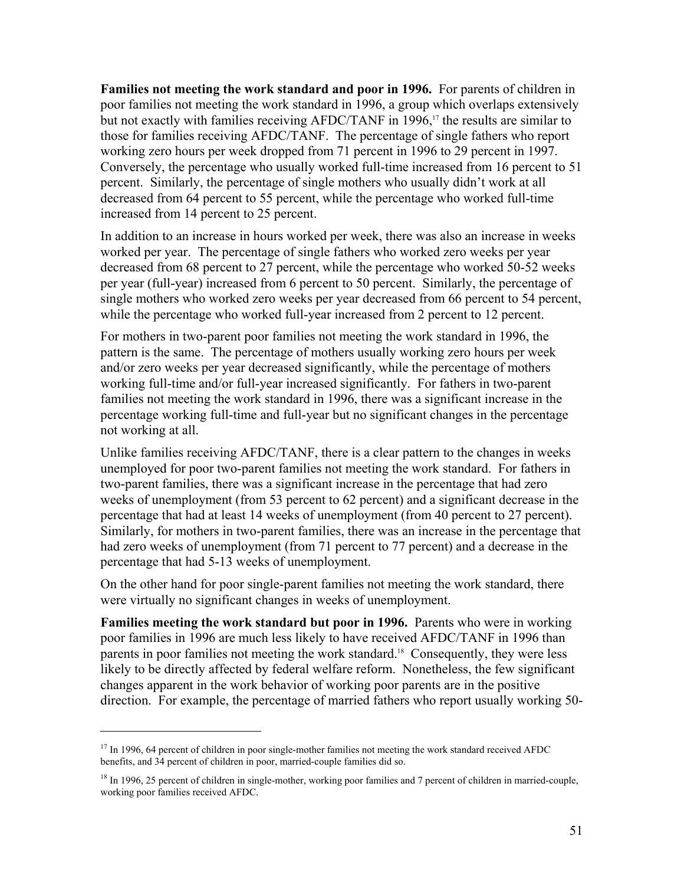**Families not meeting the work standard and poor in 1996.** For parents of children in poor families not meeting the work standard in 1996, a group which overlaps extensively but not exactly with families receiving AFDC/TANF in 1996,[17] the results are similar to those for families receiving AFDC/TANF. The percentage of single fathers who report working zero hours per week dropped from 71 percent in 1996 to 29 percent in 1997. Conversely, the percentage who usually worked full-time increased from 16 percent to 51 percent. Similarly, the percentage of single mothers who usually didn't work at all decreased from 64 percent to 55 percent, while the percentage who worked full-time increased from 14 percent to 25 percent.

In addition to an increase in hours worked per week, there was also an increase in weeks worked per year. The percentage of single fathers who worked zero weeks per year decreased from 68 percent to 27 percent, while the percentage who worked 50-52 weeks per year (full-year) increased from 6 percent to 50 percent. Similarly, the percentage of single mothers who worked zero weeks per year decreased from 66 percent to 54 percent, while the percentage who worked full-year increased from 2 percent to 12 percent.

For mothers in two-parent poor families not meeting the work standard in 1996, the pattern is the same. The percentage of mothers usually working zero hours per week and/or zero weeks per year decreased significantly, while the percentage of mothers working full-time and/or full-year increased significantly. For fathers in two-parent families not meeting the work standard in 1996, there was a significant increase in the percentage working full-time and full-year but no significant changes in the percentage not working at all.

Unlike families receiving AFDC/TANF, there is a clear pattern to the changes in weeks unemployed for poor two-parent families not meeting the work standard. For fathers in two-parent families, there was a significant increase in the percentage that had zero weeks of unemployment (from 53 percent to 62 percent) and a significant decrease in the percentage that had at least 14 weeks of unemployment (from 40 percent to 27 percent). Similarly, for mothers in two-parent families, there was an increase in the percentage that had zero weeks of unemployment (from 71 percent to 77 percent) and a decrease in the percentage that had 5-13 weeks of unemployment.

On the other hand for poor single-parent families not meeting the work standard, there were virtually no significant changes in weeks of unemployment.

**Families meeting the work standard but poor in 1996.** Parents who were in working poor families in 1996 are much less likely to have received AFDC/TANF in 1996 than parents in poor families not meeting the work standard.[18] Consequently, they were less likely to be directly affected by federal welfare reform. Nonetheless, the few significant changes apparent in the work behavior of working poor parents are in the positive direction. For example, the percentage of married fathers who report usually working 50-

---

[17] In 1996, 64 percent of children in poor single-mother families not meeting the work standard received AFDC benefits, and 34 percent of children in poor, married-couple families did so.

[18] In 1996, 25 percent of children in single-mother, working poor families and 7 percent of children in married-couple, working poor families received AFDC.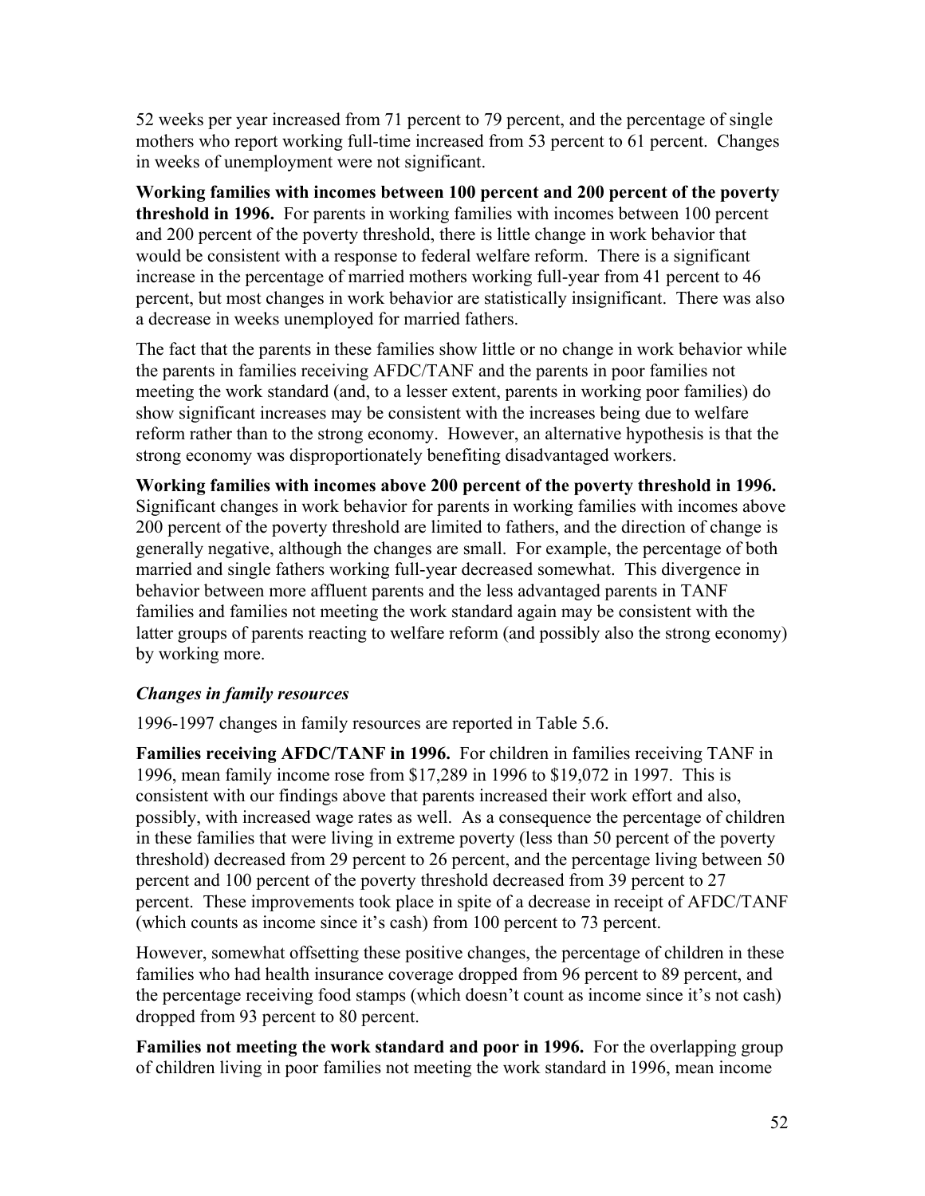52 weeks per year increased from 71 percent to 79 percent, and the percentage of single mothers who report working full-time increased from 53 percent to 61 percent. Changes in weeks of unemployment were not significant.

**Working families with incomes between 100 percent and 200 percent of the poverty threshold in 1996.** For parents in working families with incomes between 100 percent and 200 percent of the poverty threshold, there is little change in work behavior that would be consistent with a response to federal welfare reform. There is a significant increase in the percentage of married mothers working full-year from 41 percent to 46 percent, but most changes in work behavior are statistically insignificant. There was also a decrease in weeks unemployed for married fathers.

The fact that the parents in these families show little or no change in work behavior while the parents in families receiving AFDC/TANF and the parents in poor families not meeting the work standard (and, to a lesser extent, parents in working poor families) do show significant increases may be consistent with the increases being due to welfare reform rather than to the strong economy. However, an alternative hypothesis is that the strong economy was disproportionately benefiting disadvantaged workers.

**Working families with incomes above 200 percent of the poverty threshold in 1996.** Significant changes in work behavior for parents in working families with incomes above 200 percent of the poverty threshold are limited to fathers, and the direction of change is generally negative, although the changes are small. For example, the percentage of both married and single fathers working full-year decreased somewhat. This divergence in behavior between more affluent parents and the less advantaged parents in TANF families and families not meeting the work standard again may be consistent with the latter groups of parents reacting to welfare reform (and possibly also the strong economy) by working more.

### *Changes in family resources*

1996-1997 changes in family resources are reported in Table 5.6.

**Families receiving AFDC/TANF in 1996.** For children in families receiving TANF in 1996, mean family income rose from $17,289 in 1996 to $19,072 in 1997. This is consistent with our findings above that parents increased their work effort and also, possibly, with increased wage rates as well. As a consequence the percentage of children in these families that were living in extreme poverty (less than 50 percent of the poverty threshold) decreased from 29 percent to 26 percent, and the percentage living between 50 percent and 100 percent of the poverty threshold decreased from 39 percent to 27 percent. These improvements took place in spite of a decrease in receipt of AFDC/TANF (which counts as income since it's cash) from 100 percent to 73 percent.

However, somewhat offsetting these positive changes, the percentage of children in these families who had health insurance coverage dropped from 96 percent to 89 percent, and the percentage receiving food stamps (which doesn't count as income since it's not cash) dropped from 93 percent to 80 percent.

**Families not meeting the work standard and poor in 1996.** For the overlapping group of children living in poor families not meeting the work standard in 1996, mean income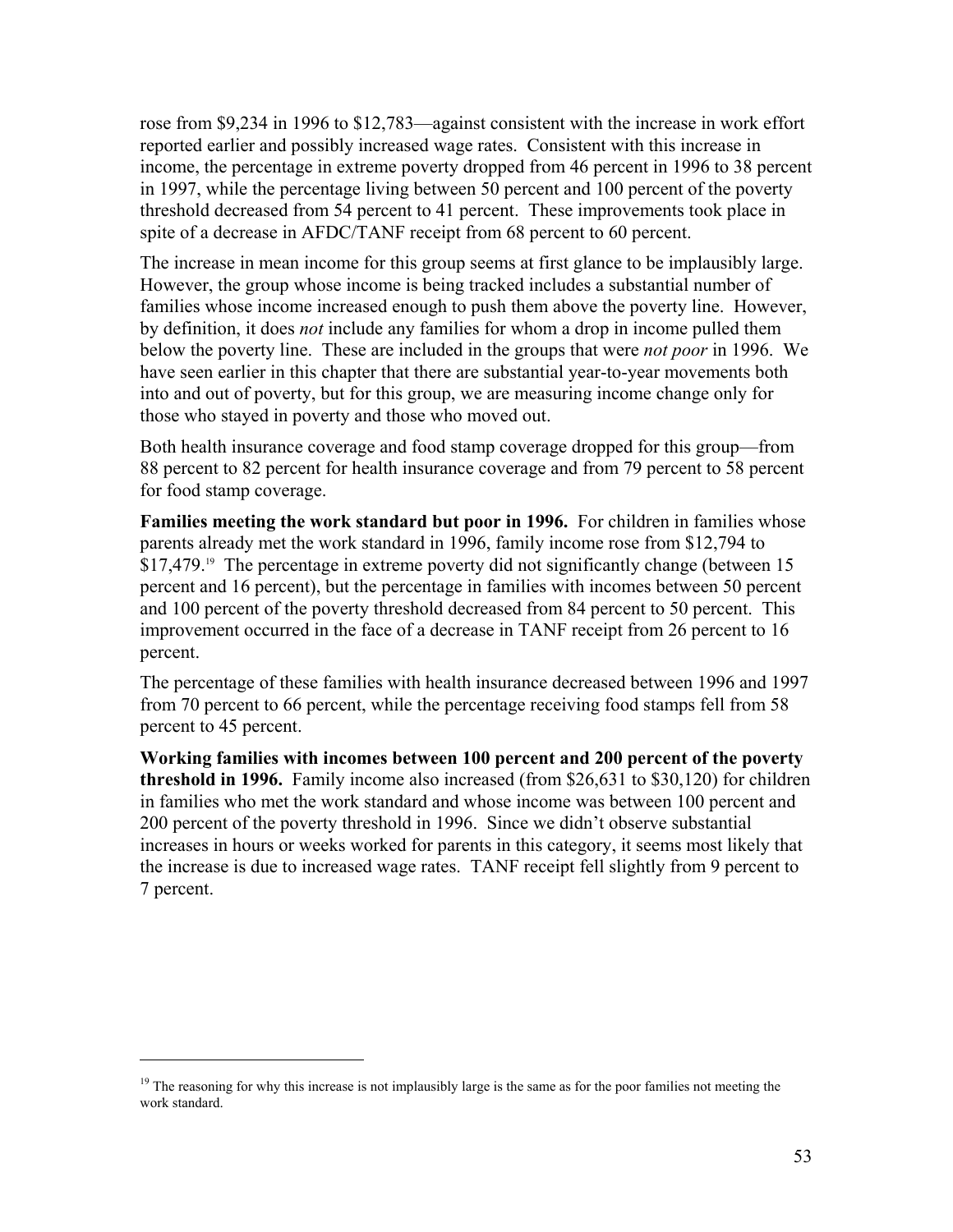rose from $9,234 in 1996 to $12,783—against consistent with the increase in work effort reported earlier and possibly increased wage rates. Consistent with this increase in income, the percentage in extreme poverty dropped from 46 percent in 1996 to 38 percent in 1997, while the percentage living between 50 percent and 100 percent of the poverty threshold decreased from 54 percent to 41 percent. These improvements took place in spite of a decrease in AFDC/TANF receipt from 68 percent to 60 percent.

The increase in mean income for this group seems at first glance to be implausibly large. However, the group whose income is being tracked includes a substantial number of families whose income increased enough to push them above the poverty line. However, by definition, it does *not* include any families for whom a drop in income pulled them below the poverty line. These are included in the groups that were *not poor* in 1996. We have seen earlier in this chapter that there are substantial year-to-year movements both into and out of poverty, but for this group, we are measuring income change only for those who stayed in poverty and those who moved out.

Both health insurance coverage and food stamp coverage dropped for this group—from 88 percent to 82 percent for health insurance coverage and from 79 percent to 58 percent for food stamp coverage.

**Families meeting the work standard but poor in 1996.** For children in families whose parents already met the work standard in 1996, family income rose from $12,794 to $17,479.[19] The percentage in extreme poverty did not significantly change (between 15 percent and 16 percent), but the percentage in families with incomes between 50 percent and 100 percent of the poverty threshold decreased from 84 percent to 50 percent. This improvement occurred in the face of a decrease in TANF receipt from 26 percent to 16 percent.

The percentage of these families with health insurance decreased between 1996 and 1997 from 70 percent to 66 percent, while the percentage receiving food stamps fell from 58 percent to 45 percent.

**Working families with incomes between 100 percent and 200 percent of the poverty threshold in 1996.** Family income also increased (from $26,631 to $30,120) for children in families who met the work standard and whose income was between 100 percent and 200 percent of the poverty threshold in 1996. Since we didn't observe substantial increases in hours or weeks worked for parents in this category, it seems most likely that the increase is due to increased wage rates. TANF receipt fell slightly from 9 percent to 7 percent.

---

[19] The reasoning for why this increase is not implausibly large is the same as for the poor families not meeting the work standard.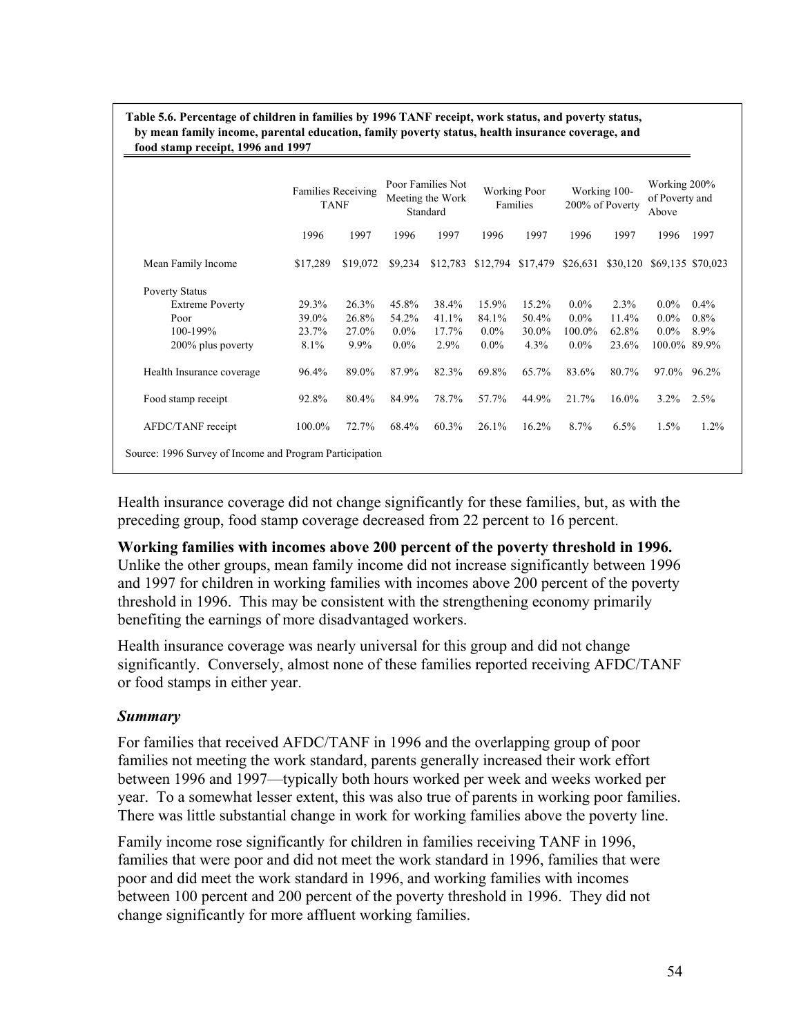**Table 5.6. Percentage of children in families by 1996 TANF receipt, work status, and poverty status, by mean family income, parental education, family poverty status, health insurance coverage, and food stamp receipt, 1996 and 1997**

| | Families Receiving TANF | | Poor Families Not Meeting the Work Standard | | Working Poor Families | | Working 100-200% of Poverty | | Working 200% of Poverty and Above | |
|---|---|---|---|---|---|---|---|---|---|---|
| | 1996 | 1997 | 1996 | 1997 | 1996 | 1997 | 1996 | 1997 | 1996 | 1997 |
| Mean Family Income | $17,289 | $19,072 | $9,234 | $12,783 | $12,794 | $17,479 | $26,631 | $30,120 | $69,135 | $70,023 |
| Poverty Status | | | | | | | | | | |
| Extreme Poverty | 29.3% | 26.3% | 45.8% | 38.4% | 15.9% | 15.2% | 0.0% | 2.3% | 0.0% | 0.4% |
| Poor | 39.0% | 26.8% | 54.2% | 41.1% | 84.1% | 50.4% | 0.0% | 11.4% | 0.0% | 0.8% |
| 100-199% | 23.7% | 27.0% | 0.0% | 17.7% | 0.0% | 30.0% | 100.0% | 62.8% | 0.0% | 8.9% |
| 200% plus poverty | 8.1% | 9.9% | 0.0% | 2.9% | 0.0% | 4.3% | 0.0% | 23.6% | 100.0% | 89.9% |
| Health Insurance coverage | 96.4% | 89.0% | 87.9% | 82.3% | 69.8% | 65.7% | 83.6% | 80.7% | 97.0% | 96.2% |
| Food stamp receipt | 92.8% | 80.4% | 84.9% | 78.7% | 57.7% | 44.9% | 21.7% | 16.0% | 3.2% | 2.5% |
| AFDC/TANF receipt | 100.0% | 72.7% | 68.4% | 60.3% | 26.1% | 16.2% | 8.7% | 6.5% | 1.5% | 1.2% |

Source: 1996 Survey of Income and Program Participation

Health insurance coverage did not change significantly for these families, but, as with the preceding group, food stamp coverage decreased from 22 percent to 16 percent.

**Working families with incomes above 200 percent of the poverty threshold in 1996.** Unlike the other groups, mean family income did not increase significantly between 1996 and 1997 for children in working families with incomes above 200 percent of the poverty threshold in 1996. This may be consistent with the strengthening economy primarily benefiting the earnings of more disadvantaged workers.

Health insurance coverage was nearly universal for this group and did not change significantly. Conversely, almost none of these families reported receiving AFDC/TANF or food stamps in either year.

### *Summary*

For families that received AFDC/TANF in 1996 and the overlapping group of poor families not meeting the work standard, parents generally increased their work effort between 1996 and 1997—typically both hours worked per week and weeks worked per year. To a somewhat lesser extent, this was also true of parents in working poor families. There was little substantial change in work for working families above the poverty line.

Family income rose significantly for children in families receiving TANF in 1996, families that were poor and did not meet the work standard in 1996, families that were poor and did meet the work standard in 1996, and working families with incomes between 100 percent and 200 percent of the poverty threshold in 1996. They did not change significantly for more affluent working families.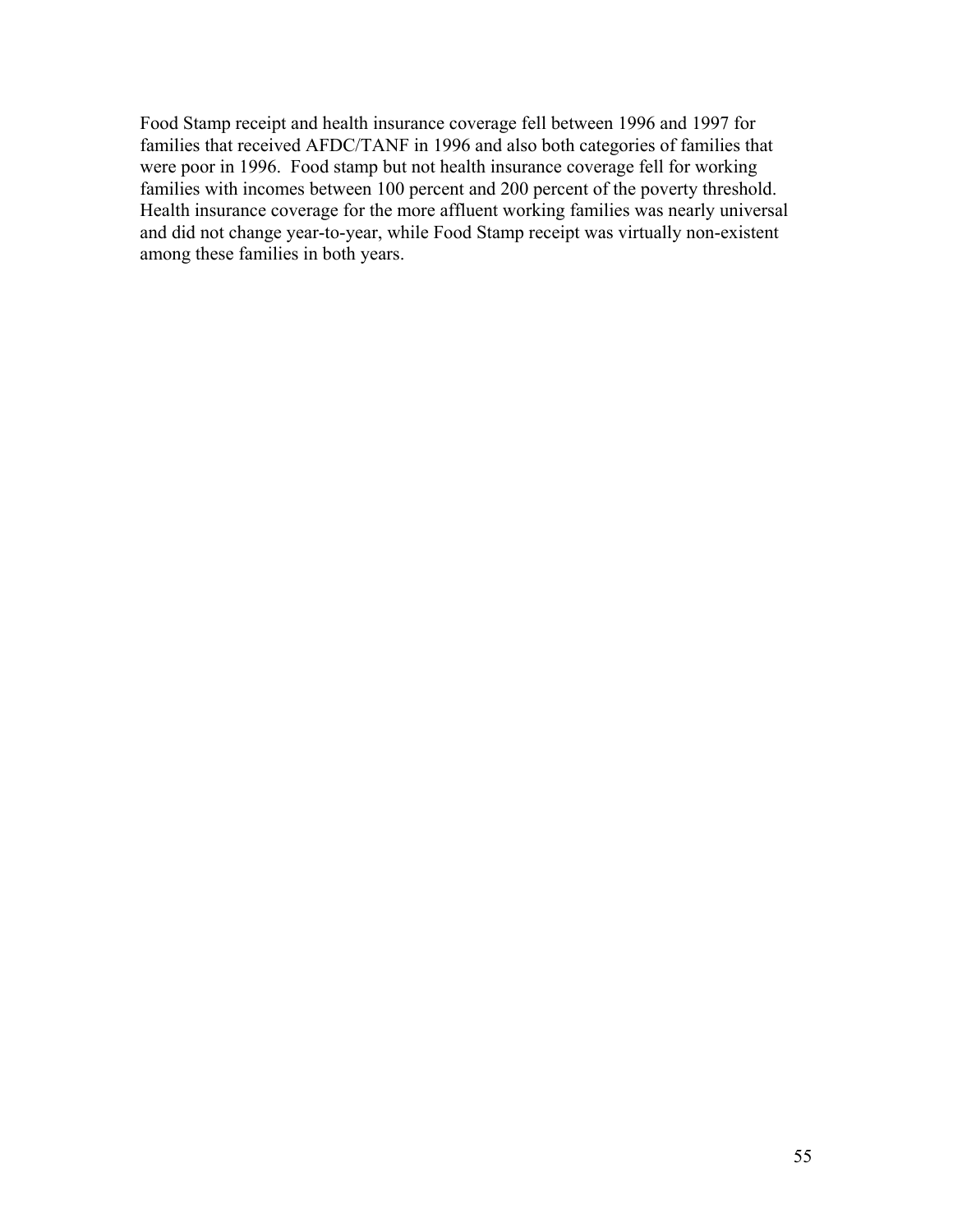Food Stamp receipt and health insurance coverage fell between 1996 and 1997 for families that received AFDC/TANF in 1996 and also both categories of families that were poor in 1996. Food stamp but not health insurance coverage fell for working families with incomes between 100 percent and 200 percent of the poverty threshold. Health insurance coverage for the more affluent working families was nearly universal and did not change year-to-year, while Food Stamp receipt was virtually non-existent among these families in both years.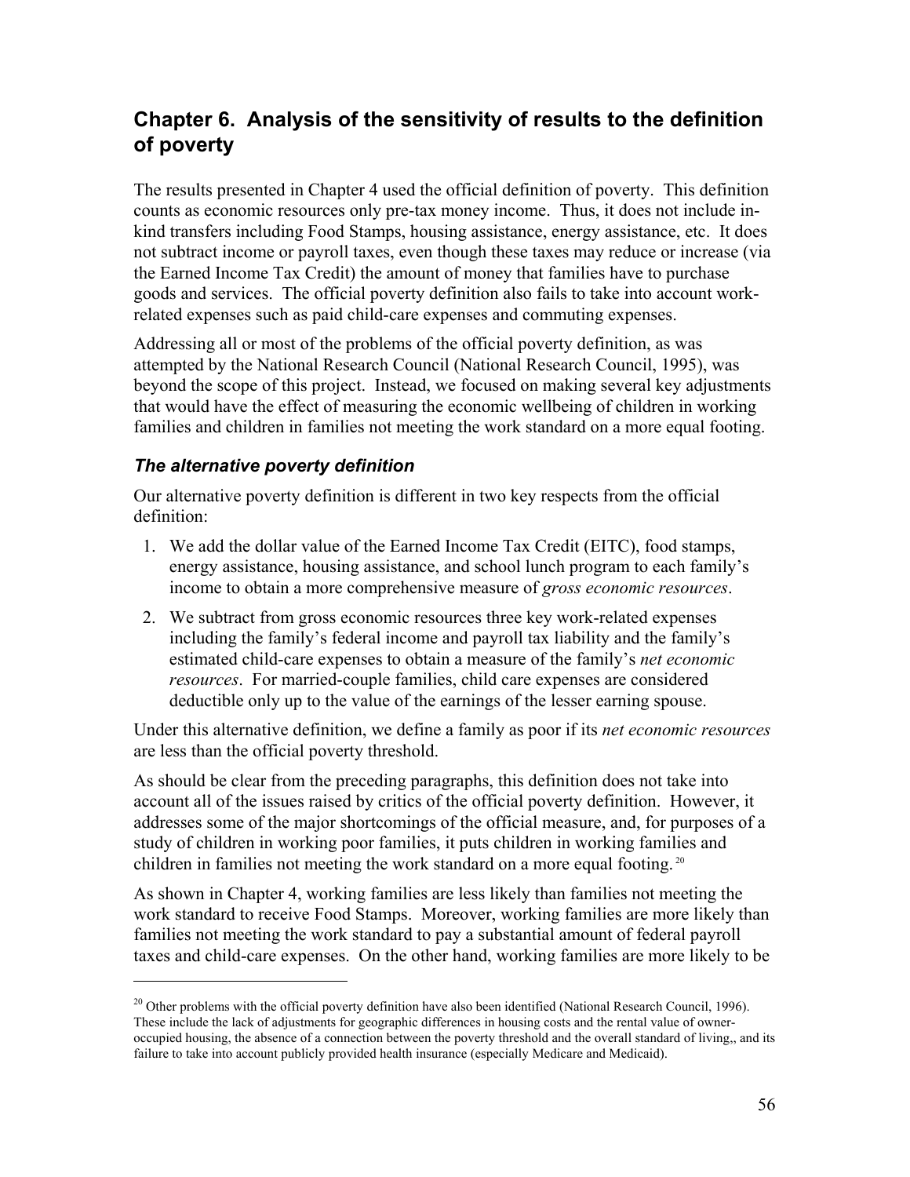# Chapter 6. Analysis of the sensitivity of results to the definition of poverty

The results presented in Chapter 4 used the official definition of poverty. This definition counts as economic resources only pre-tax money income. Thus, it does not include in-kind transfers including Food Stamps, housing assistance, energy assistance, etc. It does not subtract income or payroll taxes, even though these taxes may reduce or increase (via the Earned Income Tax Credit) the amount of money that families have to purchase goods and services. The official poverty definition also fails to take into account work-related expenses such as paid child-care expenses and commuting expenses.

Addressing all or most of the problems of the official poverty definition, as was attempted by the National Research Council (National Research Council, 1995), was beyond the scope of this project. Instead, we focused on making several key adjustments that would have the effect of measuring the economic wellbeing of children in working families and children in families not meeting the work standard on a more equal footing.

## *The alternative poverty definition*

Our alternative poverty definition is different in two key respects from the official definition:

1. We add the dollar value of the Earned Income Tax Credit (EITC), food stamps, energy assistance, housing assistance, and school lunch program to each family's income to obtain a more comprehensive measure of *gross economic resources*.
2. We subtract from gross economic resources three key work-related expenses including the family's federal income and payroll tax liability and the family's estimated child-care expenses to obtain a measure of the family's *net economic resources*. For married-couple families, child care expenses are considered deductible only up to the value of the earnings of the lesser earning spouse.

Under this alternative definition, we define a family as poor if its *net economic resources* are less than the official poverty threshold.

As should be clear from the preceding paragraphs, this definition does not take into account all of the issues raised by critics of the official poverty definition. However, it addresses some of the major shortcomings of the official measure, and, for purposes of a study of children in working poor families, it puts children in working families and children in families not meeting the work standard on a more equal footing.[20]

As shown in Chapter 4, working families are less likely than families not meeting the work standard to receive Food Stamps. Moreover, working families are more likely than families not meeting the work standard to pay a substantial amount of federal payroll taxes and child-care expenses. On the other hand, working families are more likely to be

[20] Other problems with the official poverty definition have also been identified (National Research Council, 1996). These include the lack of adjustments for geographic differences in housing costs and the rental value of owner-occupied housing, the absence of a connection between the poverty threshold and the overall standard of living,, and its failure to take into account publicly provided health insurance (especially Medicare and Medicaid).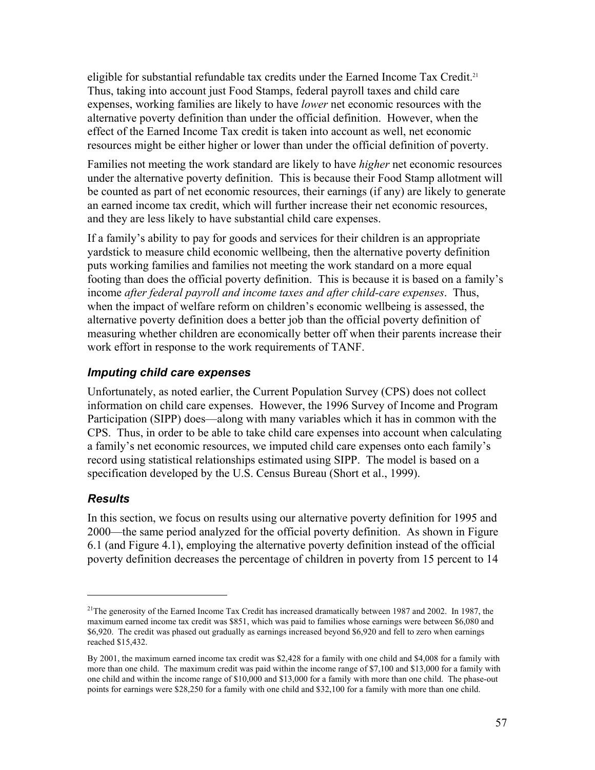eligible for substantial refundable tax credits under the Earned Income Tax Credit.[21] Thus, taking into account just Food Stamps, federal payroll taxes and child care expenses, working families are likely to have *lower* net economic resources with the alternative poverty definition than under the official definition. However, when the effect of the Earned Income Tax credit is taken into account as well, net economic resources might be either higher or lower than under the official definition of poverty.

Families not meeting the work standard are likely to have *higher* net economic resources under the alternative poverty definition. This is because their Food Stamp allotment will be counted as part of net economic resources, their earnings (if any) are likely to generate an earned income tax credit, which will further increase their net economic resources, and they are less likely to have substantial child care expenses.

If a family's ability to pay for goods and services for their children is an appropriate yardstick to measure child economic wellbeing, then the alternative poverty definition puts working families and families not meeting the work standard on a more equal footing than does the official poverty definition. This is because it is based on a family's income *after federal payroll and income taxes and after child-care expenses*. Thus, when the impact of welfare reform on children's economic wellbeing is assessed, the alternative poverty definition does a better job than the official poverty definition of measuring whether children are economically better off when their parents increase their work effort in response to the work requirements of TANF.

### *Imputing child care expenses*

Unfortunately, as noted earlier, the Current Population Survey (CPS) does not collect information on child care expenses. However, the 1996 Survey of Income and Program Participation (SIPP) does—along with many variables which it has in common with the CPS. Thus, in order to be able to take child care expenses into account when calculating a family's net economic resources, we imputed child care expenses onto each family's record using statistical relationships estimated using SIPP. The model is based on a specification developed by the U.S. Census Bureau (Short et al., 1999).

### *Results*

In this section, we focus on results using our alternative poverty definition for 1995 and 2000—the same period analyzed for the official poverty definition. As shown in Figure 6.1 (and Figure 4.1), employing the alternative poverty definition instead of the official poverty definition decreases the percentage of children in poverty from 15 percent to 14

---

[21]The generosity of the Earned Income Tax Credit has increased dramatically between 1987 and 2002. In 1987, the maximum earned income tax credit was $851, which was paid to families whose earnings were between $6,080 and $6,920. The credit was phased out gradually as earnings increased beyond $6,920 and fell to zero when earnings reached $15,432.

By 2001, the maximum earned income tax credit was $2,428 for a family with one child and $4,008 for a family with more than one child. The maximum credit was paid within the income range of $7,100 and $13,000 for a family with one child and within the income range of $10,000 and $13,000 for a family with more than one child. The phase-out points for earnings were $28,250 for a family with one child and $32,100 for a family with more than one child.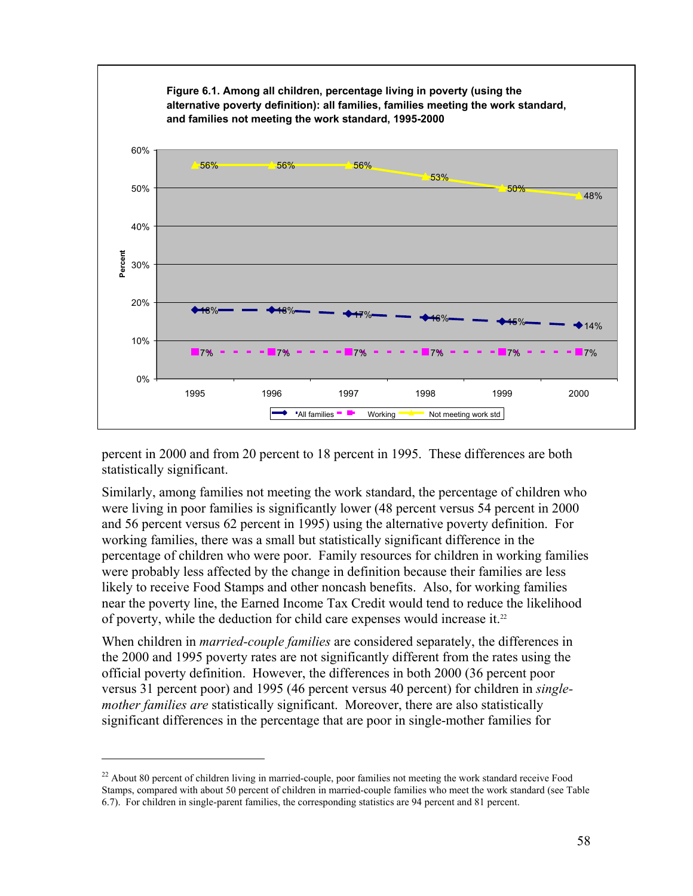**Figure 6.1. Among all children, percentage living in poverty (using the alternative poverty definition): all families, families meeting the work standard, and families not meeting the work standard, 1995-2000**

| Year | All families | Working | Not meeting work std |
|---|---|---|---|
| 1995 | 18% | 7% | 56% |
| 1996 | 18% | 7% | 56% |
| 1997 | 17% | 7% | 56% |
| 1998 | 16% | 7% | 53% |
| 1999 | 15% | 7% | 50% |
| 2000 | 14% | 7% | 48% |

percent in 2000 and from 20 percent to 18 percent in 1995. These differences are both statistically significant.

Similarly, among families not meeting the work standard, the percentage of children who were living in poor families is significantly lower (48 percent versus 54 percent in 2000 and 56 percent versus 62 percent in 1995) using the alternative poverty definition. For working families, there was a small but statistically significant difference in the percentage of children who were poor. Family resources for children in working families were probably less affected by the change in definition because their families are less likely to receive Food Stamps and other noncash benefits. Also, for working families near the poverty line, the Earned Income Tax Credit would tend to reduce the likelihood of poverty, while the deduction for child care expenses would increase it.[22]

When children in *married-couple families* are considered separately, the differences in the 2000 and 1995 poverty rates are not significantly different from the rates using the official poverty definition. However, the differences in both 2000 (36 percent poor versus 31 percent poor) and 1995 (46 percent versus 40 percent) for children in *single-mother families are* statistically significant. Moreover, there are also statistically significant differences in the percentage that are poor in single-mother families for

[22] About 80 percent of children living in married-couple, poor families not meeting the work standard receive Food Stamps, compared with about 50 percent of children in married-couple families who meet the work standard (see Table 6.7). For children in single-parent families, the corresponding statistics are 94 percent and 81 percent.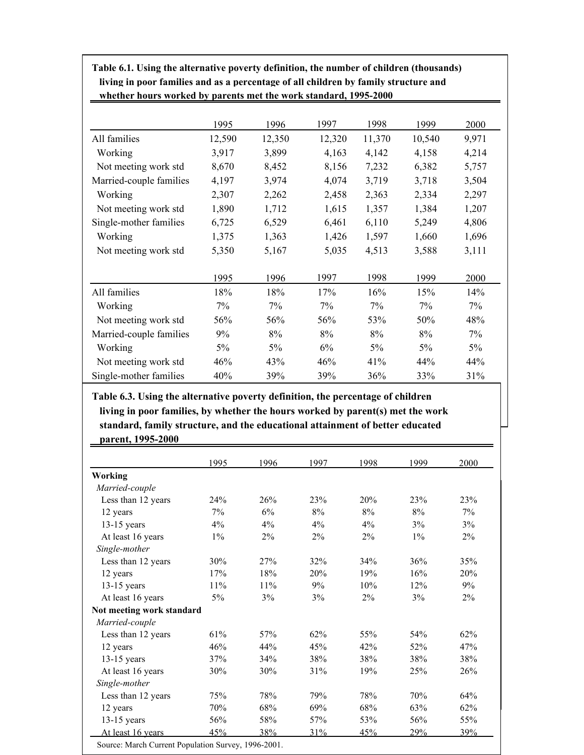**Table 6.1. Using the alternative poverty definition, the number of children (thousands) living in poor families and as a percentage of all children by family structure and whether hours worked by parents met the work standard, 1995-2000**

| | 1995 | 1996 | 1997 | 1998 | 1999 | 2000 |
|---|---|---|---|---|---|---|
| All families | 12,590 | 12,350 | 12,320 | 11,370 | 10,540 | 9,971 |
| Working | 3,917 | 3,899 | 4,163 | 4,142 | 4,158 | 4,214 |
| Not meeting work std | 8,670 | 8,452 | 8,156 | 7,232 | 6,382 | 5,757 |
| Married-couple families | 4,197 | 3,974 | 4,074 | 3,719 | 3,718 | 3,504 |
| Working | 2,307 | 2,262 | 2,458 | 2,363 | 2,334 | 2,297 |
| Not meeting work std | 1,890 | 1,712 | 1,615 | 1,357 | 1,384 | 1,207 |
| Single-mother families | 6,725 | 6,529 | 6,461 | 6,110 | 5,249 | 4,806 |
| Working | 1,375 | 1,363 | 1,426 | 1,597 | 1,660 | 1,696 |
| Not meeting work std | 5,350 | 5,167 | 5,035 | 4,513 | 3,588 | 3,111 |

| | 1995 | 1996 | 1997 | 1998 | 1999 | 2000 |
|---|---|---|---|---|---|---|
| All families | 18% | 18% | 17% | 16% | 15% | 14% |
| Working | 7% | 7% | 7% | 7% | 7% | 7% |
| Not meeting work std | 56% | 56% | 56% | 53% | 50% | 48% |
| Married-couple families | 9% | 8% | 8% | 8% | 8% | 7% |
| Working | 5% | 5% | 6% | 5% | 5% | 5% |
| Not meeting work std | 46% | 43% | 46% | 41% | 44% | 44% |
| Single-mother families | 40% | 39% | 39% | 36% | 33% | 31% |

**Table 6.3. Using the alternative poverty definition, the percentage of children living in poor families, by whether the hours worked by parent(s) met the work standard, family structure, and the educational attainment of better educated parent, 1995-2000**

| | 1995 | 1996 | 1997 | 1998 | 1999 | 2000 |
|---|---|---|---|---|---|---|
| **Working** | | | | | | |
| *Married-couple* | | | | | | |
| Less than 12 years | 24% | 26% | 23% | 20% | 23% | 23% |
| 12 years | 7% | 6% | 8% | 8% | 8% | 7% |
| 13-15 years | 4% | 4% | 4% | 4% | 3% | 3% |
| At least 16 years | 1% | 2% | 2% | 2% | 1% | 2% |
| *Single-mother* | | | | | | |
| Less than 12 years | 30% | 27% | 32% | 34% | 36% | 35% |
| 12 years | 17% | 18% | 20% | 19% | 16% | 20% |
| 13-15 years | 11% | 11% | 9% | 10% | 12% | 9% |
| At least 16 years | 5% | 3% | 3% | 2% | 3% | 2% |
| **Not meeting work standard** | | | | | | |
| *Married-couple* | | | | | | |
| Less than 12 years | 61% | 57% | 62% | 55% | 54% | 62% |
| 12 years | 46% | 44% | 45% | 42% | 52% | 47% |
| 13-15 years | 37% | 34% | 38% | 38% | 38% | 38% |
| At least 16 years | 30% | 30% | 31% | 19% | 25% | 26% |
| *Single-mother* | | | | | | |
| Less than 12 years | 75% | 78% | 79% | 78% | 70% | 64% |
| 12 years | 70% | 68% | 69% | 68% | 63% | 62% |
| 13-15 years | 56% | 58% | 57% | 53% | 56% | 55% |
| At least 16 years | 45% | 38% | 31% | 45% | 29% | 39% |

Source: March Current Population Survey, 1996-2001.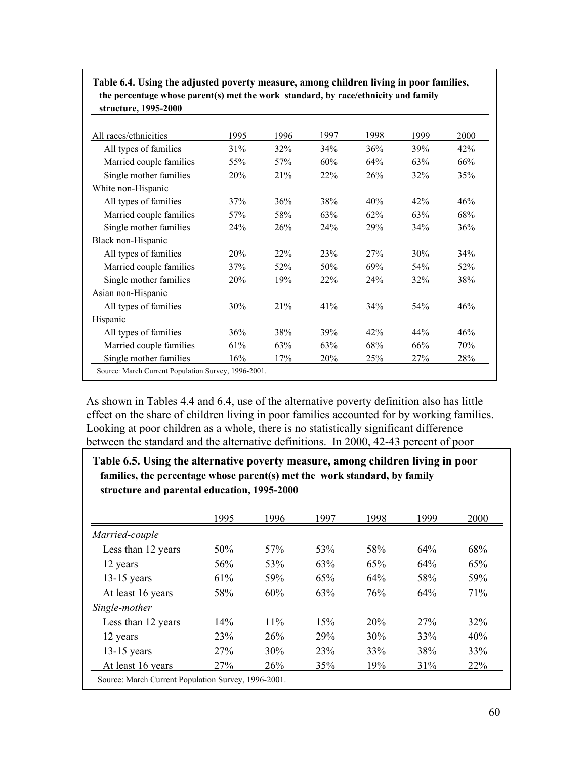**Table 6.4. Using the adjusted poverty measure, among children living in poor families, the percentage whose parent(s) met the work standard, by race/ethnicity and family structure, 1995-2000**

| All races/ethnicities | 1995 | 1996 | 1997 | 1998 | 1999 | 2000 |
|---|---|---|---|---|---|---|
| All types of families | 31% | 32% | 34% | 36% | 39% | 42% |
| Married couple families | 55% | 57% | 60% | 64% | 63% | 66% |
| Single mother families | 20% | 21% | 22% | 26% | 32% | 35% |
| White non-Hispanic | | | | | | |
| All types of families | 37% | 36% | 38% | 40% | 42% | 46% |
| Married couple families | 57% | 58% | 63% | 62% | 63% | 68% |
| Single mother families | 24% | 26% | 24% | 29% | 34% | 36% |
| Black non-Hispanic | | | | | | |
| All types of families | 20% | 22% | 23% | 27% | 30% | 34% |
| Married couple families | 37% | 52% | 50% | 69% | 54% | 52% |
| Single mother families | 20% | 19% | 22% | 24% | 32% | 38% |
| Asian non-Hispanic | | | | | | |
| All types of families | 30% | 21% | 41% | 34% | 54% | 46% |
| Hispanic | | | | | | |
| All types of families | 36% | 38% | 39% | 42% | 44% | 46% |
| Married couple families | 61% | 63% | 63% | 68% | 66% | 70% |
| Single mother families | 16% | 17% | 20% | 25% | 27% | 28% |

Source: March Current Population Survey, 1996-2001.

As shown in Tables 4.4 and 6.4, use of the alternative poverty definition also has little effect on the share of children living in poor families accounted for by working families. Looking at poor children as a whole, there is no statistically significant difference between the standard and the alternative definitions. In 2000, 42-43 percent of poor

**Table 6.5. Using the alternative poverty measure, among children living in poor families, the percentage whose parent(s) met the work standard, by family structure and parental education, 1995-2000**

| | 1995 | 1996 | 1997 | 1998 | 1999 | 2000 |
|---|---|---|---|---|---|---|
| *Married-couple* | | | | | | |
| Less than 12 years | 50% | 57% | 53% | 58% | 64% | 68% |
| 12 years | 56% | 53% | 63% | 65% | 64% | 65% |
| 13-15 years | 61% | 59% | 65% | 64% | 58% | 59% |
| At least 16 years | 58% | 60% | 63% | 76% | 64% | 71% |
| *Single-mother* | | | | | | |
| Less than 12 years | 14% | 11% | 15% | 20% | 27% | 32% |
| 12 years | 23% | 26% | 29% | 30% | 33% | 40% |
| 13-15 years | 27% | 30% | 23% | 33% | 38% | 33% |
| At least 16 years | 27% | 26% | 35% | 19% | 31% | 22% |

Source: March Current Population Survey, 1996-2001.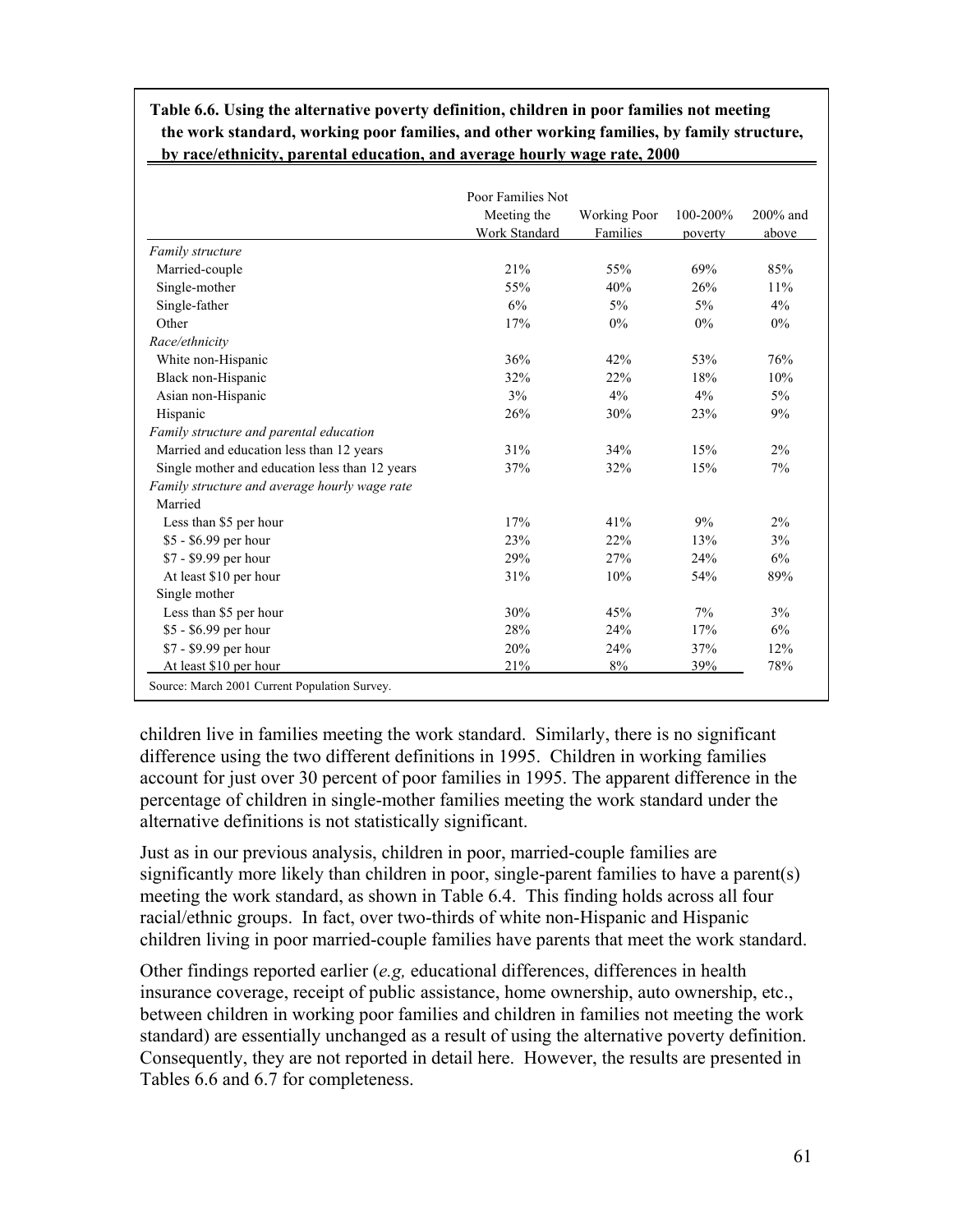**Table 6.6. Using the alternative poverty definition, children in poor families not meeting the work standard, working poor families, and other working families, by family structure, by race/ethnicity, parental education, and average hourly wage rate, 2000**

| | Poor Families Not Meeting the Work Standard | Working Poor Families | 100-200% poverty | 200% and above |
|---|---|---|---|---|
| *Family structure* | | | | |
| Married-couple | 21% | 55% | 69% | 85% |
| Single-mother | 55% | 40% | 26% | 11% |
| Single-father | 6% | 5% | 5% | 4% |
| Other | 17% | 0% | 0% | 0% |
| *Race/ethnicity* | | | | |
| White non-Hispanic | 36% | 42% | 53% | 76% |
| Black non-Hispanic | 32% | 22% | 18% | 10% |
| Asian non-Hispanic | 3% | 4% | 4% | 5% |
| Hispanic | 26% | 30% | 23% | 9% |
| *Family structure and parental education* | | | | |
| Married and education less than 12 years | 31% | 34% | 15% | 2% |
| Single mother and education less than 12 years | 37% | 32% | 15% | 7% |
| *Family structure and average hourly wage rate* | | | | |
| Married | | | | |
| Less than $5 per hour | 17% | 41% | 9% | 2% |
| $5 - $6.99 per hour | 23% | 22% | 13% | 3% |
| $7 - $9.99 per hour | 29% | 27% | 24% | 6% |
| At least $10 per hour | 31% | 10% | 54% | 89% |
| Single mother | | | | |
| Less than $5 per hour | 30% | 45% | 7% | 3% |
| $5 - $6.99 per hour | 28% | 24% | 17% | 6% |
| $7 - $9.99 per hour | 20% | 24% | 37% | 12% |
| At least $10 per hour | 21% | 8% | 39% | 78% |

Source: March 2001 Current Population Survey.

children live in families meeting the work standard. Similarly, there is no significant difference using the two different definitions in 1995. Children in working families account for just over 30 percent of poor families in 1995. The apparent difference in the percentage of children in single-mother families meeting the work standard under the alternative definitions is not statistically significant.

Just as in our previous analysis, children in poor, married-couple families are significantly more likely than children in poor, single-parent families to have a parent(s) meeting the work standard, as shown in Table 6.4. This finding holds across all four racial/ethnic groups. In fact, over two-thirds of white non-Hispanic and Hispanic children living in poor married-couple families have parents that meet the work standard.

Other findings reported earlier (*e.g,* educational differences, differences in health insurance coverage, receipt of public assistance, home ownership, auto ownership, etc., between children in working poor families and children in families not meeting the work standard) are essentially unchanged as a result of using the alternative poverty definition. Consequently, they are not reported in detail here. However, the results are presented in Tables 6.6 and 6.7 for completeness.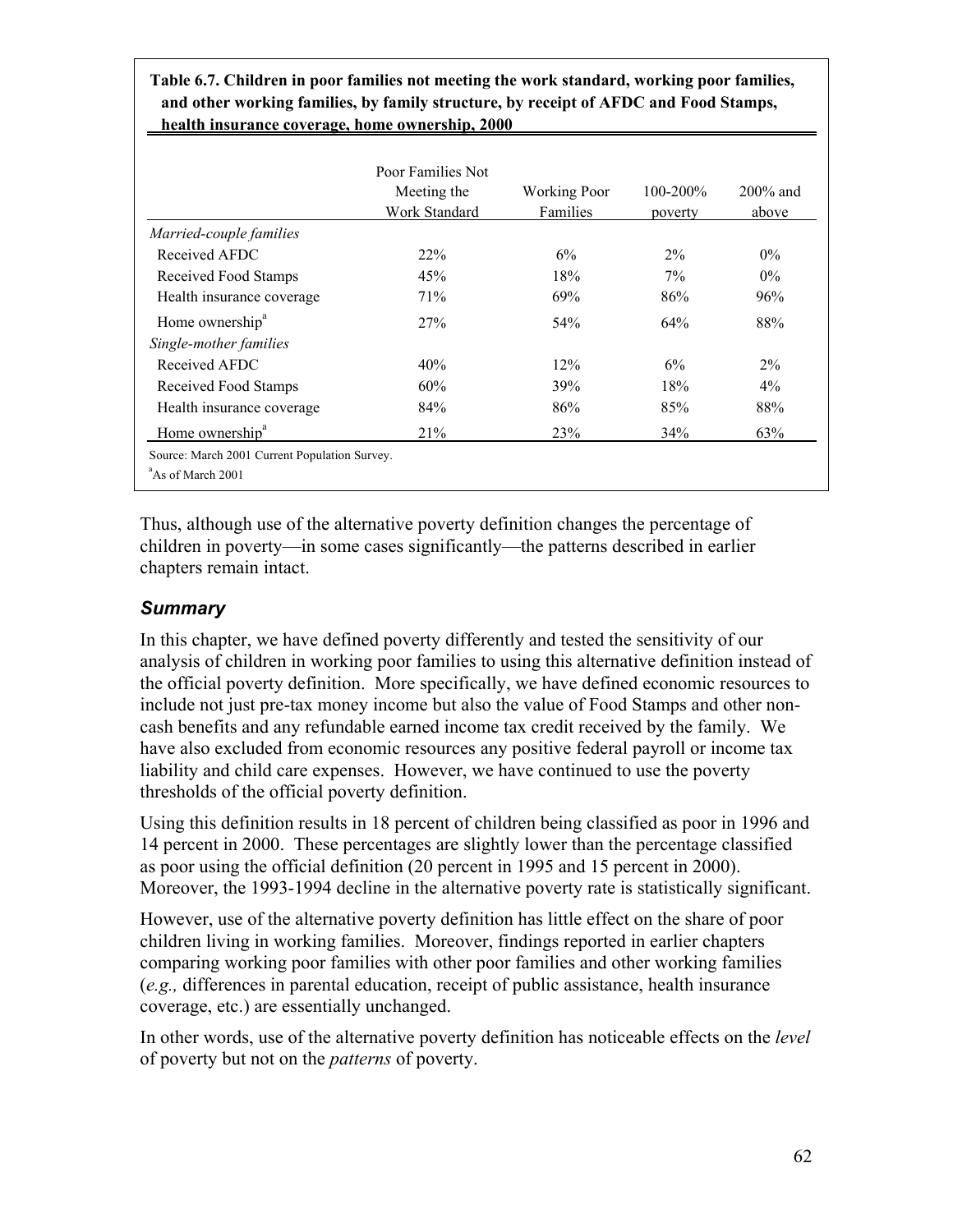**Table 6.7. Children in poor families not meeting the work standard, working poor families, and other working families, by family structure, by receipt of AFDC and Food Stamps, health insurance coverage, home ownership, 2000**

| | Poor Families Not Meeting the Work Standard | Working Poor Families | 100-200% poverty | 200% and above |
|---|---|---|---|---|
| *Married-couple families* | | | | |
| Received AFDC | 22% | 6% | 2% | 0% |
| Received Food Stamps | 45% | 18% | 7% | 0% |
| Health insurance coverage | 71% | 69% | 86% | 96% |
| Home ownership[a] | 27% | 54% | 64% | 88% |
| *Single-mother families* | | | | |
| Received AFDC | 40% | 12% | 6% | 2% |
| Received Food Stamps | 60% | 39% | 18% | 4% |
| Health insurance coverage | 84% | 86% | 85% | 88% |
| Home ownership[a] | 21% | 23% | 34% | 63% |

Source: March 2001 Current Population Survey.

[a]As of March 2001

Thus, although use of the alternative poverty definition changes the percentage of children in poverty—in some cases significantly—the patterns described in earlier chapters remain intact.

### *Summary*

In this chapter, we have defined poverty differently and tested the sensitivity of our analysis of children in working poor families to using this alternative definition instead of the official poverty definition. More specifically, we have defined economic resources to include not just pre-tax money income but also the value of Food Stamps and other non-cash benefits and any refundable earned income tax credit received by the family. We have also excluded from economic resources any positive federal payroll or income tax liability and child care expenses. However, we have continued to use the poverty thresholds of the official poverty definition.

Using this definition results in 18 percent of children being classified as poor in 1996 and 14 percent in 2000. These percentages are slightly lower than the percentage classified as poor using the official definition (20 percent in 1995 and 15 percent in 2000). Moreover, the 1993-1994 decline in the alternative poverty rate is statistically significant.

However, use of the alternative poverty definition has little effect on the share of poor children living in working families. Moreover, findings reported in earlier chapters comparing working poor families with other poor families and other working families (*e.g.,* differences in parental education, receipt of public assistance, health insurance coverage, etc.) are essentially unchanged.

In other words, use of the alternative poverty definition has noticeable effects on the *level* of poverty but not on the *patterns* of poverty.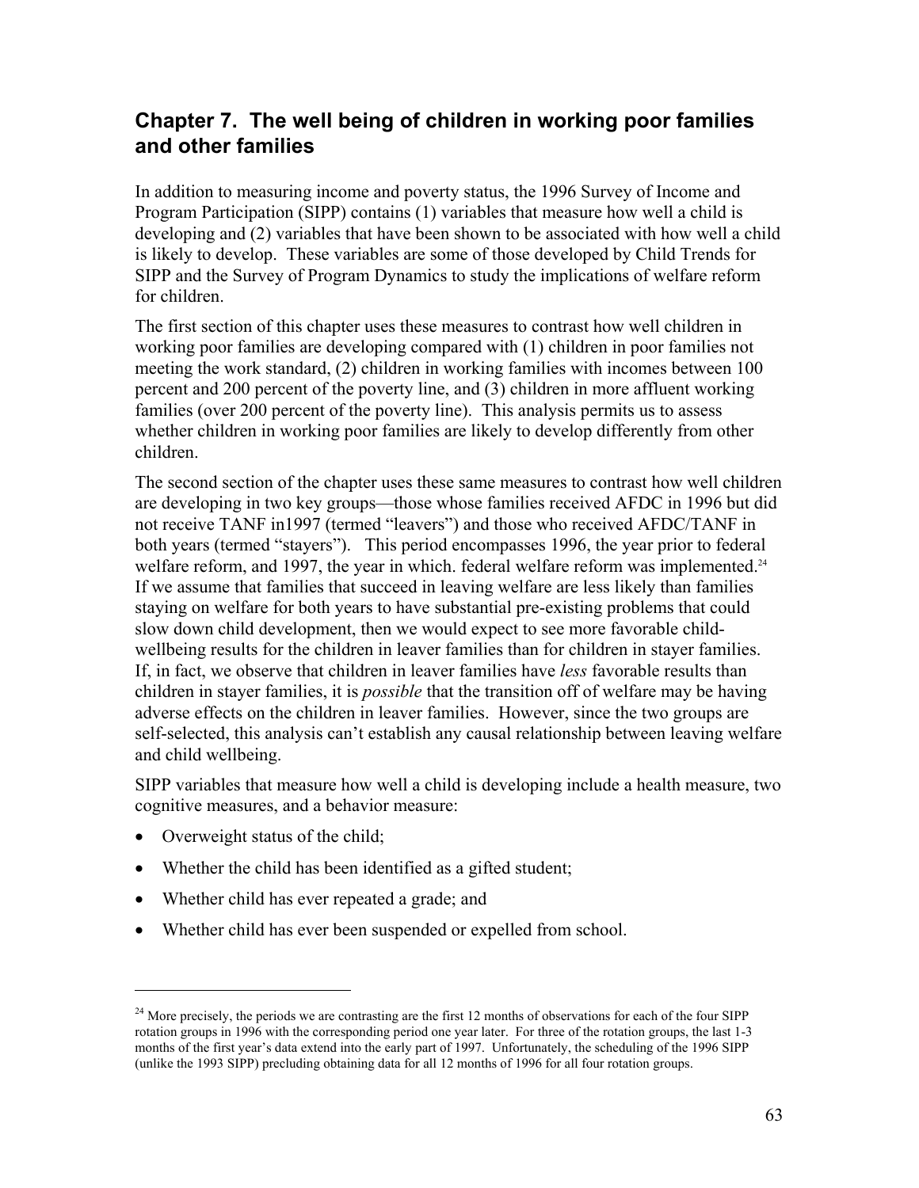## Chapter 7. The well being of children in working poor families and other families

In addition to measuring income and poverty status, the 1996 Survey of Income and Program Participation (SIPP) contains (1) variables that measure how well a child is developing and (2) variables that have been shown to be associated with how well a child is likely to develop. These variables are some of those developed by Child Trends for SIPP and the Survey of Program Dynamics to study the implications of welfare reform for children.

The first section of this chapter uses these measures to contrast how well children in working poor families are developing compared with (1) children in poor families not meeting the work standard, (2) children in working families with incomes between 100 percent and 200 percent of the poverty line, and (3) children in more affluent working families (over 200 percent of the poverty line). This analysis permits us to assess whether children in working poor families are likely to develop differently from other children.

The second section of the chapter uses these same measures to contrast how well children are developing in two key groups—those whose families received AFDC in 1996 but did not receive TANF in1997 (termed "leavers") and those who received AFDC/TANF in both years (termed "stayers"). This period encompasses 1996, the year prior to federal welfare reform, and 1997, the year in which. federal welfare reform was implemented.[24] If we assume that families that succeed in leaving welfare are less likely than families staying on welfare for both years to have substantial pre-existing problems that could slow down child development, then we would expect to see more favorable child-wellbeing results for the children in leaver families than for children in stayer families. If, in fact, we observe that children in leaver families have *less* favorable results than children in stayer families, it is *possible* that the transition off of welfare may be having adverse effects on the children in leaver families. However, since the two groups are self-selected, this analysis can't establish any causal relationship between leaving welfare and child wellbeing.

SIPP variables that measure how well a child is developing include a health measure, two cognitive measures, and a behavior measure:

- Overweight status of the child;
- Whether the child has been identified as a gifted student;
- Whether child has ever repeated a grade; and
- Whether child has ever been suspended or expelled from school.

---

[24] More precisely, the periods we are contrasting are the first 12 months of observations for each of the four SIPP rotation groups in 1996 with the corresponding period one year later. For three of the rotation groups, the last 1-3 months of the first year's data extend into the early part of 1997. Unfortunately, the scheduling of the 1996 SIPP (unlike the 1993 SIPP) precluding obtaining data for all 12 months of 1996 for all four rotation groups.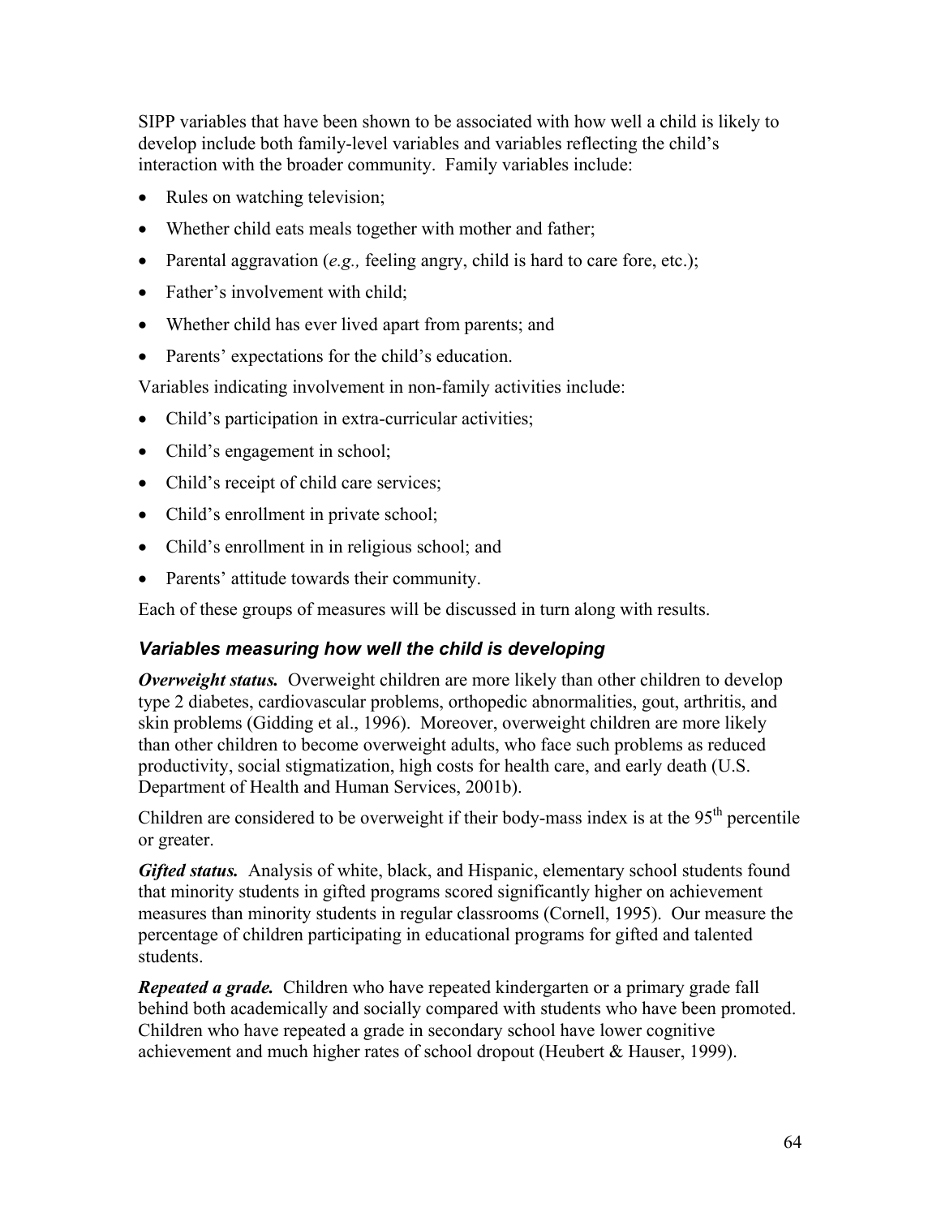SIPP variables that have been shown to be associated with how well a child is likely to develop include both family-level variables and variables reflecting the child's interaction with the broader community. Family variables include:

- Rules on watching television;
- Whether child eats meals together with mother and father;
- Parental aggravation (*e.g.,* feeling angry, child is hard to care fore, etc.);
- Father's involvement with child;
- Whether child has ever lived apart from parents; and
- Parents' expectations for the child's education.

Variables indicating involvement in non-family activities include:

- Child's participation in extra-curricular activities;
- Child's engagement in school;
- Child's receipt of child care services;
- Child's enrollment in private school;
- Child's enrollment in in religious school; and
- Parents' attitude towards their community.

Each of these groups of measures will be discussed in turn along with results.

### *Variables measuring how well the child is developing*

***Overweight status.*** Overweight children are more likely than other children to develop type 2 diabetes, cardiovascular problems, orthopedic abnormalities, gout, arthritis, and skin problems (Gidding et al., 1996). Moreover, overweight children are more likely than other children to become overweight adults, who face such problems as reduced productivity, social stigmatization, high costs for health care, and early death (U.S. Department of Health and Human Services, 2001b).

Children are considered to be overweight if their body-mass index is at the 95th percentile or greater.

***Gifted status.*** Analysis of white, black, and Hispanic, elementary school students found that minority students in gifted programs scored significantly higher on achievement measures than minority students in regular classrooms (Cornell, 1995). Our measure the percentage of children participating in educational programs for gifted and talented students.

***Repeated a grade.*** Children who have repeated kindergarten or a primary grade fall behind both academically and socially compared with students who have been promoted. Children who have repeated a grade in secondary school have lower cognitive achievement and much higher rates of school dropout (Heubert & Hauser, 1999).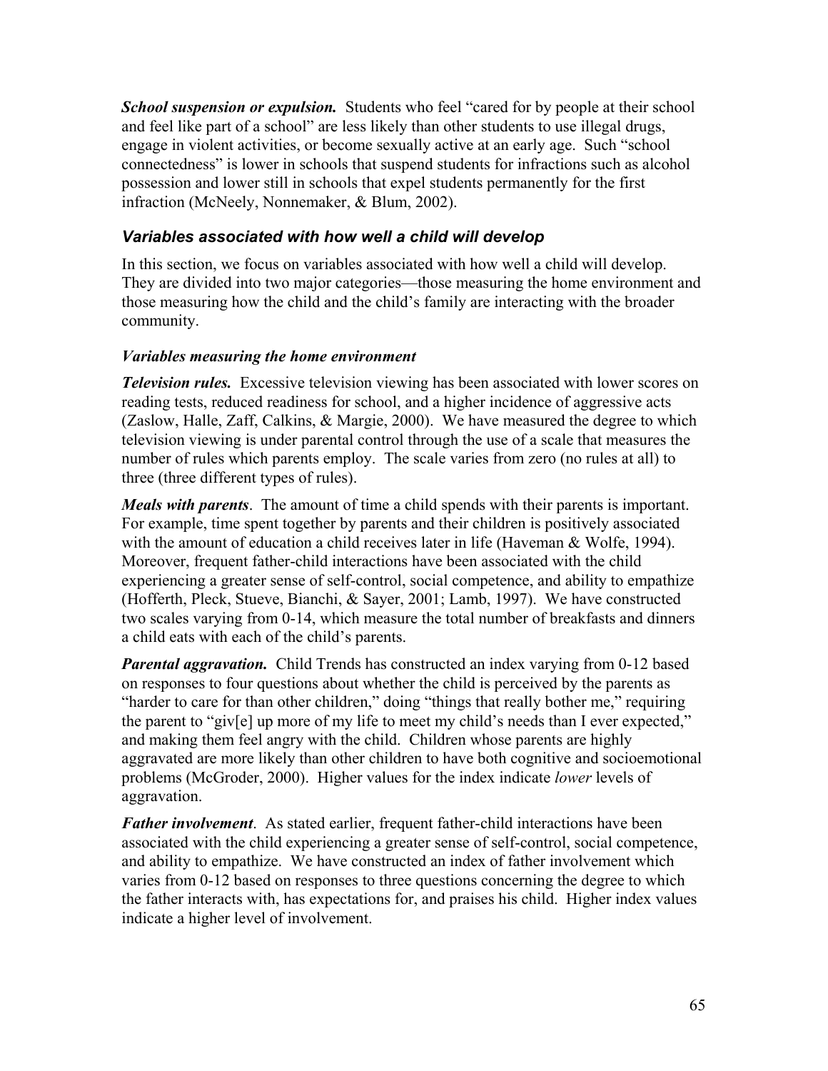***School suspension or expulsion.*** Students who feel "cared for by people at their school and feel like part of a school" are less likely than other students to use illegal drugs, engage in violent activities, or become sexually active at an early age. Such "school connectedness" is lower in schools that suspend students for infractions such as alcohol possession and lower still in schools that expel students permanently for the first infraction (McNeely, Nonnemaker, & Blum, 2002).

## *Variables associated with how well a child will develop*

In this section, we focus on variables associated with how well a child will develop. They are divided into two major categories—those measuring the home environment and those measuring how the child and the child's family are interacting with the broader community.

### *Variables measuring the home environment*

***Television rules.*** Excessive television viewing has been associated with lower scores on reading tests, reduced readiness for school, and a higher incidence of aggressive acts (Zaslow, Halle, Zaff, Calkins, & Margie, 2000). We have measured the degree to which television viewing is under parental control through the use of a scale that measures the number of rules which parents employ. The scale varies from zero (no rules at all) to three (three different types of rules).

***Meals with parents***. The amount of time a child spends with their parents is important. For example, time spent together by parents and their children is positively associated with the amount of education a child receives later in life (Haveman & Wolfe, 1994). Moreover, frequent father-child interactions have been associated with the child experiencing a greater sense of self-control, social competence, and ability to empathize (Hofferth, Pleck, Stueve, Bianchi, & Sayer, 2001; Lamb, 1997). We have constructed two scales varying from 0-14, which measure the total number of breakfasts and dinners a child eats with each of the child's parents.

***Parental aggravation.*** Child Trends has constructed an index varying from 0-12 based on responses to four questions about whether the child is perceived by the parents as "harder to care for than other children," doing "things that really bother me," requiring the parent to "giv[e] up more of my life to meet my child's needs than I ever expected," and making them feel angry with the child. Children whose parents are highly aggravated are more likely than other children to have both cognitive and socioemotional problems (McGroder, 2000). Higher values for the index indicate *lower* levels of aggravation.

***Father involvement***. As stated earlier, frequent father-child interactions have been associated with the child experiencing a greater sense of self-control, social competence, and ability to empathize. We have constructed an index of father involvement which varies from 0-12 based on responses to three questions concerning the degree to which the father interacts with, has expectations for, and praises his child. Higher index values indicate a higher level of involvement.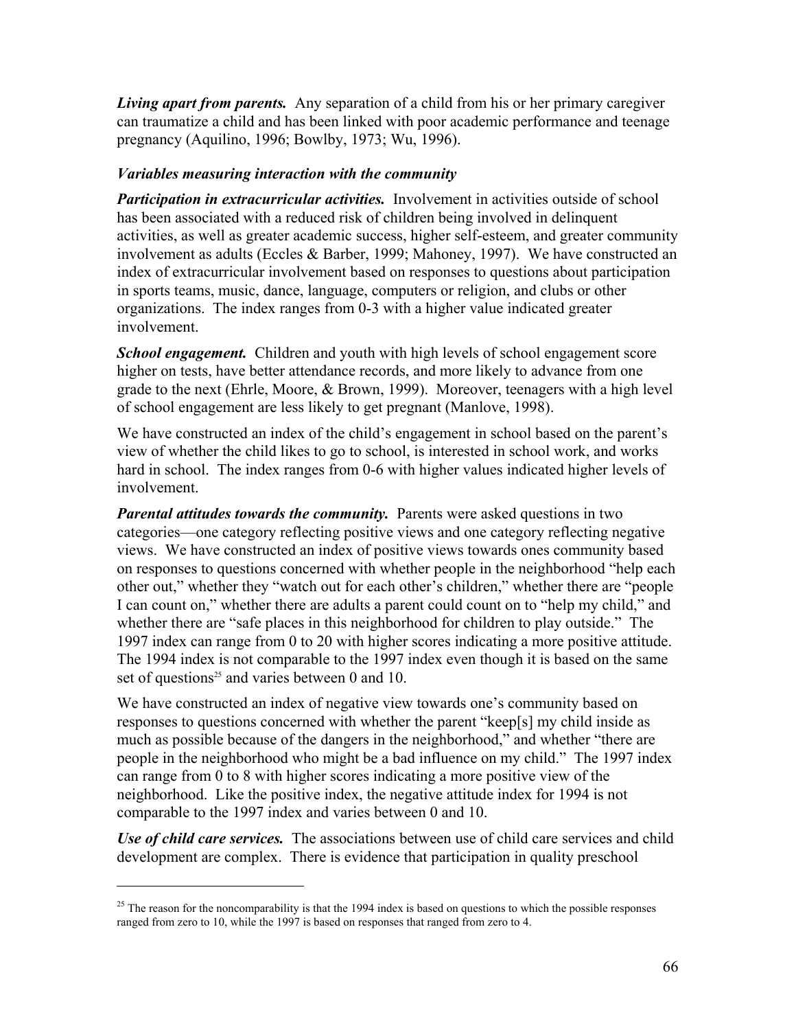***Living apart from parents.*** Any separation of a child from his or her primary caregiver can traumatize a child and has been linked with poor academic performance and teenage pregnancy (Aquilino, 1996; Bowlby, 1973; Wu, 1996).

### *Variables measuring interaction with the community*

***Participation in extracurricular activities.*** Involvement in activities outside of school has been associated with a reduced risk of children being involved in delinquent activities, as well as greater academic success, higher self-esteem, and greater community involvement as adults (Eccles & Barber, 1999; Mahoney, 1997). We have constructed an index of extracurricular involvement based on responses to questions about participation in sports teams, music, dance, language, computers or religion, and clubs or other organizations. The index ranges from 0-3 with a higher value indicated greater involvement.

***School engagement.*** Children and youth with high levels of school engagement score higher on tests, have better attendance records, and more likely to advance from one grade to the next (Ehrle, Moore, & Brown, 1999). Moreover, teenagers with a high level of school engagement are less likely to get pregnant (Manlove, 1998).

We have constructed an index of the child's engagement in school based on the parent's view of whether the child likes to go to school, is interested in school work, and works hard in school. The index ranges from 0-6 with higher values indicated higher levels of involvement.

***Parental attitudes towards the community.*** Parents were asked questions in two categories—one category reflecting positive views and one category reflecting negative views. We have constructed an index of positive views towards ones community based on responses to questions concerned with whether people in the neighborhood "help each other out," whether they "watch out for each other's children," whether there are "people I can count on," whether there are adults a parent could count on to "help my child," and whether there are "safe places in this neighborhood for children to play outside." The 1997 index can range from 0 to 20 with higher scores indicating a more positive attitude. The 1994 index is not comparable to the 1997 index even though it is based on the same set of questions[25] and varies between 0 and 10.

We have constructed an index of negative view towards one's community based on responses to questions concerned with whether the parent "keep[s] my child inside as much as possible because of the dangers in the neighborhood," and whether "there are people in the neighborhood who might be a bad influence on my child." The 1997 index can range from 0 to 8 with higher scores indicating a more positive view of the neighborhood. Like the positive index, the negative attitude index for 1994 is not comparable to the 1997 index and varies between 0 and 10.

***Use of child care services.*** The associations between use of child care services and child development are complex. There is evidence that participation in quality preschool

---

[25] The reason for the noncomparability is that the 1994 index is based on questions to which the possible responses ranged from zero to 10, while the 1997 is based on responses that ranged from zero to 4.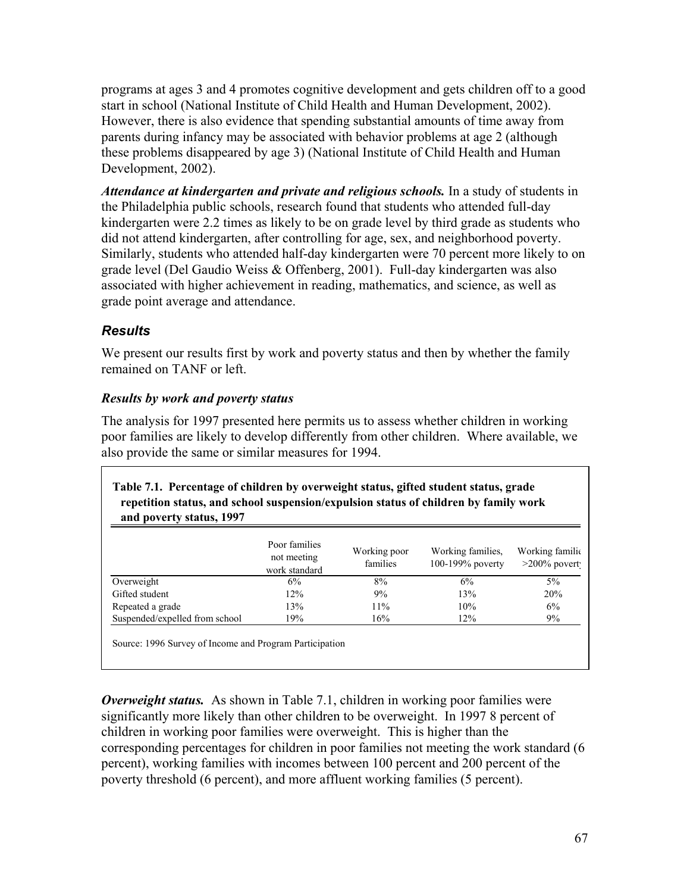programs at ages 3 and 4 promotes cognitive development and gets children off to a good start in school (National Institute of Child Health and Human Development, 2002). However, there is also evidence that spending substantial amounts of time away from parents during infancy may be associated with behavior problems at age 2 (although these problems disappeared by age 3) (National Institute of Child Health and Human Development, 2002).

***Attendance at kindergarten and private and religious schools.*** In a study of students in the Philadelphia public schools, research found that students who attended full-day kindergarten were 2.2 times as likely to be on grade level by third grade as students who did not attend kindergarten, after controlling for age, sex, and neighborhood poverty. Similarly, students who attended half-day kindergarten were 70 percent more likely to on grade level (Del Gaudio Weiss & Offenberg, 2001). Full-day kindergarten was also associated with higher achievement in reading, mathematics, and science, as well as grade point average and attendance.

## *Results*

We present our results first by work and poverty status and then by whether the family remained on TANF or left.

### *Results by work and poverty status*

The analysis for 1997 presented here permits us to assess whether children in working poor families are likely to develop differently from other children. Where available, we also provide the same or similar measures for 1994.

**Table 7.1. Percentage of children by overweight status, gifted student status, grade repetition status, and school suspension/expulsion status of children by family work and poverty status, 1997**

| | Poor families not meeting work standard | Working poor families | Working families, 100-199% poverty | Working families >200% poverty |
|---|---|---|---|---|
| Overweight | 6% | 8% | 6% | 5% |
| Gifted student | 12% | 9% | 13% | 20% |
| Repeated a grade | 13% | 11% | 10% | 6% |
| Suspended/expelled from school | 19% | 16% | 12% | 9% |

Source: 1996 Survey of Income and Program Participation

***Overweight status.*** As shown in Table 7.1, children in working poor families were significantly more likely than other children to be overweight. In 1997 8 percent of children in working poor families were overweight. This is higher than the corresponding percentages for children in poor families not meeting the work standard (6 percent), working families with incomes between 100 percent and 200 percent of the poverty threshold (6 percent), and more affluent working families (5 percent).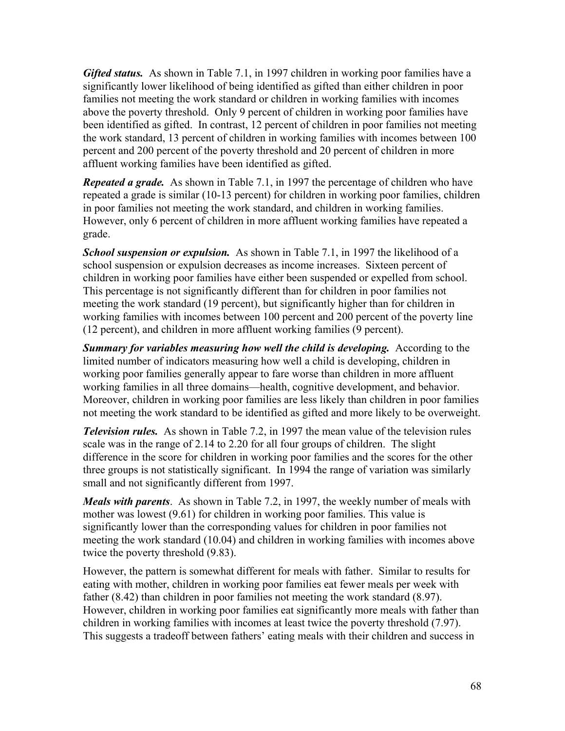***Gifted status.*** As shown in Table 7.1, in 1997 children in working poor families have a significantly lower likelihood of being identified as gifted than either children in poor families not meeting the work standard or children in working families with incomes above the poverty threshold. Only 9 percent of children in working poor families have been identified as gifted. In contrast, 12 percent of children in poor families not meeting the work standard, 13 percent of children in working families with incomes between 100 percent and 200 percent of the poverty threshold and 20 percent of children in more affluent working families have been identified as gifted.

***Repeated a grade.*** As shown in Table 7.1, in 1997 the percentage of children who have repeated a grade is similar (10-13 percent) for children in working poor families, children in poor families not meeting the work standard, and children in working families. However, only 6 percent of children in more affluent working families have repeated a grade.

***School suspension or expulsion.*** As shown in Table 7.1, in 1997 the likelihood of a school suspension or expulsion decreases as income increases. Sixteen percent of children in working poor families have either been suspended or expelled from school. This percentage is not significantly different than for children in poor families not meeting the work standard (19 percent), but significantly higher than for children in working families with incomes between 100 percent and 200 percent of the poverty line (12 percent), and children in more affluent working families (9 percent).

***Summary for variables measuring how well the child is developing.*** According to the limited number of indicators measuring how well a child is developing, children in working poor families generally appear to fare worse than children in more affluent working families in all three domains—health, cognitive development, and behavior. Moreover, children in working poor families are less likely than children in poor families not meeting the work standard to be identified as gifted and more likely to be overweight.

***Television rules.*** As shown in Table 7.2, in 1997 the mean value of the television rules scale was in the range of 2.14 to 2.20 for all four groups of children. The slight difference in the score for children in working poor families and the scores for the other three groups is not statistically significant. In 1994 the range of variation was similarly small and not significantly different from 1997.

***Meals with parents***. As shown in Table 7.2, in 1997, the weekly number of meals with mother was lowest (9.61) for children in working poor families. This value is significantly lower than the corresponding values for children in poor families not meeting the work standard (10.04) and children in working families with incomes above twice the poverty threshold (9.83).

However, the pattern is somewhat different for meals with father. Similar to results for eating with mother, children in working poor families eat fewer meals per week with father (8.42) than children in poor families not meeting the work standard (8.97). However, children in working poor families eat significantly more meals with father than children in working families with incomes at least twice the poverty threshold (7.97). This suggests a tradeoff between fathers' eating meals with their children and success in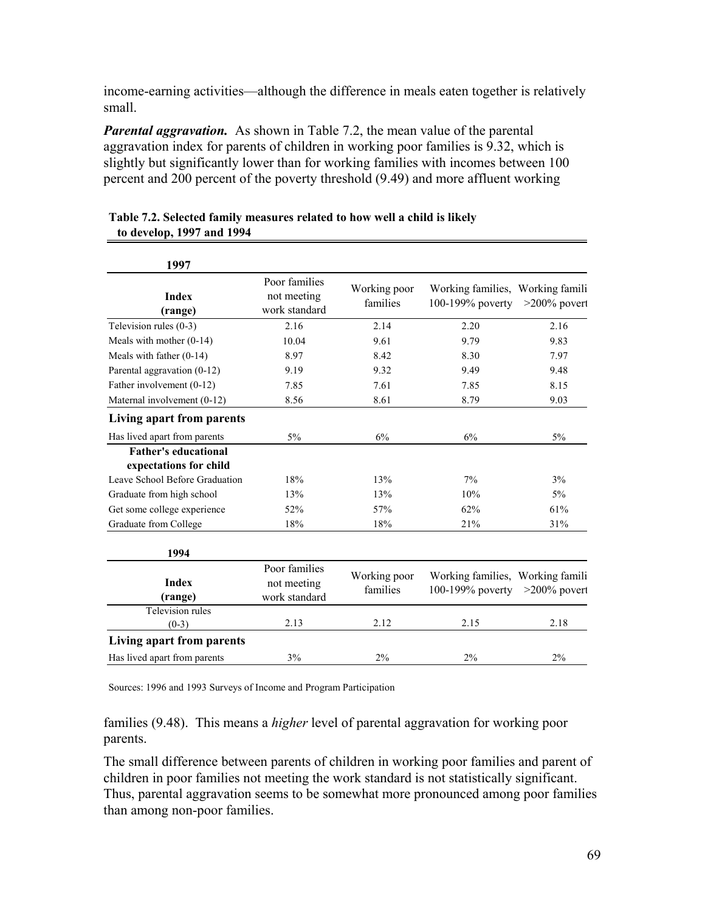income-earning activities—although the difference in meals eaten together is relatively small.

***Parental aggravation.*** As shown in Table 7.2, the mean value of the parental aggravation index for parents of children in working poor families is 9.32, which is slightly but significantly lower than for working families with incomes between 100 percent and 200 percent of the poverty threshold (9.49) and more affluent working families (9.48). This means a *higher* level of parental aggravation for working poor parents.

**Table 7.2. Selected family measures related to how well a child is likely to develop, 1997 and 1994**

| **1997** | | | | |
|---|---|---|---|---|
| **Index (range)** | Poor families not meeting work standard | Working poor families | Working families, 100-199% poverty | Working famili >200% povert |
| Television rules (0-3) | 2.16 | 2.14 | 2.20 | 2.16 |
| Meals with mother (0-14) | 10.04 | 9.61 | 9.79 | 9.83 |
| Meals with father (0-14) | 8.97 | 8.42 | 8.30 | 7.97 |
| Parental aggravation (0-12) | 9.19 | 9.32 | 9.49 | 9.48 |
| Father involvement (0-12) | 7.85 | 7.61 | 7.85 | 8.15 |
| Maternal involvement (0-12) | 8.56 | 8.61 | 8.79 | 9.03 |
| **Living apart from parents** | | | | |
| Has lived apart from parents | 5% | 6% | 6% | 5% |
| **Father's educational expectations for child** | | | | |
| Leave School Before Graduation | 18% | 13% | 7% | 3% |
| Graduate from high school | 13% | 13% | 10% | 5% |
| Get some college experience | 52% | 57% | 62% | 61% |
| Graduate from College | 18% | 18% | 21% | 31% |

| **1994** | | | | |
|---|---|---|---|---|
| **Index (range)** | Poor families not meeting work standard | Working poor families | Working families, 100-199% poverty | Working famili >200% povert |
| Television rules (0-3) | 2.13 | 2.12 | 2.15 | 2.18 |
| **Living apart from parents** | | | | |
| Has lived apart from parents | 3% | 2% | 2% | 2% |

Sources: 1996 and 1993 Surveys of Income and Program Participation

The small difference between parents of children in working poor families and parent of children in poor families not meeting the work standard is not statistically significant. Thus, parental aggravation seems to be somewhat more pronounced among poor families than among non-poor families.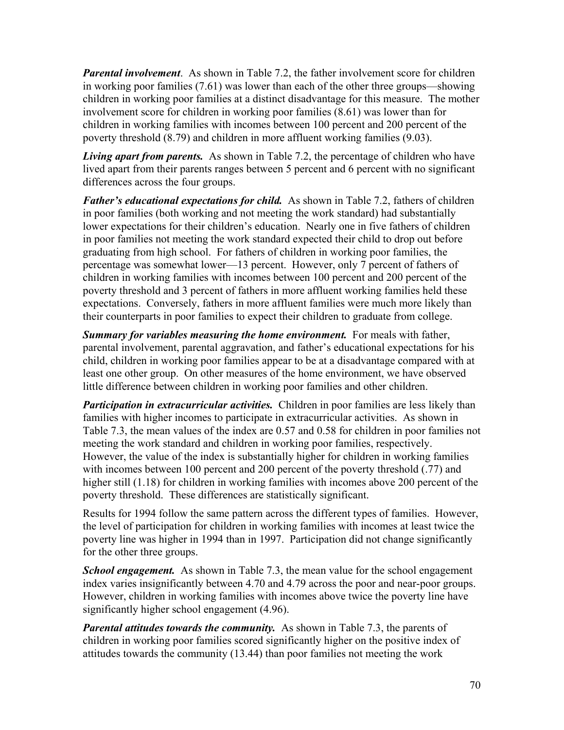***Parental involvement***. As shown in Table 7.2, the father involvement score for children in working poor families (7.61) was lower than each of the other three groups—showing children in working poor families at a distinct disadvantage for this measure. The mother involvement score for children in working poor families (8.61) was lower than for children in working families with incomes between 100 percent and 200 percent of the poverty threshold (8.79) and children in more affluent working families (9.03).

***Living apart from parents.*** As shown in Table 7.2, the percentage of children who have lived apart from their parents ranges between 5 percent and 6 percent with no significant differences across the four groups.

***Father's educational expectations for child.*** As shown in Table 7.2, fathers of children in poor families (both working and not meeting the work standard) had substantially lower expectations for their children's education. Nearly one in five fathers of children in poor families not meeting the work standard expected their child to drop out before graduating from high school. For fathers of children in working poor families, the percentage was somewhat lower—13 percent. However, only 7 percent of fathers of children in working families with incomes between 100 percent and 200 percent of the poverty threshold and 3 percent of fathers in more affluent working families held these expectations. Conversely, fathers in more affluent families were much more likely than their counterparts in poor families to expect their children to graduate from college.

***Summary for variables measuring the home environment.*** For meals with father, parental involvement, parental aggravation, and father's educational expectations for his child, children in working poor families appear to be at a disadvantage compared with at least one other group. On other measures of the home environment, we have observed little difference between children in working poor families and other children.

***Participation in extracurricular activities.*** Children in poor families are less likely than families with higher incomes to participate in extracurricular activities. As shown in Table 7.3, the mean values of the index are 0.57 and 0.58 for children in poor families not meeting the work standard and children in working poor families, respectively. However, the value of the index is substantially higher for children in working families with incomes between 100 percent and 200 percent of the poverty threshold (.77) and higher still (1.18) for children in working families with incomes above 200 percent of the poverty threshold. These differences are statistically significant.

Results for 1994 follow the same pattern across the different types of families. However, the level of participation for children in working families with incomes at least twice the poverty line was higher in 1994 than in 1997. Participation did not change significantly for the other three groups.

***School engagement.*** As shown in Table 7.3, the mean value for the school engagement index varies insignificantly between 4.70 and 4.79 across the poor and near-poor groups. However, children in working families with incomes above twice the poverty line have significantly higher school engagement (4.96).

***Parental attitudes towards the community.*** As shown in Table 7.3, the parents of children in working poor families scored significantly higher on the positive index of attitudes towards the community (13.44) than poor families not meeting the work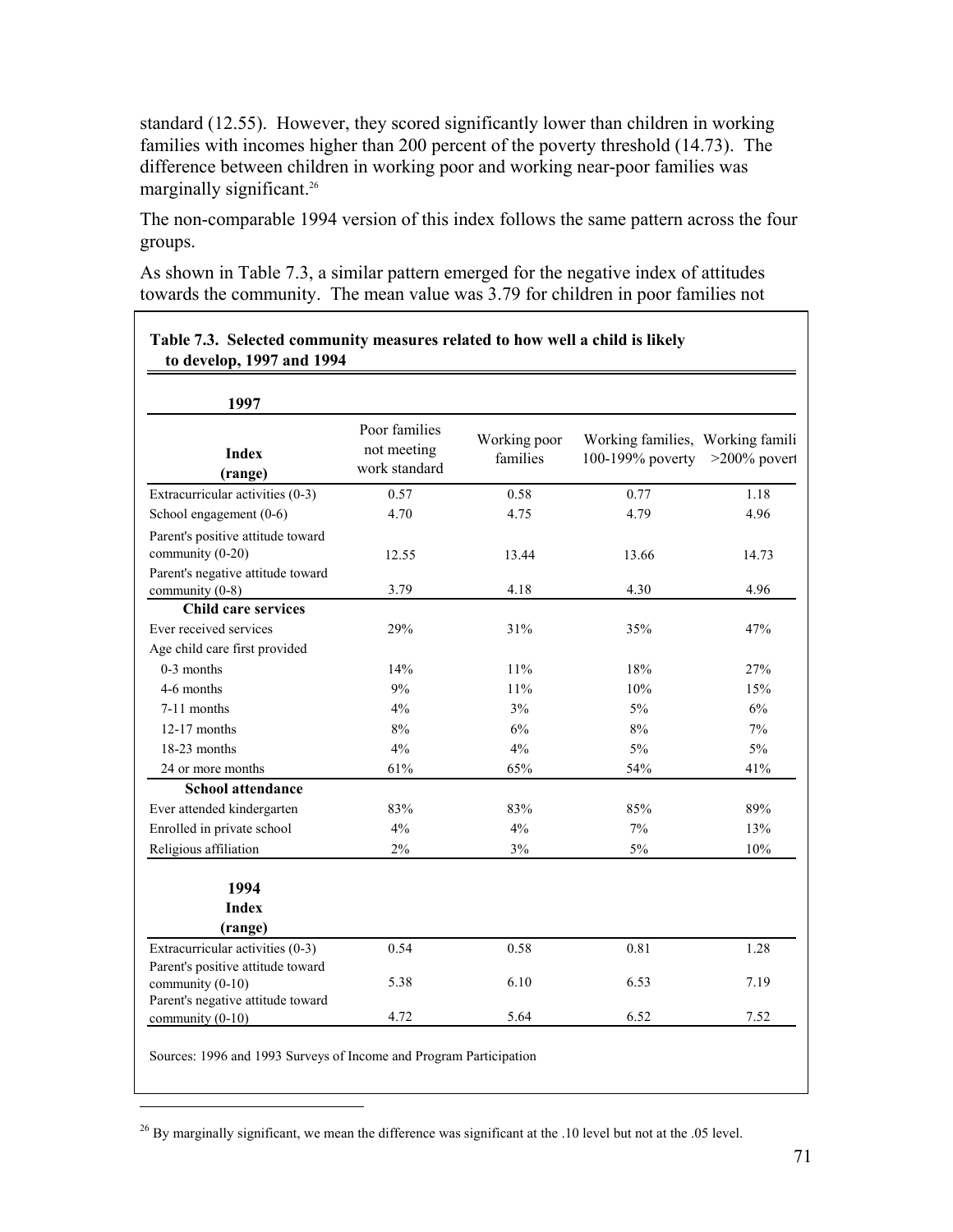standard (12.55). However, they scored significantly lower than children in working families with incomes higher than 200 percent of the poverty threshold (14.73). The difference between children in working poor and working near-poor families was marginally significant.[26]

The non-comparable 1994 version of this index follows the same pattern across the four groups.

As shown in Table 7.3, a similar pattern emerged for the negative index of attitudes towards the community. The mean value was 3.79 for children in poor families not

**Table 7.3. Selected community measures related to how well a child is likely to develop, 1997 and 1994**

| **1997** | | | | |
|---|---|---|---|---|
| **Index (range)** | Poor families not meeting work standard | Working poor families | Working families, 100-199% poverty | Working famili >200% povert |
| Extracurricular activities (0-3) | 0.57 | 0.58 | 0.77 | 1.18 |
| School engagement (0-6) | 4.70 | 4.75 | 4.79 | 4.96 |
| Parent's positive attitude toward community (0-20) | 12.55 | 13.44 | 13.66 | 14.73 |
| Parent's negative attitude toward community (0-8) | 3.79 | 4.18 | 4.30 | 4.96 |
| **Child care services** | | | | |
| Ever received services | 29% | 31% | 35% | 47% |
| Age child care first provided | | | | |
| 0-3 months | 14% | 11% | 18% | 27% |
| 4-6 months | 9% | 11% | 10% | 15% |
| 7-11 months | 4% | 3% | 5% | 6% |
| 12-17 months | 8% | 6% | 8% | 7% |
| 18-23 months | 4% | 4% | 5% | 5% |
| 24 or more months | 61% | 65% | 54% | 41% |
| **School attendance** | | | | |
| Ever attended kindergarten | 83% | 83% | 85% | 89% |
| Enrolled in private school | 4% | 4% | 7% | 13% |
| Religious affiliation | 2% | 3% | 5% | 10% |
| **1994** | | | | |
| **Index (range)** | | | | |
| Extracurricular activities (0-3) | 0.54 | 0.58 | 0.81 | 1.28 |
| Parent's positive attitude toward community (0-10) | 5.38 | 6.10 | 6.53 | 7.19 |
| Parent's negative attitude toward community (0-10) | 4.72 | 5.64 | 6.52 | 7.52 |

Sources: 1996 and 1993 Surveys of Income and Program Participation

[26] By marginally significant, we mean the difference was significant at the .10 level but not at the .05 level.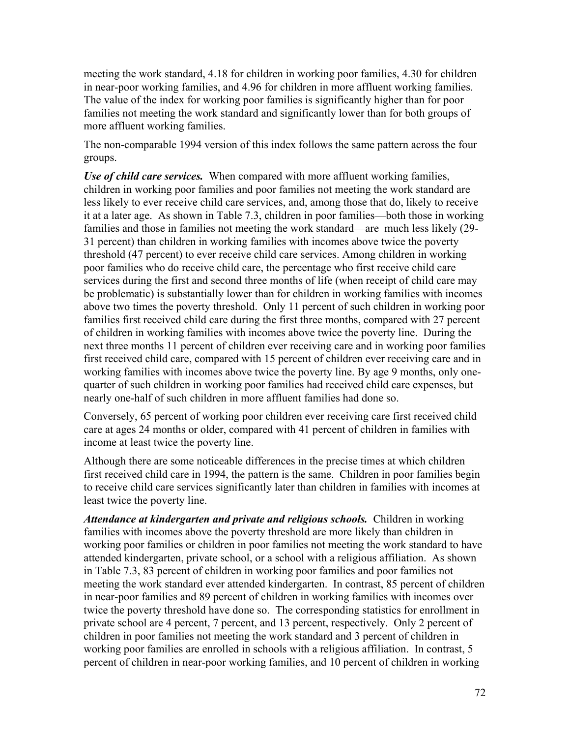meeting the work standard, 4.18 for children in working poor families, 4.30 for children in near-poor working families, and 4.96 for children in more affluent working families. The value of the index for working poor families is significantly higher than for poor families not meeting the work standard and significantly lower than for both groups of more affluent working families.

The non-comparable 1994 version of this index follows the same pattern across the four groups.

***Use of child care services.*** When compared with more affluent working families, children in working poor families and poor families not meeting the work standard are less likely to ever receive child care services, and, among those that do, likely to receive it at a later age. As shown in Table 7.3, children in poor families—both those in working families and those in families not meeting the work standard—are much less likely (29-31 percent) than children in working families with incomes above twice the poverty threshold (47 percent) to ever receive child care services. Among children in working poor families who do receive child care, the percentage who first receive child care services during the first and second three months of life (when receipt of child care may be problematic) is substantially lower than for children in working families with incomes above two times the poverty threshold. Only 11 percent of such children in working poor families first received child care during the first three months, compared with 27 percent of children in working families with incomes above twice the poverty line. During the next three months 11 percent of children ever receiving care and in working poor families first received child care, compared with 15 percent of children ever receiving care and in working families with incomes above twice the poverty line. By age 9 months, only one-quarter of such children in working poor families had received child care expenses, but nearly one-half of such children in more affluent families had done so.

Conversely, 65 percent of working poor children ever receiving care first received child care at ages 24 months or older, compared with 41 percent of children in families with income at least twice the poverty line.

Although there are some noticeable differences in the precise times at which children first received child care in 1994, the pattern is the same. Children in poor families begin to receive child care services significantly later than children in families with incomes at least twice the poverty line.

***Attendance at kindergarten and private and religious schools.*** Children in working families with incomes above the poverty threshold are more likely than children in working poor families or children in poor families not meeting the work standard to have attended kindergarten, private school, or a school with a religious affiliation. As shown in Table 7.3, 83 percent of children in working poor families and poor families not meeting the work standard ever attended kindergarten. In contrast, 85 percent of children in near-poor families and 89 percent of children in working families with incomes over twice the poverty threshold have done so. The corresponding statistics for enrollment in private school are 4 percent, 7 percent, and 13 percent, respectively. Only 2 percent of children in poor families not meeting the work standard and 3 percent of children in working poor families are enrolled in schools with a religious affiliation. In contrast, 5 percent of children in near-poor working families, and 10 percent of children in working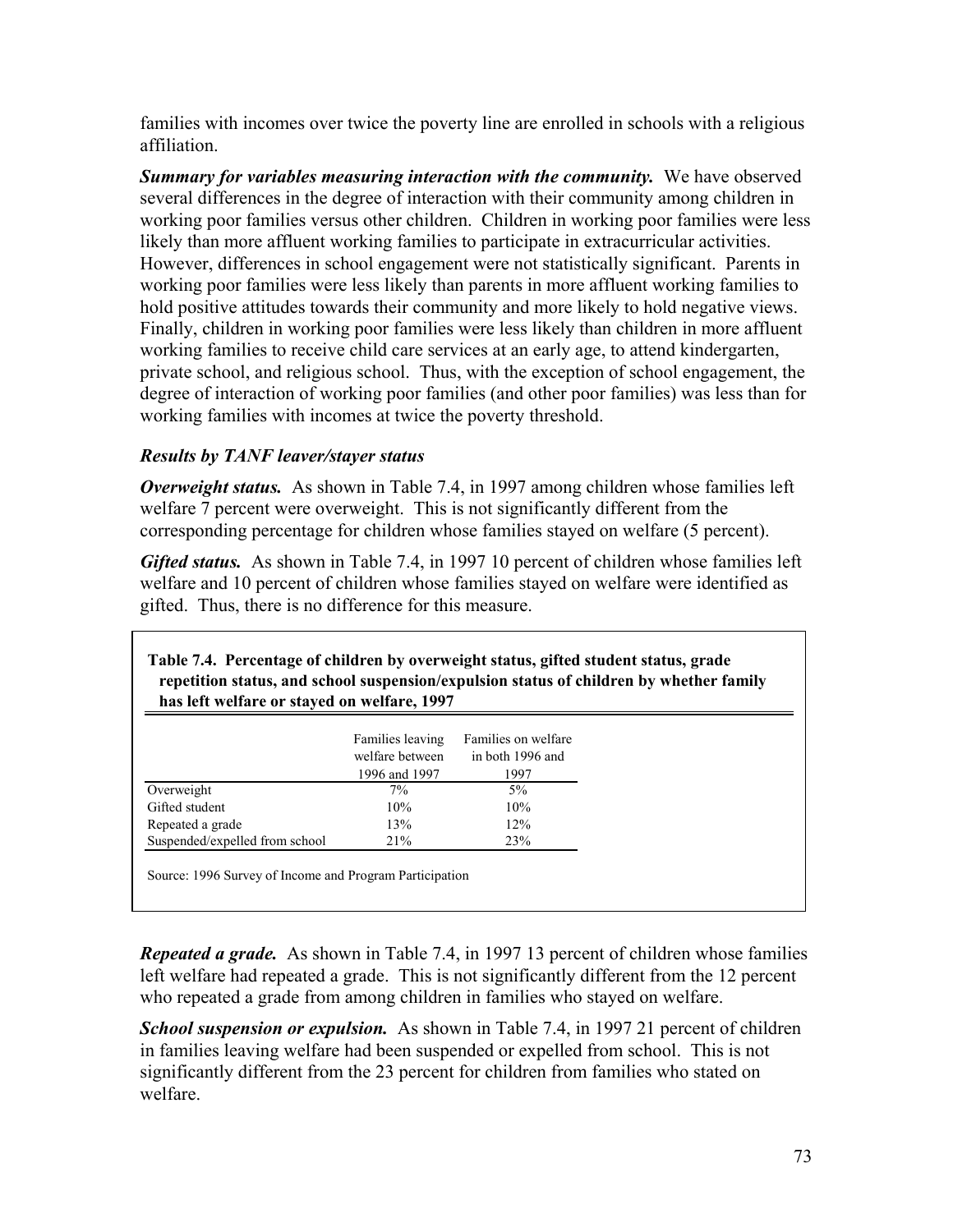families with incomes over twice the poverty line are enrolled in schools with a religious affiliation.

***Summary for variables measuring interaction with the community.*** We have observed several differences in the degree of interaction with their community among children in working poor families versus other children. Children in working poor families were less likely than more affluent working families to participate in extracurricular activities. However, differences in school engagement were not statistically significant. Parents in working poor families were less likely than parents in more affluent working families to hold positive attitudes towards their community and more likely to hold negative views. Finally, children in working poor families were less likely than children in more affluent working families to receive child care services at an early age, to attend kindergarten, private school, and religious school. Thus, with the exception of school engagement, the degree of interaction of working poor families (and other poor families) was less than for working families with incomes at twice the poverty threshold.

### *Results by TANF leaver/stayer status*

***Overweight status.*** As shown in Table 7.4, in 1997 among children whose families left welfare 7 percent were overweight. This is not significantly different from the corresponding percentage for children whose families stayed on welfare (5 percent).

***Gifted status.*** As shown in Table 7.4, in 1997 10 percent of children whose families left welfare and 10 percent of children whose families stayed on welfare were identified as gifted. Thus, there is no difference for this measure.

**Table 7.4. Percentage of children by overweight status, gifted student status, grade repetition status, and school suspension/expulsion status of children by whether family has left welfare or stayed on welfare, 1997**

| | Families leaving welfare between 1996 and 1997 | Families on welfare in both 1996 and 1997 |
|---|---|---|
| Overweight | 7% | 5% |
| Gifted student | 10% | 10% |
| Repeated a grade | 13% | 12% |
| Suspended/expelled from school | 21% | 23% |

Source: 1996 Survey of Income and Program Participation

***Repeated a grade.*** As shown in Table 7.4, in 1997 13 percent of children whose families left welfare had repeated a grade. This is not significantly different from the 12 percent who repeated a grade from among children in families who stayed on welfare.

***School suspension or expulsion.*** As shown in Table 7.4, in 1997 21 percent of children in families leaving welfare had been suspended or expelled from school. This is not significantly different from the 23 percent for children from families who stated on welfare.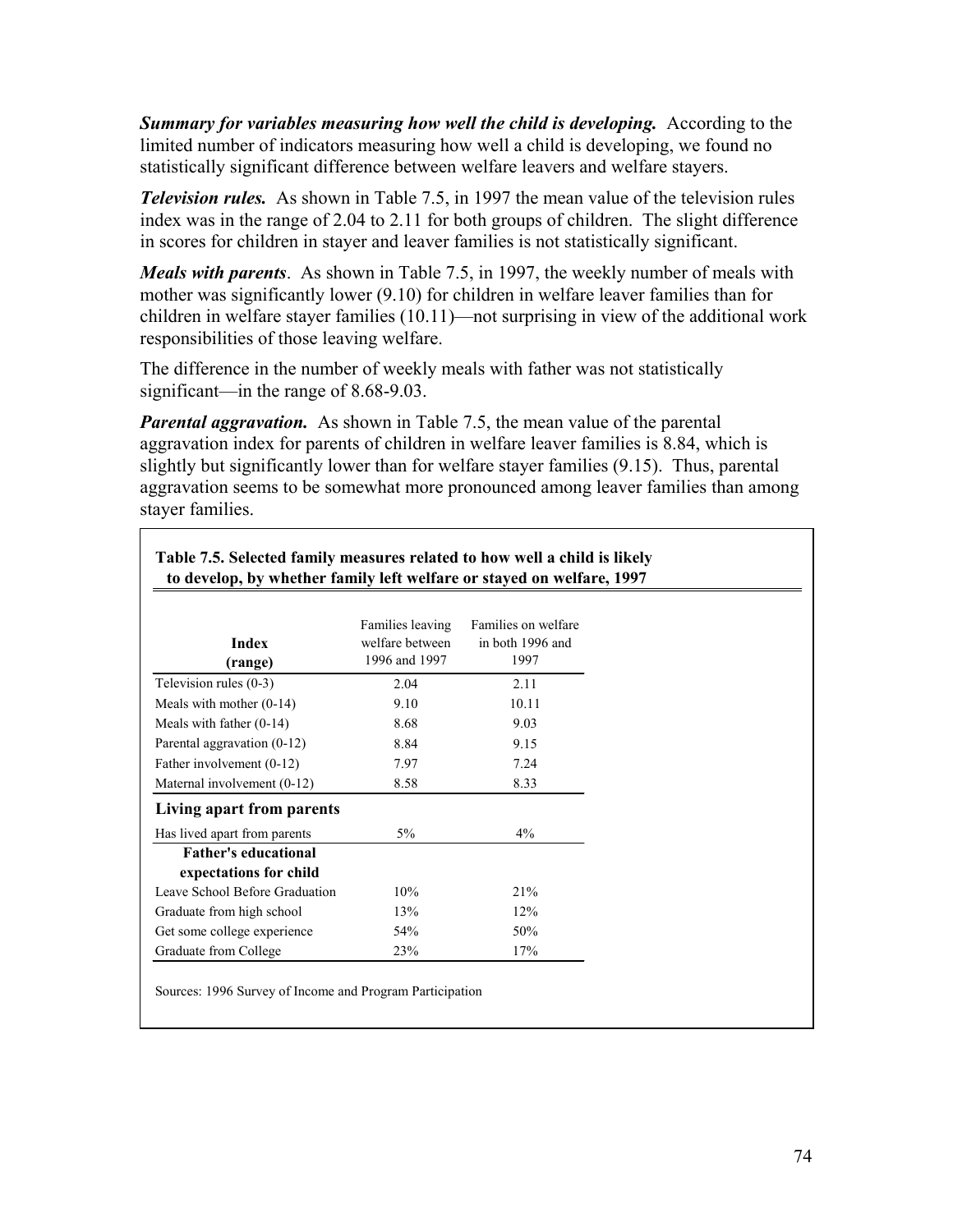***Summary for variables measuring how well the child is developing.*** According to the limited number of indicators measuring how well a child is developing, we found no statistically significant difference between welfare leavers and welfare stayers.

***Television rules.*** As shown in Table 7.5, in 1997 the mean value of the television rules index was in the range of 2.04 to 2.11 for both groups of children. The slight difference in scores for children in stayer and leaver families is not statistically significant.

***Meals with parents***. As shown in Table 7.5, in 1997, the weekly number of meals with mother was significantly lower (9.10) for children in welfare leaver families than for children in welfare stayer families (10.11)—not surprising in view of the additional work responsibilities of those leaving welfare.

The difference in the number of weekly meals with father was not statistically significant—in the range of 8.68-9.03.

***Parental aggravation.*** As shown in Table 7.5, the mean value of the parental aggravation index for parents of children in welfare leaver families is 8.84, which is slightly but significantly lower than for welfare stayer families (9.15). Thus, parental aggravation seems to be somewhat more pronounced among leaver families than among stayer families.

**Table 7.5. Selected family measures related to how well a child is likely to develop, by whether family left welfare or stayed on welfare, 1997**

| **Index (range)** | Families leaving welfare between 1996 and 1997 | Families on welfare in both 1996 and 1997 |
|---|---|---|
| Television rules (0-3) | 2.04 | 2.11 |
| Meals with mother (0-14) | 9.10 | 10.11 |
| Meals with father (0-14) | 8.68 | 9.03 |
| Parental aggravation (0-12) | 8.84 | 9.15 |
| Father involvement (0-12) | 7.97 | 7.24 |
| Maternal involvement (0-12) | 8.58 | 8.33 |
| **Living apart from parents** | | |
| Has lived apart from parents | 5% | 4% |
| **Father's educational expectations for child** | | |
| Leave School Before Graduation | 10% | 21% |
| Graduate from high school | 13% | 12% |
| Get some college experience | 54% | 50% |
| Graduate from College | 23% | 17% |

Sources: 1996 Survey of Income and Program Participation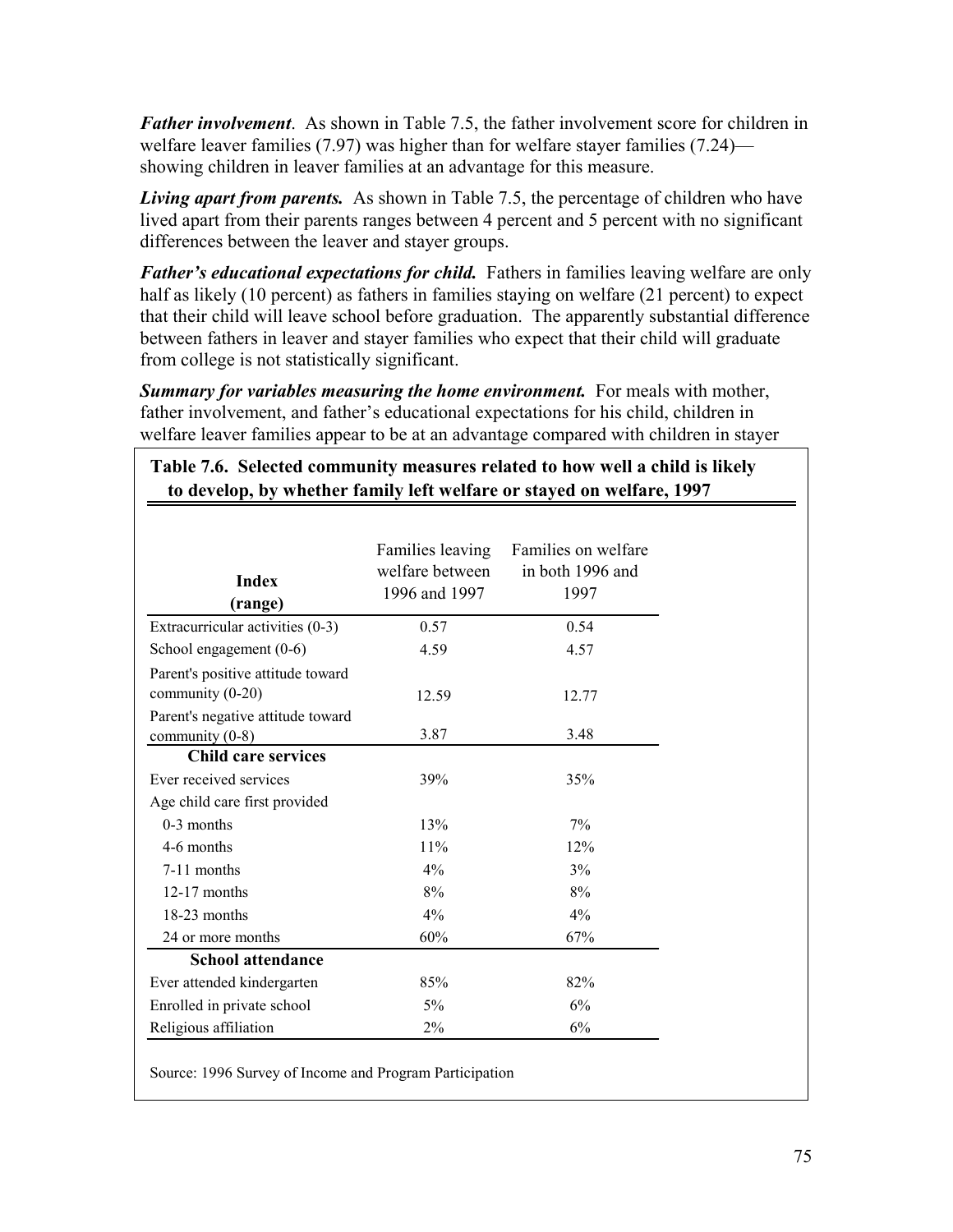***Father involvement***. As shown in Table 7.5, the father involvement score for children in welfare leaver families (7.97) was higher than for welfare stayer families (7.24)—showing children in leaver families at an advantage for this measure.

***Living apart from parents.*** As shown in Table 7.5, the percentage of children who have lived apart from their parents ranges between 4 percent and 5 percent with no significant differences between the leaver and stayer groups.

***Father's educational expectations for child.*** Fathers in families leaving welfare are only half as likely (10 percent) as fathers in families staying on welfare (21 percent) to expect that their child will leave school before graduation. The apparently substantial difference between fathers in leaver and stayer families who expect that their child will graduate from college is not statistically significant.

***Summary for variables measuring the home environment.*** For meals with mother, father involvement, and father's educational expectations for his child, children in welfare leaver families appear to be at an advantage compared with children in stayer

**Table 7.6. Selected community measures related to how well a child is likely to develop, by whether family left welfare or stayed on welfare, 1997**

| Index (range) | Families leaving welfare between 1996 and 1997 | Families on welfare in both 1996 and 1997 |
|---|---|---|
| Extracurricular activities (0-3) | 0.57 | 0.54 |
| School engagement (0-6) | 4.59 | 4.57 |
| Parent's positive attitude toward community (0-20) | 12.59 | 12.77 |
| Parent's negative attitude toward community (0-8) | 3.87 | 3.48 |
| **Child care services** | | |
| Ever received services | 39% | 35% |
| Age child care first provided | | |
| 0-3 months | 13% | 7% |
| 4-6 months | 11% | 12% |
| 7-11 months | 4% | 3% |
| 12-17 months | 8% | 8% |
| 18-23 months | 4% | 4% |
| 24 or more months | 60% | 67% |
| **School attendance** | | |
| Ever attended kindergarten | 85% | 82% |
| Enrolled in private school | 5% | 6% |
| Religious affiliation | 2% | 6% |

Source: 1996 Survey of Income and Program Participation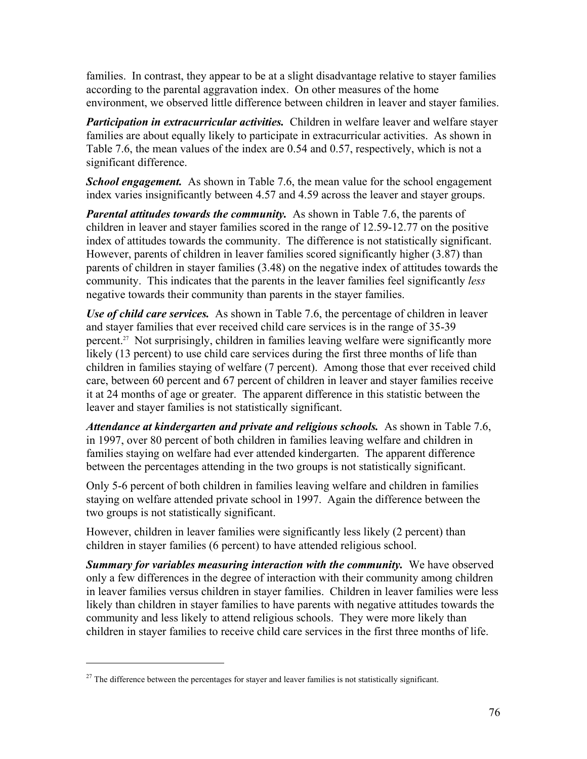families. In contrast, they appear to be at a slight disadvantage relative to stayer families according to the parental aggravation index. On other measures of the home environment, we observed little difference between children in leaver and stayer families.

***Participation in extracurricular activities.*** Children in welfare leaver and welfare stayer families are about equally likely to participate in extracurricular activities. As shown in Table 7.6, the mean values of the index are 0.54 and 0.57, respectively, which is not a significant difference.

***School engagement.*** As shown in Table 7.6, the mean value for the school engagement index varies insignificantly between 4.57 and 4.59 across the leaver and stayer groups.

***Parental attitudes towards the community.*** As shown in Table 7.6, the parents of children in leaver and stayer families scored in the range of 12.59-12.77 on the positive index of attitudes towards the community. The difference is not statistically significant. However, parents of children in leaver families scored significantly higher (3.87) than parents of children in stayer families (3.48) on the negative index of attitudes towards the community. This indicates that the parents in the leaver families feel significantly *less* negative towards their community than parents in the stayer families.

***Use of child care services.*** As shown in Table 7.6, the percentage of children in leaver and stayer families that ever received child care services is in the range of 35-39 percent.[27] Not surprisingly, children in families leaving welfare were significantly more likely (13 percent) to use child care services during the first three months of life than children in families staying of welfare (7 percent). Among those that ever received child care, between 60 percent and 67 percent of children in leaver and stayer families receive it at 24 months of age or greater. The apparent difference in this statistic between the leaver and stayer families is not statistically significant.

***Attendance at kindergarten and private and religious schools.*** As shown in Table 7.6, in 1997, over 80 percent of both children in families leaving welfare and children in families staying on welfare had ever attended kindergarten. The apparent difference between the percentages attending in the two groups is not statistically significant.

Only 5-6 percent of both children in families leaving welfare and children in families staying on welfare attended private school in 1997. Again the difference between the two groups is not statistically significant.

However, children in leaver families were significantly less likely (2 percent) than children in stayer families (6 percent) to have attended religious school.

***Summary for variables measuring interaction with the community.*** We have observed only a few differences in the degree of interaction with their community among children in leaver families versus children in stayer families. Children in leaver families were less likely than children in stayer families to have parents with negative attitudes towards the community and less likely to attend religious schools. They were more likely than children in stayer families to receive child care services in the first three months of life.

---

[27] The difference between the percentages for stayer and leaver families is not statistically significant.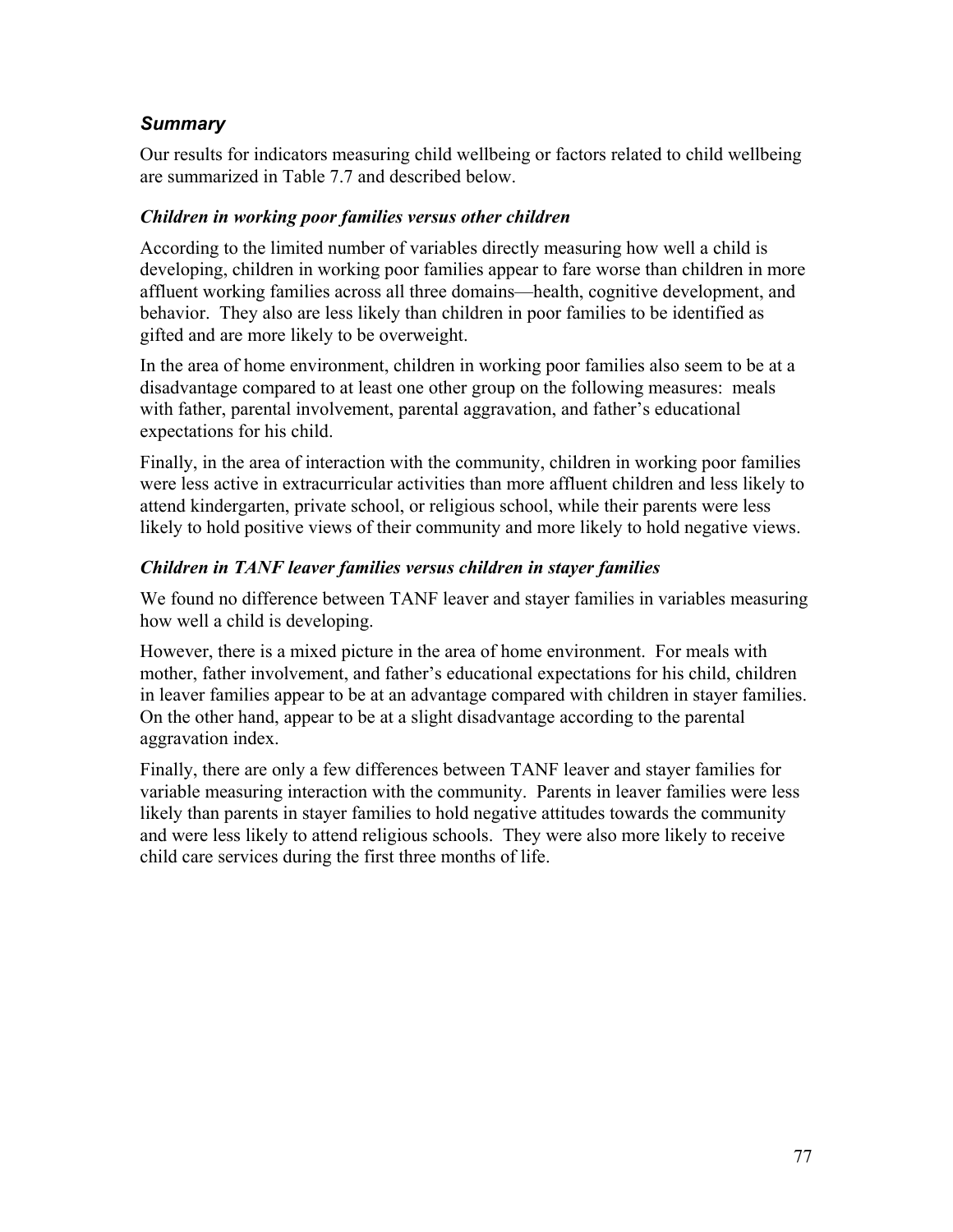### *Summary*

Our results for indicators measuring child wellbeing or factors related to child wellbeing are summarized in Table 7.7 and described below.

#### *Children in working poor families versus other children*

According to the limited number of variables directly measuring how well a child is developing, children in working poor families appear to fare worse than children in more affluent working families across all three domains—health, cognitive development, and behavior. They also are less likely than children in poor families to be identified as gifted and are more likely to be overweight.

In the area of home environment, children in working poor families also seem to be at a disadvantage compared to at least one other group on the following measures: meals with father, parental involvement, parental aggravation, and father's educational expectations for his child.

Finally, in the area of interaction with the community, children in working poor families were less active in extracurricular activities than more affluent children and less likely to attend kindergarten, private school, or religious school, while their parents were less likely to hold positive views of their community and more likely to hold negative views.

#### *Children in TANF leaver families versus children in stayer families*

We found no difference between TANF leaver and stayer families in variables measuring how well a child is developing.

However, there is a mixed picture in the area of home environment. For meals with mother, father involvement, and father's educational expectations for his child, children in leaver families appear to be at an advantage compared with children in stayer families. On the other hand, appear to be at a slight disadvantage according to the parental aggravation index.

Finally, there are only a few differences between TANF leaver and stayer families for variable measuring interaction with the community. Parents in leaver families were less likely than parents in stayer families to hold negative attitudes towards the community and were less likely to attend religious schools. They were also more likely to receive child care services during the first three months of life.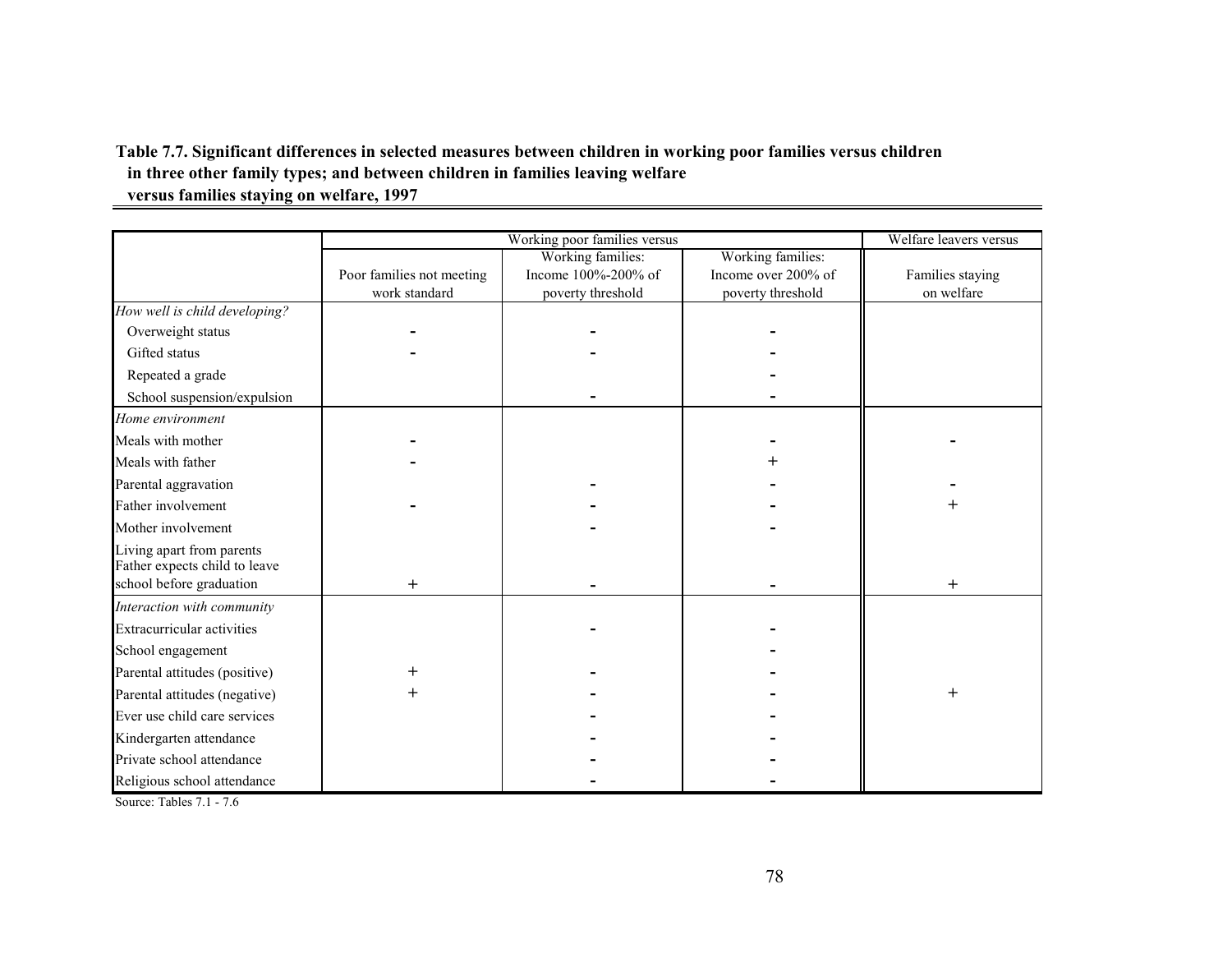**Table 7.7. Significant differences in selected measures between children in working poor families versus children in three other family types; and between children in families leaving welfare versus families staying on welfare, 1997**

| | Working poor families versus | | | Welfare leavers versus |
|---|---|---|---|---|
| | Poor families not meeting work standard | Working families: Income 100%-200% of poverty threshold | Working families: Income over 200% of poverty threshold | Families staying on welfare |
| *How well is child developing?* | | | | |
| Overweight status | - | - | - | |
| Gifted status | - | - | - | |
| Repeated a grade | | | - | |
| School suspension/expulsion | | - | - | |
| *Home environment* | | | | |
| Meals with mother | - | | - | - |
| Meals with father | - | | + | |
| Parental aggravation | | - | - | - |
| Father involvement | - | - | - | + |
| Mother involvement | | - | - | |
| Living apart from parents | | | | |
| Father expects child to leave school before graduation | + | - | - | + |
| *Interaction with community* | | | | |
| Extracurricular activities | | - | - | |
| School engagement | | | - | |
| Parental attitudes (positive) | + | - | - | |
| Parental attitudes (negative) | + | - | - | + |
| Ever use child care services | | - | - | |
| Kindergarten attendance | | - | - | |
| Private school attendance | | - | - | |
| Religious school attendance | | - | - | |

Source: Tables 7.1 - 7.6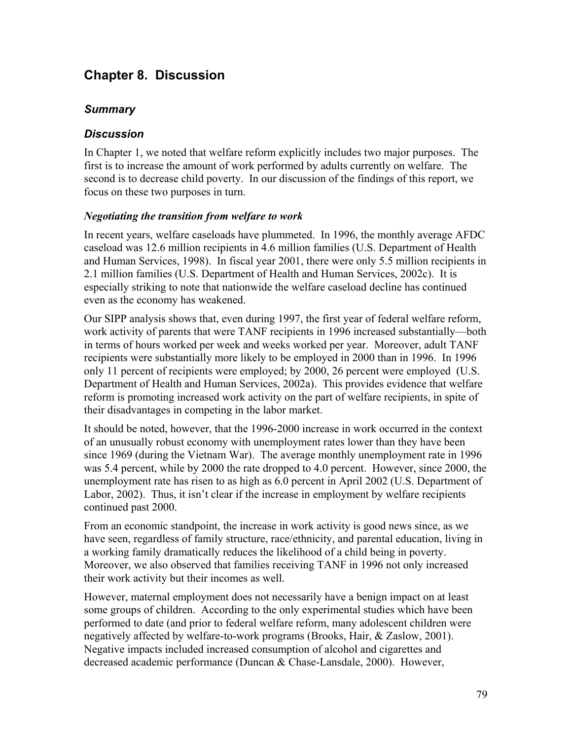# Chapter 8. Discussion

## *Summary*

## *Discussion*

In Chapter 1, we noted that welfare reform explicitly includes two major purposes. The first is to increase the amount of work performed by adults currently on welfare. The second is to decrease child poverty. In our discussion of the findings of this report, we focus on these two purposes in turn.

### *Negotiating the transition from welfare to work*

In recent years, welfare caseloads have plummeted. In 1996, the monthly average AFDC caseload was 12.6 million recipients in 4.6 million families (U.S. Department of Health and Human Services, 1998). In fiscal year 2001, there were only 5.5 million recipients in 2.1 million families (U.S. Department of Health and Human Services, 2002c). It is especially striking to note that nationwide the welfare caseload decline has continued even as the economy has weakened.

Our SIPP analysis shows that, even during 1997, the first year of federal welfare reform, work activity of parents that were TANF recipients in 1996 increased substantially—both in terms of hours worked per week and weeks worked per year. Moreover, adult TANF recipients were substantially more likely to be employed in 2000 than in 1996. In 1996 only 11 percent of recipients were employed; by 2000, 26 percent were employed (U.S. Department of Health and Human Services, 2002a). This provides evidence that welfare reform is promoting increased work activity on the part of welfare recipients, in spite of their disadvantages in competing in the labor market.

It should be noted, however, that the 1996-2000 increase in work occurred in the context of an unusually robust economy with unemployment rates lower than they have been since 1969 (during the Vietnam War). The average monthly unemployment rate in 1996 was 5.4 percent, while by 2000 the rate dropped to 4.0 percent. However, since 2000, the unemployment rate has risen to as high as 6.0 percent in April 2002 (U.S. Department of Labor, 2002). Thus, it isn't clear if the increase in employment by welfare recipients continued past 2000.

From an economic standpoint, the increase in work activity is good news since, as we have seen, regardless of family structure, race/ethnicity, and parental education, living in a working family dramatically reduces the likelihood of a child being in poverty. Moreover, we also observed that families receiving TANF in 1996 not only increased their work activity but their incomes as well.

However, maternal employment does not necessarily have a benign impact on at least some groups of children. According to the only experimental studies which have been performed to date (and prior to federal welfare reform, many adolescent children were negatively affected by welfare-to-work programs (Brooks, Hair, & Zaslow, 2001). Negative impacts included increased consumption of alcohol and cigarettes and decreased academic performance (Duncan & Chase-Lansdale, 2000). However,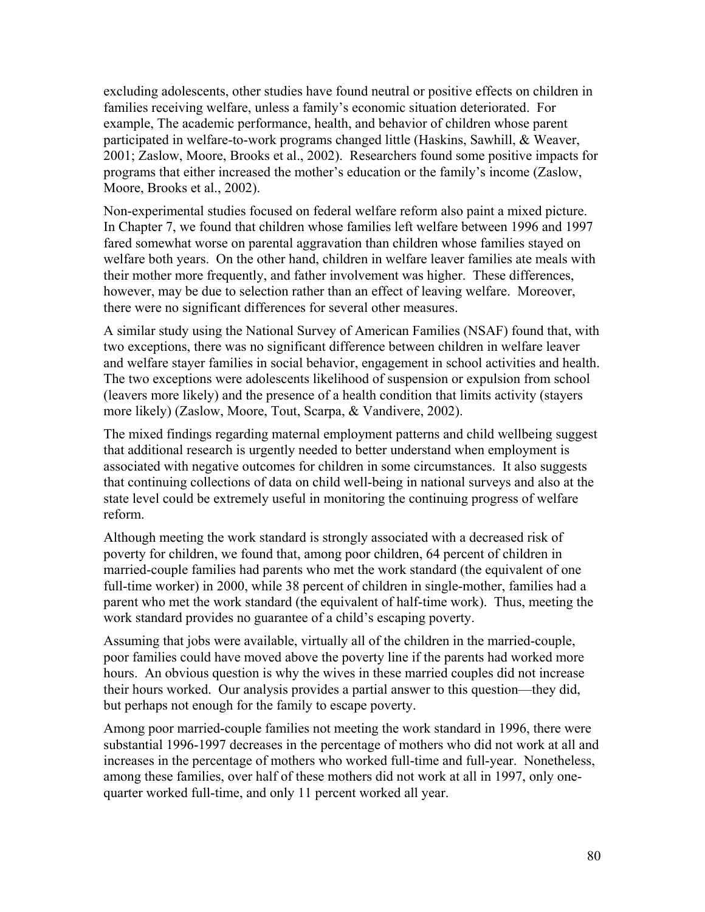excluding adolescents, other studies have found neutral or positive effects on children in families receiving welfare, unless a family's economic situation deteriorated. For example, The academic performance, health, and behavior of children whose parent participated in welfare-to-work programs changed little (Haskins, Sawhill, & Weaver, 2001; Zaslow, Moore, Brooks et al., 2002). Researchers found some positive impacts for programs that either increased the mother's education or the family's income (Zaslow, Moore, Brooks et al., 2002).

Non-experimental studies focused on federal welfare reform also paint a mixed picture. In Chapter 7, we found that children whose families left welfare between 1996 and 1997 fared somewhat worse on parental aggravation than children whose families stayed on welfare both years. On the other hand, children in welfare leaver families ate meals with their mother more frequently, and father involvement was higher. These differences, however, may be due to selection rather than an effect of leaving welfare. Moreover, there were no significant differences for several other measures.

A similar study using the National Survey of American Families (NSAF) found that, with two exceptions, there was no significant difference between children in welfare leaver and welfare stayer families in social behavior, engagement in school activities and health. The two exceptions were adolescents likelihood of suspension or expulsion from school (leavers more likely) and the presence of a health condition that limits activity (stayers more likely) (Zaslow, Moore, Tout, Scarpa, & Vandivere, 2002).

The mixed findings regarding maternal employment patterns and child wellbeing suggest that additional research is urgently needed to better understand when employment is associated with negative outcomes for children in some circumstances. It also suggests that continuing collections of data on child well-being in national surveys and also at the state level could be extremely useful in monitoring the continuing progress of welfare reform.

Although meeting the work standard is strongly associated with a decreased risk of poverty for children, we found that, among poor children, 64 percent of children in married-couple families had parents who met the work standard (the equivalent of one full-time worker) in 2000, while 38 percent of children in single-mother, families had a parent who met the work standard (the equivalent of half-time work). Thus, meeting the work standard provides no guarantee of a child's escaping poverty.

Assuming that jobs were available, virtually all of the children in the married-couple, poor families could have moved above the poverty line if the parents had worked more hours. An obvious question is why the wives in these married couples did not increase their hours worked. Our analysis provides a partial answer to this question—they did, but perhaps not enough for the family to escape poverty.

Among poor married-couple families not meeting the work standard in 1996, there were substantial 1996-1997 decreases in the percentage of mothers who did not work at all and increases in the percentage of mothers who worked full-time and full-year. Nonetheless, among these families, over half of these mothers did not work at all in 1997, only one-quarter worked full-time, and only 11 percent worked all year.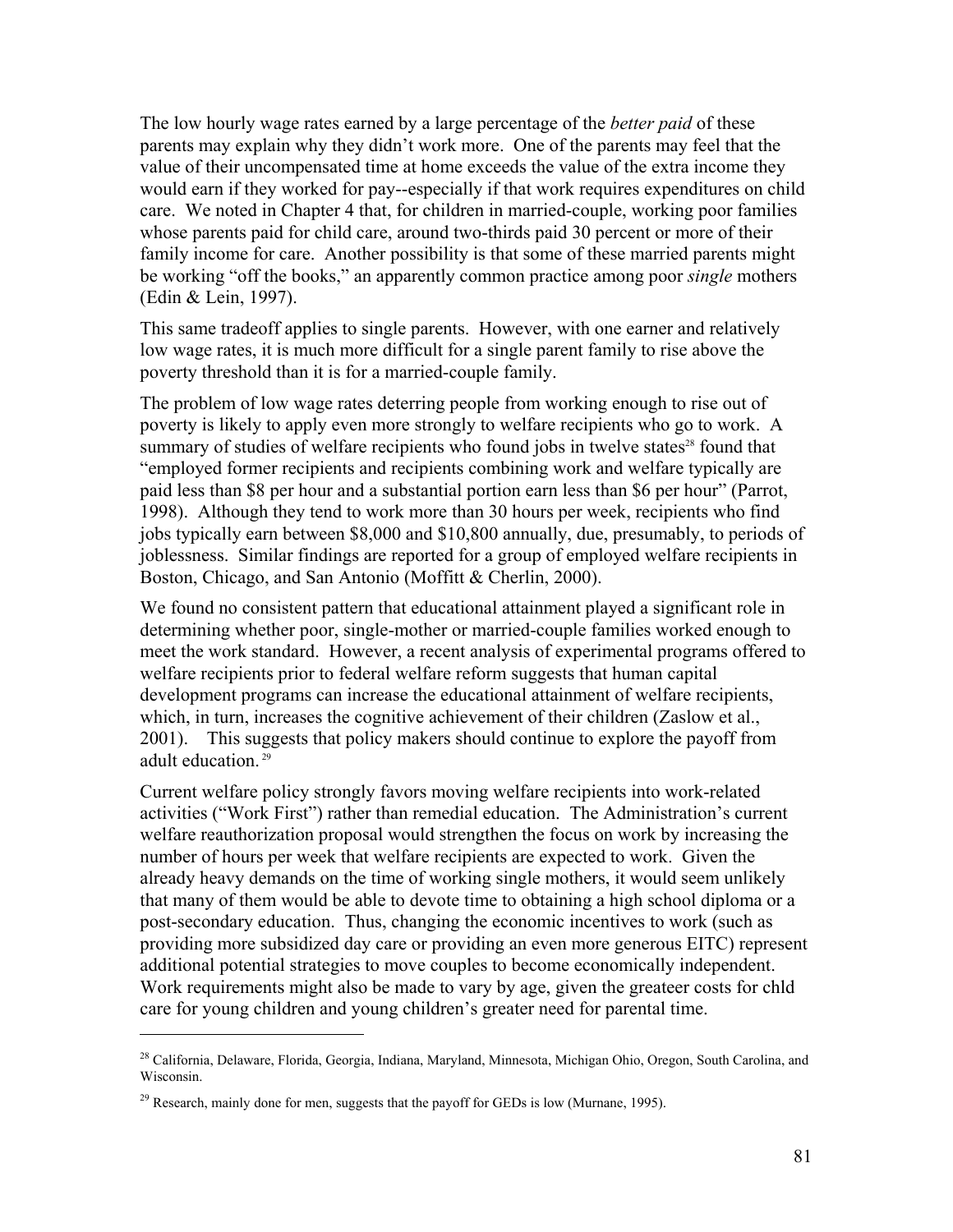The low hourly wage rates earned by a large percentage of the *better paid* of these parents may explain why they didn't work more. One of the parents may feel that the value of their uncompensated time at home exceeds the value of the extra income they would earn if they worked for pay--especially if that work requires expenditures on child care. We noted in Chapter 4 that, for children in married-couple, working poor families whose parents paid for child care, around two-thirds paid 30 percent or more of their family income for care. Another possibility is that some of these married parents might be working "off the books," an apparently common practice among poor *single* mothers (Edin & Lein, 1997).

This same tradeoff applies to single parents. However, with one earner and relatively low wage rates, it is much more difficult for a single parent family to rise above the poverty threshold than it is for a married-couple family.

The problem of low wage rates deterring people from working enough to rise out of poverty is likely to apply even more strongly to welfare recipients who go to work. A summary of studies of welfare recipients who found jobs in twelve states[28] found that "employed former recipients and recipients combining work and welfare typically are paid less than $8 per hour and a substantial portion earn less than $6 per hour" (Parrot, 1998). Although they tend to work more than 30 hours per week, recipients who find jobs typically earn between $8,000 and $10,800 annually, due, presumably, to periods of joblessness. Similar findings are reported for a group of employed welfare recipients in Boston, Chicago, and San Antonio (Moffitt & Cherlin, 2000).

We found no consistent pattern that educational attainment played a significant role in determining whether poor, single-mother or married-couple families worked enough to meet the work standard. However, a recent analysis of experimental programs offered to welfare recipients prior to federal welfare reform suggests that human capital development programs can increase the educational attainment of welfare recipients, which, in turn, increases the cognitive achievement of their children (Zaslow et al., 2001). This suggests that policy makers should continue to explore the payoff from adult education.[29]

Current welfare policy strongly favors moving welfare recipients into work-related activities ("Work First") rather than remedial education. The Administration's current welfare reauthorization proposal would strengthen the focus on work by increasing the number of hours per week that welfare recipients are expected to work. Given the already heavy demands on the time of working single mothers, it would seem unlikely that many of them would be able to devote time to obtaining a high school diploma or a post-secondary education. Thus, changing the economic incentives to work (such as providing more subsidized day care or providing an even more generous EITC) represent additional potential strategies to move couples to become economically independent. Work requirements might also be made to vary by age, given the greateer costs for chld care for young children and young children's greater need for parental time.

---

[28] California, Delaware, Florida, Georgia, Indiana, Maryland, Minnesota, Michigan Ohio, Oregon, South Carolina, and Wisconsin.

[29] Research, mainly done for men, suggests that the payoff for GEDs is low (Murnane, 1995).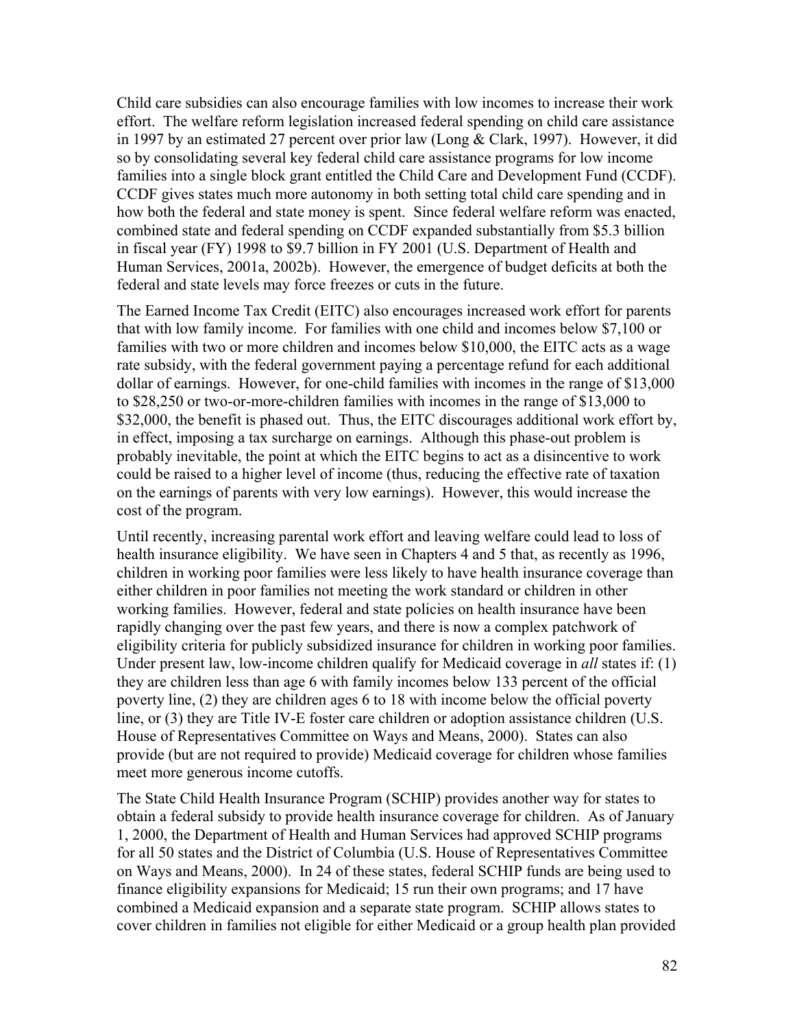Child care subsidies can also encourage families with low incomes to increase their work effort. The welfare reform legislation increased federal spending on child care assistance in 1997 by an estimated 27 percent over prior law (Long & Clark, 1997). However, it did so by consolidating several key federal child care assistance programs for low income families into a single block grant entitled the Child Care and Development Fund (CCDF). CCDF gives states much more autonomy in both setting total child care spending and in how both the federal and state money is spent. Since federal welfare reform was enacted, combined state and federal spending on CCDF expanded substantially from $5.3 billion in fiscal year (FY) 1998 to $9.7 billion in FY 2001 (U.S. Department of Health and Human Services, 2001a, 2002b). However, the emergence of budget deficits at both the federal and state levels may force freezes or cuts in the future.

The Earned Income Tax Credit (EITC) also encourages increased work effort for parents that with low family income. For families with one child and incomes below $7,100 or families with two or more children and incomes below $10,000, the EITC acts as a wage rate subsidy, with the federal government paying a percentage refund for each additional dollar of earnings. However, for one-child families with incomes in the range of $13,000 to $28,250 or two-or-more-children families with incomes in the range of $13,000 to $32,000, the benefit is phased out. Thus, the EITC discourages additional work effort by, in effect, imposing a tax surcharge on earnings. Although this phase-out problem is probably inevitable, the point at which the EITC begins to act as a disincentive to work could be raised to a higher level of income (thus, reducing the effective rate of taxation on the earnings of parents with very low earnings). However, this would increase the cost of the program.

Until recently, increasing parental work effort and leaving welfare could lead to loss of health insurance eligibility. We have seen in Chapters 4 and 5 that, as recently as 1996, children in working poor families were less likely to have health insurance coverage than either children in poor families not meeting the work standard or children in other working families. However, federal and state policies on health insurance have been rapidly changing over the past few years, and there is now a complex patchwork of eligibility criteria for publicly subsidized insurance for children in working poor families. Under present law, low-income children qualify for Medicaid coverage in *all* states if: (1) they are children less than age 6 with family incomes below 133 percent of the official poverty line, (2) they are children ages 6 to 18 with income below the official poverty line, or (3) they are Title IV-E foster care children or adoption assistance children (U.S. House of Representatives Committee on Ways and Means, 2000). States can also provide (but are not required to provide) Medicaid coverage for children whose families meet more generous income cutoffs.

The State Child Health Insurance Program (SCHIP) provides another way for states to obtain a federal subsidy to provide health insurance coverage for children. As of January 1, 2000, the Department of Health and Human Services had approved SCHIP programs for all 50 states and the District of Columbia (U.S. House of Representatives Committee on Ways and Means, 2000). In 24 of these states, federal SCHIP funds are being used to finance eligibility expansions for Medicaid; 15 run their own programs; and 17 have combined a Medicaid expansion and a separate state program. SCHIP allows states to cover children in families not eligible for either Medicaid or a group health plan provided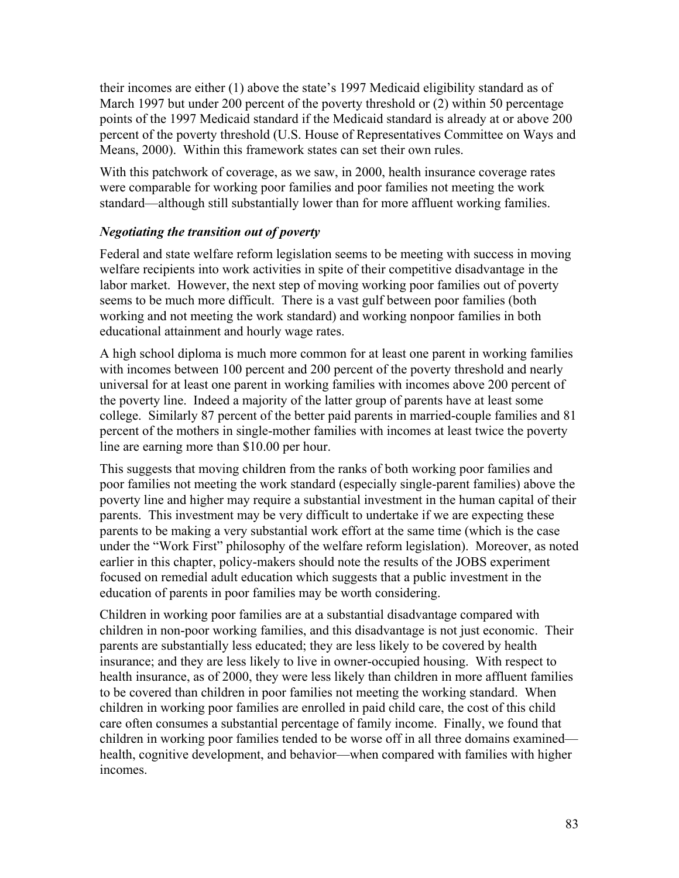their incomes are either (1) above the state's 1997 Medicaid eligibility standard as of March 1997 but under 200 percent of the poverty threshold or (2) within 50 percentage points of the 1997 Medicaid standard if the Medicaid standard is already at or above 200 percent of the poverty threshold (U.S. House of Representatives Committee on Ways and Means, 2000). Within this framework states can set their own rules.

With this patchwork of coverage, as we saw, in 2000, health insurance coverage rates were comparable for working poor families and poor families not meeting the work standard—although still substantially lower than for more affluent working families.

### *Negotiating the transition out of poverty*

Federal and state welfare reform legislation seems to be meeting with success in moving welfare recipients into work activities in spite of their competitive disadvantage in the labor market. However, the next step of moving working poor families out of poverty seems to be much more difficult. There is a vast gulf between poor families (both working and not meeting the work standard) and working nonpoor families in both educational attainment and hourly wage rates.

A high school diploma is much more common for at least one parent in working families with incomes between 100 percent and 200 percent of the poverty threshold and nearly universal for at least one parent in working families with incomes above 200 percent of the poverty line. Indeed a majority of the latter group of parents have at least some college. Similarly 87 percent of the better paid parents in married-couple families and 81 percent of the mothers in single-mother families with incomes at least twice the poverty line are earning more than $10.00 per hour.

This suggests that moving children from the ranks of both working poor families and poor families not meeting the work standard (especially single-parent families) above the poverty line and higher may require a substantial investment in the human capital of their parents. This investment may be very difficult to undertake if we are expecting these parents to be making a very substantial work effort at the same time (which is the case under the "Work First" philosophy of the welfare reform legislation). Moreover, as noted earlier in this chapter, policy-makers should note the results of the JOBS experiment focused on remedial adult education which suggests that a public investment in the education of parents in poor families may be worth considering.

Children in working poor families are at a substantial disadvantage compared with children in non-poor working families, and this disadvantage is not just economic. Their parents are substantially less educated; they are less likely to be covered by health insurance; and they are less likely to live in owner-occupied housing. With respect to health insurance, as of 2000, they were less likely than children in more affluent families to be covered than children in poor families not meeting the working standard. When children in working poor families are enrolled in paid child care, the cost of this child care often consumes a substantial percentage of family income. Finally, we found that children in working poor families tended to be worse off in all three domains examined—health, cognitive development, and behavior—when compared with families with higher incomes.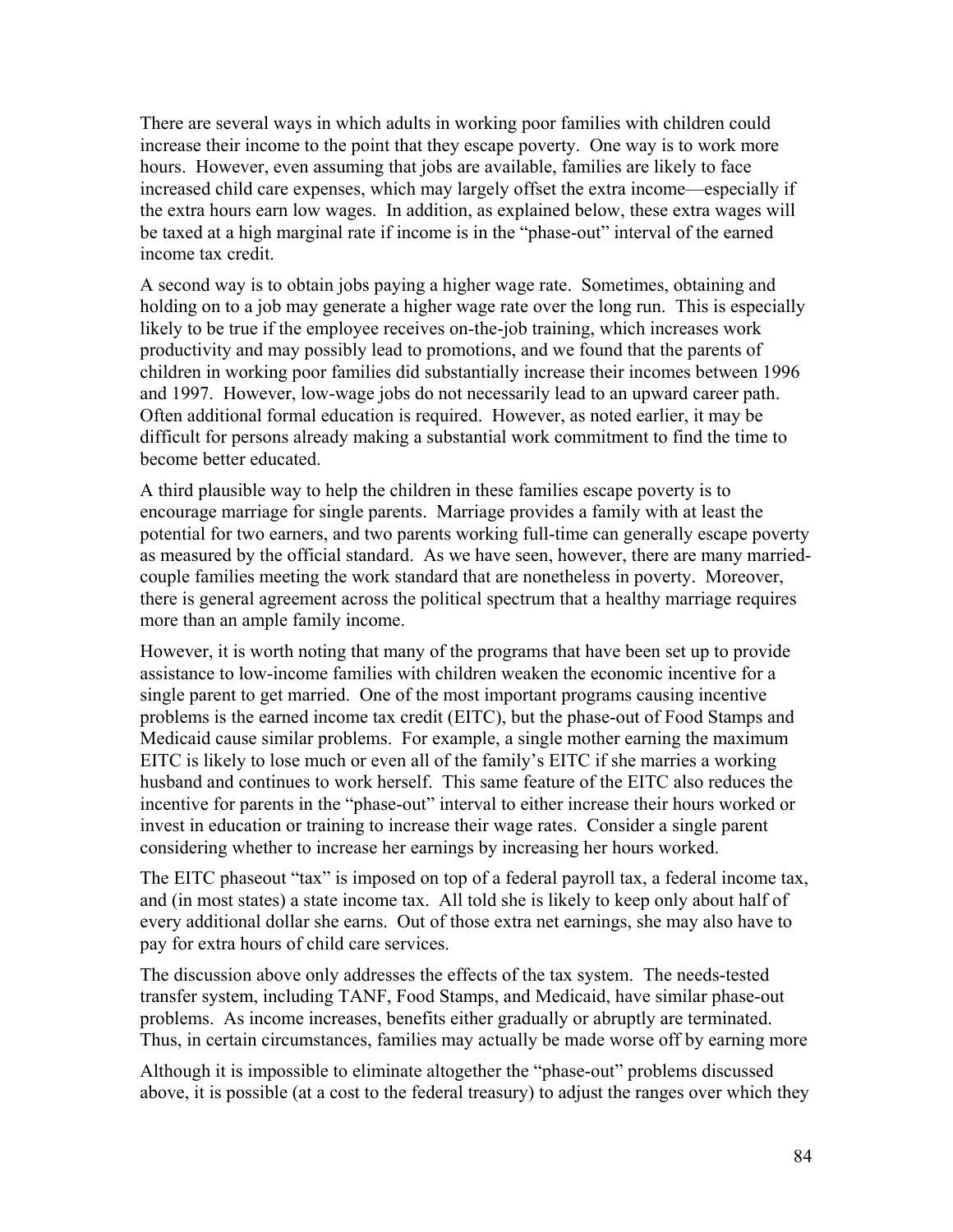There are several ways in which adults in working poor families with children could increase their income to the point that they escape poverty. One way is to work more hours. However, even assuming that jobs are available, families are likely to face increased child care expenses, which may largely offset the extra income—especially if the extra hours earn low wages. In addition, as explained below, these extra wages will be taxed at a high marginal rate if income is in the "phase-out" interval of the earned income tax credit.

A second way is to obtain jobs paying a higher wage rate. Sometimes, obtaining and holding on to a job may generate a higher wage rate over the long run. This is especially likely to be true if the employee receives on-the-job training, which increases work productivity and may possibly lead to promotions, and we found that the parents of children in working poor families did substantially increase their incomes between 1996 and 1997. However, low-wage jobs do not necessarily lead to an upward career path. Often additional formal education is required. However, as noted earlier, it may be difficult for persons already making a substantial work commitment to find the time to become better educated.

A third plausible way to help the children in these families escape poverty is to encourage marriage for single parents. Marriage provides a family with at least the potential for two earners, and two parents working full-time can generally escape poverty as measured by the official standard. As we have seen, however, there are many married-couple families meeting the work standard that are nonetheless in poverty. Moreover, there is general agreement across the political spectrum that a healthy marriage requires more than an ample family income.

However, it is worth noting that many of the programs that have been set up to provide assistance to low-income families with children weaken the economic incentive for a single parent to get married. One of the most important programs causing incentive problems is the earned income tax credit (EITC), but the phase-out of Food Stamps and Medicaid cause similar problems. For example, a single mother earning the maximum EITC is likely to lose much or even all of the family's EITC if she marries a working husband and continues to work herself. This same feature of the EITC also reduces the incentive for parents in the "phase-out" interval to either increase their hours worked or invest in education or training to increase their wage rates. Consider a single parent considering whether to increase her earnings by increasing her hours worked.

The EITC phaseout "tax" is imposed on top of a federal payroll tax, a federal income tax, and (in most states) a state income tax. All told she is likely to keep only about half of every additional dollar she earns. Out of those extra net earnings, she may also have to pay for extra hours of child care services.

The discussion above only addresses the effects of the tax system. The needs-tested transfer system, including TANF, Food Stamps, and Medicaid, have similar phase-out problems. As income increases, benefits either gradually or abruptly are terminated. Thus, in certain circumstances, families may actually be made worse off by earning more

Although it is impossible to eliminate altogether the "phase-out" problems discussed above, it is possible (at a cost to the federal treasury) to adjust the ranges over which they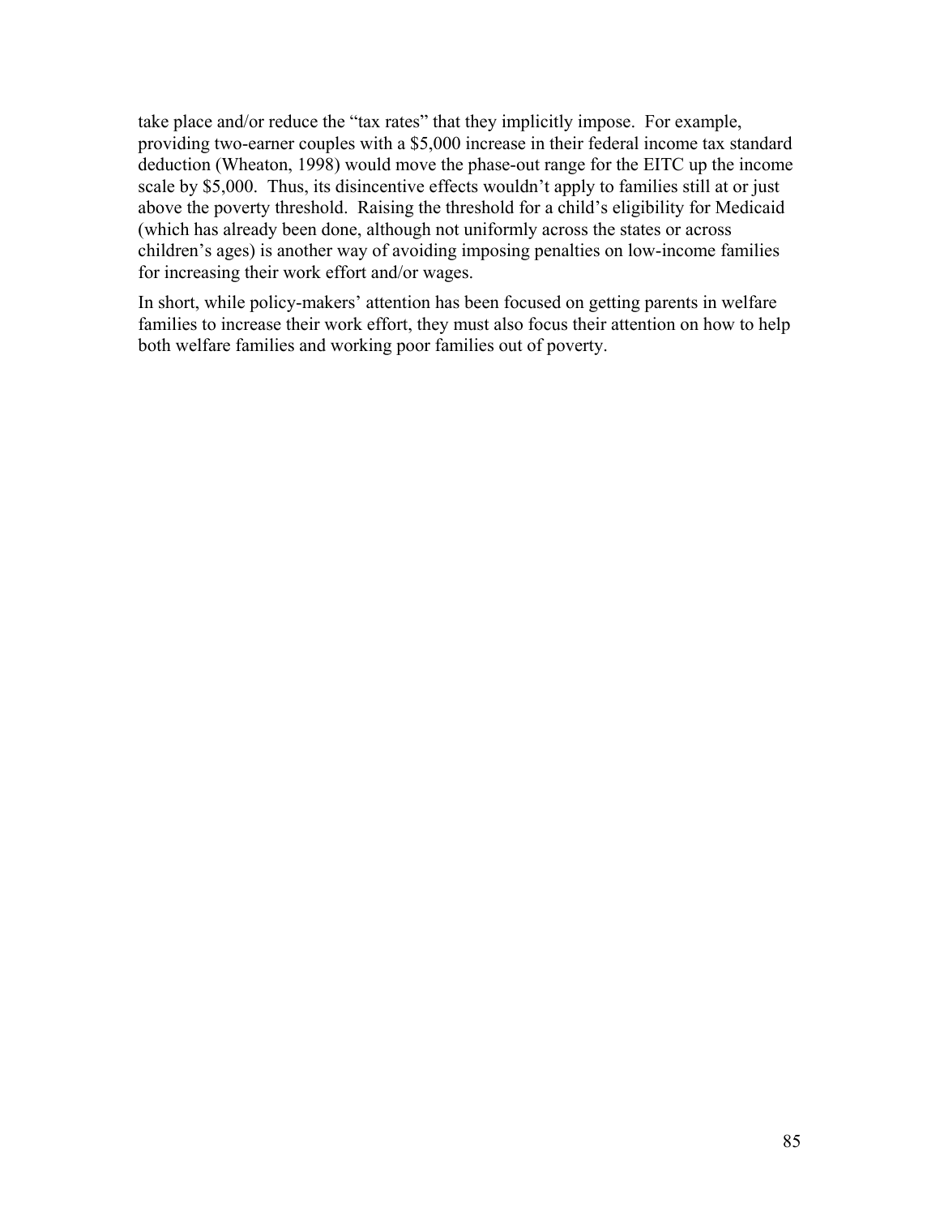take place and/or reduce the "tax rates" that they implicitly impose. For example, providing two-earner couples with a $5,000 increase in their federal income tax standard deduction (Wheaton, 1998) would move the phase-out range for the EITC up the income scale by $5,000. Thus, its disincentive effects wouldn't apply to families still at or just above the poverty threshold. Raising the threshold for a child's eligibility for Medicaid (which has already been done, although not uniformly across the states or across children's ages) is another way of avoiding imposing penalties on low-income families for increasing their work effort and/or wages.

In short, while policy-makers' attention has been focused on getting parents in welfare families to increase their work effort, they must also focus their attention on how to help both welfare families and working poor families out of poverty.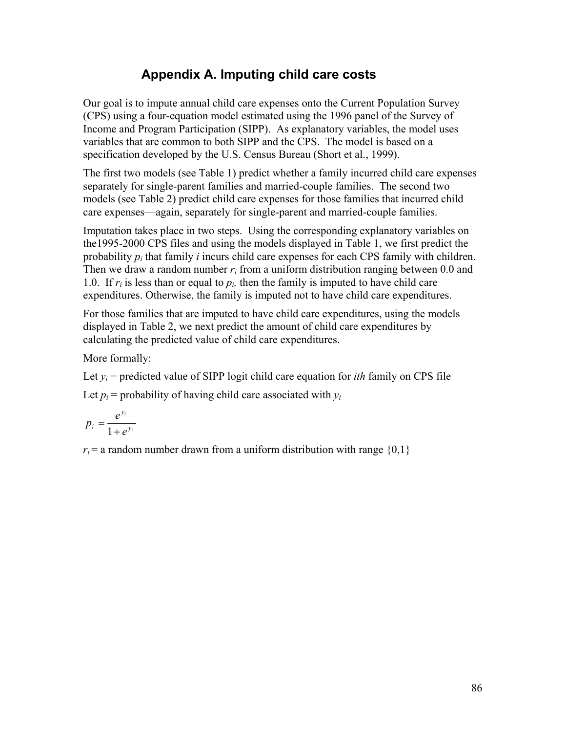## Appendix A. Imputing child care costs

Our goal is to impute annual child care expenses onto the Current Population Survey (CPS) using a four-equation model estimated using the 1996 panel of the Survey of Income and Program Participation (SIPP). As explanatory variables, the model uses variables that are common to both SIPP and the CPS. The model is based on a specification developed by the U.S. Census Bureau (Short et al., 1999).

The first two models (see Table 1) predict whether a family incurred child care expenses separately for single-parent families and married-couple families. The second two models (see Table 2) predict child care expenses for those families that incurred child care expenses—again, separately for single-parent and married-couple families.

Imputation takes place in two steps. Using the corresponding explanatory variables on the1995-2000 CPS files and using the models displayed in Table 1, we first predict the probability $p_i$ that family *i* incurs child care expenses for each CPS family with children. Then we draw a random number $r_i$ from a uniform distribution ranging between 0.0 and 1.0. If $r_i$ is less than or equal to $p_i$, then the family is imputed to have child care expenditures. Otherwise, the family is imputed not to have child care expenditures.

For those families that are imputed to have child care expenditures, using the models displayed in Table 2, we next predict the amount of child care expenditures by calculating the predicted value of child care expenditures.

More formally:

Let $y_i$ = predicted value of SIPP logit child care equation for *ith* family on CPS file

Let $p_i$ = probability of having child care associated with $y_i$

$$p_i = \frac{e^{y_i}}{1 + e^{y_i}}$$

$r_i$ = a random number drawn from a uniform distribution with range {0,1}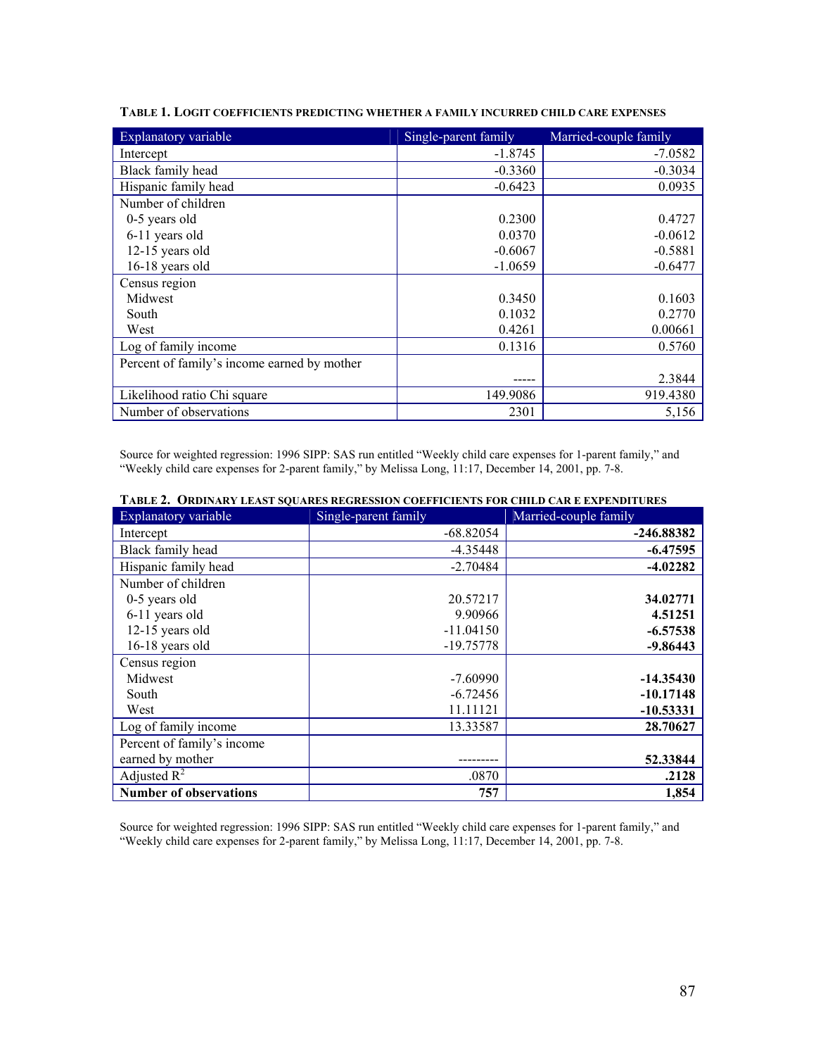**TABLE 1. LOGIT COEFFICIENTS PREDICTING WHETHER A FAMILY INCURRED CHILD CARE EXPENSES**

| Explanatory variable | Single-parent family | Married-couple family |
|---|---|---|
| Intercept | -1.8745 | -7.0582 |
| Black family head | -0.3360 | -0.3034 |
| Hispanic family head | -0.6423 | 0.0935 |
| Number of children | | |
| 0-5 years old | 0.2300 | 0.4727 |
| 6-11 years old | 0.0370 | -0.0612 |
| 12-15 years old | -0.6067 | -0.5881 |
| 16-18 years old | -1.0659 | -0.6477 |
| Census region | | |
| Midwest | 0.3450 | 0.1603 |
| South | 0.1032 | 0.2770 |
| West | 0.4261 | 0.00661 |
| Log of family income | 0.1316 | 0.5760 |
| Percent of family's income earned by mother | ----- | 2.3844 |
| Likelihood ratio Chi square | 149.9086 | 919.4380 |
| Number of observations | 2301 | 5,156 |

Source for weighted regression: 1996 SIPP: SAS run entitled "Weekly child care expenses for 1-parent family," and "Weekly child care expenses for 2-parent family," by Melissa Long, 11:17, December 14, 2001, pp. 7-8.

**TABLE 2. ORDINARY LEAST SQUARES REGRESSION COEFFICIENTS FOR CHILD CAR E EXPENDITURES**

| Explanatory variable | Single-parent family | Married-couple family |
|---|---|---|
| Intercept | -68.82054 | **-246.88382** |
| Black family head | -4.35448 | **-6.47595** |
| Hispanic family head | -2.70484 | **-4.02282** |
| Number of children | | |
| 0-5 years old | 20.57217 | **34.02771** |
| 6-11 years old | 9.90966 | **4.51251** |
| 12-15 years old | -11.04150 | **-6.57538** |
| 16-18 years old | -19.75778 | **-9.86443** |
| Census region | | |
| Midwest | -7.60990 | **-14.35430** |
| South | -6.72456 | **-10.17148** |
| West | 11.11121 | **-10.53331** |
| Log of family income | 13.33587 | **28.70627** |
| Percent of family's income earned by mother | --------- | **52.33844** |
| Adjusted $R^2$ | .0870 | **.2128** |
| **Number of observations** | **757** | **1,854** |

Source for weighted regression: 1996 SIPP: SAS run entitled "Weekly child care expenses for 1-parent family," and "Weekly child care expenses for 2-parent family," by Melissa Long, 11:17, December 14, 2001, pp. 7-8.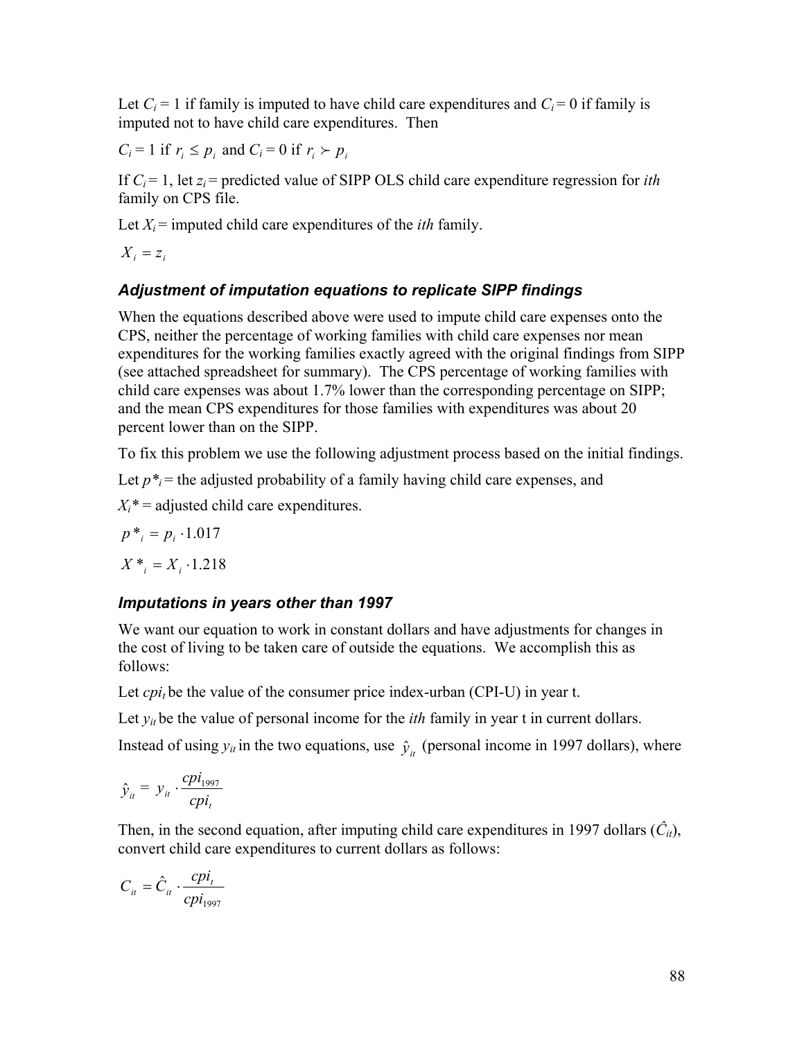Let $C_i = 1$ if family is imputed to have child care expenditures and $C_i = 0$ if family is imputed not to have child care expenditures. Then

$C_i = 1$ if $r_i \leq p_i$ and $C_i = 0$ if $r_i \succ p_i$

If $C_i = 1$, let $z_i$ = predicted value of SIPP OLS child care expenditure regression for *ith* family on CPS file.

Let $X_i$ = imputed child care expenditures of the *ith* family.

$$X_i = z_i$$

### *Adjustment of imputation equations to replicate SIPP findings*

When the equations described above were used to impute child care expenses onto the CPS, neither the percentage of working families with child care expenses nor mean expenditures for the working families exactly agreed with the original findings from SIPP (see attached spreadsheet for summary). The CPS percentage of working families with child care expenses was about 1.7% lower than the corresponding percentage on SIPP; and the mean CPS expenditures for those families with expenditures was about 20 percent lower than on the SIPP.

To fix this problem we use the following adjustment process based on the initial findings.

Let $p^*_i$ = the adjusted probability of a family having child care expenses, and

$X_i^*$ = adjusted child care expenditures.

$$p^*_i = p_i \cdot 1.017$$

$$X^*_i = X_i \cdot 1.218$$

### *Imputations in years other than 1997*

We want our equation to work in constant dollars and have adjustments for changes in the cost of living to be taken care of outside the equations. We accomplish this as follows:

Let $cpi_t$ be the value of the consumer price index-urban (CPI-U) in year t.

Let $y_{it}$ be the value of personal income for the *ith* family in year t in current dollars.

Instead of using $y_{it}$ in the two equations, use $\hat{y}_{it}$ (personal income in 1997 dollars), where

$$\hat{y}_{it} = y_{it} \cdot \frac{cpi_{1997}}{cpi_t}$$

Then, in the second equation, after imputing child care expenditures in 1997 dollars ($\hat{C}_{it}$), convert child care expenditures to current dollars as follows:

$$C_{it} = \hat{C}_{it} \cdot \frac{cpi_t}{cpi_{1997}}$$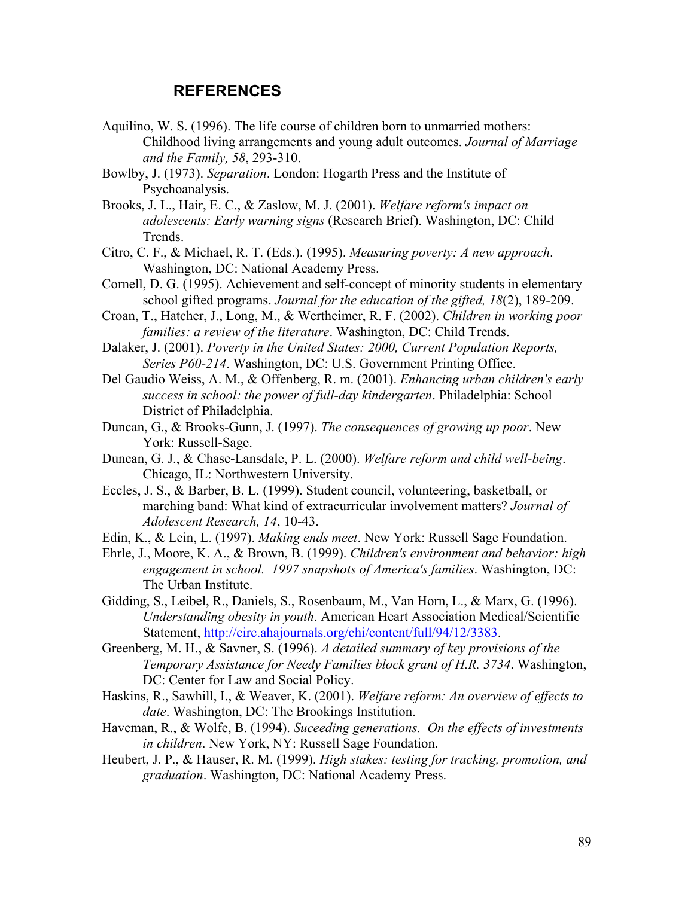# REFERENCES

Aquilino, W. S. (1996). The life course of children born to unmarried mothers: Childhood living arrangements and young adult outcomes. *Journal of Marriage and the Family, 58*, 293-310.

Bowlby, J. (1973). *Separation*. London: Hogarth Press and the Institute of Psychoanalysis.

Brooks, J. L., Hair, E. C., & Zaslow, M. J. (2001). *Welfare reform's impact on adolescents: Early warning signs* (Research Brief). Washington, DC: Child Trends.

Citro, C. F., & Michael, R. T. (Eds.). (1995). *Measuring poverty: A new approach*. Washington, DC: National Academy Press.

Cornell, D. G. (1995). Achievement and self-concept of minority students in elementary school gifted programs. *Journal for the education of the gifted, 18*(2), 189-209.

Croan, T., Hatcher, J., Long, M., & Wertheimer, R. F. (2002). *Children in working poor families: a review of the literature*. Washington, DC: Child Trends.

Dalaker, J. (2001). *Poverty in the United States: 2000, Current Population Reports, Series P60-214*. Washington, DC: U.S. Government Printing Office.

Del Gaudio Weiss, A. M., & Offenberg, R. m. (2001). *Enhancing urban children's early success in school: the power of full-day kindergarten*. Philadelphia: School District of Philadelphia.

Duncan, G., & Brooks-Gunn, J. (1997). *The consequences of growing up poor*. New York: Russell-Sage.

Duncan, G. J., & Chase-Lansdale, P. L. (2000). *Welfare reform and child well-being*. Chicago, IL: Northwestern University.

Eccles, J. S., & Barber, B. L. (1999). Student council, volunteering, basketball, or marching band: What kind of extracurricular involvement matters? *Journal of Adolescent Research, 14*, 10-43.

Edin, K., & Lein, L. (1997). *Making ends meet*. New York: Russell Sage Foundation.

Ehrle, J., Moore, K. A., & Brown, B. (1999). *Children's environment and behavior: high engagement in school. 1997 snapshots of America's families*. Washington, DC: The Urban Institute.

Gidding, S., Leibel, R., Daniels, S., Rosenbaum, M., Van Horn, L., & Marx, G. (1996). *Understanding obesity in youth*. American Heart Association Medical/Scientific Statement, http://circ.ahajournals.org/chi/content/full/94/12/3383.

Greenberg, M. H., & Savner, S. (1996). *A detailed summary of key provisions of the Temporary Assistance for Needy Families block grant of H.R. 3734*. Washington, DC: Center for Law and Social Policy.

Haskins, R., Sawhill, I., & Weaver, K. (2001). *Welfare reform: An overview of effects to date*. Washington, DC: The Brookings Institution.

Haveman, R., & Wolfe, B. (1994). *Suceeding generations. On the effects of investments in children*. New York, NY: Russell Sage Foundation.

Heubert, J. P., & Hauser, R. M. (1999). *High stakes: testing for tracking, promotion, and graduation*. Washington, DC: National Academy Press.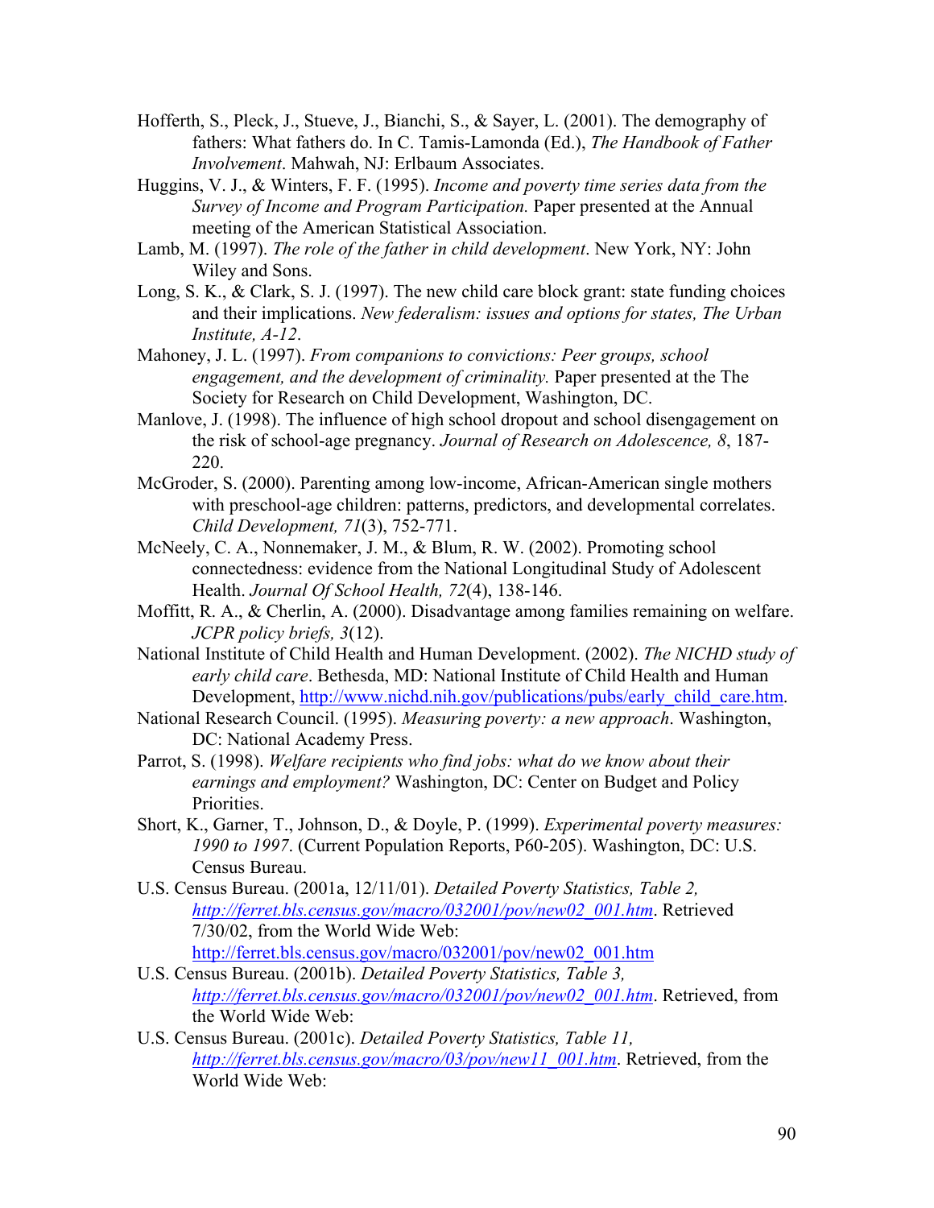Hofferth, S., Pleck, J., Stueve, J., Bianchi, S., & Sayer, L. (2001). The demography of fathers: What fathers do. In C. Tamis-Lamonda (Ed.), *The Handbook of Father Involvement*. Mahwah, NJ: Erlbaum Associates.

Huggins, V. J., & Winters, F. F. (1995). *Income and poverty time series data from the Survey of Income and Program Participation.* Paper presented at the Annual meeting of the American Statistical Association.

Lamb, M. (1997). *The role of the father in child development*. New York, NY: John Wiley and Sons.

Long, S. K., & Clark, S. J. (1997). The new child care block grant: state funding choices and their implications. *New federalism: issues and options for states, The Urban Institute, A-12*.

Mahoney, J. L. (1997). *From companions to convictions: Peer groups, school engagement, and the development of criminality.* Paper presented at the The Society for Research on Child Development, Washington, DC.

Manlove, J. (1998). The influence of high school dropout and school disengagement on the risk of school-age pregnancy. *Journal of Research on Adolescence, 8*, 187-220.

McGroder, S. (2000). Parenting among low-income, African-American single mothers with preschool-age children: patterns, predictors, and developmental correlates. *Child Development, 71*(3), 752-771.

McNeely, C. A., Nonnemaker, J. M., & Blum, R. W. (2002). Promoting school connectedness: evidence from the National Longitudinal Study of Adolescent Health. *Journal Of School Health, 72*(4), 138-146.

Moffitt, R. A., & Cherlin, A. (2000). Disadvantage among families remaining on welfare. *JCPR policy briefs, 3*(12).

National Institute of Child Health and Human Development. (2002). *The NICHD study of early child care*. Bethesda, MD: National Institute of Child Health and Human Development, http://www.nichd.nih.gov/publications/pubs/early_child_care.htm.

National Research Council. (1995). *Measuring poverty: a new approach*. Washington, DC: National Academy Press.

Parrot, S. (1998). *Welfare recipients who find jobs: what do we know about their earnings and employment?* Washington, DC: Center on Budget and Policy Priorities.

Short, K., Garner, T., Johnson, D., & Doyle, P. (1999). *Experimental poverty measures: 1990 to 1997*. (Current Population Reports, P60-205). Washington, DC: U.S. Census Bureau.

U.S. Census Bureau. (2001a, 12/11/01). *Detailed Poverty Statistics, Table 2, http://ferret.bls.census.gov/macro/032001/pov/new02_001.htm*. Retrieved 7/30/02, from the World Wide Web: http://ferret.bls.census.gov/macro/032001/pov/new02_001.htm

U.S. Census Bureau. (2001b). *Detailed Poverty Statistics, Table 3, http://ferret.bls.census.gov/macro/032001/pov/new02_001.htm*. Retrieved, from the World Wide Web:

U.S. Census Bureau. (2001c). *Detailed Poverty Statistics, Table 11, http://ferret.bls.census.gov/macro/03/pov/new11_001.htm*. Retrieved, from the World Wide Web: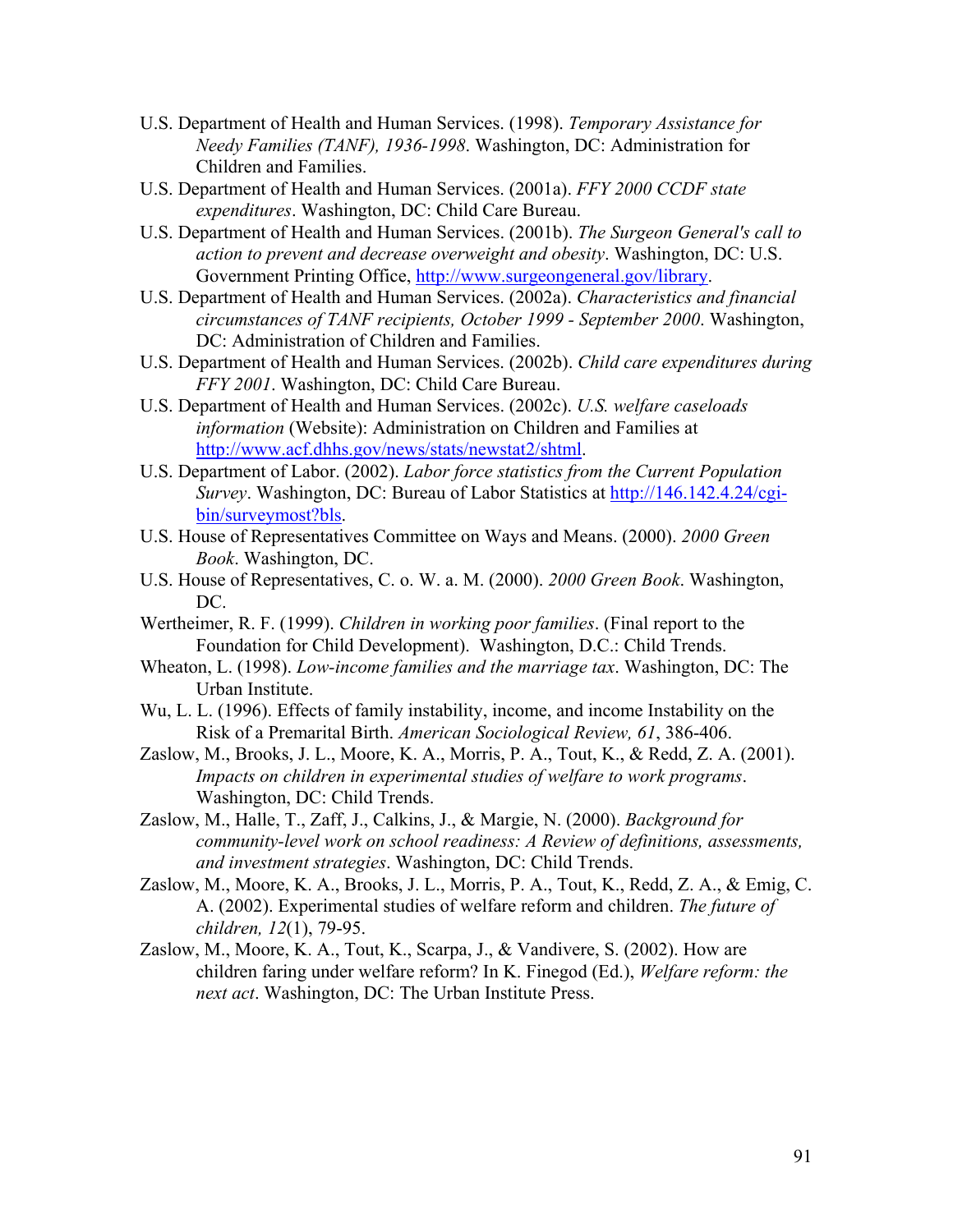U.S. Department of Health and Human Services. (1998). *Temporary Assistance for Needy Families (TANF), 1936-1998*. Washington, DC: Administration for Children and Families.

U.S. Department of Health and Human Services. (2001a). *FFY 2000 CCDF state expenditures*. Washington, DC: Child Care Bureau.

U.S. Department of Health and Human Services. (2001b). *The Surgeon General's call to action to prevent and decrease overweight and obesity*. Washington, DC: U.S. Government Printing Office, http://www.surgeongeneral.gov/library.

U.S. Department of Health and Human Services. (2002a). *Characteristics and financial circumstances of TANF recipients, October 1999 - September 2000*. Washington, DC: Administration of Children and Families.

U.S. Department of Health and Human Services. (2002b). *Child care expenditures during FFY 2001*. Washington, DC: Child Care Bureau.

U.S. Department of Health and Human Services. (2002c). *U.S. welfare caseloads information* (Website): Administration on Children and Families at http://www.acf.dhhs.gov/news/stats/newstat2/shtml.

U.S. Department of Labor. (2002). *Labor force statistics from the Current Population Survey*. Washington, DC: Bureau of Labor Statistics at http://146.142.4.24/cgi-bin/surveymost?bls.

U.S. House of Representatives Committee on Ways and Means. (2000). *2000 Green Book*. Washington, DC.

U.S. House of Representatives, C. o. W. a. M. (2000). *2000 Green Book*. Washington, DC.

Wertheimer, R. F. (1999). *Children in working poor families*. (Final report to the Foundation for Child Development). Washington, D.C.: Child Trends.

Wheaton, L. (1998). *Low-income families and the marriage tax*. Washington, DC: The Urban Institute.

Wu, L. L. (1996). Effects of family instability, income, and income Instability on the Risk of a Premarital Birth. *American Sociological Review, 61*, 386-406.

Zaslow, M., Brooks, J. L., Moore, K. A., Morris, P. A., Tout, K., & Redd, Z. A. (2001). *Impacts on children in experimental studies of welfare to work programs*. Washington, DC: Child Trends.

Zaslow, M., Halle, T., Zaff, J., Calkins, J., & Margie, N. (2000). *Background for community-level work on school readiness: A Review of definitions, assessments, and investment strategies*. Washington, DC: Child Trends.

Zaslow, M., Moore, K. A., Brooks, J. L., Morris, P. A., Tout, K., Redd, Z. A., & Emig, C. A. (2002). Experimental studies of welfare reform and children. *The future of children, 12*(1), 79-95.

Zaslow, M., Moore, K. A., Tout, K., Scarpa, J., & Vandivere, S. (2002). How are children faring under welfare reform? In K. Finegod (Ed.), *Welfare reform: the next act*. Washington, DC: The Urban Institute Press.